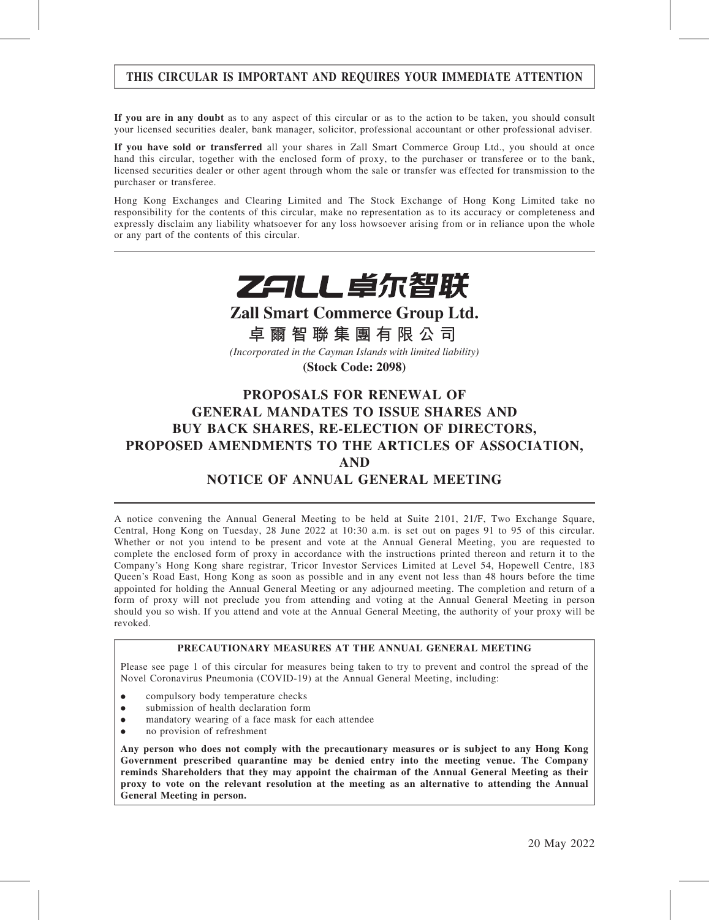**THIS CIRCULAR IS IMPORTANT AND REQUIRES YOUR IMMEDIATE ATTENTION**

**If you are in any doubt** as to any aspect of this circular or as to the action to be taken, you should consult your licensed securities dealer, bank manager, solicitor, professional accountant or other professional adviser.

**If you have sold or transferred** all your shares in Zall Smart Commerce Group Ltd., you should at once hand this circular, together with the enclosed form of proxy, to the purchaser or transferee or to the bank, licensed securities dealer or other agent through whom the sale or transfer was effected for transmission to the purchaser or transferee.

Hong Kong Exchanges and Clearing Limited and The Stock Exchange of Hong Kong Limited take no responsibility for the contents of this circular, make no representation as to its accuracy or completeness and expressly disclaim any liability whatsoever for any loss howsoever arising from or in reliance upon the whole or any part of the contents of this circular.

ZALL 卓尔智联

# Zall Smart Commerce Group Ltd.

# 卓爾智聯集團有限公司

*(Incorporated in the Cayman Islands with limited liability)*

**(Stock Code: 2098)**

# PROPOSALS FOR RENEWAL OF GENERAL MANDATES TO ISSUE SHARES AND BUY BACK SHARES, RE-ELECTION OF DIRECTORS, PROPOSED AMENDMENTS TO THE ARTICLES OF ASSOCIATION, AND NOTICE OF ANNUAL GENERAL MEETING

A notice convening the Annual General Meeting to be held at Suite 2101, 21/F, Two Exchange Square, Central, Hong Kong on Tuesday, 28 June 2022 at 10:30 a.m. is set out on pages 91 to 95 of this circular. Whether or not you intend to be present and vote at the Annual General Meeting, you are requested to complete the enclosed form of proxy in accordance with the instructions printed thereon and return it to the Company's Hong Kong share registrar, Tricor Investor Services Limited at Level 54, Hopewell Centre, 183 Queen's Road East, Hong Kong as soon as possible and in any event not less than 48 hours before the time appointed for holding the Annual General Meeting or any adjourned meeting. The completion and return of a form of proxy will not preclude you from attending and voting at the Annual General Meeting in person should you so wish. If you attend and vote at the Annual General Meeting, the authority of your proxy will be revoked.

**PRECAUTIONARY MEASURES AT THE ANNUAL GENERAL MEETING**

Please see page 1 of this circular for measures being taken to try to prevent and control the spread of the Novel Coronavirus Pneumonia (COVID-19) at the Annual General Meeting, including:

- compulsory body temperature checks
- submission of health declaration form
- mandatory wearing of a face mask for each attendee
- no provision of refreshment

**Any person who does not comply with the precautionary measures or is subject to any Hong Kong Government prescribed quarantine may be denied entry into the meeting venue. The Company reminds Shareholders that they may appoint the chairman of the Annual General Meeting as their proxy to vote on the relevant resolution at the meeting as an alternative to attending the Annual General Meeting in person.**

20 May 2022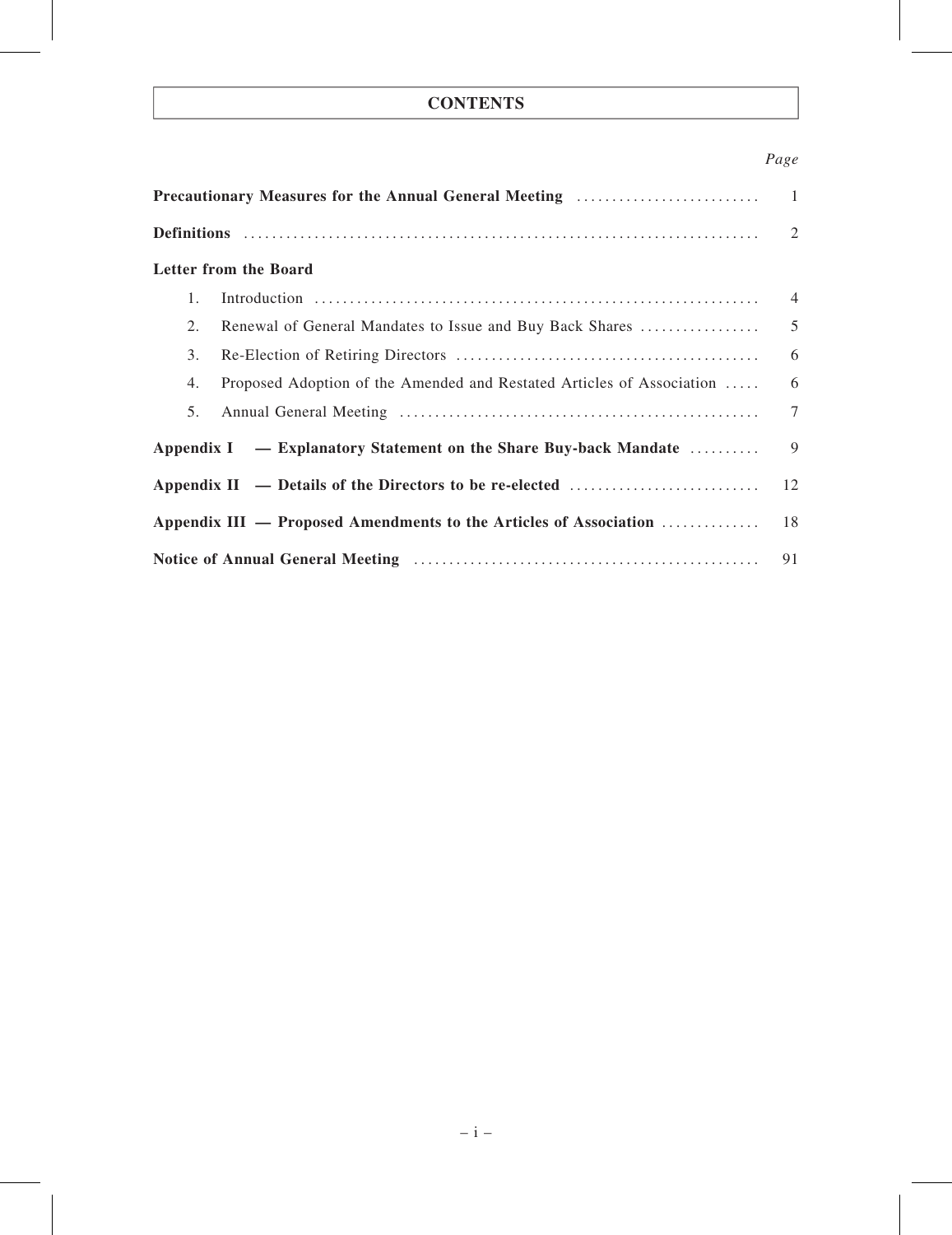# CONTENTS

| | Page |
|---|---|
| **Precautionary Measures for the Annual General Meeting** | 1 |
| **Definitions** | 2 |
| **Letter from the Board** | |
| 1. Introduction | 4 |
| 2. Renewal of General Mandates to Issue and Buy Back Shares | 5 |
| 3. Re-Election of Retiring Directors | 6 |
| 4. Proposed Adoption of the Amended and Restated Articles of Association | 6 |
| 5. Annual General Meeting | 7 |
| **Appendix I — Explanatory Statement on the Share Buy-back Mandate** | 9 |
| **Appendix II — Details of the Directors to be re-elected** | 12 |
| **Appendix III — Proposed Amendments to the Articles of Association** | 18 |
| **Notice of Annual General Meeting** | 91 |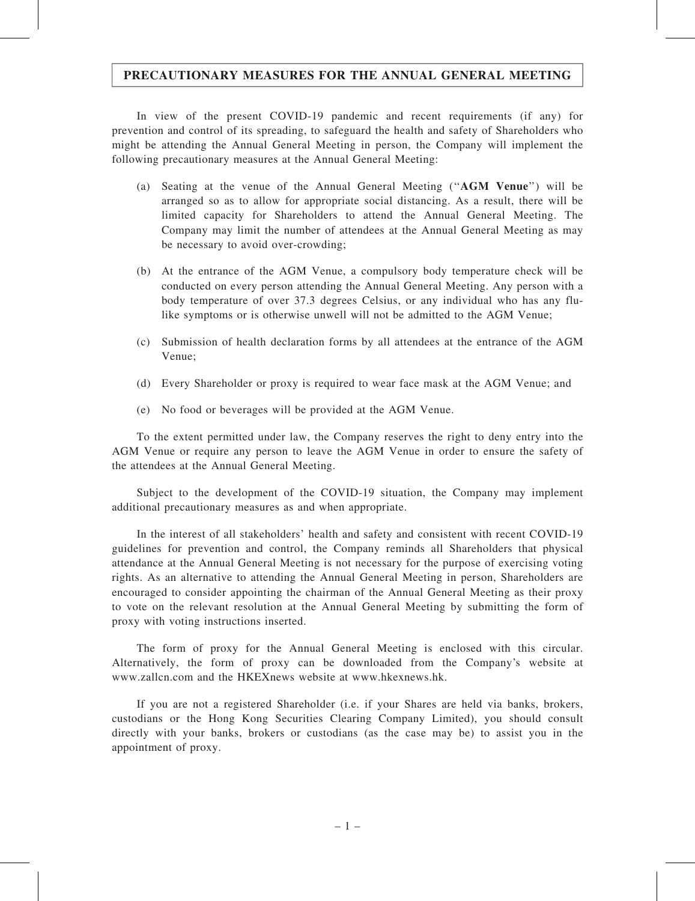# PRECAUTIONARY MEASURES FOR THE ANNUAL GENERAL MEETING

In view of the present COVID-19 pandemic and recent requirements (if any) for prevention and control of its spreading, to safeguard the health and safety of Shareholders who might be attending the Annual General Meeting in person, the Company will implement the following precautionary measures at the Annual General Meeting:

(a) Seating at the venue of the Annual General Meeting (''**AGM Venue**'') will be arranged so as to allow for appropriate social distancing. As a result, there will be limited capacity for Shareholders to attend the Annual General Meeting. The Company may limit the number of attendees at the Annual General Meeting as may be necessary to avoid over-crowding;

(b) At the entrance of the AGM Venue, a compulsory body temperature check will be conducted on every person attending the Annual General Meeting. Any person with a body temperature of over 37.3 degrees Celsius, or any individual who has any flu-like symptoms or is otherwise unwell will not be admitted to the AGM Venue;

(c) Submission of health declaration forms by all attendees at the entrance of the AGM Venue;

(d) Every Shareholder or proxy is required to wear face mask at the AGM Venue; and

(e) No food or beverages will be provided at the AGM Venue.

To the extent permitted under law, the Company reserves the right to deny entry into the AGM Venue or require any person to leave the AGM Venue in order to ensure the safety of the attendees at the Annual General Meeting.

Subject to the development of the COVID-19 situation, the Company may implement additional precautionary measures as and when appropriate.

In the interest of all stakeholders' health and safety and consistent with recent COVID-19 guidelines for prevention and control, the Company reminds all Shareholders that physical attendance at the Annual General Meeting is not necessary for the purpose of exercising voting rights. As an alternative to attending the Annual General Meeting in person, Shareholders are encouraged to consider appointing the chairman of the Annual General Meeting as their proxy to vote on the relevant resolution at the Annual General Meeting by submitting the form of proxy with voting instructions inserted.

The form of proxy for the Annual General Meeting is enclosed with this circular. Alternatively, the form of proxy can be downloaded from the Company's website at www.zallcn.com and the HKEXnews website at www.hkexnews.hk.

If you are not a registered Shareholder (i.e. if your Shares are held via banks, brokers, custodians or the Hong Kong Securities Clearing Company Limited), you should consult directly with your banks, brokers or custodians (as the case may be) to assist you in the appointment of proxy.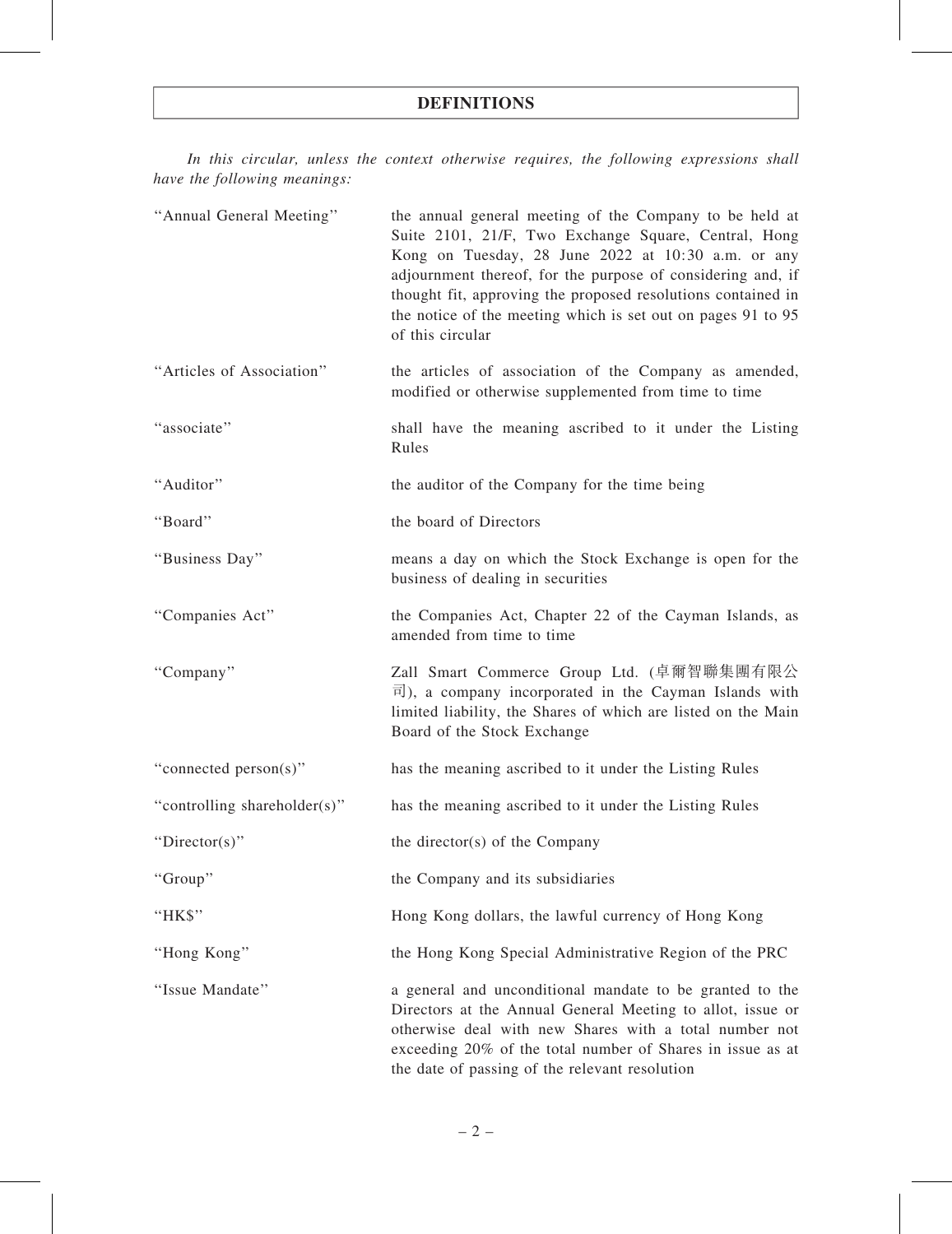# DEFINITIONS

*In this circular, unless the context otherwise requires, the following expressions shall have the following meanings:*

| | |
|---|---|
| "Annual General Meeting" | the annual general meeting of the Company to be held at Suite 2101, 21/F, Two Exchange Square, Central, Hong Kong on Tuesday, 28 June 2022 at 10:30 a.m. or any adjournment thereof, for the purpose of considering and, if thought fit, approving the proposed resolutions contained in the notice of the meeting which is set out on pages 91 to 95 of this circular |
| "Articles of Association" | the articles of association of the Company as amended, modified or otherwise supplemented from time to time |
| "associate" | shall have the meaning ascribed to it under the Listing Rules |
| "Auditor" | the auditor of the Company for the time being |
| "Board" | the board of Directors |
| "Business Day" | means a day on which the Stock Exchange is open for the business of dealing in securities |
| "Companies Act" | the Companies Act, Chapter 22 of the Cayman Islands, as amended from time to time |
| "Company" | Zall Smart Commerce Group Ltd. (卓爾智聯集團有限公司), a company incorporated in the Cayman Islands with limited liability, the Shares of which are listed on the Main Board of the Stock Exchange |
| "connected person(s)" | has the meaning ascribed to it under the Listing Rules |
| "controlling shareholder(s)" | has the meaning ascribed to it under the Listing Rules |
| "Director(s)" | the director(s) of the Company |
| "Group" | the Company and its subsidiaries |
| "HK$" | Hong Kong dollars, the lawful currency of Hong Kong |
| "Hong Kong" | the Hong Kong Special Administrative Region of the PRC |
| "Issue Mandate" | a general and unconditional mandate to be granted to the Directors at the Annual General Meeting to allot, issue or otherwise deal with new Shares with a total number not exceeding 20% of the total number of Shares in issue as at the date of passing of the relevant resolution |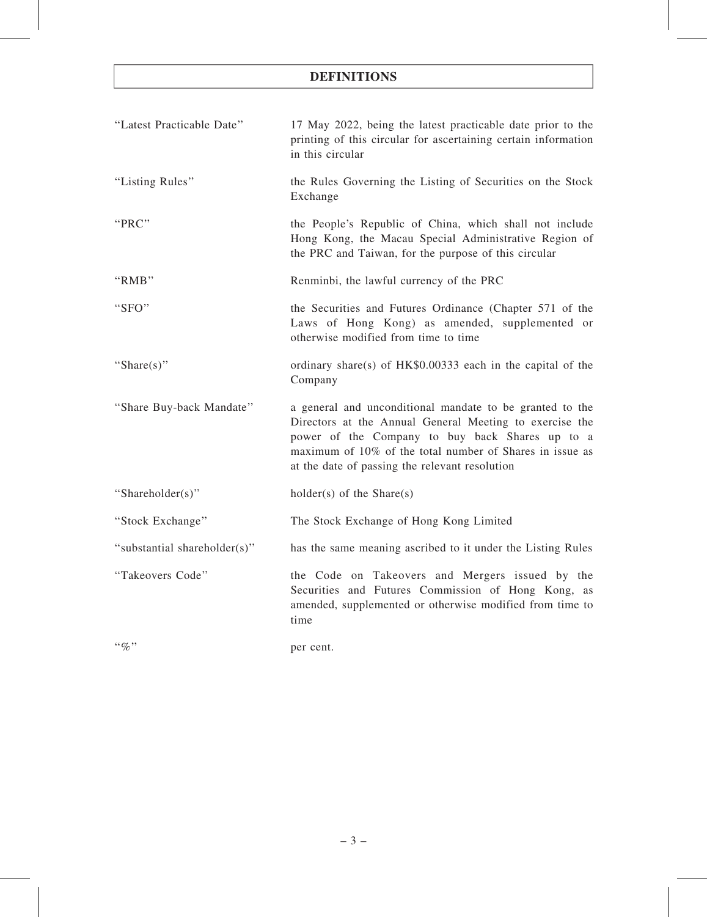# DEFINITIONS

| | |
|---|---|
| "Latest Practicable Date" | 17 May 2022, being the latest practicable date prior to the printing of this circular for ascertaining certain information in this circular |
| "Listing Rules" | the Rules Governing the Listing of Securities on the Stock Exchange |
| "PRC" | the People's Republic of China, which shall not include Hong Kong, the Macau Special Administrative Region of the PRC and Taiwan, for the purpose of this circular |
| "RMB" | Renminbi, the lawful currency of the PRC |
| "SFO" | the Securities and Futures Ordinance (Chapter 571 of the Laws of Hong Kong) as amended, supplemented or otherwise modified from time to time |
| "Share(s)" | ordinary share(s) of HK$0.00333 each in the capital of the Company |
| "Share Buy-back Mandate" | a general and unconditional mandate to be granted to the Directors at the Annual General Meeting to exercise the power of the Company to buy back Shares up to a maximum of 10% of the total number of Shares in issue as at the date of passing the relevant resolution |
| "Shareholder(s)" | holder(s) of the Share(s) |
| "Stock Exchange" | The Stock Exchange of Hong Kong Limited |
| "substantial shareholder(s)" | has the same meaning ascribed to it under the Listing Rules |
| "Takeovers Code" | the Code on Takeovers and Mergers issued by the Securities and Futures Commission of Hong Kong, as amended, supplemented or otherwise modified from time to time |
| "%" | per cent. |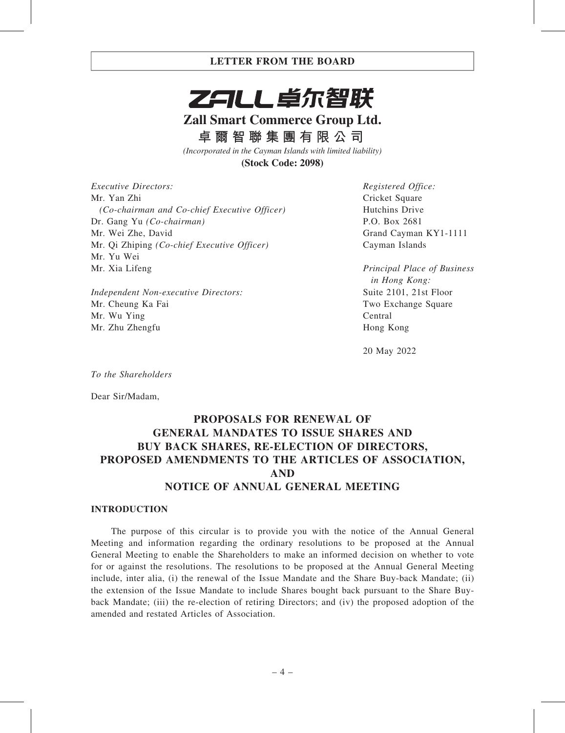# LETTER FROM THE BOARD

**ZALL 卓尔智联**

**Zall Smart Commerce Group Ltd.**

**卓爾智聯集團有限公司**

*(Incorporated in the Cayman Islands with limited liability)*

**(Stock Code: 2098)**

*Executive Directors:*
Mr. Yan Zhi
*(Co-chairman and Co-chief Executive Officer)*
Dr. Gang Yu *(Co-chairman)*
Mr. Wei Zhe, David
Mr. Qi Zhiping *(Co-chief Executive Officer)*
Mr. Yu Wei
Mr. Xia Lifeng

*Independent Non-executive Directors:*
Mr. Cheung Ka Fai
Mr. Wu Ying
Mr. Zhu Zhengfu

*Registered Office:*
Cricket Square
Hutchins Drive
P.O. Box 2681
Grand Cayman KY1-1111
Cayman Islands

*Principal Place of Business in Hong Kong:*
Suite 2101, 21st Floor
Two Exchange Square
Central
Hong Kong

20 May 2022

*To the Shareholders*

Dear Sir/Madam,

## PROPOSALS FOR RENEWAL OF GENERAL MANDATES TO ISSUE SHARES AND BUY BACK SHARES, RE-ELECTION OF DIRECTORS, PROPOSED AMENDMENTS TO THE ARTICLES OF ASSOCIATION, AND NOTICE OF ANNUAL GENERAL MEETING

### INTRODUCTION

The purpose of this circular is to provide you with the notice of the Annual General Meeting and information regarding the ordinary resolutions to be proposed at the Annual General Meeting to enable the Shareholders to make an informed decision on whether to vote for or against the resolutions. The resolutions to be proposed at the Annual General Meeting include, inter alia, (i) the renewal of the Issue Mandate and the Share Buy-back Mandate; (ii) the extension of the Issue Mandate to include Shares bought back pursuant to the Share Buy-back Mandate; (iii) the re-election of retiring Directors; and (iv) the proposed adoption of the amended and restated Articles of Association.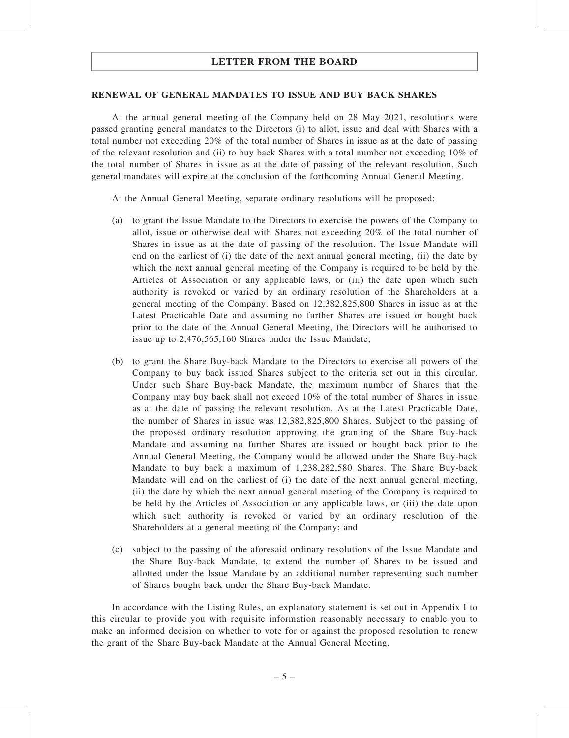## LETTER FROM THE BOARD

### RENEWAL OF GENERAL MANDATES TO ISSUE AND BUY BACK SHARES

At the annual general meeting of the Company held on 28 May 2021, resolutions were passed granting general mandates to the Directors (i) to allot, issue and deal with Shares with a total number not exceeding 20% of the total number of Shares in issue as at the date of passing of the relevant resolution and (ii) to buy back Shares with a total number not exceeding 10% of the total number of Shares in issue as at the date of passing of the relevant resolution. Such general mandates will expire at the conclusion of the forthcoming Annual General Meeting.

At the Annual General Meeting, separate ordinary resolutions will be proposed:

(a) to grant the Issue Mandate to the Directors to exercise the powers of the Company to allot, issue or otherwise deal with Shares not exceeding 20% of the total number of Shares in issue as at the date of passing of the resolution. The Issue Mandate will end on the earliest of (i) the date of the next annual general meeting, (ii) the date by which the next annual general meeting of the Company is required to be held by the Articles of Association or any applicable laws, or (iii) the date upon which such authority is revoked or varied by an ordinary resolution of the Shareholders at a general meeting of the Company. Based on 12,382,825,800 Shares in issue as at the Latest Practicable Date and assuming no further Shares are issued or bought back prior to the date of the Annual General Meeting, the Directors will be authorised to issue up to 2,476,565,160 Shares under the Issue Mandate;

(b) to grant the Share Buy-back Mandate to the Directors to exercise all powers of the Company to buy back issued Shares subject to the criteria set out in this circular. Under such Share Buy-back Mandate, the maximum number of Shares that the Company may buy back shall not exceed 10% of the total number of Shares in issue as at the date of passing the relevant resolution. As at the Latest Practicable Date, the number of Shares in issue was 12,382,825,800 Shares. Subject to the passing of the proposed ordinary resolution approving the granting of the Share Buy-back Mandate and assuming no further Shares are issued or bought back prior to the Annual General Meeting, the Company would be allowed under the Share Buy-back Mandate to buy back a maximum of 1,238,282,580 Shares. The Share Buy-back Mandate will end on the earliest of (i) the date of the next annual general meeting, (ii) the date by which the next annual general meeting of the Company is required to be held by the Articles of Association or any applicable laws, or (iii) the date upon which such authority is revoked or varied by an ordinary resolution of the Shareholders at a general meeting of the Company; and

(c) subject to the passing of the aforesaid ordinary resolutions of the Issue Mandate and the Share Buy-back Mandate, to extend the number of Shares to be issued and allotted under the Issue Mandate by an additional number representing such number of Shares bought back under the Share Buy-back Mandate.

In accordance with the Listing Rules, an explanatory statement is set out in Appendix I to this circular to provide you with requisite information reasonably necessary to enable you to make an informed decision on whether to vote for or against the proposed resolution to renew the grant of the Share Buy-back Mandate at the Annual General Meeting.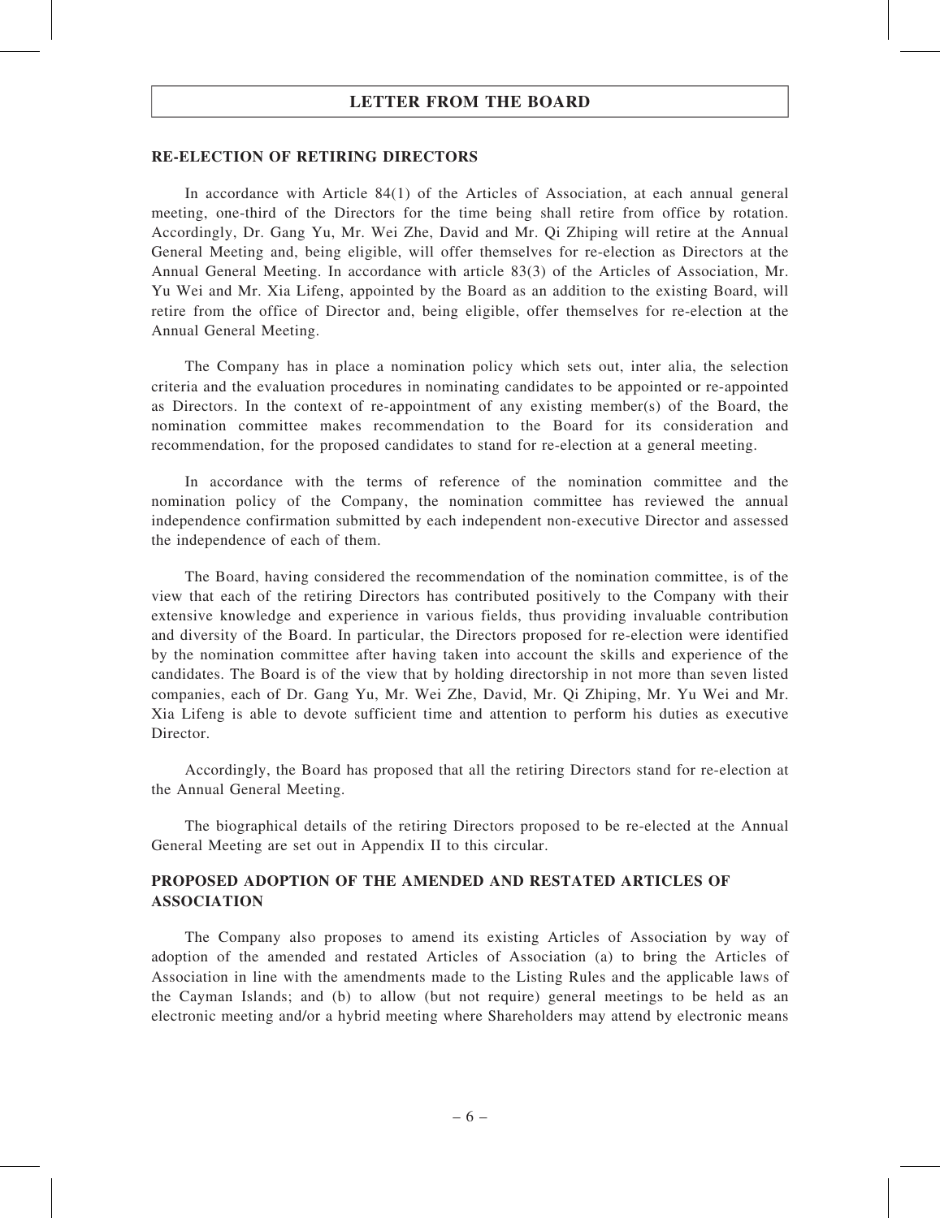## RE-ELECTION OF RETIRING DIRECTORS

In accordance with Article 84(1) of the Articles of Association, at each annual general meeting, one-third of the Directors for the time being shall retire from office by rotation. Accordingly, Dr. Gang Yu, Mr. Wei Zhe, David and Mr. Qi Zhiping will retire at the Annual General Meeting and, being eligible, will offer themselves for re-election as Directors at the Annual General Meeting. In accordance with article 83(3) of the Articles of Association, Mr. Yu Wei and Mr. Xia Lifeng, appointed by the Board as an addition to the existing Board, will retire from the office of Director and, being eligible, offer themselves for re-election at the Annual General Meeting.

The Company has in place a nomination policy which sets out, inter alia, the selection criteria and the evaluation procedures in nominating candidates to be appointed or re-appointed as Directors. In the context of re-appointment of any existing member(s) of the Board, the nomination committee makes recommendation to the Board for its consideration and recommendation, for the proposed candidates to stand for re-election at a general meeting.

In accordance with the terms of reference of the nomination committee and the nomination policy of the Company, the nomination committee has reviewed the annual independence confirmation submitted by each independent non-executive Director and assessed the independence of each of them.

The Board, having considered the recommendation of the nomination committee, is of the view that each of the retiring Directors has contributed positively to the Company with their extensive knowledge and experience in various fields, thus providing invaluable contribution and diversity of the Board. In particular, the Directors proposed for re-election were identified by the nomination committee after having taken into account the skills and experience of the candidates. The Board is of the view that by holding directorship in not more than seven listed companies, each of Dr. Gang Yu, Mr. Wei Zhe, David, Mr. Qi Zhiping, Mr. Yu Wei and Mr. Xia Lifeng is able to devote sufficient time and attention to perform his duties as executive Director.

Accordingly, the Board has proposed that all the retiring Directors stand for re-election at the Annual General Meeting.

The biographical details of the retiring Directors proposed to be re-elected at the Annual General Meeting are set out in Appendix II to this circular.

## PROPOSED ADOPTION OF THE AMENDED AND RESTATED ARTICLES OF ASSOCIATION

The Company also proposes to amend its existing Articles of Association by way of adoption of the amended and restated Articles of Association (a) to bring the Articles of Association in line with the amendments made to the Listing Rules and the applicable laws of the Cayman Islands; and (b) to allow (but not require) general meetings to be held as an electronic meeting and/or a hybrid meeting where Shareholders may attend by electronic means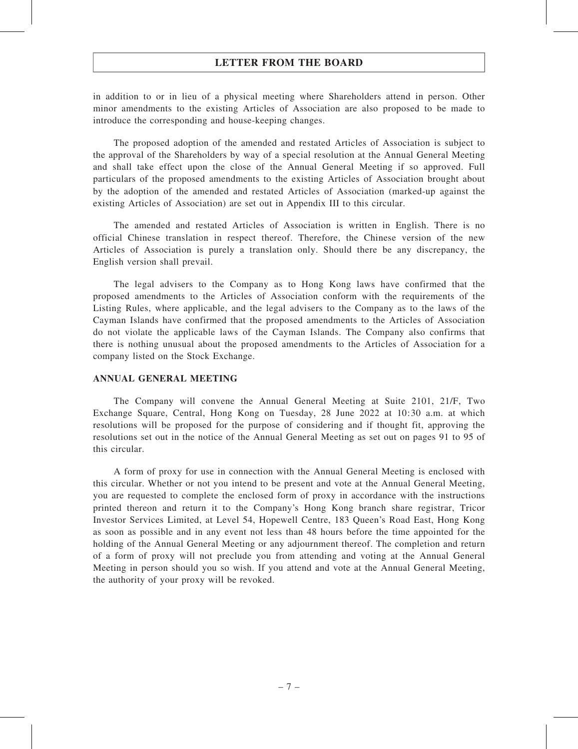in addition to or in lieu of a physical meeting where Shareholders attend in person. Other minor amendments to the existing Articles of Association are also proposed to be made to introduce the corresponding and house-keeping changes.

The proposed adoption of the amended and restated Articles of Association is subject to the approval of the Shareholders by way of a special resolution at the Annual General Meeting and shall take effect upon the close of the Annual General Meeting if so approved. Full particulars of the proposed amendments to the existing Articles of Association brought about by the adoption of the amended and restated Articles of Association (marked-up against the existing Articles of Association) are set out in Appendix III to this circular.

The amended and restated Articles of Association is written in English. There is no official Chinese translation in respect thereof. Therefore, the Chinese version of the new Articles of Association is purely a translation only. Should there be any discrepancy, the English version shall prevail.

The legal advisers to the Company as to Hong Kong laws have confirmed that the proposed amendments to the Articles of Association conform with the requirements of the Listing Rules, where applicable, and the legal advisers to the Company as to the laws of the Cayman Islands have confirmed that the proposed amendments to the Articles of Association do not violate the applicable laws of the Cayman Islands. The Company also confirms that there is nothing unusual about the proposed amendments to the Articles of Association for a company listed on the Stock Exchange.

**ANNUAL GENERAL MEETING**

The Company will convene the Annual General Meeting at Suite 2101, 21/F, Two Exchange Square, Central, Hong Kong on Tuesday, 28 June 2022 at 10:30 a.m. at which resolutions will be proposed for the purpose of considering and if thought fit, approving the resolutions set out in the notice of the Annual General Meeting as set out on pages 91 to 95 of this circular.

A form of proxy for use in connection with the Annual General Meeting is enclosed with this circular. Whether or not you intend to be present and vote at the Annual General Meeting, you are requested to complete the enclosed form of proxy in accordance with the instructions printed thereon and return it to the Company's Hong Kong branch share registrar, Tricor Investor Services Limited, at Level 54, Hopewell Centre, 183 Queen's Road East, Hong Kong as soon as possible and in any event not less than 48 hours before the time appointed for the holding of the Annual General Meeting or any adjournment thereof. The completion and return of a form of proxy will not preclude you from attending and voting at the Annual General Meeting in person should you so wish. If you attend and vote at the Annual General Meeting, the authority of your proxy will be revoked.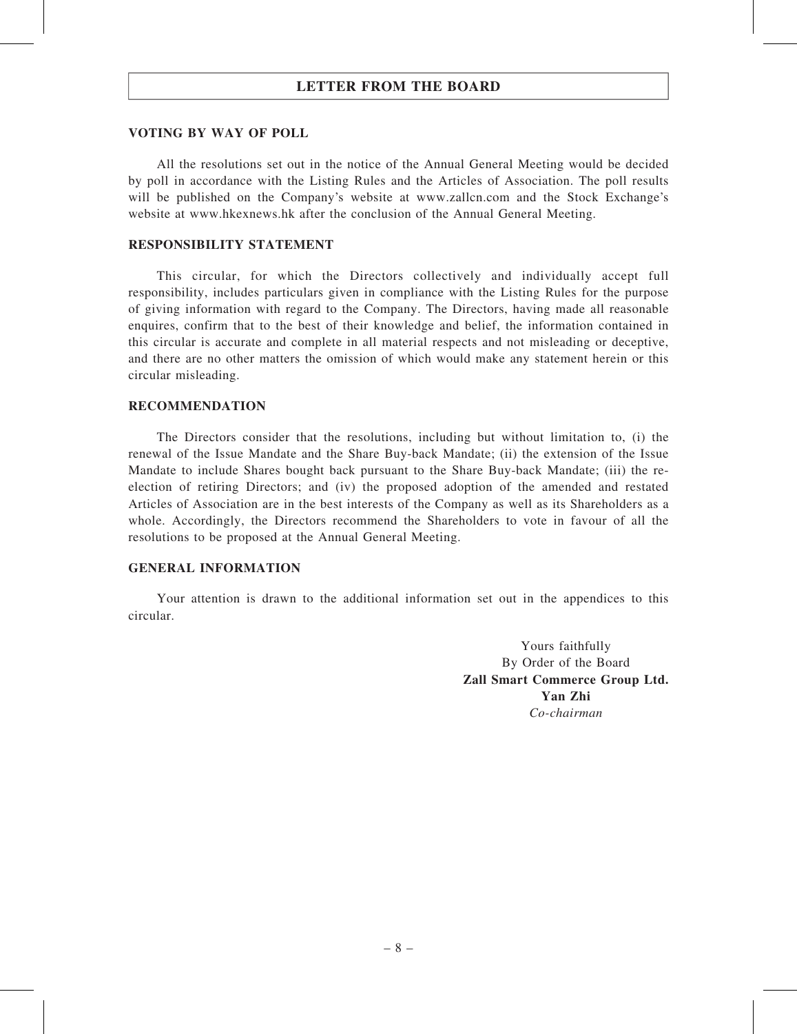## LETTER FROM THE BOARD

### VOTING BY WAY OF POLL

All the resolutions set out in the notice of the Annual General Meeting would be decided by poll in accordance with the Listing Rules and the Articles of Association. The poll results will be published on the Company's website at www.zallcn.com and the Stock Exchange's website at www.hkexnews.hk after the conclusion of the Annual General Meeting.

### RESPONSIBILITY STATEMENT

This circular, for which the Directors collectively and individually accept full responsibility, includes particulars given in compliance with the Listing Rules for the purpose of giving information with regard to the Company. The Directors, having made all reasonable enquires, confirm that to the best of their knowledge and belief, the information contained in this circular is accurate and complete in all material respects and not misleading or deceptive, and there are no other matters the omission of which would make any statement herein or this circular misleading.

### RECOMMENDATION

The Directors consider that the resolutions, including but without limitation to, (i) the renewal of the Issue Mandate and the Share Buy-back Mandate; (ii) the extension of the Issue Mandate to include Shares bought back pursuant to the Share Buy-back Mandate; (iii) the re-election of retiring Directors; and (iv) the proposed adoption of the amended and restated Articles of Association are in the best interests of the Company as well as its Shareholders as a whole. Accordingly, the Directors recommend the Shareholders to vote in favour of all the resolutions to be proposed at the Annual General Meeting.

### GENERAL INFORMATION

Your attention is drawn to the additional information set out in the appendices to this circular.

Yours faithfully
By Order of the Board
**Zall Smart Commerce Group Ltd.**
**Yan Zhi**
*Co-chairman*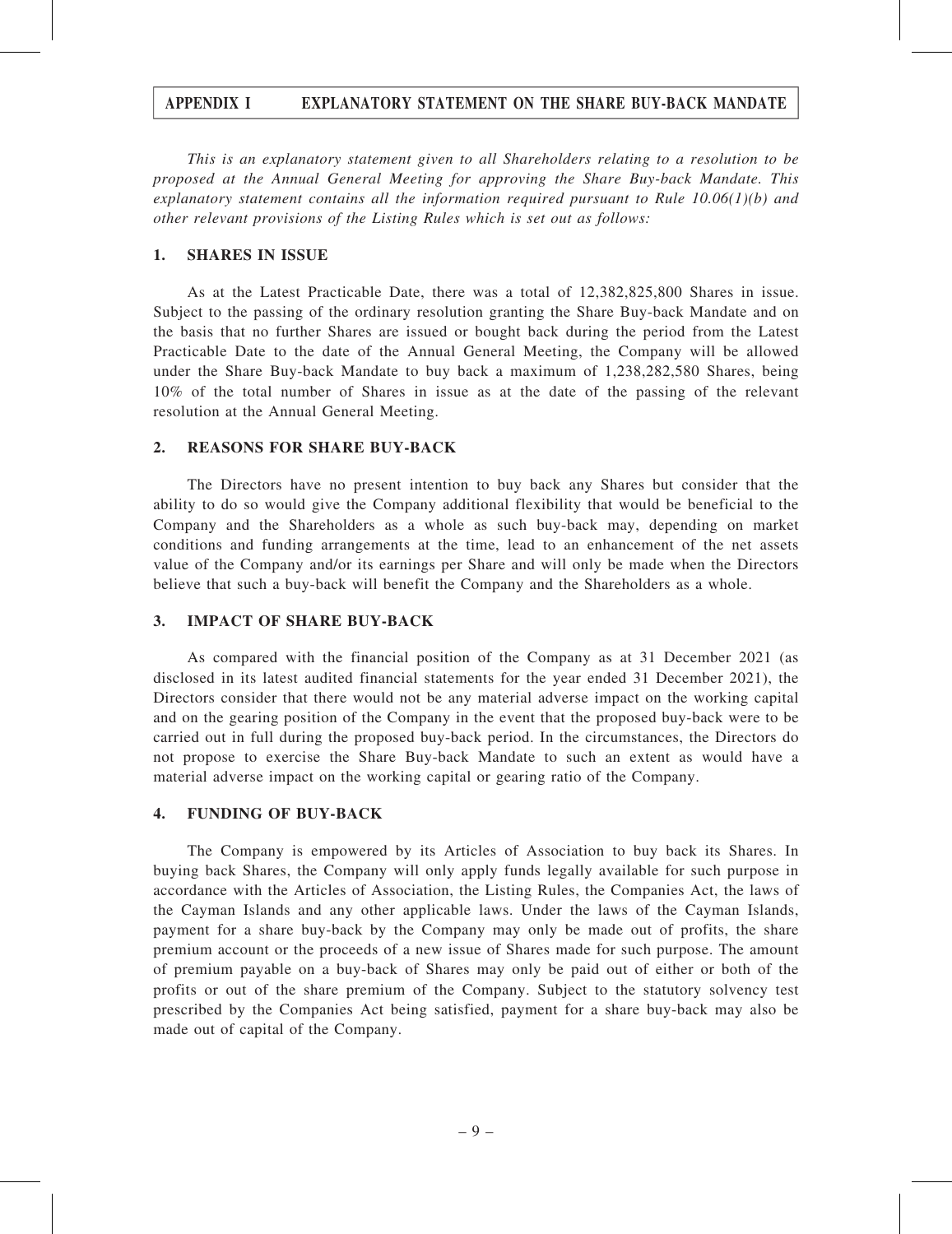# APPENDIX I EXPLANATORY STATEMENT ON THE SHARE BUY-BACK MANDATE

*This is an explanatory statement given to all Shareholders relating to a resolution to be proposed at the Annual General Meeting for approving the Share Buy-back Mandate. This explanatory statement contains all the information required pursuant to Rule 10.06(1)(b) and other relevant provisions of the Listing Rules which is set out as follows:*

## 1. SHARES IN ISSUE

As at the Latest Practicable Date, there was a total of 12,382,825,800 Shares in issue. Subject to the passing of the ordinary resolution granting the Share Buy-back Mandate and on the basis that no further Shares are issued or bought back during the period from the Latest Practicable Date to the date of the Annual General Meeting, the Company will be allowed under the Share Buy-back Mandate to buy back a maximum of 1,238,282,580 Shares, being 10% of the total number of Shares in issue as at the date of the passing of the relevant resolution at the Annual General Meeting.

## 2. REASONS FOR SHARE BUY-BACK

The Directors have no present intention to buy back any Shares but consider that the ability to do so would give the Company additional flexibility that would be beneficial to the Company and the Shareholders as a whole as such buy-back may, depending on market conditions and funding arrangements at the time, lead to an enhancement of the net assets value of the Company and/or its earnings per Share and will only be made when the Directors believe that such a buy-back will benefit the Company and the Shareholders as a whole.

## 3. IMPACT OF SHARE BUY-BACK

As compared with the financial position of the Company as at 31 December 2021 (as disclosed in its latest audited financial statements for the year ended 31 December 2021), the Directors consider that there would not be any material adverse impact on the working capital and on the gearing position of the Company in the event that the proposed buy-back were to be carried out in full during the proposed buy-back period. In the circumstances, the Directors do not propose to exercise the Share Buy-back Mandate to such an extent as would have a material adverse impact on the working capital or gearing ratio of the Company.

## 4. FUNDING OF BUY-BACK

The Company is empowered by its Articles of Association to buy back its Shares. In buying back Shares, the Company will only apply funds legally available for such purpose in accordance with the Articles of Association, the Listing Rules, the Companies Act, the laws of the Cayman Islands and any other applicable laws. Under the laws of the Cayman Islands, payment for a share buy-back by the Company may only be made out of profits, the share premium account or the proceeds of a new issue of Shares made for such purpose. The amount of premium payable on a buy-back of Shares may only be paid out of either or both of the profits or out of the share premium of the Company. Subject to the statutory solvency test prescribed by the Companies Act being satisfied, payment for a share buy-back may also be made out of capital of the Company.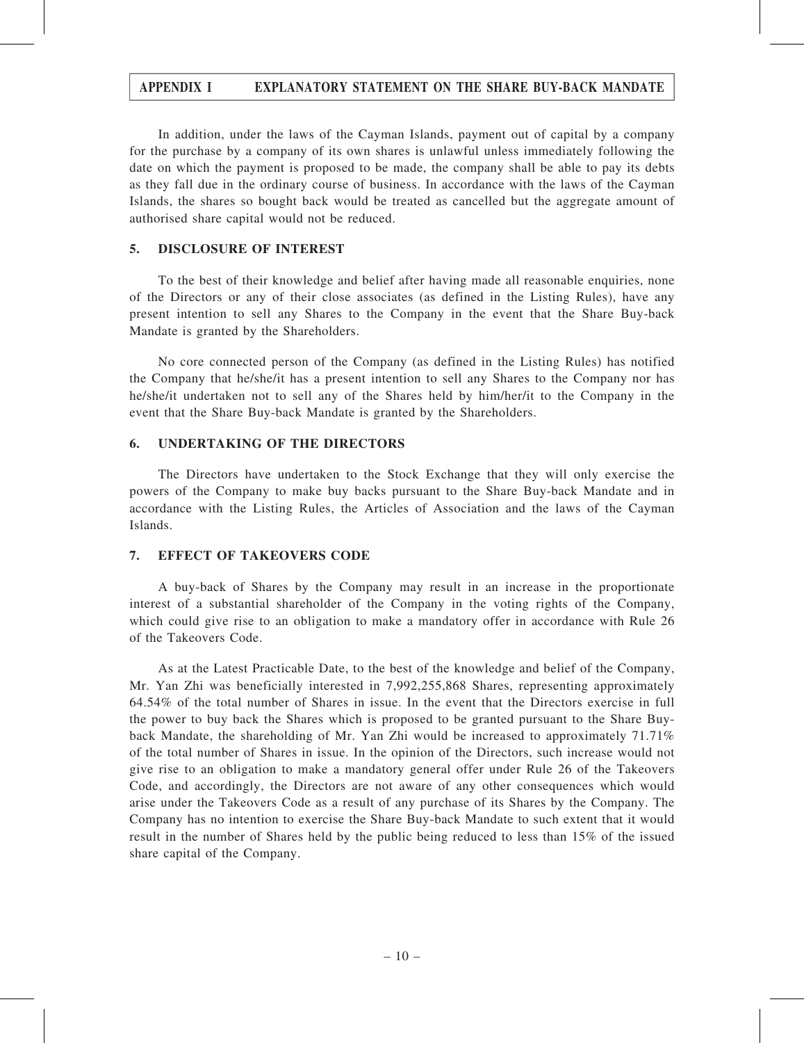In addition, under the laws of the Cayman Islands, payment out of capital by a company for the purchase by a company of its own shares is unlawful unless immediately following the date on which the payment is proposed to be made, the company shall be able to pay its debts as they fall due in the ordinary course of business. In accordance with the laws of the Cayman Islands, the shares so bought back would be treated as cancelled but the aggregate amount of authorised share capital would not be reduced.

## 5. DISCLOSURE OF INTEREST

To the best of their knowledge and belief after having made all reasonable enquiries, none of the Directors or any of their close associates (as defined in the Listing Rules), have any present intention to sell any Shares to the Company in the event that the Share Buy-back Mandate is granted by the Shareholders.

No core connected person of the Company (as defined in the Listing Rules) has notified the Company that he/she/it has a present intention to sell any Shares to the Company nor has he/she/it undertaken not to sell any of the Shares held by him/her/it to the Company in the event that the Share Buy-back Mandate is granted by the Shareholders.

## 6. UNDERTAKING OF THE DIRECTORS

The Directors have undertaken to the Stock Exchange that they will only exercise the powers of the Company to make buy backs pursuant to the Share Buy-back Mandate and in accordance with the Listing Rules, the Articles of Association and the laws of the Cayman Islands.

## 7. EFFECT OF TAKEOVERS CODE

A buy-back of Shares by the Company may result in an increase in the proportionate interest of a substantial shareholder of the Company in the voting rights of the Company, which could give rise to an obligation to make a mandatory offer in accordance with Rule 26 of the Takeovers Code.

As at the Latest Practicable Date, to the best of the knowledge and belief of the Company, Mr. Yan Zhi was beneficially interested in 7,992,255,868 Shares, representing approximately 64.54% of the total number of Shares in issue. In the event that the Directors exercise in full the power to buy back the Shares which is proposed to be granted pursuant to the Share Buy-back Mandate, the shareholding of Mr. Yan Zhi would be increased to approximately 71.71% of the total number of Shares in issue. In the opinion of the Directors, such increase would not give rise to an obligation to make a mandatory general offer under Rule 26 of the Takeovers Code, and accordingly, the Directors are not aware of any other consequences which would arise under the Takeovers Code as a result of any purchase of its Shares by the Company. The Company has no intention to exercise the Share Buy-back Mandate to such extent that it would result in the number of Shares held by the public being reduced to less than 15% of the issued share capital of the Company.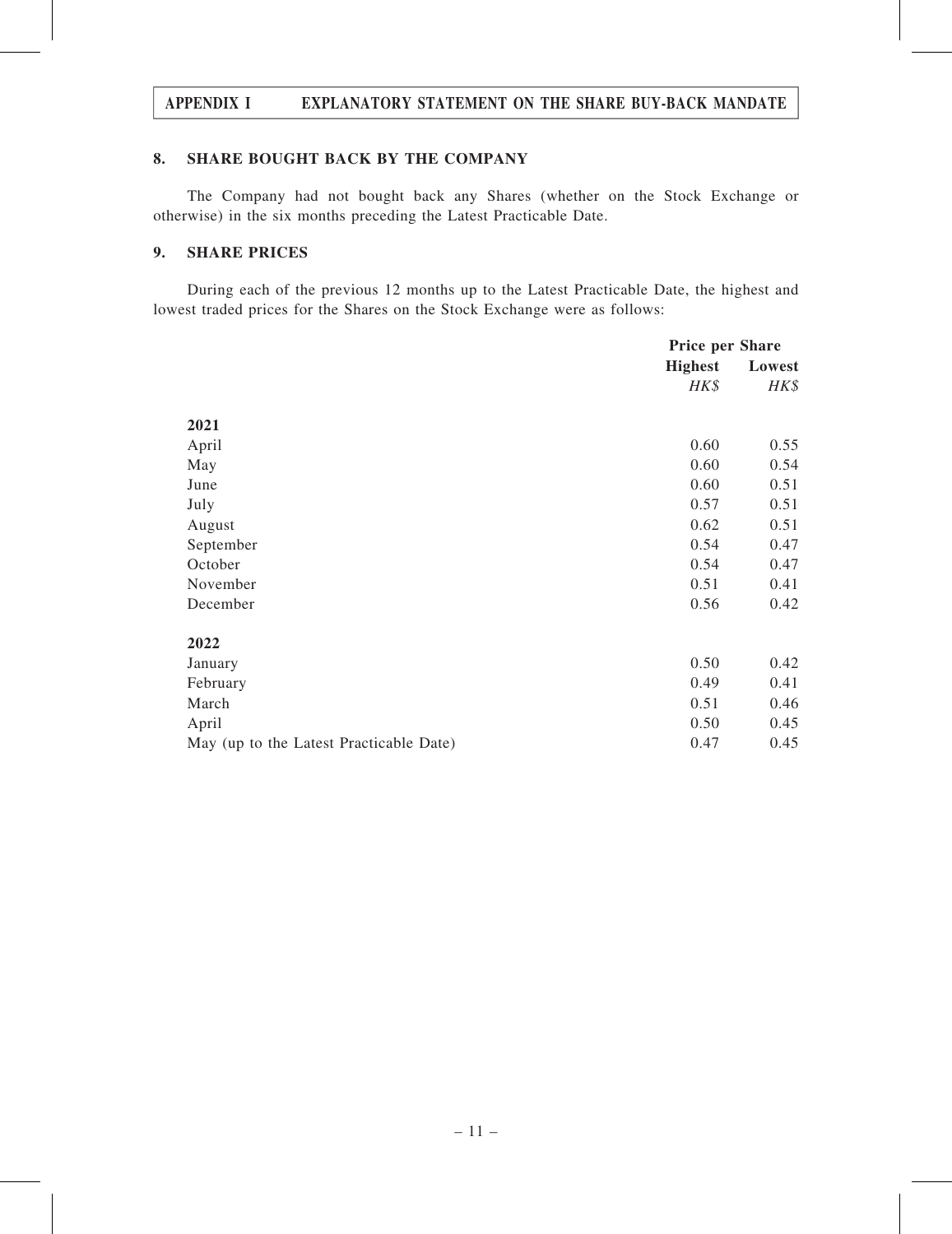## 8. SHARE BOUGHT BACK BY THE COMPANY

The Company had not bought back any Shares (whether on the Stock Exchange or otherwise) in the six months preceding the Latest Practicable Date.

## 9. SHARE PRICES

During each of the previous 12 months up to the Latest Practicable Date, the highest and lowest traded prices for the Shares on the Stock Exchange were as follows:

| | Price per Share | |
|---|---|---|
| | **Highest** | **Lowest** |
| | *HK$* | *HK$* |
| **2021** | | |
| April | 0.60 | 0.55 |
| May | 0.60 | 0.54 |
| June | 0.60 | 0.51 |
| July | 0.57 | 0.51 |
| August | 0.62 | 0.51 |
| September | 0.54 | 0.47 |
| October | 0.54 | 0.47 |
| November | 0.51 | 0.41 |
| December | 0.56 | 0.42 |
| **2022** | | |
| January | 0.50 | 0.42 |
| February | 0.49 | 0.41 |
| March | 0.51 | 0.46 |
| April | 0.50 | 0.45 |
| May (up to the Latest Practicable Date) | 0.47 | 0.45 |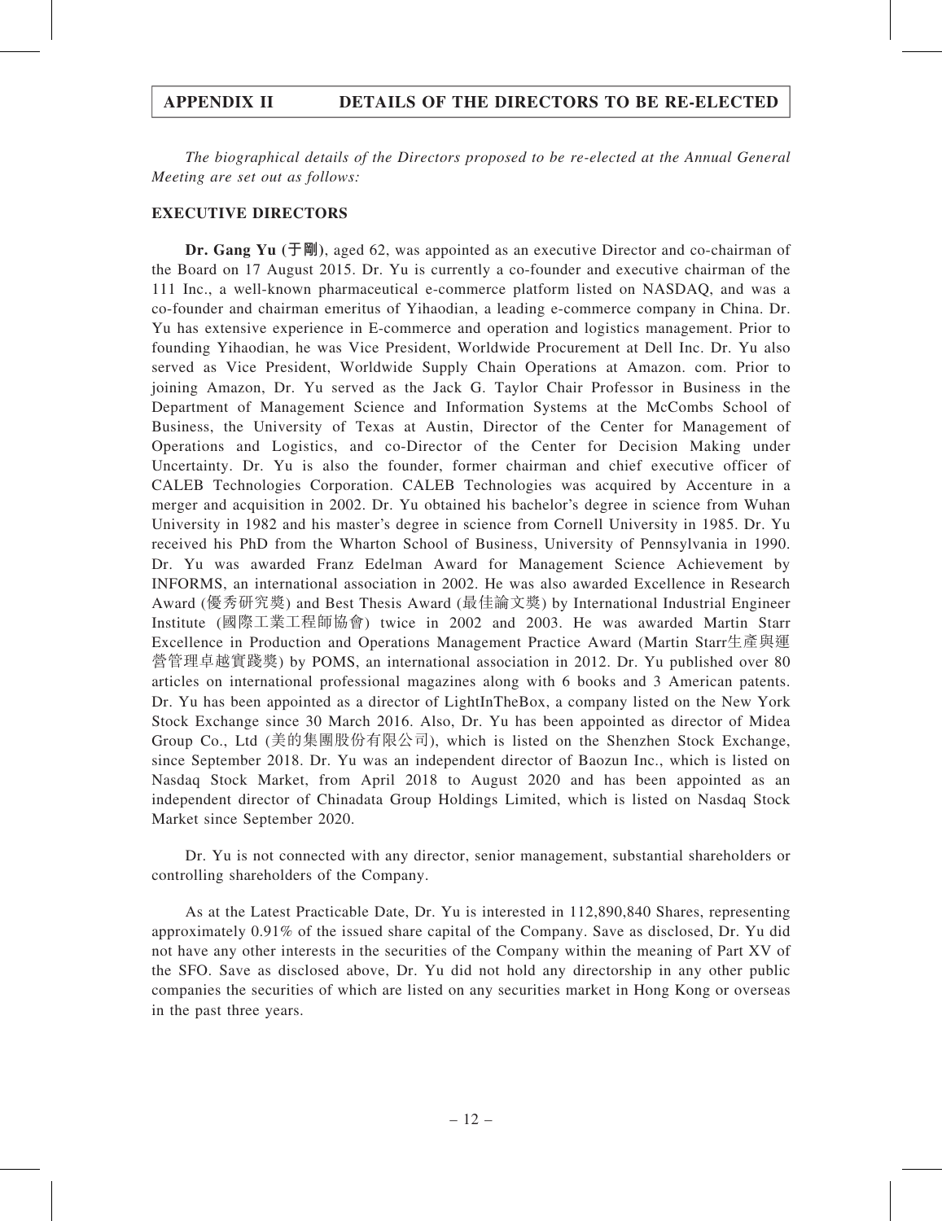## APPENDIX II DETAILS OF THE DIRECTORS TO BE RE-ELECTED

*The biographical details of the Directors proposed to be re-elected at the Annual General Meeting are set out as follows:*

**EXECUTIVE DIRECTORS**

**Dr. Gang Yu (于剛)**, aged 62, was appointed as an executive Director and co-chairman of the Board on 17 August 2015. Dr. Yu is currently a co-founder and executive chairman of the 111 Inc., a well-known pharmaceutical e-commerce platform listed on NASDAQ, and was a co-founder and chairman emeritus of Yihaodian, a leading e-commerce company in China. Dr. Yu has extensive experience in E-commerce and operation and logistics management. Prior to founding Yihaodian, he was Vice President, Worldwide Procurement at Dell Inc. Dr. Yu also served as Vice President, Worldwide Supply Chain Operations at Amazon. com. Prior to joining Amazon, Dr. Yu served as the Jack G. Taylor Chair Professor in Business in the Department of Management Science and Information Systems at the McCombs School of Business, the University of Texas at Austin, Director of the Center for Management of Operations and Logistics, and co-Director of the Center for Decision Making under Uncertainty. Dr. Yu is also the founder, former chairman and chief executive officer of CALEB Technologies Corporation. CALEB Technologies was acquired by Accenture in a merger and acquisition in 2002. Dr. Yu obtained his bachelor's degree in science from Wuhan University in 1982 and his master's degree in science from Cornell University in 1985. Dr. Yu received his PhD from the Wharton School of Business, University of Pennsylvania in 1990. Dr. Yu was awarded Franz Edelman Award for Management Science Achievement by INFORMS, an international association in 2002. He was also awarded Excellence in Research Award (優秀研究獎) and Best Thesis Award (最佳論文獎) by International Industrial Engineer Institute (國際工業工程師協會) twice in 2002 and 2003. He was awarded Martin Starr Excellence in Production and Operations Management Practice Award (Martin Starr生產與運營管理卓越實踐獎) by POMS, an international association in 2012. Dr. Yu published over 80 articles on international professional magazines along with 6 books and 3 American patents. Dr. Yu has been appointed as a director of LightInTheBox, a company listed on the New York Stock Exchange since 30 March 2016. Also, Dr. Yu has been appointed as director of Midea Group Co., Ltd (美的集團股份有限公司), which is listed on the Shenzhen Stock Exchange, since September 2018. Dr. Yu was an independent director of Baozun Inc., which is listed on Nasdaq Stock Market, from April 2018 to August 2020 and has been appointed as an independent director of Chinadata Group Holdings Limited, which is listed on Nasdaq Stock Market since September 2020.

Dr. Yu is not connected with any director, senior management, substantial shareholders or controlling shareholders of the Company.

As at the Latest Practicable Date, Dr. Yu is interested in 112,890,840 Shares, representing approximately 0.91% of the issued share capital of the Company. Save as disclosed, Dr. Yu did not have any other interests in the securities of the Company within the meaning of Part XV of the SFO. Save as disclosed above, Dr. Yu did not hold any directorship in any other public companies the securities of which are listed on any securities market in Hong Kong or overseas in the past three years.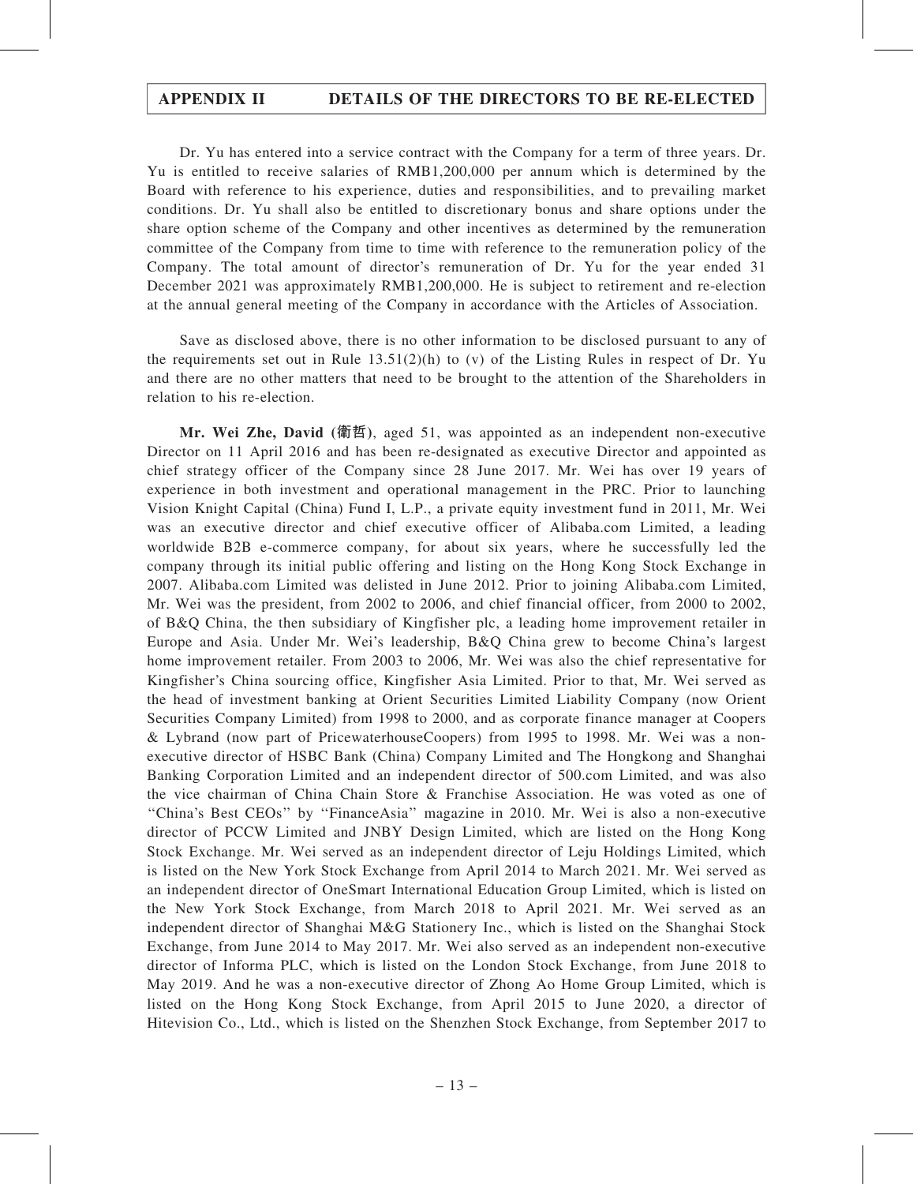Dr. Yu has entered into a service contract with the Company for a term of three years. Dr. Yu is entitled to receive salaries of RMB1,200,000 per annum which is determined by the Board with reference to his experience, duties and responsibilities, and to prevailing market conditions. Dr. Yu shall also be entitled to discretionary bonus and share options under the share option scheme of the Company and other incentives as determined by the remuneration committee of the Company from time to time with reference to the remuneration policy of the Company. The total amount of director's remuneration of Dr. Yu for the year ended 31 December 2021 was approximately RMB1,200,000. He is subject to retirement and re-election at the annual general meeting of the Company in accordance with the Articles of Association.

Save as disclosed above, there is no other information to be disclosed pursuant to any of the requirements set out in Rule 13.51(2)(h) to (v) of the Listing Rules in respect of Dr. Yu and there are no other matters that need to be brought to the attention of the Shareholders in relation to his re-election.

**Mr. Wei Zhe, David (衛哲)**, aged 51, was appointed as an independent non-executive Director on 11 April 2016 and has been re-designated as executive Director and appointed as chief strategy officer of the Company since 28 June 2017. Mr. Wei has over 19 years of experience in both investment and operational management in the PRC. Prior to launching Vision Knight Capital (China) Fund I, L.P., a private equity investment fund in 2011, Mr. Wei was an executive director and chief executive officer of Alibaba.com Limited, a leading worldwide B2B e-commerce company, for about six years, where he successfully led the company through its initial public offering and listing on the Hong Kong Stock Exchange in 2007. Alibaba.com Limited was delisted in June 2012. Prior to joining Alibaba.com Limited, Mr. Wei was the president, from 2002 to 2006, and chief financial officer, from 2000 to 2002, of B&Q China, the then subsidiary of Kingfisher plc, a leading home improvement retailer in Europe and Asia. Under Mr. Wei's leadership, B&Q China grew to become China's largest home improvement retailer. From 2003 to 2006, Mr. Wei was also the chief representative for Kingfisher's China sourcing office, Kingfisher Asia Limited. Prior to that, Mr. Wei served as the head of investment banking at Orient Securities Limited Liability Company (now Orient Securities Company Limited) from 1998 to 2000, and as corporate finance manager at Coopers & Lybrand (now part of PricewaterhouseCoopers) from 1995 to 1998. Mr. Wei was a non-executive director of HSBC Bank (China) Company Limited and The Hongkong and Shanghai Banking Corporation Limited and an independent director of 500.com Limited, and was also the vice chairman of China Chain Store & Franchise Association. He was voted as one of "China's Best CEOs" by "FinanceAsia" magazine in 2010. Mr. Wei is also a non-executive director of PCCW Limited and JNBY Design Limited, which are listed on the Hong Kong Stock Exchange. Mr. Wei served as an independent director of Leju Holdings Limited, which is listed on the New York Stock Exchange from April 2014 to March 2021. Mr. Wei served as an independent director of OneSmart International Education Group Limited, which is listed on the New York Stock Exchange, from March 2018 to April 2021. Mr. Wei served as an independent director of Shanghai M&G Stationery Inc., which is listed on the Shanghai Stock Exchange, from June 2014 to May 2017. Mr. Wei also served as an independent non-executive director of Informa PLC, which is listed on the London Stock Exchange, from June 2018 to May 2019. And he was a non-executive director of Zhong Ao Home Group Limited, which is listed on the Hong Kong Stock Exchange, from April 2015 to June 2020, a director of Hitevision Co., Ltd., which is listed on the Shenzhen Stock Exchange, from September 2017 to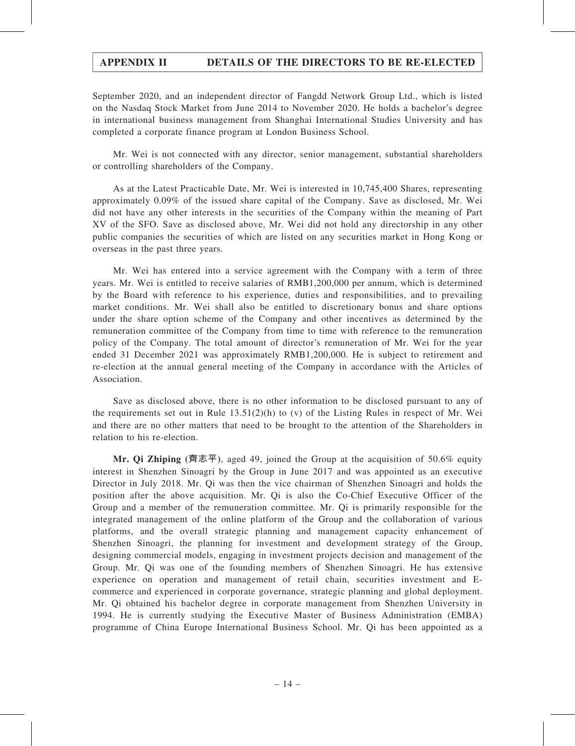September 2020, and an independent director of Fangdd Network Group Ltd., which is listed on the Nasdaq Stock Market from June 2014 to November 2020. He holds a bachelor's degree in international business management from Shanghai International Studies University and has completed a corporate finance program at London Business School.

Mr. Wei is not connected with any director, senior management, substantial shareholders or controlling shareholders of the Company.

As at the Latest Practicable Date, Mr. Wei is interested in 10,745,400 Shares, representing approximately 0.09% of the issued share capital of the Company. Save as disclosed, Mr. Wei did not have any other interests in the securities of the Company within the meaning of Part XV of the SFO. Save as disclosed above, Mr. Wei did not hold any directorship in any other public companies the securities of which are listed on any securities market in Hong Kong or overseas in the past three years.

Mr. Wei has entered into a service agreement with the Company with a term of three years. Mr. Wei is entitled to receive salaries of RMB1,200,000 per annum, which is determined by the Board with reference to his experience, duties and responsibilities, and to prevailing market conditions. Mr. Wei shall also be entitled to discretionary bonus and share options under the share option scheme of the Company and other incentives as determined by the remuneration committee of the Company from time to time with reference to the remuneration policy of the Company. The total amount of director's remuneration of Mr. Wei for the year ended 31 December 2021 was approximately RMB1,200,000. He is subject to retirement and re-election at the annual general meeting of the Company in accordance with the Articles of Association.

Save as disclosed above, there is no other information to be disclosed pursuant to any of the requirements set out in Rule 13.51(2)(h) to (v) of the Listing Rules in respect of Mr. Wei and there are no other matters that need to be brought to the attention of the Shareholders in relation to his re-election.

**Mr. Qi Zhiping (齊志平)**, aged 49, joined the Group at the acquisition of 50.6% equity interest in Shenzhen Sinoagri by the Group in June 2017 and was appointed as an executive Director in July 2018. Mr. Qi was then the vice chairman of Shenzhen Sinoagri and holds the position after the above acquisition. Mr. Qi is also the Co-Chief Executive Officer of the Group and a member of the remuneration committee. Mr. Qi is primarily responsible for the integrated management of the online platform of the Group and the collaboration of various platforms, and the overall strategic planning and management capacity enhancement of Shenzhen Sinoagri, the planning for investment and development strategy of the Group, designing commercial models, engaging in investment projects decision and management of the Group. Mr. Qi was one of the founding members of Shenzhen Sinoagri. He has extensive experience on operation and management of retail chain, securities investment and E-commerce and experienced in corporate governance, strategic planning and global deployment. Mr. Qi obtained his bachelor degree in corporate management from Shenzhen University in 1994. He is currently studying the Executive Master of Business Administration (EMBA) programme of China Europe International Business School. Mr. Qi has been appointed as a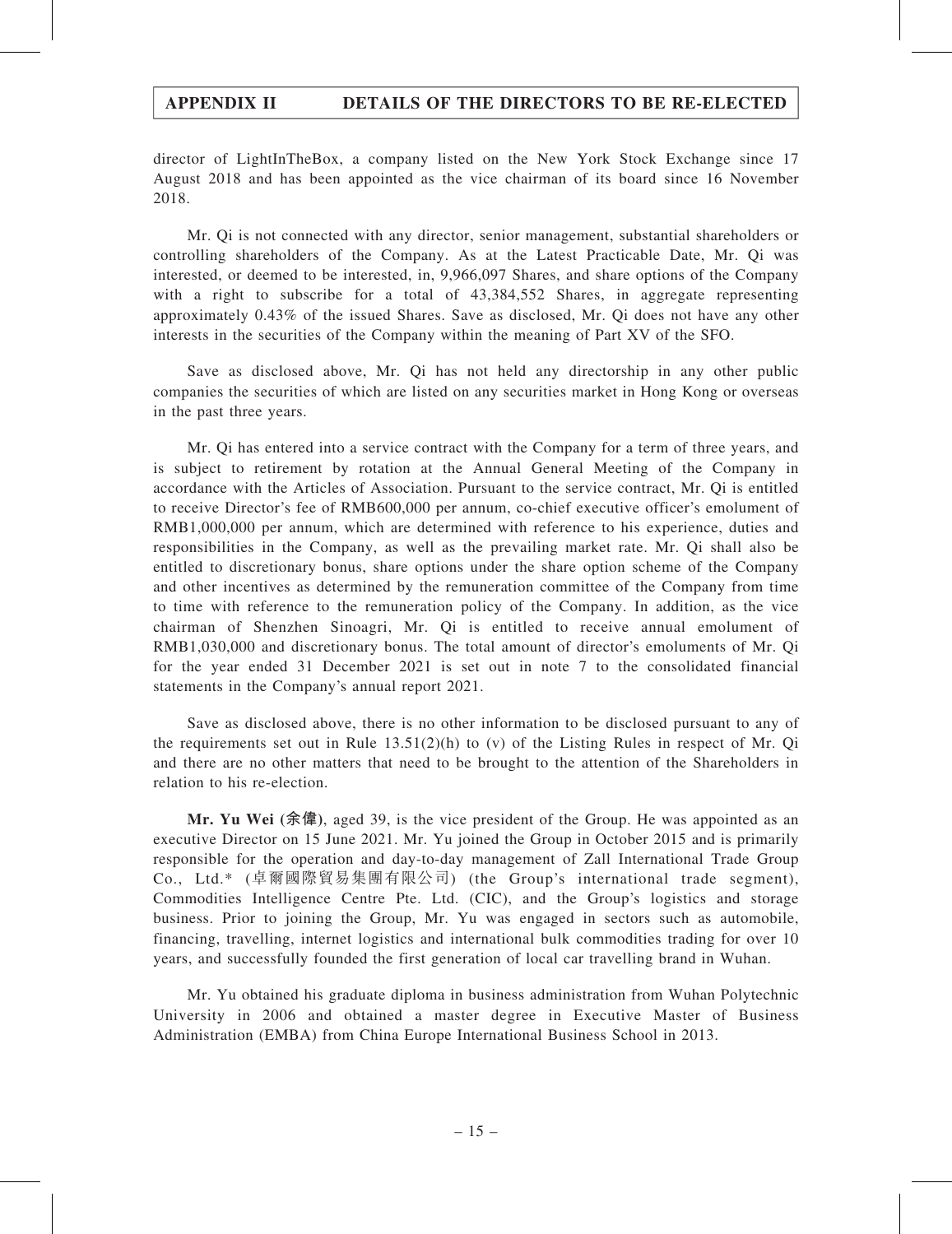director of LightInTheBox, a company listed on the New York Stock Exchange since 17 August 2018 and has been appointed as the vice chairman of its board since 16 November 2018.

Mr. Qi is not connected with any director, senior management, substantial shareholders or controlling shareholders of the Company. As at the Latest Practicable Date, Mr. Qi was interested, or deemed to be interested, in, 9,966,097 Shares, and share options of the Company with a right to subscribe for a total of 43,384,552 Shares, in aggregate representing approximately 0.43% of the issued Shares. Save as disclosed, Mr. Qi does not have any other interests in the securities of the Company within the meaning of Part XV of the SFO.

Save as disclosed above, Mr. Qi has not held any directorship in any other public companies the securities of which are listed on any securities market in Hong Kong or overseas in the past three years.

Mr. Qi has entered into a service contract with the Company for a term of three years, and is subject to retirement by rotation at the Annual General Meeting of the Company in accordance with the Articles of Association. Pursuant to the service contract, Mr. Qi is entitled to receive Director's fee of RMB600,000 per annum, co-chief executive officer's emolument of RMB1,000,000 per annum, which are determined with reference to his experience, duties and responsibilities in the Company, as well as the prevailing market rate. Mr. Qi shall also be entitled to discretionary bonus, share options under the share option scheme of the Company and other incentives as determined by the remuneration committee of the Company from time to time with reference to the remuneration policy of the Company. In addition, as the vice chairman of Shenzhen Sinoagri, Mr. Qi is entitled to receive annual emolument of RMB1,030,000 and discretionary bonus. The total amount of director's emoluments of Mr. Qi for the year ended 31 December 2021 is set out in note 7 to the consolidated financial statements in the Company's annual report 2021.

Save as disclosed above, there is no other information to be disclosed pursuant to any of the requirements set out in Rule 13.51(2)(h) to (v) of the Listing Rules in respect of Mr. Qi and there are no other matters that need to be brought to the attention of the Shareholders in relation to his re-election.

**Mr. Yu Wei (余偉)**, aged 39, is the vice president of the Group. He was appointed as an executive Director on 15 June 2021. Mr. Yu joined the Group in October 2015 and is primarily responsible for the operation and day-to-day management of Zall International Trade Group Co., Ltd.* (卓爾國際貿易集團有限公司) (the Group's international trade segment), Commodities Intelligence Centre Pte. Ltd. (CIC), and the Group's logistics and storage business. Prior to joining the Group, Mr. Yu was engaged in sectors such as automobile, financing, travelling, internet logistics and international bulk commodities trading for over 10 years, and successfully founded the first generation of local car travelling brand in Wuhan.

Mr. Yu obtained his graduate diploma in business administration from Wuhan Polytechnic University in 2006 and obtained a master degree in Executive Master of Business Administration (EMBA) from China Europe International Business School in 2013.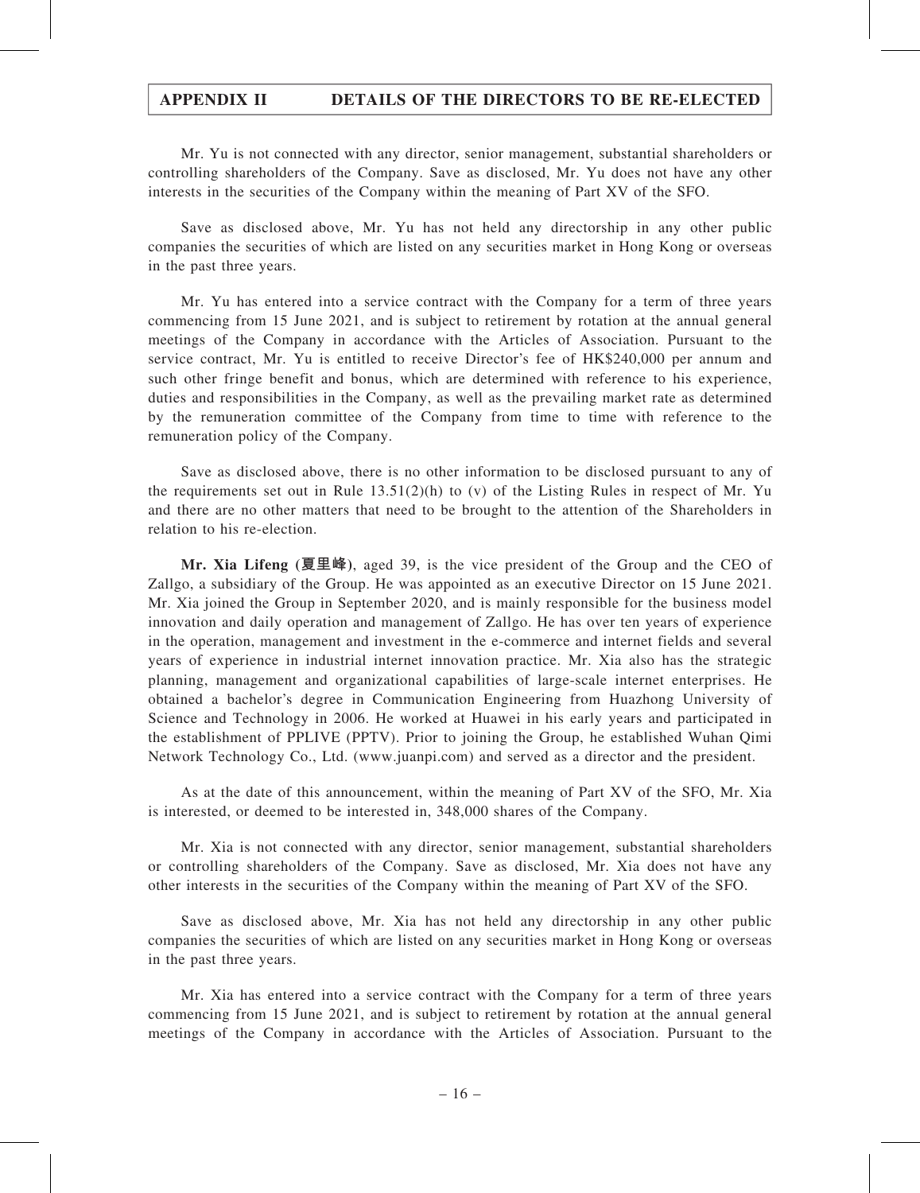Mr. Yu is not connected with any director, senior management, substantial shareholders or controlling shareholders of the Company. Save as disclosed, Mr. Yu does not have any other interests in the securities of the Company within the meaning of Part XV of the SFO.

Save as disclosed above, Mr. Yu has not held any directorship in any other public companies the securities of which are listed on any securities market in Hong Kong or overseas in the past three years.

Mr. Yu has entered into a service contract with the Company for a term of three years commencing from 15 June 2021, and is subject to retirement by rotation at the annual general meetings of the Company in accordance with the Articles of Association. Pursuant to the service contract, Mr. Yu is entitled to receive Director's fee of HK$240,000 per annum and such other fringe benefit and bonus, which are determined with reference to his experience, duties and responsibilities in the Company, as well as the prevailing market rate as determined by the remuneration committee of the Company from time to time with reference to the remuneration policy of the Company.

Save as disclosed above, there is no other information to be disclosed pursuant to any of the requirements set out in Rule 13.51(2)(h) to (v) of the Listing Rules in respect of Mr. Yu and there are no other matters that need to be brought to the attention of the Shareholders in relation to his re-election.

**Mr. Xia Lifeng (夏里峰)**, aged 39, is the vice president of the Group and the CEO of Zallgo, a subsidiary of the Group. He was appointed as an executive Director on 15 June 2021. Mr. Xia joined the Group in September 2020, and is mainly responsible for the business model innovation and daily operation and management of Zallgo. He has over ten years of experience in the operation, management and investment in the e-commerce and internet fields and several years of experience in industrial internet innovation practice. Mr. Xia also has the strategic planning, management and organizational capabilities of large-scale internet enterprises. He obtained a bachelor's degree in Communication Engineering from Huazhong University of Science and Technology in 2006. He worked at Huawei in his early years and participated in the establishment of PPLIVE (PPTV). Prior to joining the Group, he established Wuhan Qimi Network Technology Co., Ltd. (www.juanpi.com) and served as a director and the president.

As at the date of this announcement, within the meaning of Part XV of the SFO, Mr. Xia is interested, or deemed to be interested in, 348,000 shares of the Company.

Mr. Xia is not connected with any director, senior management, substantial shareholders or controlling shareholders of the Company. Save as disclosed, Mr. Xia does not have any other interests in the securities of the Company within the meaning of Part XV of the SFO.

Save as disclosed above, Mr. Xia has not held any directorship in any other public companies the securities of which are listed on any securities market in Hong Kong or overseas in the past three years.

Mr. Xia has entered into a service contract with the Company for a term of three years commencing from 15 June 2021, and is subject to retirement by rotation at the annual general meetings of the Company in accordance with the Articles of Association. Pursuant to the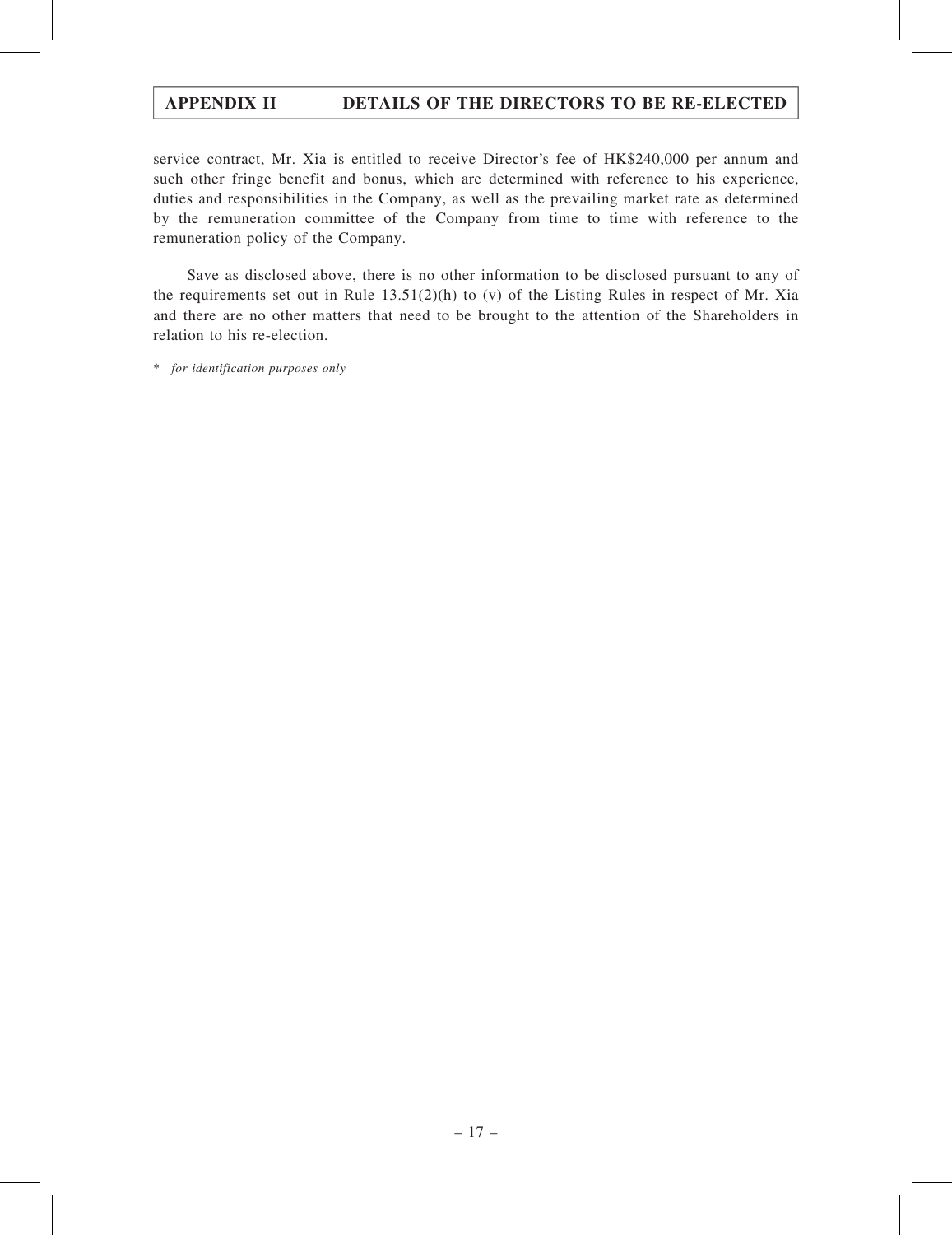service contract, Mr. Xia is entitled to receive Director's fee of HK$240,000 per annum and such other fringe benefit and bonus, which are determined with reference to his experience, duties and responsibilities in the Company, as well as the prevailing market rate as determined by the remuneration committee of the Company from time to time with reference to the remuneration policy of the Company.

Save as disclosed above, there is no other information to be disclosed pursuant to any of the requirements set out in Rule 13.51(2)(h) to (v) of the Listing Rules in respect of Mr. Xia and there are no other matters that need to be brought to the attention of the Shareholders in relation to his re-election.

\* *for identification purposes only*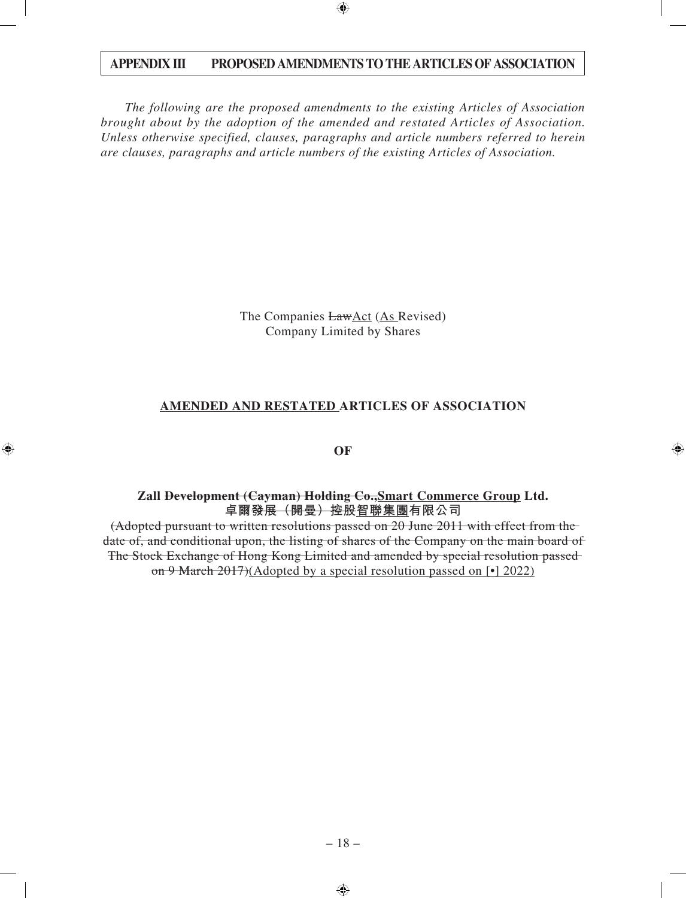*The following are the proposed amendments to the existing Articles of Association brought about by the adoption of the amended and restated Articles of Association. Unless otherwise specified, clauses, paragraphs and article numbers referred to herein are clauses, paragraphs and article numbers of the existing Articles of Association.*

The Companies ~~Law~~Act (As Revised)
Company Limited by Shares

**AMENDED AND RESTATED ARTICLES OF ASSOCIATION**

**OF**

**Zall ~~Development (Cayman) Holding Co.,~~Smart Commerce Group Ltd.**
**卓爾~~發展（開曼）控股~~智聯集團有限公司**

~~(Adopted pursuant to written resolutions passed on 20 June 2011 with effect from the date of, and conditional upon, the listing of shares of the Company on the main board of The Stock Exchange of Hong Kong Limited and amended by special resolution passed on 9 March 2017)~~(Adopted by a special resolution passed on [•] 2022)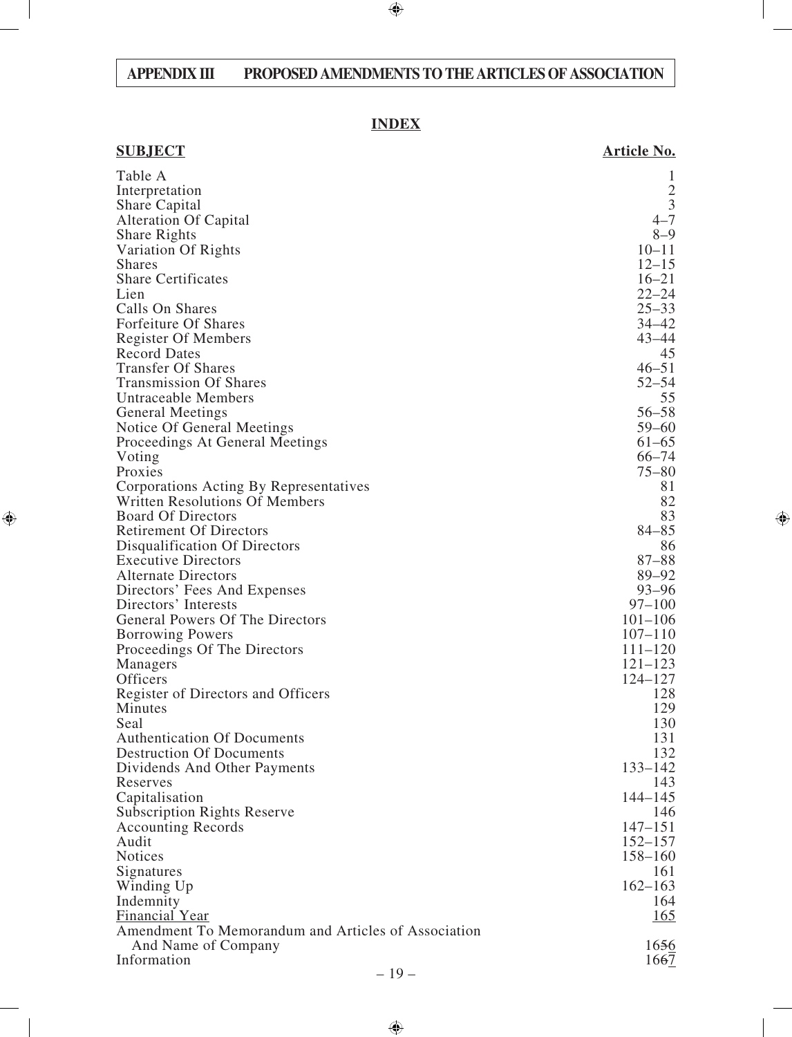## APPENDIX III PROPOSED AMENDMENTS TO THE ARTICLES OF ASSOCIATION

### INDEX

| SUBJECT | Article No. |
|---|---|
| Table A | 1 |
| Interpretation | 2 |
| Share Capital | 3 |
| Alteration Of Capital | 4–7 |
| Share Rights | 8–9 |
| Variation Of Rights | 10–11 |
| Shares | 12–15 |
| Share Certificates | 16–21 |
| Lien | 22–24 |
| Calls On Shares | 25–33 |
| Forfeiture Of Shares | 34–42 |
| Register Of Members | 43–44 |
| Record Dates | 45 |
| Transfer Of Shares | 46–51 |
| Transmission Of Shares | 52–54 |
| Untraceable Members | 55 |
| General Meetings | 56–58 |
| Notice Of General Meetings | 59–60 |
| Proceedings At General Meetings | 61–65 |
| Voting | 66–74 |
| Proxies | 75–80 |
| Corporations Acting By Representatives | 81 |
| Written Resolutions Of Members | 82 |
| Board Of Directors | 83 |
| Retirement Of Directors | 84–85 |
| Disqualification Of Directors | 86 |
| Executive Directors | 87–88 |
| Alternate Directors | 89–92 |
| Directors' Fees And Expenses | 93–96 |
| Directors' Interests | 97–100 |
| General Powers Of The Directors | 101–106 |
| Borrowing Powers | 107–110 |
| Proceedings Of The Directors | 111–120 |
| Managers | 121–123 |
| Officers | 124–127 |
| Register of Directors and Officers | 128 |
| Minutes | 129 |
| Seal | 130 |
| Authentication Of Documents | 131 |
| Destruction Of Documents | 132 |
| Dividends And Other Payments | 133–142 |
| Reserves | 143 |
| Capitalisation | 144–145 |
| Subscription Rights Reserve | 146 |
| Accounting Records | 147–151 |
| Audit | 152–157 |
| Notices | 158–160 |
| Signatures | 161 |
| Winding Up | 162–163 |
| Indemnity | 164 |
| Financial Year | 165 |
| Amendment To Memorandum and Articles of Association And Name of Company | 1~~65~~6 |
| Information | 1~~66~~7 |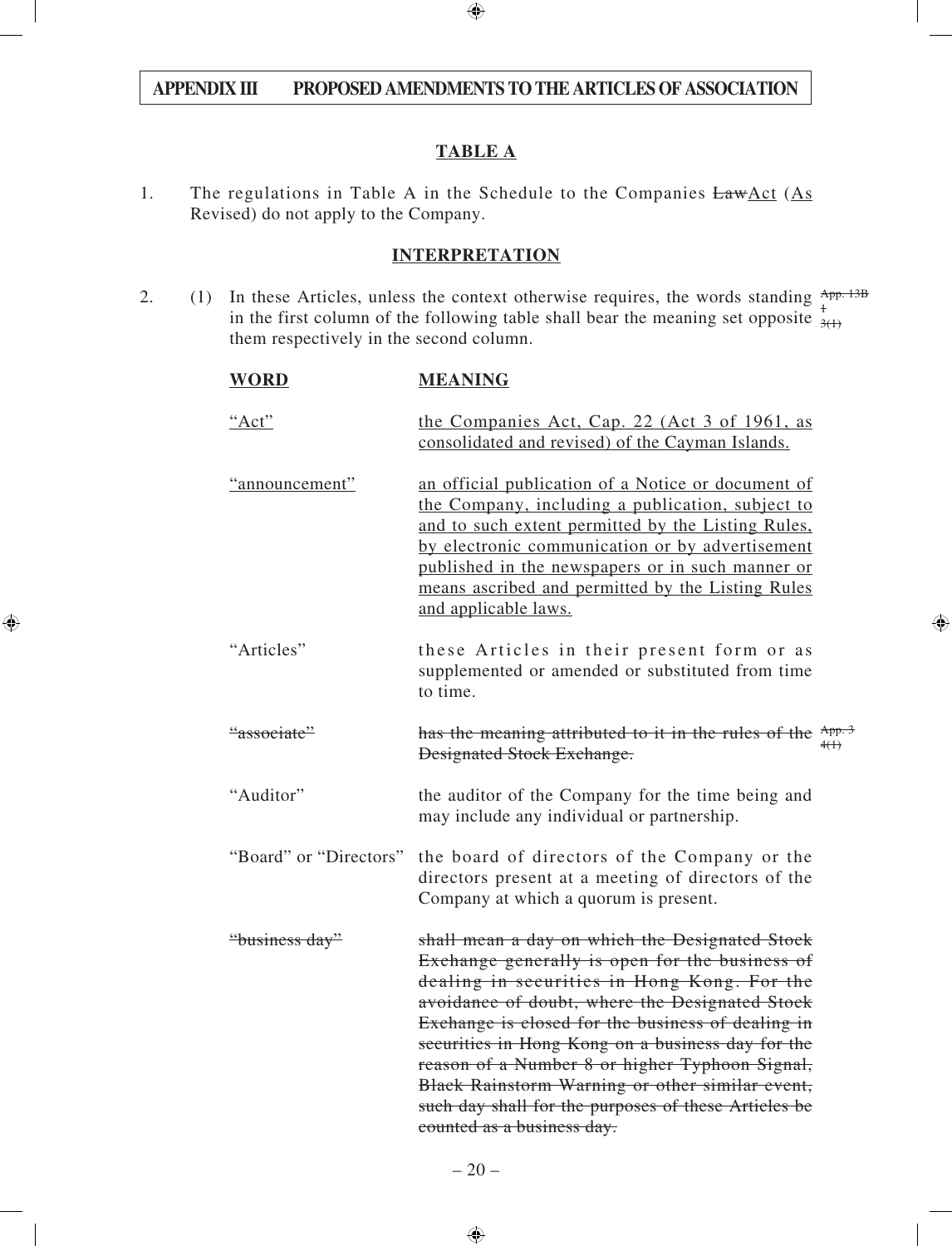**APPENDIX III PROPOSED AMENDMENTS TO THE ARTICLES OF ASSOCIATION**

## TABLE A

1. The regulations in Table A in the Schedule to the Companies ~~Law~~<u>Act</u> (<u>As</u> Revised) do not apply to the Company.

## INTERPRETATION

2. (1) In these Articles, unless the context otherwise requires, the words standing in the first column of the following table shall bear the meaning set opposite them respectively in the second column. ~~App. 13B 1~~ 3(1)

| **WORD** | **MEANING** |
|---|---|
| <u>"Act"</u> | <u>the Companies Act, Cap. 22 (Act 3 of 1961, as consolidated and revised) of the Cayman Islands.</u> |
| <u>"announcement"</u> | <u>an official publication of a Notice or document of the Company, including a publication, subject to and to such extent permitted by the Listing Rules, by electronic communication or by advertisement published in the newspapers or in such manner or means ascribed and permitted by the Listing Rules and applicable laws.</u> |
| "Articles" | these Articles in their present form or as supplemented or amended or substituted from time to time. |
| ~~"associate"~~ | ~~has the meaning attributed to it in the rules of the Designated Stock Exchange.~~ ~~App. 3 4(1)~~ |
| "Auditor" | the auditor of the Company for the time being and may include any individual or partnership. |
| "Board" or "Directors" | the board of directors of the Company or the directors present at a meeting of directors of the Company at which a quorum is present. |
| ~~"business day"~~ | ~~shall mean a day on which the Designated Stock Exchange generally is open for the business of dealing in securities in Hong Kong. For the avoidance of doubt, where the Designated Stock Exchange is closed for the business of dealing in securities in Hong Kong on a business day for the reason of a Number 8 or higher Typhoon Signal, Black Rainstorm Warning or other similar event, such day shall for the purposes of these Articles be counted as a business day.~~ |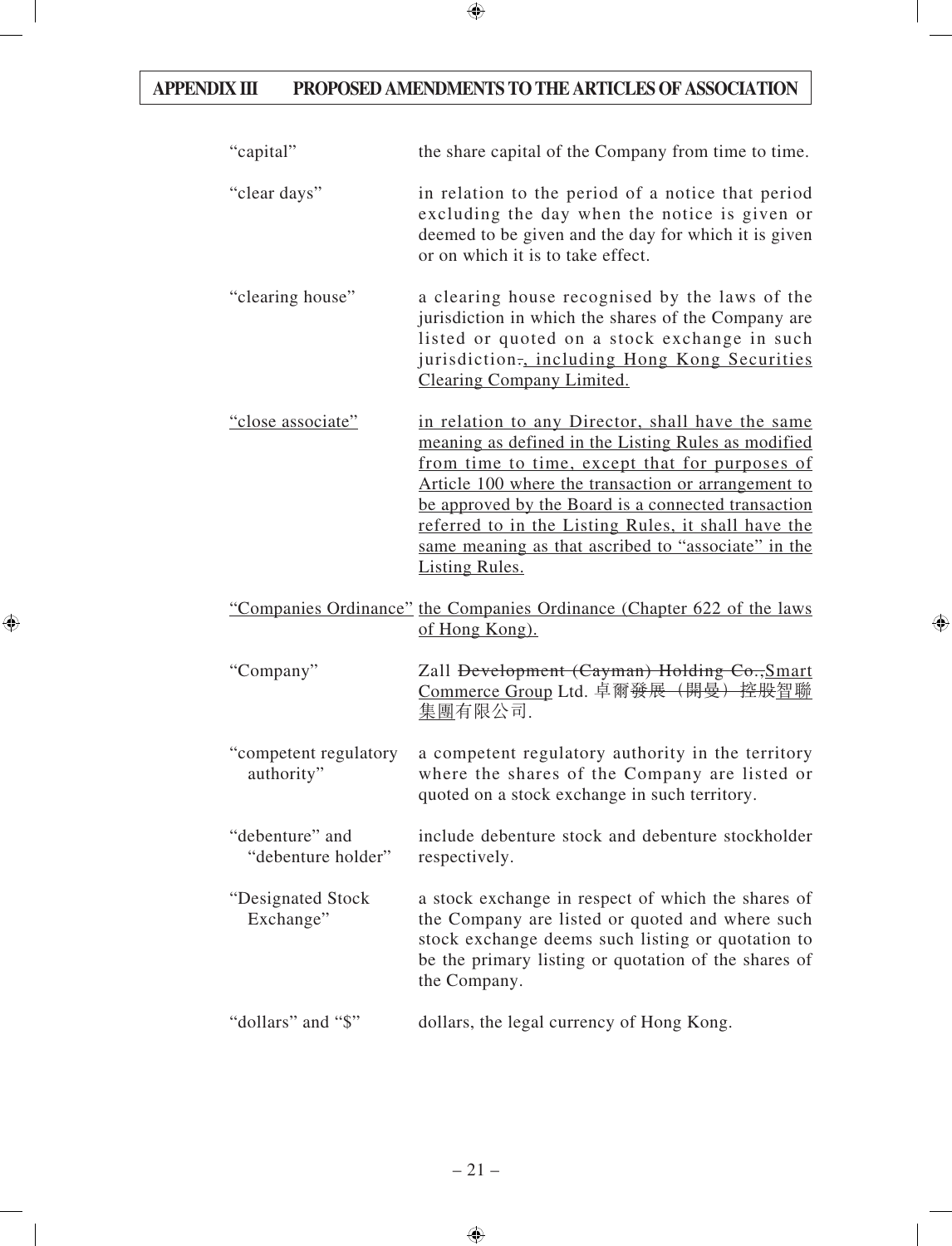| | |
|---|---|
| "capital" | the share capital of the Company from time to time. |
| "clear days" | in relation to the period of a notice that period excluding the day when the notice is given or deemed to be given and the day for which it is given or on which it is to take effect. |
| "clearing house" | a clearing house recognised by the laws of the jurisdiction in which the shares of the Company are listed or quoted on a stock exchange in such jurisdiction~~.~~<u>, including Hong Kong Securities Clearing Company Limited.</u> |
| <u>"close associate"</u> | <u>in relation to any Director, shall have the same meaning as defined in the Listing Rules as modified from time to time, except that for purposes of Article 100 where the transaction or arrangement to be approved by the Board is a connected transaction referred to in the Listing Rules, it shall have the same meaning as that ascribed to "associate" in the Listing Rules.</u> |
| <u>"Companies Ordinance"</u> | <u>the Companies Ordinance (Chapter 622 of the laws of Hong Kong).</u> |
| "Company" | Zall ~~Development (Cayman) Holding Co.,~~<u>Smart Commerce Group</u> Ltd. 卓爾~~發展（開曼）控股~~<u>智聯集團</u>有限公司. |
| "competent regulatory authority" | a competent regulatory authority in the territory where the shares of the Company are listed or quoted on a stock exchange in such territory. |
| "debenture" and "debenture holder" | include debenture stock and debenture stockholder respectively. |
| "Designated Stock Exchange" | a stock exchange in respect of which the shares of the Company are listed or quoted and where such stock exchange deems such listing or quotation to be the primary listing or quotation of the shares of the Company. |
| "dollars" and "$" | dollars, the legal currency of Hong Kong. |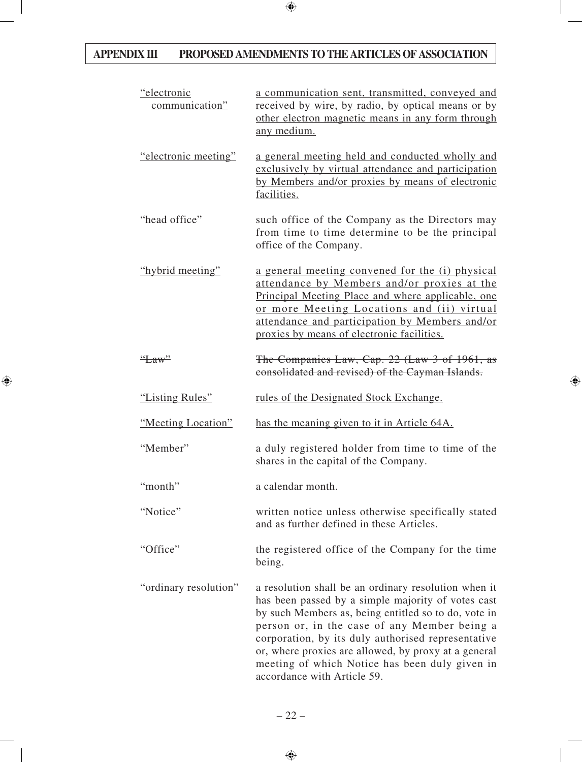| | |
|---|---|
| <u>"electronic communication"</u> | <u>a communication sent, transmitted, conveyed and received by wire, by radio, by optical means or by other electron magnetic means in any form through any medium.</u> |
| <u>"electronic meeting"</u> | <u>a general meeting held and conducted wholly and exclusively by virtual attendance and participation by Members and/or proxies by means of electronic facilities.</u> |
| "head office" | such office of the Company as the Directors may from time to time determine to be the principal office of the Company. |
| <u>"hybrid meeting"</u> | <u>a general meeting convened for the (i) physical attendance by Members and/or proxies at the Principal Meeting Place and where applicable, one or more Meeting Locations and (ii) virtual attendance and participation by Members and/or proxies by means of electronic facilities.</u> |
| ~~"Law"~~ | ~~The Companies Law, Cap. 22 (Law 3 of 1961, as consolidated and revised) of the Cayman Islands.~~ |
| <u>"Listing Rules"</u> | <u>rules of the Designated Stock Exchange.</u> |
| <u>"Meeting Location"</u> | <u>has the meaning given to it in Article 64A.</u> |
| "Member" | a duly registered holder from time to time of the shares in the capital of the Company. |
| "month" | a calendar month. |
| "Notice" | written notice unless otherwise specifically stated and as further defined in these Articles. |
| "Office" | the registered office of the Company for the time being. |
| "ordinary resolution" | a resolution shall be an ordinary resolution when it has been passed by a simple majority of votes cast by such Members as, being entitled so to do, vote in person or, in the case of any Member being a corporation, by its duly authorised representative or, where proxies are allowed, by proxy at a general meeting of which Notice has been duly given in accordance with Article 59. |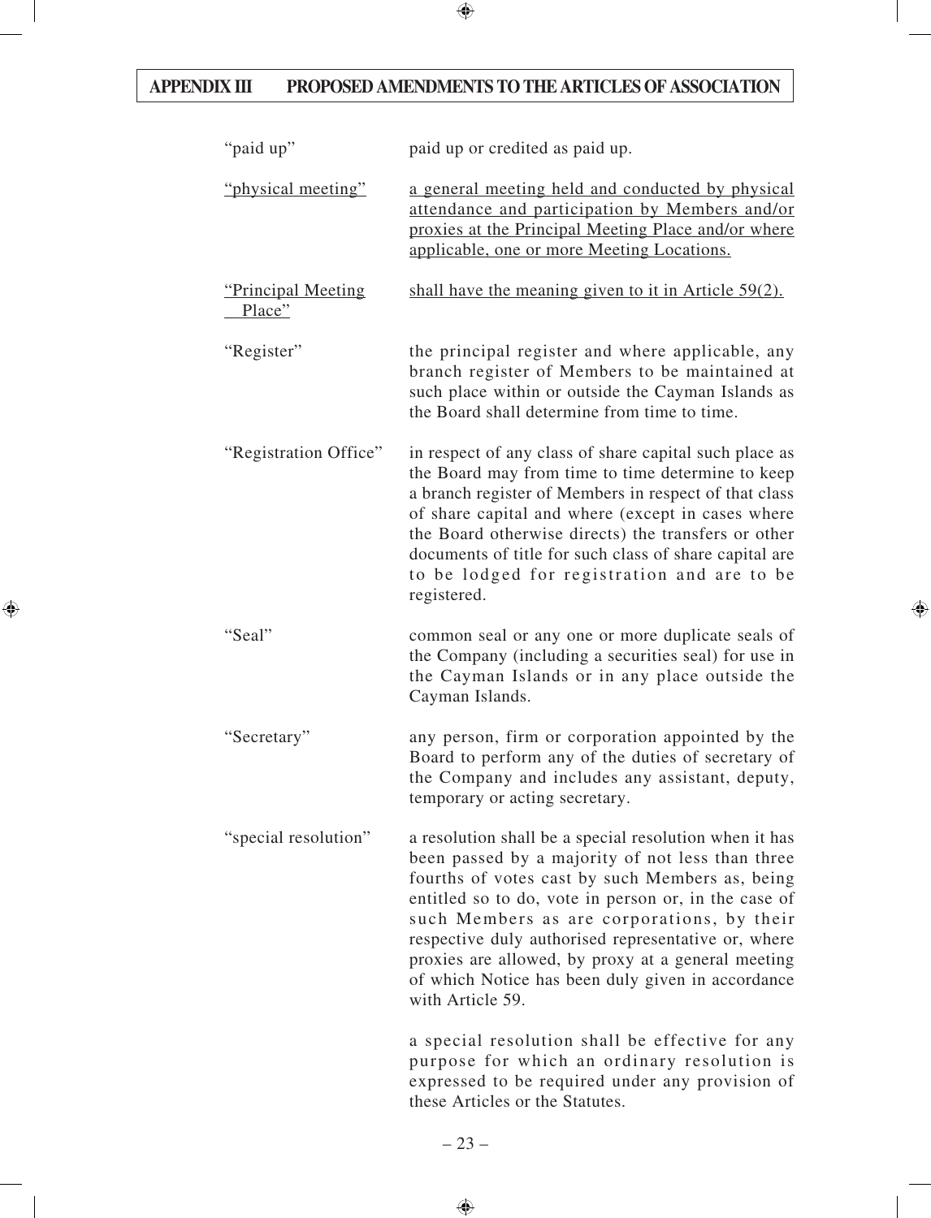| | |
|---|---|
| "paid up" | paid up or credited as paid up. |
| <u>"physical meeting"</u> | <u>a general meeting held and conducted by physical attendance and participation by Members and/or proxies at the Principal Meeting Place and/or where applicable, one or more Meeting Locations.</u> |
| <u>"Principal Meeting Place"</u> | <u>shall have the meaning given to it in Article 59(2).</u> |
| "Register" | the principal register and where applicable, any branch register of Members to be maintained at such place within or outside the Cayman Islands as the Board shall determine from time to time. |
| "Registration Office" | in respect of any class of share capital such place as the Board may from time to time determine to keep a branch register of Members in respect of that class of share capital and where (except in cases where the Board otherwise directs) the transfers or other documents of title for such class of share capital are to be lodged for registration and are to be registered. |
| "Seal" | common seal or any one or more duplicate seals of the Company (including a securities seal) for use in the Cayman Islands or in any place outside the Cayman Islands. |
| "Secretary" | any person, firm or corporation appointed by the Board to perform any of the duties of secretary of the Company and includes any assistant, deputy, temporary or acting secretary. |
| "special resolution" | a resolution shall be a special resolution when it has been passed by a majority of not less than three fourths of votes cast by such Members as, being entitled so to do, vote in person or, in the case of such Members as are corporations, by their respective duly authorised representative or, where proxies are allowed, by proxy at a general meeting of which Notice has been duly given in accordance with Article 59.<br><br>a special resolution shall be effective for any purpose for which an ordinary resolution is expressed to be required under any provision of these Articles or the Statutes. |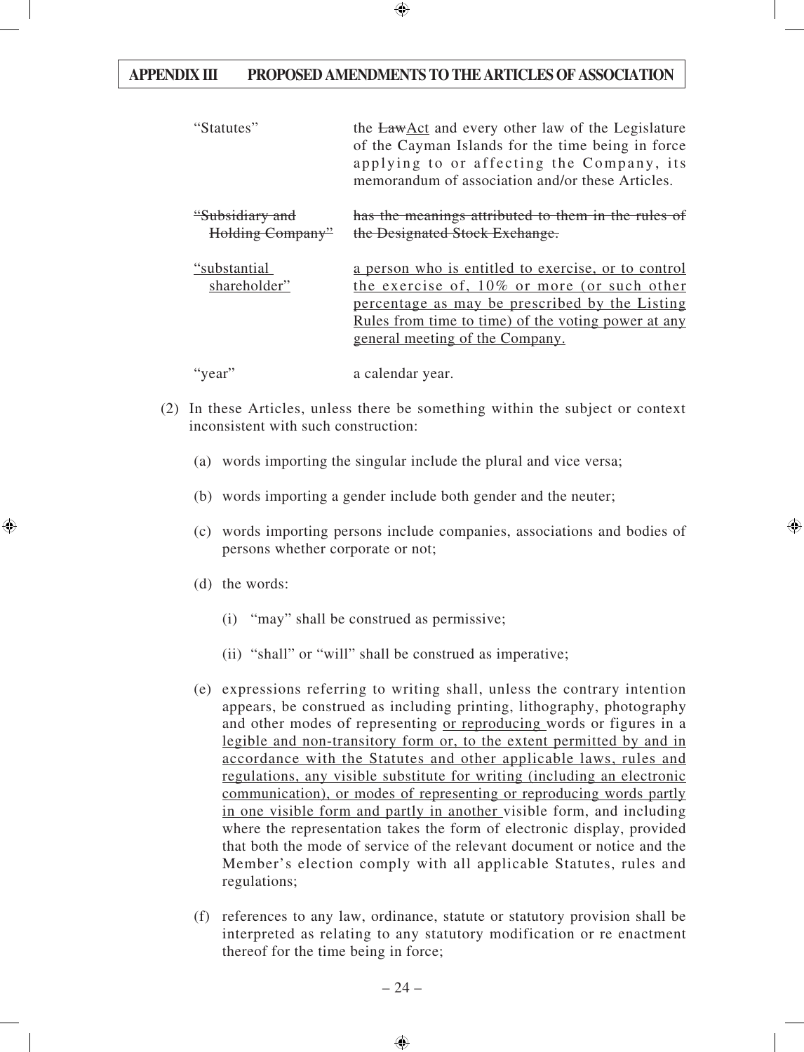| | |
|---|---|
| "Statutes" | the ~~Law~~Act and every other law of the Legislature of the Cayman Islands for the time being in force applying to or affecting the Company, its memorandum of association and/or these Articles. |
| ~~"Subsidiary and Holding Company"~~ | ~~has the meanings attributed to them in the rules of the Designated Stock Exchange.~~ |
| <u>"substantial shareholder"</u> | <u>a person who is entitled to exercise, or to control the exercise of, 10% or more (or such other percentage as may be prescribed by the Listing Rules from time to time) of the voting power at any general meeting of the Company.</u> |
| "year" | a calendar year. |

(2) In these Articles, unless there be something within the subject or context inconsistent with such construction:

(a) words importing the singular include the plural and vice versa;

(b) words importing a gender include both gender and the neuter;

(c) words importing persons include companies, associations and bodies of persons whether corporate or not;

(d) the words:

(i) "may" shall be construed as permissive;

(ii) "shall" or "will" shall be construed as imperative;

(e) expressions referring to writing shall, unless the contrary intention appears, be construed as including printing, lithography, photography and other modes of representing <u>or reproducing</u> words or figures in a <u>legible and non-transitory form or, to the extent permitted by and in accordance with the Statutes and other applicable laws, rules and regulations, any visible substitute for writing (including an electronic communication), or modes of representing or reproducing words partly in one visible form and partly in another</u> visible form, and including where the representation takes the form of electronic display, provided that both the mode of service of the relevant document or notice and the Member's election comply with all applicable Statutes, rules and regulations;

(f) references to any law, ordinance, statute or statutory provision shall be interpreted as relating to any statutory modification or re enactment thereof for the time being in force;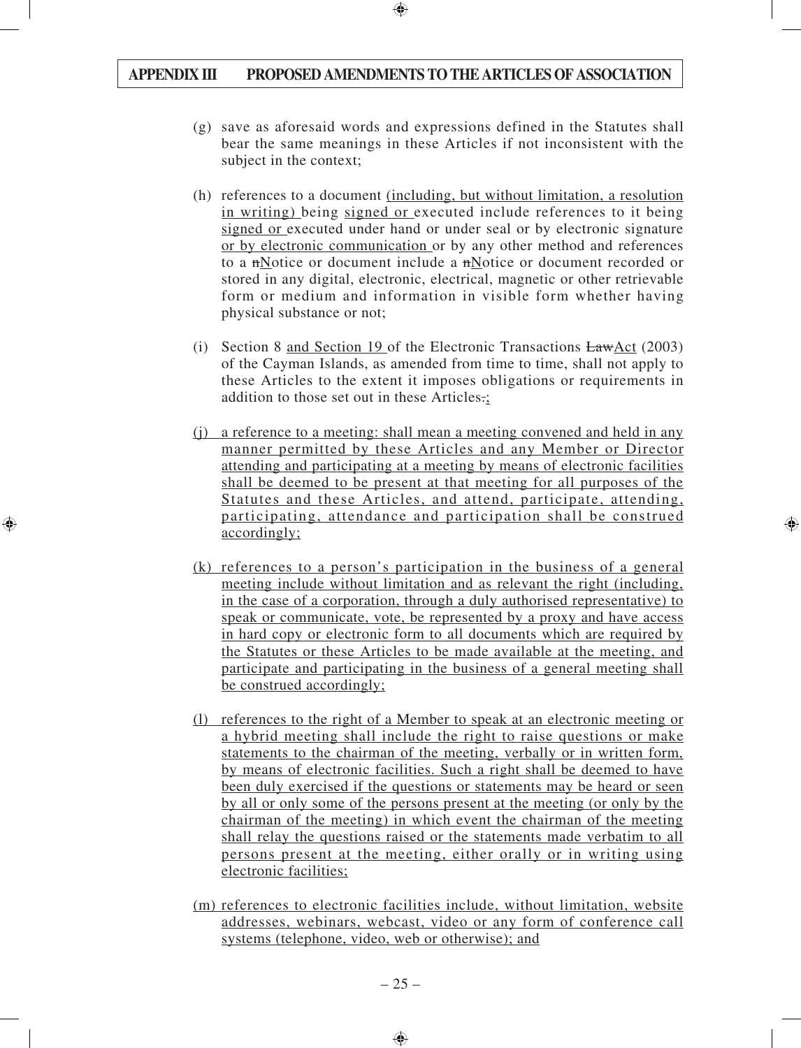(g) save as aforesaid words and expressions defined in the Statutes shall bear the same meanings in these Articles if not inconsistent with the subject in the context;

(h) references to a document (including, but without limitation, a resolution in writing) being signed or executed include references to it being signed or executed under hand or under seal or by electronic signature or by electronic communication or by any other method and references to a nNotice or document include a nNotice or document recorded or stored in any digital, electronic, electrical, magnetic or other retrievable form or medium and information in visible form whether having physical substance or not;

(i) Section 8 and Section 19 of the Electronic Transactions LawAct (2003) of the Cayman Islands, as amended from time to time, shall not apply to these Articles to the extent it imposes obligations or requirements in addition to those set out in these Articles.;

(j) a reference to a meeting: shall mean a meeting convened and held in any manner permitted by these Articles and any Member or Director attending and participating at a meeting by means of electronic facilities shall be deemed to be present at that meeting for all purposes of the Statutes and these Articles, and attend, participate, attending, participating, attendance and participation shall be construed accordingly;

(k) references to a person's participation in the business of a general meeting include without limitation and as relevant the right (including, in the case of a corporation, through a duly authorised representative) to speak or communicate, vote, be represented by a proxy and have access in hard copy or electronic form to all documents which are required by the Statutes or these Articles to be made available at the meeting, and participate and participating in the business of a general meeting shall be construed accordingly;

(l) references to the right of a Member to speak at an electronic meeting or a hybrid meeting shall include the right to raise questions or make statements to the chairman of the meeting, verbally or in written form, by means of electronic facilities. Such a right shall be deemed to have been duly exercised if the questions or statements may be heard or seen by all or only some of the persons present at the meeting (or only by the chairman of the meeting) in which event the chairman of the meeting shall relay the questions raised or the statements made verbatim to all persons present at the meeting, either orally or in writing using electronic facilities;

(m) references to electronic facilities include, without limitation, website addresses, webinars, webcast, video or any form of conference call systems (telephone, video, web or otherwise); and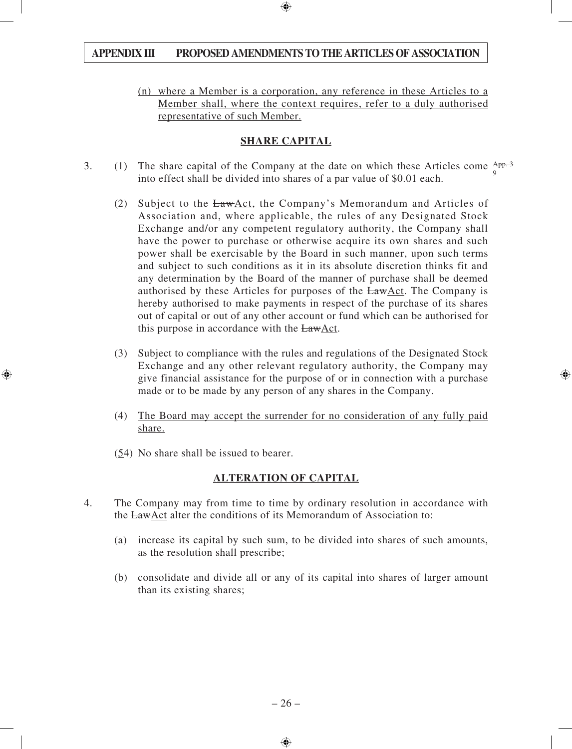(n) where a Member is a corporation, any reference in these Articles to a Member shall, where the context requires, refer to a duly authorised representative of such Member.

## SHARE CAPITAL

3. (1) The share capital of the Company at the date on which these Articles come into effect shall be divided into shares of a par value of $0.01 each. App. 3 9

(2) Subject to the LawAct, the Company's Memorandum and Articles of Association and, where applicable, the rules of any Designated Stock Exchange and/or any competent regulatory authority, the Company shall have the power to purchase or otherwise acquire its own shares and such power shall be exercisable by the Board in such manner, upon such terms and subject to such conditions as it in its absolute discretion thinks fit and any determination by the Board of the manner of purchase shall be deemed authorised by these Articles for purposes of the LawAct. The Company is hereby authorised to make payments in respect of the purchase of its shares out of capital or out of any other account or fund which can be authorised for this purpose in accordance with the LawAct.

(3) Subject to compliance with the rules and regulations of the Designated Stock Exchange and any other relevant regulatory authority, the Company may give financial assistance for the purpose of or in connection with a purchase made or to be made by any person of any shares in the Company.

(4) The Board may accept the surrender for no consideration of any fully paid share.

(54) No share shall be issued to bearer.

## ALTERATION OF CAPITAL

4. The Company may from time to time by ordinary resolution in accordance with the LawAct alter the conditions of its Memorandum of Association to:

(a) increase its capital by such sum, to be divided into shares of such amounts, as the resolution shall prescribe;

(b) consolidate and divide all or any of its capital into shares of larger amount than its existing shares;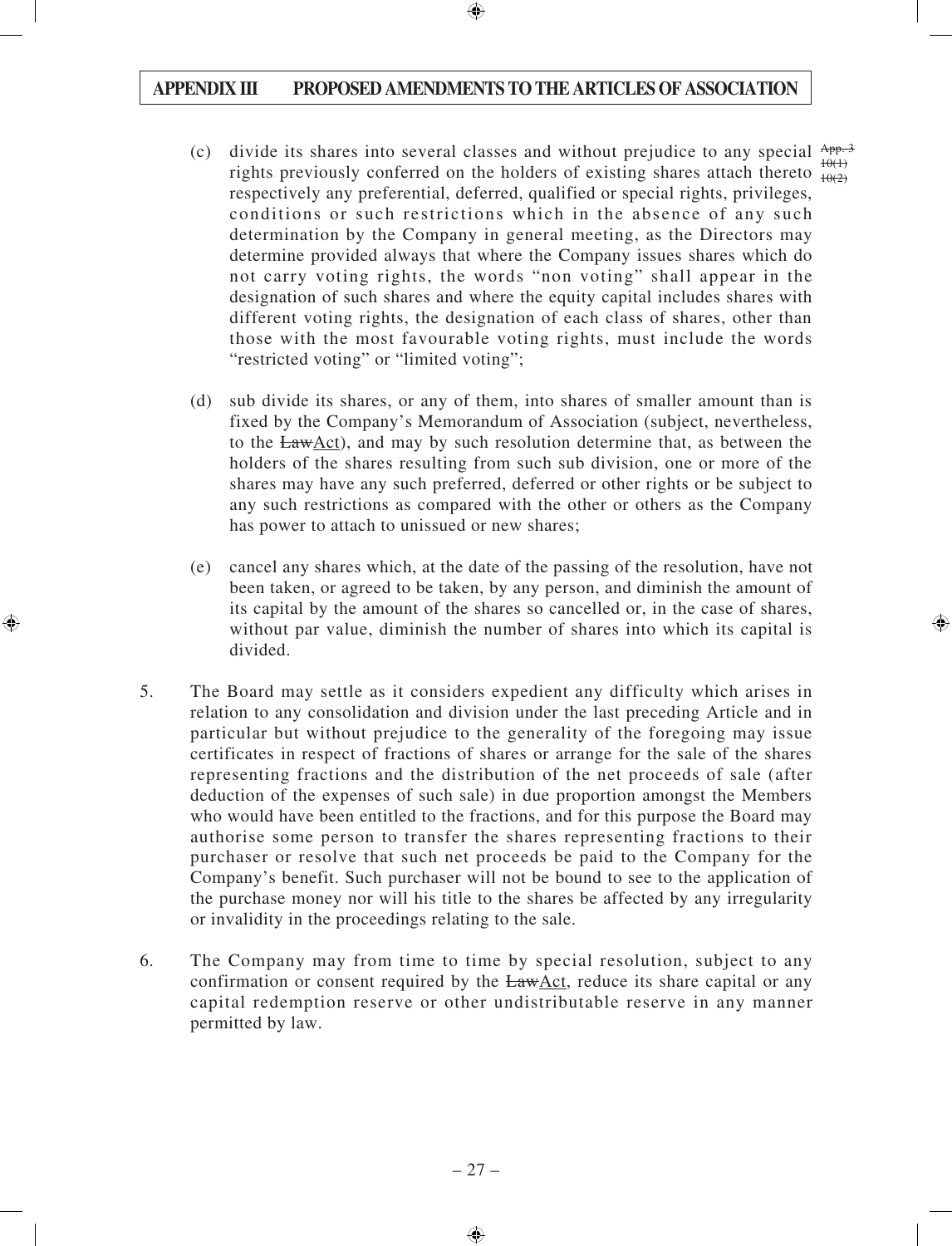(c) divide its shares into several classes and without prejudice to any special rights previously conferred on the holders of existing shares attach thereto respectively any preferential, deferred, qualified or special rights, privileges, conditions or such restrictions which in the absence of any such determination by the Company in general meeting, as the Directors may determine provided always that where the Company issues shares which do not carry voting rights, the words "non voting" shall appear in the designation of such shares and where the equity capital includes shares with different voting rights, the designation of each class of shares, other than those with the most favourable voting rights, must include the words "restricted voting" or "limited voting"; ~~App. 3 10(1) 10(2)~~

(d) sub divide its shares, or any of them, into shares of smaller amount than is fixed by the Company's Memorandum of Association (subject, nevertheless, to the ~~Law~~Act), and may by such resolution determine that, as between the holders of the shares resulting from such sub division, one or more of the shares may have any such preferred, deferred or other rights or be subject to any such restrictions as compared with the other or others as the Company has power to attach to unissued or new shares;

(e) cancel any shares which, at the date of the passing of the resolution, have not been taken, or agreed to be taken, by any person, and diminish the amount of its capital by the amount of the shares so cancelled or, in the case of shares, without par value, diminish the number of shares into which its capital is divided.

5. The Board may settle as it considers expedient any difficulty which arises in relation to any consolidation and division under the last preceding Article and in particular but without prejudice to the generality of the foregoing may issue certificates in respect of fractions of shares or arrange for the sale of the shares representing fractions and the distribution of the net proceeds of sale (after deduction of the expenses of such sale) in due proportion amongst the Members who would have been entitled to the fractions, and for this purpose the Board may authorise some person to transfer the shares representing fractions to their purchaser or resolve that such net proceeds be paid to the Company for the Company's benefit. Such purchaser will not be bound to see to the application of the purchase money nor will his title to the shares be affected by any irregularity or invalidity in the proceedings relating to the sale.

6. The Company may from time to time by special resolution, subject to any confirmation or consent required by the ~~Law~~Act, reduce its share capital or any capital redemption reserve or other undistributable reserve in any manner permitted by law.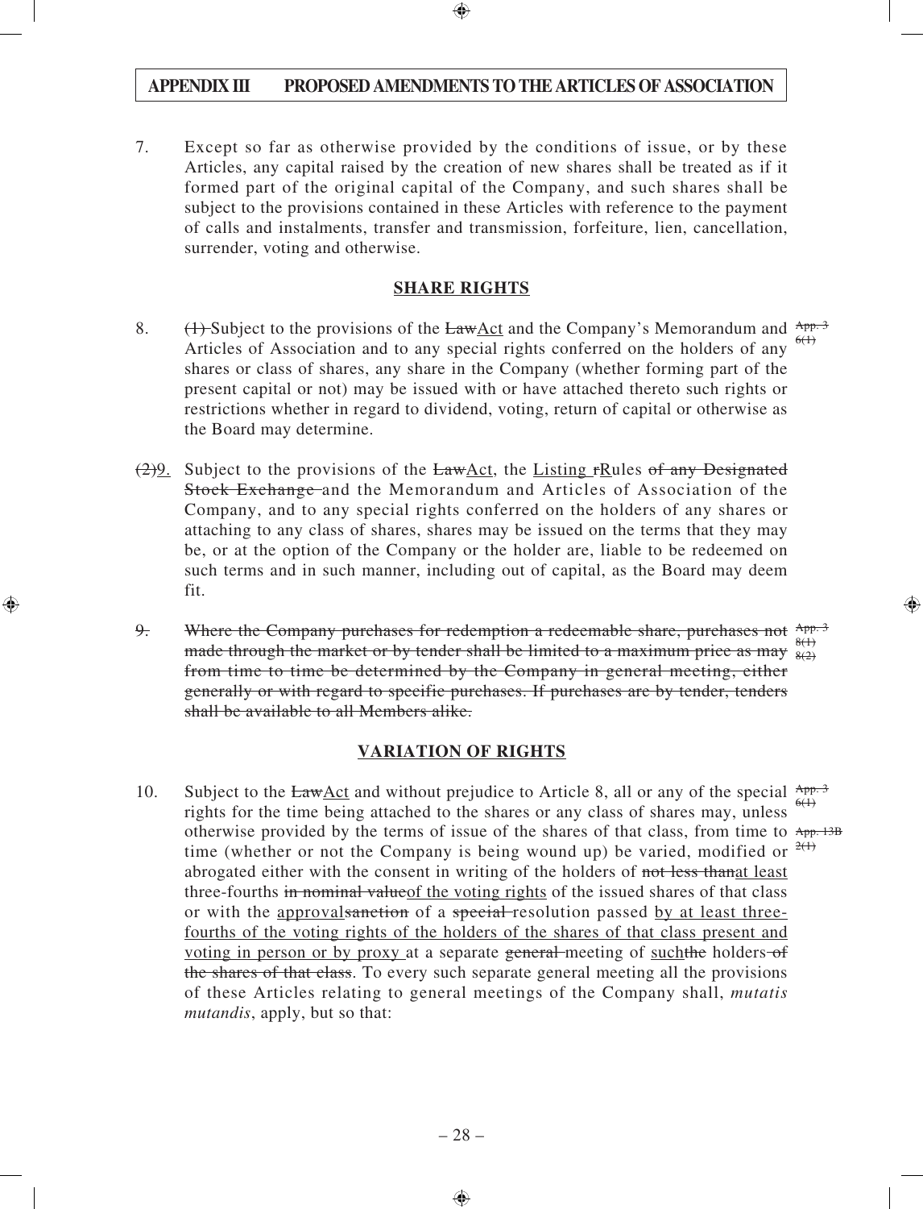7. Except so far as otherwise provided by the conditions of issue, or by these Articles, any capital raised by the creation of new shares shall be treated as if it formed part of the original capital of the Company, and such shares shall be subject to the provisions contained in these Articles with reference to the payment of calls and instalments, transfer and transmission, forfeiture, lien, cancellation, surrender, voting and otherwise.

## SHARE RIGHTS

8. ~~(1)~~ Subject to the provisions of the ~~Law~~Act and the Company's Memorandum and Articles of Association and to any special rights conferred on the holders of any shares or class of shares, any share in the Company (whether forming part of the present capital or not) may be issued with or have attached thereto such rights or restrictions whether in regard to dividend, voting, return of capital or otherwise as the Board may determine.

~~App. 3 6(1)~~

~~(2)~~9. Subject to the provisions of the ~~Law~~Act, the Listing ~~r~~Rules ~~of any Designated Stock Exchange~~ and the Memorandum and Articles of Association of the Company, and to any special rights conferred on the holders of any shares or attaching to any class of shares, shares may be issued on the terms that they may be, or at the option of the Company or the holder are, liable to be redeemed on such terms and in such manner, including out of capital, as the Board may deem fit.

~~9. Where the Company purchases for redemption a redeemable share, purchases not made through the market or by tender shall be limited to a maximum price as may from time to time be determined by the Company in general meeting, either generally or with regard to specific purchases. If purchases are by tender, tenders shall be available to all Members alike.~~

~~App. 3 8(1) 8(2)~~

## VARIATION OF RIGHTS

10. Subject to the ~~Law~~Act and without prejudice to Article 8, all or any of the special rights for the time being attached to the shares or any class of shares may, unless otherwise provided by the terms of issue of the shares of that class, from time to time (whether or not the Company is being wound up) be varied, modified or abrogated either with the consent in writing of the holders of ~~not less than~~at least three-fourths ~~in nominal value~~of the voting rights of the issued shares of that class or with the approval~~sanction~~ of a ~~special~~ resolution passed by at least three-fourths of the voting rights of the holders of the shares of that class present and voting in person or by proxy at a separate ~~general~~ meeting of such~~the~~ holders ~~of the shares of that class~~. To every such separate general meeting all the provisions of these Articles relating to general meetings of the Company shall, *mutatis mutandis*, apply, but so that:

~~App. 3 6(1)~~
~~App. 13B 2(1)~~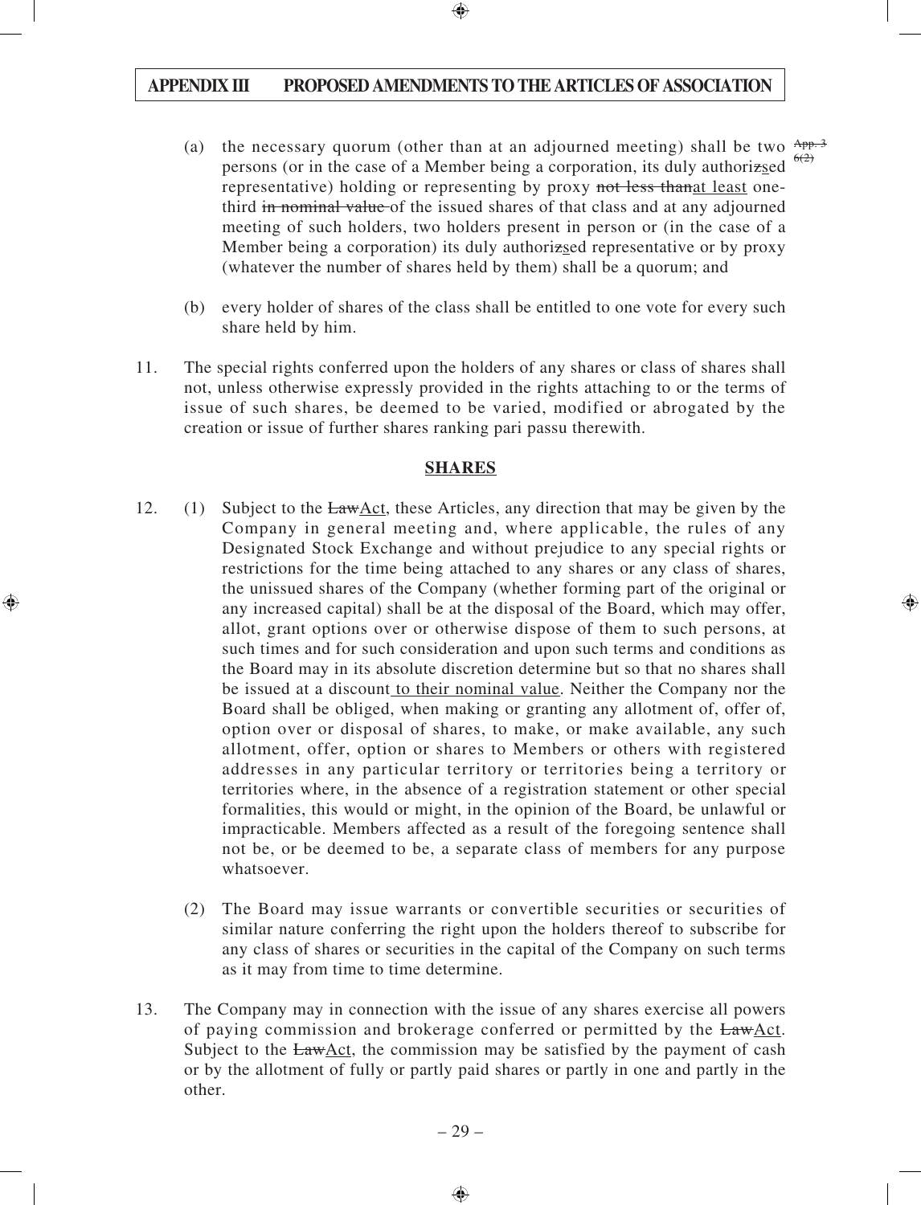(a) the necessary quorum (other than at an adjourned meeting) shall be two persons (or in the case of a Member being a corporation, its duly authorizsed representative) holding or representing by proxy ~~not less than~~at least one-third ~~in nominal value~~ of the issued shares of that class and at any adjourned meeting of such holders, two holders present in person or (in the case of a Member being a corporation) its duly authorizsed representative or by proxy (whatever the number of shares held by them) shall be a quorum; and ~~App. 3 6(2)~~

(b) every holder of shares of the class shall be entitled to one vote for every such share held by him.

11. The special rights conferred upon the holders of any shares or class of shares shall not, unless otherwise expressly provided in the rights attaching to or the terms of issue of such shares, be deemed to be varied, modified or abrogated by the creation or issue of further shares ranking pari passu therewith.

## SHARES

12. (1) Subject to the ~~Law~~Act, these Articles, any direction that may be given by the Company in general meeting and, where applicable, the rules of any Designated Stock Exchange and without prejudice to any special rights or restrictions for the time being attached to any shares or any class of shares, the unissued shares of the Company (whether forming part of the original or any increased capital) shall be at the disposal of the Board, which may offer, allot, grant options over or otherwise dispose of them to such persons, at such times and for such consideration and upon such terms and conditions as the Board may in its absolute discretion determine but so that no shares shall be issued at a discount to their nominal value. Neither the Company nor the Board shall be obliged, when making or granting any allotment of, offer of, option over or disposal of shares, to make, or make available, any such allotment, offer, option or shares to Members or others with registered addresses in any particular territory or territories being a territory or territories where, in the absence of a registration statement or other special formalities, this would or might, in the opinion of the Board, be unlawful or impracticable. Members affected as a result of the foregoing sentence shall not be, or be deemed to be, a separate class of members for any purpose whatsoever.

(2) The Board may issue warrants or convertible securities or securities of similar nature conferring the right upon the holders thereof to subscribe for any class of shares or securities in the capital of the Company on such terms as it may from time to time determine.

13. The Company may in connection with the issue of any shares exercise all powers of paying commission and brokerage conferred or permitted by the ~~Law~~Act. Subject to the ~~Law~~Act, the commission may be satisfied by the payment of cash or by the allotment of fully or partly paid shares or partly in one and partly in the other.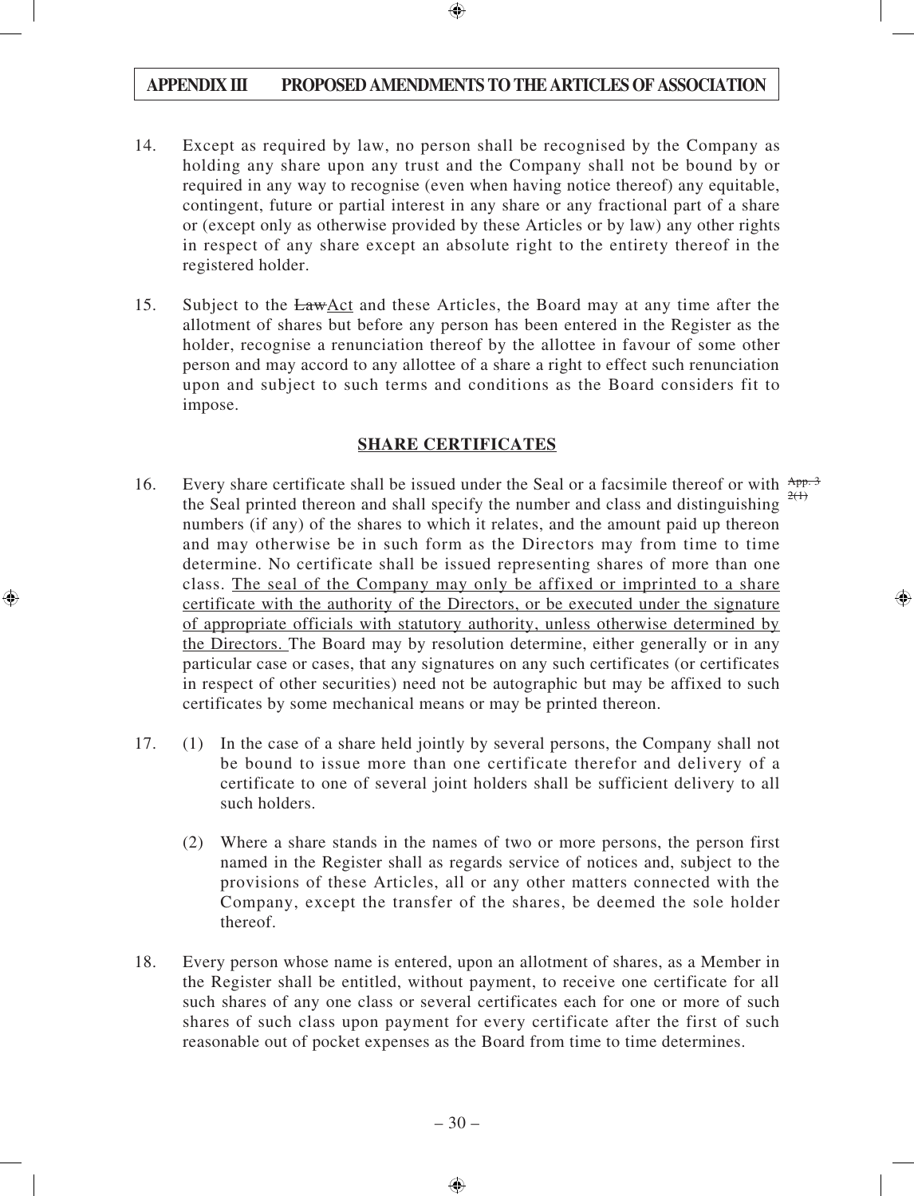14. Except as required by law, no person shall be recognised by the Company as holding any share upon any trust and the Company shall not be bound by or required in any way to recognise (even when having notice thereof) any equitable, contingent, future or partial interest in any share or any fractional part of a share or (except only as otherwise provided by these Articles or by law) any other rights in respect of any share except an absolute right to the entirety thereof in the registered holder.

15. Subject to the ~~Law~~Act and these Articles, the Board may at any time after the allotment of shares but before any person has been entered in the Register as the holder, recognise a renunciation thereof by the allottee in favour of some other person and may accord to any allottee of a share a right to effect such renunciation upon and subject to such terms and conditions as the Board considers fit to impose.

## SHARE CERTIFICATES

16. Every share certificate shall be issued under the Seal or a facsimile thereof or with the Seal printed thereon and shall specify the number and class and distinguishing numbers (if any) of the shares to which it relates, and the amount paid up thereon and may otherwise be in such form as the Directors may from time to time determine. No certificate shall be issued representing shares of more than one class. The seal of the Company may only be affixed or imprinted to a share certificate with the authority of the Directors, or be executed under the signature of appropriate officials with statutory authority, unless otherwise determined by the Directors. The Board may by resolution determine, either generally or in any particular case or cases, that any signatures on any such certificates (or certificates in respect of other securities) need not be autographic but may be affixed to such certificates by some mechanical means or may be printed thereon. ~~App. 3 2(1)~~

17. (1) In the case of a share held jointly by several persons, the Company shall not be bound to issue more than one certificate therefor and delivery of a certificate to one of several joint holders shall be sufficient delivery to all such holders.

    (2) Where a share stands in the names of two or more persons, the person first named in the Register shall as regards service of notices and, subject to the provisions of these Articles, all or any other matters connected with the Company, except the transfer of the shares, be deemed the sole holder thereof.

18. Every person whose name is entered, upon an allotment of shares, as a Member in the Register shall be entitled, without payment, to receive one certificate for all such shares of any one class or several certificates each for one or more of such shares of such class upon payment for every certificate after the first of such reasonable out of pocket expenses as the Board from time to time determines.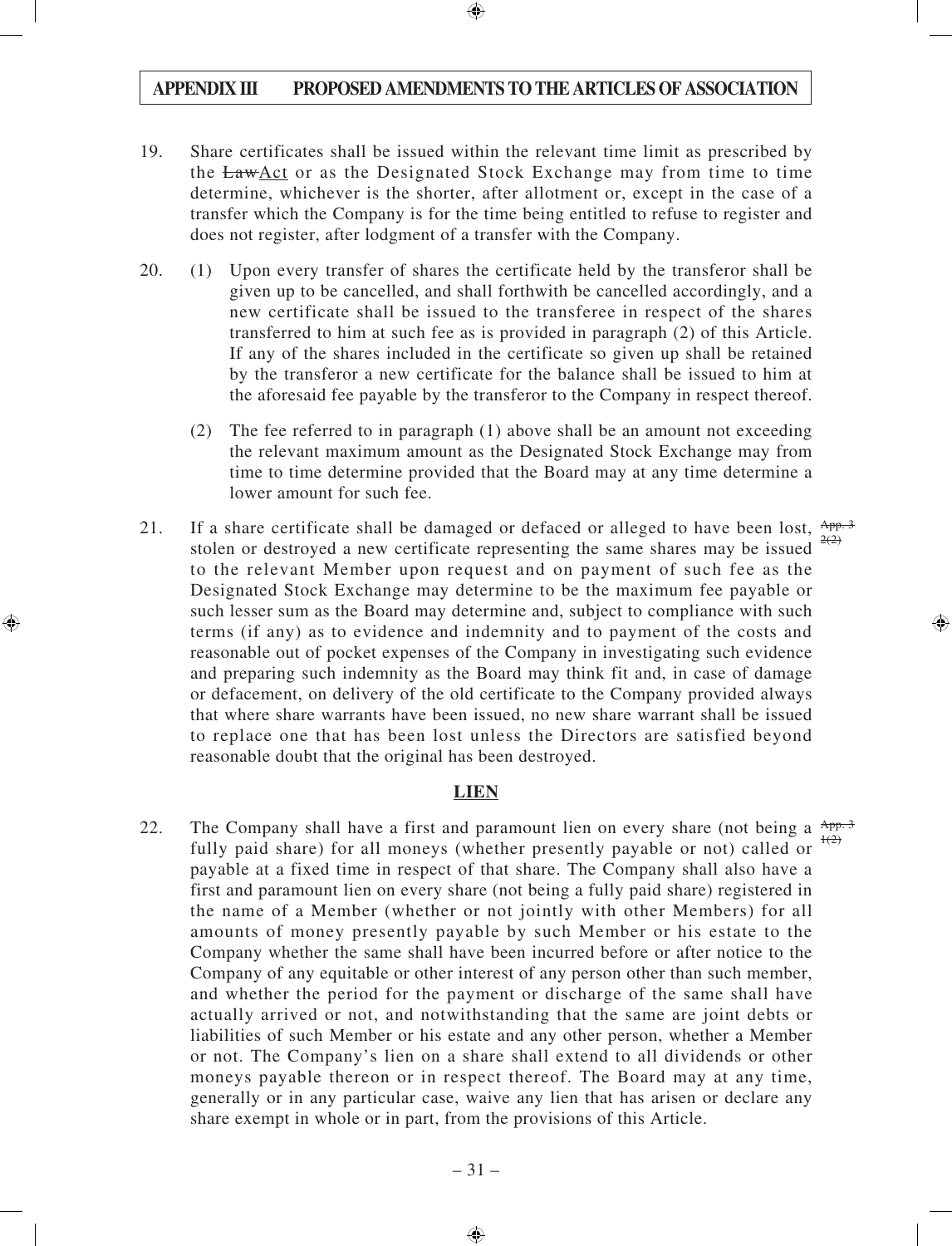19. Share certificates shall be issued within the relevant time limit as prescribed by the ~~Law~~Act or as the Designated Stock Exchange may from time to time determine, whichever is the shorter, after allotment or, except in the case of a transfer which the Company is for the time being entitled to refuse to register and does not register, after lodgment of a transfer with the Company.

20. (1) Upon every transfer of shares the certificate held by the transferor shall be given up to be cancelled, and shall forthwith be cancelled accordingly, and a new certificate shall be issued to the transferee in respect of the shares transferred to him at such fee as is provided in paragraph (2) of this Article. If any of the shares included in the certificate so given up shall be retained by the transferor a new certificate for the balance shall be issued to him at the aforesaid fee payable by the transferor to the Company in respect thereof.

    (2) The fee referred to in paragraph (1) above shall be an amount not exceeding the relevant maximum amount as the Designated Stock Exchange may from time to time determine provided that the Board may at any time determine a lower amount for such fee.

21. If a share certificate shall be damaged or defaced or alleged to have been lost, stolen or destroyed a new certificate representing the same shares may be issued to the relevant Member upon request and on payment of such fee as the Designated Stock Exchange may determine to be the maximum fee payable or such lesser sum as the Board may determine and, subject to compliance with such terms (if any) as to evidence and indemnity and to payment of the costs and reasonable out of pocket expenses of the Company in investigating such evidence and preparing such indemnity as the Board may think fit and, in case of damage or defacement, on delivery of the old certificate to the Company provided always that where share warrants have been issued, no new share warrant shall be issued to replace one that has been lost unless the Directors are satisfied beyond reasonable doubt that the original has been destroyed. ~~App. 3 2(2)~~

## LIEN

22. The Company shall have a first and paramount lien on every share (not being a fully paid share) for all moneys (whether presently payable or not) called or payable at a fixed time in respect of that share. The Company shall also have a first and paramount lien on every share (not being a fully paid share) registered in the name of a Member (whether or not jointly with other Members) for all amounts of money presently payable by such Member or his estate to the Company whether the same shall have been incurred before or after notice to the Company of any equitable or other interest of any person other than such member, and whether the period for the payment or discharge of the same shall have actually arrived or not, and notwithstanding that the same are joint debts or liabilities of such Member or his estate and any other person, whether a Member or not. The Company's lien on a share shall extend to all dividends or other moneys payable thereon or in respect thereof. The Board may at any time, generally or in any particular case, waive any lien that has arisen or declare any share exempt in whole or in part, from the provisions of this Article. ~~App. 3 1(2)~~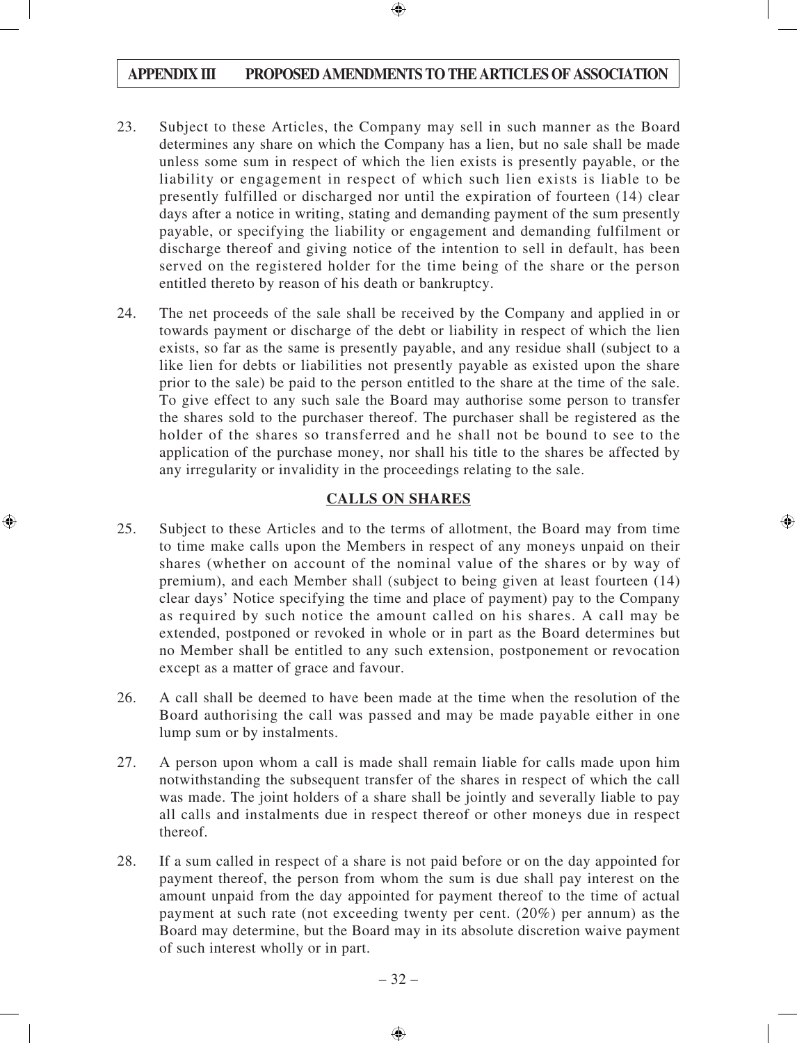23. Subject to these Articles, the Company may sell in such manner as the Board determines any share on which the Company has a lien, but no sale shall be made unless some sum in respect of which the lien exists is presently payable, or the liability or engagement in respect of which such lien exists is liable to be presently fulfilled or discharged nor until the expiration of fourteen (14) clear days after a notice in writing, stating and demanding payment of the sum presently payable, or specifying the liability or engagement and demanding fulfilment or discharge thereof and giving notice of the intention to sell in default, has been served on the registered holder for the time being of the share or the person entitled thereto by reason of his death or bankruptcy.

24. The net proceeds of the sale shall be received by the Company and applied in or towards payment or discharge of the debt or liability in respect of which the lien exists, so far as the same is presently payable, and any residue shall (subject to a like lien for debts or liabilities not presently payable as existed upon the share prior to the sale) be paid to the person entitled to the share at the time of the sale. To give effect to any such sale the Board may authorise some person to transfer the shares sold to the purchaser thereof. The purchaser shall be registered as the holder of the shares so transferred and he shall not be bound to see to the application of the purchase money, nor shall his title to the shares be affected by any irregularity or invalidity in the proceedings relating to the sale.

## CALLS ON SHARES

25. Subject to these Articles and to the terms of allotment, the Board may from time to time make calls upon the Members in respect of any moneys unpaid on their shares (whether on account of the nominal value of the shares or by way of premium), and each Member shall (subject to being given at least fourteen (14) clear days' Notice specifying the time and place of payment) pay to the Company as required by such notice the amount called on his shares. A call may be extended, postponed or revoked in whole or in part as the Board determines but no Member shall be entitled to any such extension, postponement or revocation except as a matter of grace and favour.

26. A call shall be deemed to have been made at the time when the resolution of the Board authorising the call was passed and may be made payable either in one lump sum or by instalments.

27. A person upon whom a call is made shall remain liable for calls made upon him notwithstanding the subsequent transfer of the shares in respect of which the call was made. The joint holders of a share shall be jointly and severally liable to pay all calls and instalments due in respect thereof or other moneys due in respect thereof.

28. If a sum called in respect of a share is not paid before or on the day appointed for payment thereof, the person from whom the sum is due shall pay interest on the amount unpaid from the day appointed for payment thereof to the time of actual payment at such rate (not exceeding twenty per cent. (20%) per annum) as the Board may determine, but the Board may in its absolute discretion waive payment of such interest wholly or in part.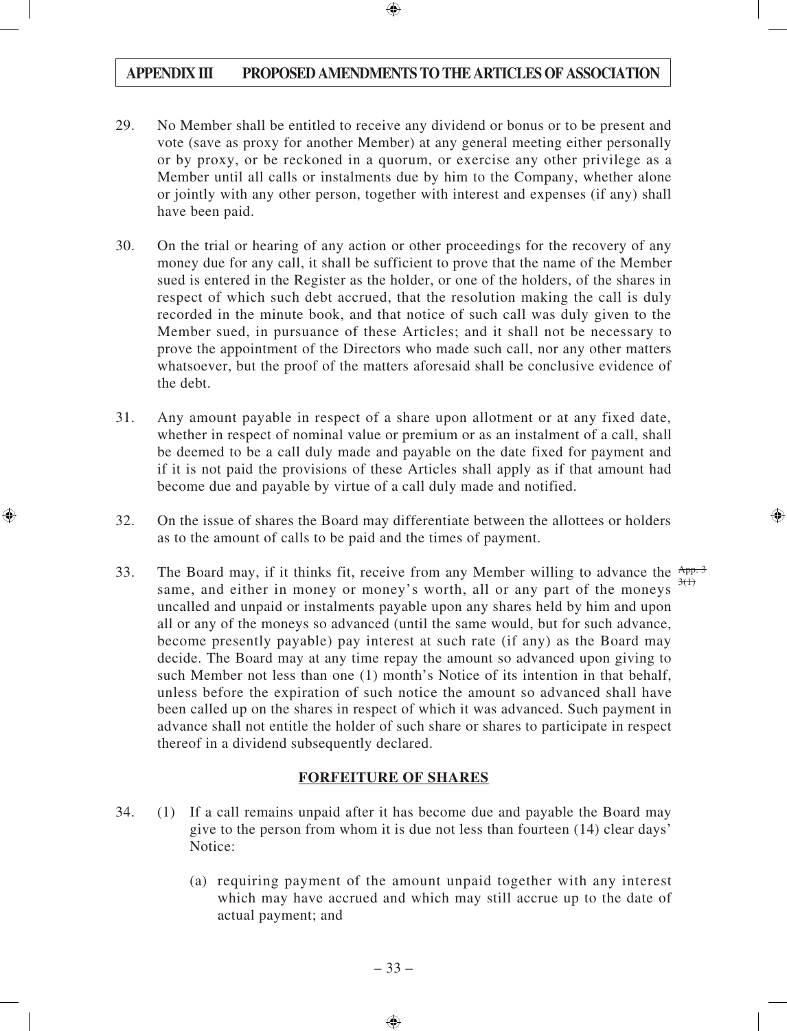29. No Member shall be entitled to receive any dividend or bonus or to be present and vote (save as proxy for another Member) at any general meeting either personally or by proxy, or be reckoned in a quorum, or exercise any other privilege as a Member until all calls or instalments due by him to the Company, whether alone or jointly with any other person, together with interest and expenses (if any) shall have been paid.

30. On the trial or hearing of any action or other proceedings for the recovery of any money due for any call, it shall be sufficient to prove that the name of the Member sued is entered in the Register as the holder, or one of the holders, of the shares in respect of which such debt accrued, that the resolution making the call is duly recorded in the minute book, and that notice of such call was duly given to the Member sued, in pursuance of these Articles; and it shall not be necessary to prove the appointment of the Directors who made such call, nor any other matters whatsoever, but the proof of the matters aforesaid shall be conclusive evidence of the debt.

31. Any amount payable in respect of a share upon allotment or at any fixed date, whether in respect of nominal value or premium or as an instalment of a call, shall be deemed to be a call duly made and payable on the date fixed for payment and if it is not paid the provisions of these Articles shall apply as if that amount had become due and payable by virtue of a call duly made and notified.

32. On the issue of shares the Board may differentiate between the allottees or holders as to the amount of calls to be paid and the times of payment.

33. The Board may, if it thinks fit, receive from any Member willing to advance the same, and either in money or money's worth, all or any part of the moneys uncalled and unpaid or instalments payable upon any shares held by him and upon all or any of the moneys so advanced (until the same would, but for such advance, become presently payable) pay interest at such rate (if any) as the Board may decide. The Board may at any time repay the amount so advanced upon giving to such Member not less than one (1) month's Notice of its intention in that behalf, unless before the expiration of such notice the amount so advanced shall have been called up on the shares in respect of which it was advanced. Such payment in advance shall not entitle the holder of such share or shares to participate in respect thereof in a dividend subsequently declared. ~~App. 3 3(1)~~

## FORFEITURE OF SHARES

34. (1) If a call remains unpaid after it has become due and payable the Board may give to the person from whom it is due not less than fourteen (14) clear days' Notice:

   (a) requiring payment of the amount unpaid together with any interest which may have accrued and which may still accrue up to the date of actual payment; and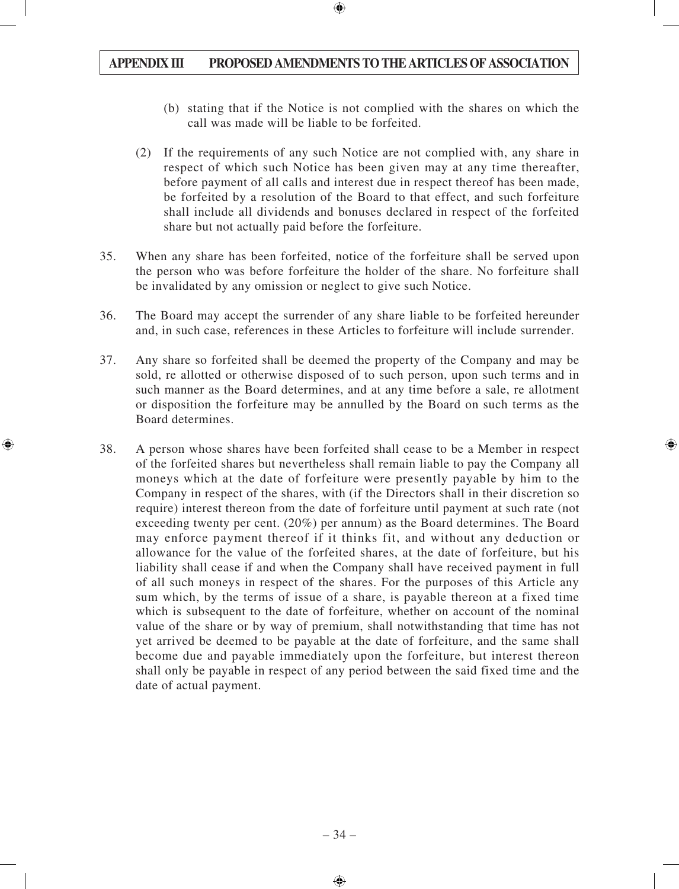(b) stating that if the Notice is not complied with the shares on which the call was made will be liable to be forfeited.

(2) If the requirements of any such Notice are not complied with, any share in respect of which such Notice has been given may at any time thereafter, before payment of all calls and interest due in respect thereof has been made, be forfeited by a resolution of the Board to that effect, and such forfeiture shall include all dividends and bonuses declared in respect of the forfeited share but not actually paid before the forfeiture.

35. When any share has been forfeited, notice of the forfeiture shall be served upon the person who was before forfeiture the holder of the share. No forfeiture shall be invalidated by any omission or neglect to give such Notice.

36. The Board may accept the surrender of any share liable to be forfeited hereunder and, in such case, references in these Articles to forfeiture will include surrender.

37. Any share so forfeited shall be deemed the property of the Company and may be sold, re allotted or otherwise disposed of to such person, upon such terms and in such manner as the Board determines, and at any time before a sale, re allotment or disposition the forfeiture may be annulled by the Board on such terms as the Board determines.

38. A person whose shares have been forfeited shall cease to be a Member in respect of the forfeited shares but nevertheless shall remain liable to pay the Company all moneys which at the date of forfeiture were presently payable by him to the Company in respect of the shares, with (if the Directors shall in their discretion so require) interest thereon from the date of forfeiture until payment at such rate (not exceeding twenty per cent. (20%) per annum) as the Board determines. The Board may enforce payment thereof if it thinks fit, and without any deduction or allowance for the value of the forfeited shares, at the date of forfeiture, but his liability shall cease if and when the Company shall have received payment in full of all such moneys in respect of the shares. For the purposes of this Article any sum which, by the terms of issue of a share, is payable thereon at a fixed time which is subsequent to the date of forfeiture, whether on account of the nominal value of the share or by way of premium, shall notwithstanding that time has not yet arrived be deemed to be payable at the date of forfeiture, and the same shall become due and payable immediately upon the forfeiture, but interest thereon shall only be payable in respect of any period between the said fixed time and the date of actual payment.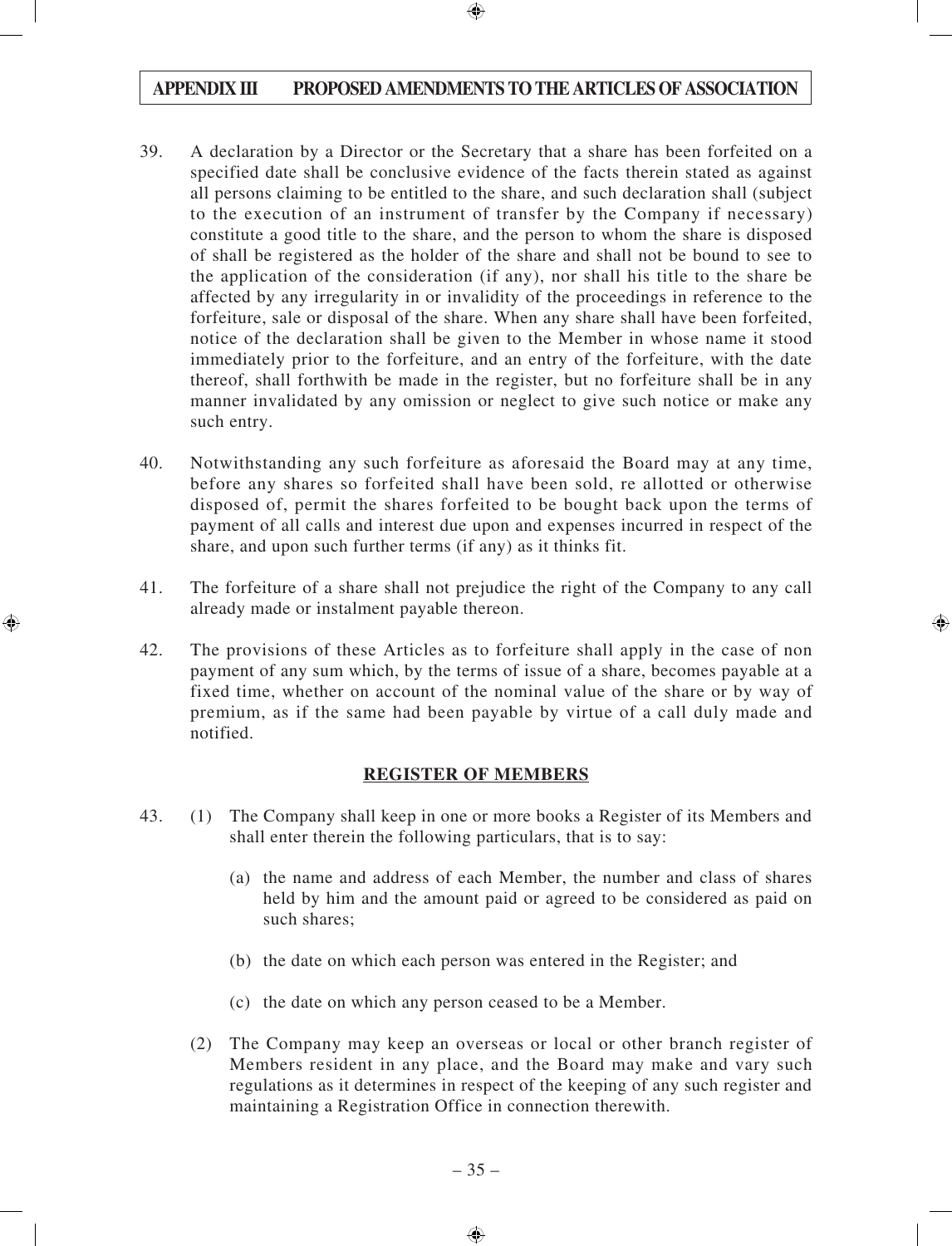39. A declaration by a Director or the Secretary that a share has been forfeited on a specified date shall be conclusive evidence of the facts therein stated as against all persons claiming to be entitled to the share, and such declaration shall (subject to the execution of an instrument of transfer by the Company if necessary) constitute a good title to the share, and the person to whom the share is disposed of shall be registered as the holder of the share and shall not be bound to see to the application of the consideration (if any), nor shall his title to the share be affected by any irregularity in or invalidity of the proceedings in reference to the forfeiture, sale or disposal of the share. When any share shall have been forfeited, notice of the declaration shall be given to the Member in whose name it stood immediately prior to the forfeiture, and an entry of the forfeiture, with the date thereof, shall forthwith be made in the register, but no forfeiture shall be in any manner invalidated by any omission or neglect to give such notice or make any such entry.

40. Notwithstanding any such forfeiture as aforesaid the Board may at any time, before any shares so forfeited shall have been sold, re allotted or otherwise disposed of, permit the shares forfeited to be bought back upon the terms of payment of all calls and interest due upon and expenses incurred in respect of the share, and upon such further terms (if any) as it thinks fit.

41. The forfeiture of a share shall not prejudice the right of the Company to any call already made or instalment payable thereon.

42. The provisions of these Articles as to forfeiture shall apply in the case of non payment of any sum which, by the terms of issue of a share, becomes payable at a fixed time, whether on account of the nominal value of the share or by way of premium, as if the same had been payable by virtue of a call duly made and notified.

## REGISTER OF MEMBERS

43. (1) The Company shall keep in one or more books a Register of its Members and shall enter therein the following particulars, that is to say:

    (a) the name and address of each Member, the number and class of shares held by him and the amount paid or agreed to be considered as paid on such shares;

    (b) the date on which each person was entered in the Register; and

    (c) the date on which any person ceased to be a Member.

    (2) The Company may keep an overseas or local or other branch register of Members resident in any place, and the Board may make and vary such regulations as it determines in respect of the keeping of any such register and maintaining a Registration Office in connection therewith.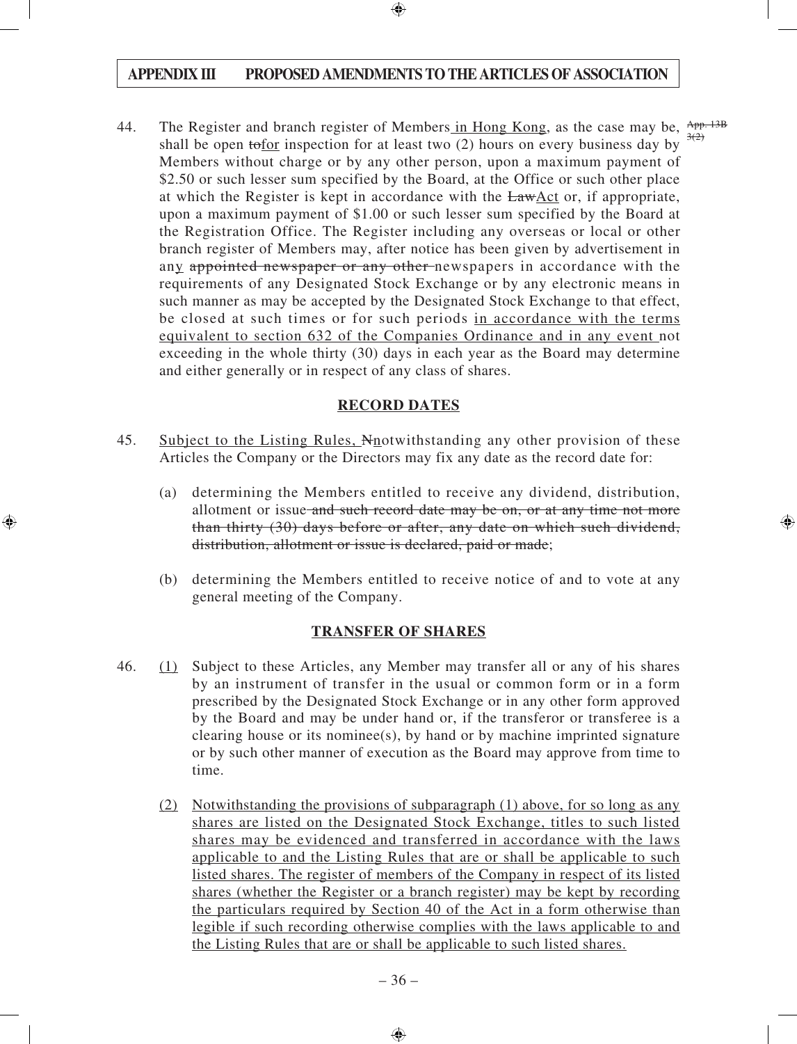44. The Register and branch register of Members in Hong Kong, as the case may be, shall be open tofor inspection for at least two (2) hours on every business day by Members without charge or by any other person, upon a maximum payment of \$2.50 or such lesser sum specified by the Board, at the Office or such other place at which the Register is kept in accordance with the LawAct or, if appropriate, upon a maximum payment of \$1.00 or such lesser sum specified by the Board at the Registration Office. The Register including any overseas or local or other branch register of Members may, after notice has been given by advertisement in any appointed newspaper or any other newspapers in accordance with the requirements of any Designated Stock Exchange or by any electronic means in such manner as may be accepted by the Designated Stock Exchange to that effect, be closed at such times or for such periods in accordance with the terms equivalent to section 632 of the Companies Ordinance and in any event not exceeding in the whole thirty (30) days in each year as the Board may determine and either generally or in respect of any class of shares. App. 13B 3(2)

## RECORD DATES

45. Subject to the Listing Rules, Nnotwithstanding any other provision of these Articles the Company or the Directors may fix any date as the record date for:

   (a) determining the Members entitled to receive any dividend, distribution, allotment or issue and such record date may be on, or at any time not more than thirty (30) days before or after, any date on which such dividend, distribution, allotment or issue is declared, paid or made;

   (b) determining the Members entitled to receive notice of and to vote at any general meeting of the Company.

## TRANSFER OF SHARES

46. (1) Subject to these Articles, any Member may transfer all or any of his shares by an instrument of transfer in the usual or common form or in a form prescribed by the Designated Stock Exchange or in any other form approved by the Board and may be under hand or, if the transferor or transferee is a clearing house or its nominee(s), by hand or by machine imprinted signature or by such other manner of execution as the Board may approve from time to time.

   (2) Notwithstanding the provisions of subparagraph (1) above, for so long as any shares are listed on the Designated Stock Exchange, titles to such listed shares may be evidenced and transferred in accordance with the laws applicable to and the Listing Rules that are or shall be applicable to such listed shares. The register of members of the Company in respect of its listed shares (whether the Register or a branch register) may be kept by recording the particulars required by Section 40 of the Act in a form otherwise than legible if such recording otherwise complies with the laws applicable to and the Listing Rules that are or shall be applicable to such listed shares.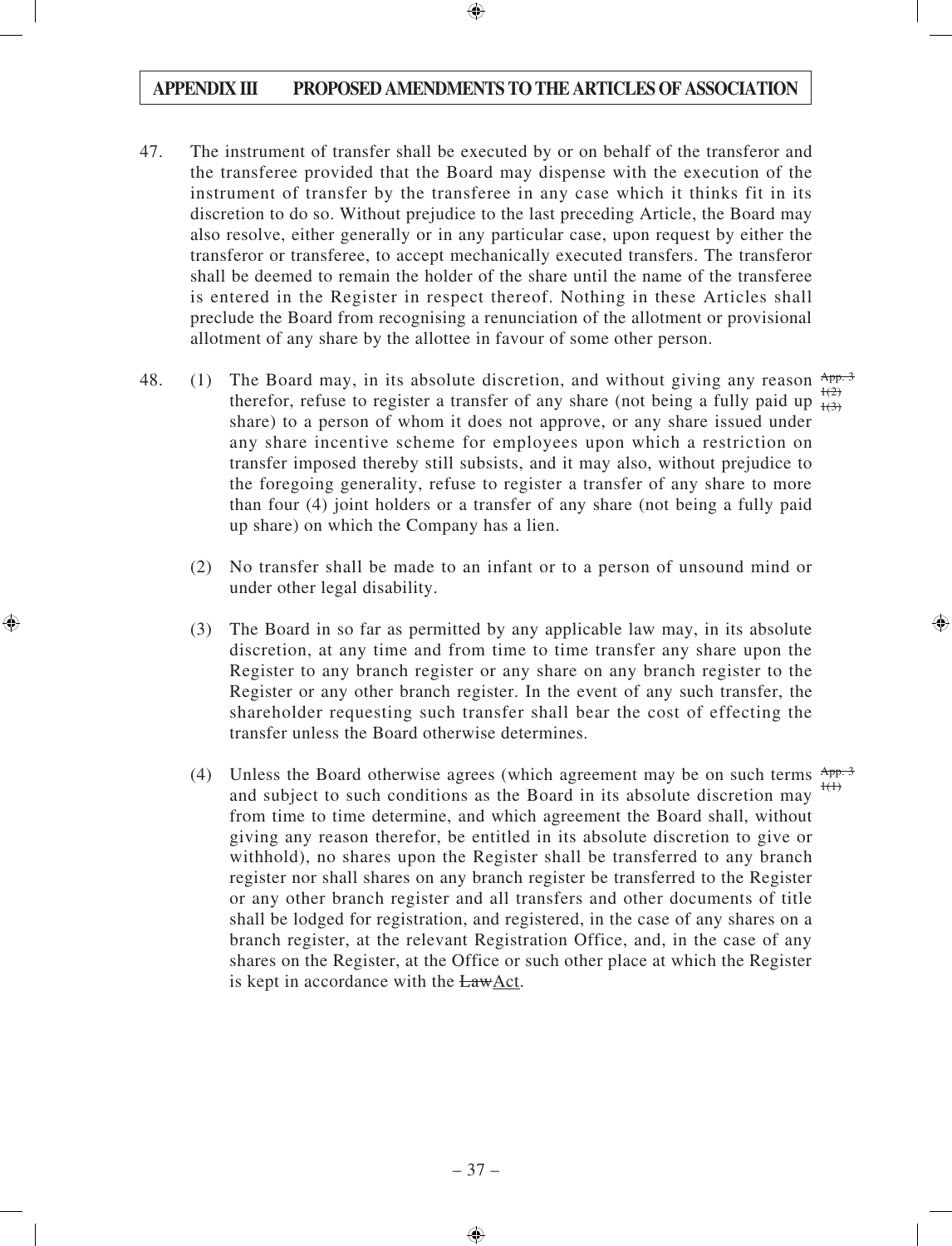47. The instrument of transfer shall be executed by or on behalf of the transferor and the transferee provided that the Board may dispense with the execution of the instrument of transfer by the transferee in any case which it thinks fit in its discretion to do so. Without prejudice to the last preceding Article, the Board may also resolve, either generally or in any particular case, upon request by either the transferor or transferee, to accept mechanically executed transfers. The transferor shall be deemed to remain the holder of the share until the name of the transferee is entered in the Register in respect thereof. Nothing in these Articles shall preclude the Board from recognising a renunciation of the allotment or provisional allotment of any share by the allottee in favour of some other person.

48. (1) The Board may, in its absolute discretion, and without giving any reason therefor, refuse to register a transfer of any share (not being a fully paid up share) to a person of whom it does not approve, or any share issued under any share incentive scheme for employees upon which a restriction on transfer imposed thereby still subsists, and it may also, without prejudice to the foregoing generality, refuse to register a transfer of any share to more than four (4) joint holders or a transfer of any share (not being a fully paid up share) on which the Company has a lien. ~~App. 3 1(2) 1(3)~~

(2) No transfer shall be made to an infant or to a person of unsound mind or under other legal disability.

(3) The Board in so far as permitted by any applicable law may, in its absolute discretion, at any time and from time to time transfer any share upon the Register to any branch register or any share on any branch register to the Register or any other branch register. In the event of any such transfer, the shareholder requesting such transfer shall bear the cost of effecting the transfer unless the Board otherwise determines.

(4) Unless the Board otherwise agrees (which agreement may be on such terms and subject to such conditions as the Board in its absolute discretion may from time to time determine, and which agreement the Board shall, without giving any reason therefor, be entitled in its absolute discretion to give or withhold), no shares upon the Register shall be transferred to any branch register nor shall shares on any branch register be transferred to the Register or any other branch register and all transfers and other documents of title shall be lodged for registration, and registered, in the case of any shares on a branch register, at the relevant Registration Office, and, in the case of any shares on the Register, at the Office or such other place at which the Register is kept in accordance with the ~~Law~~Act. ~~App. 3 1(1)~~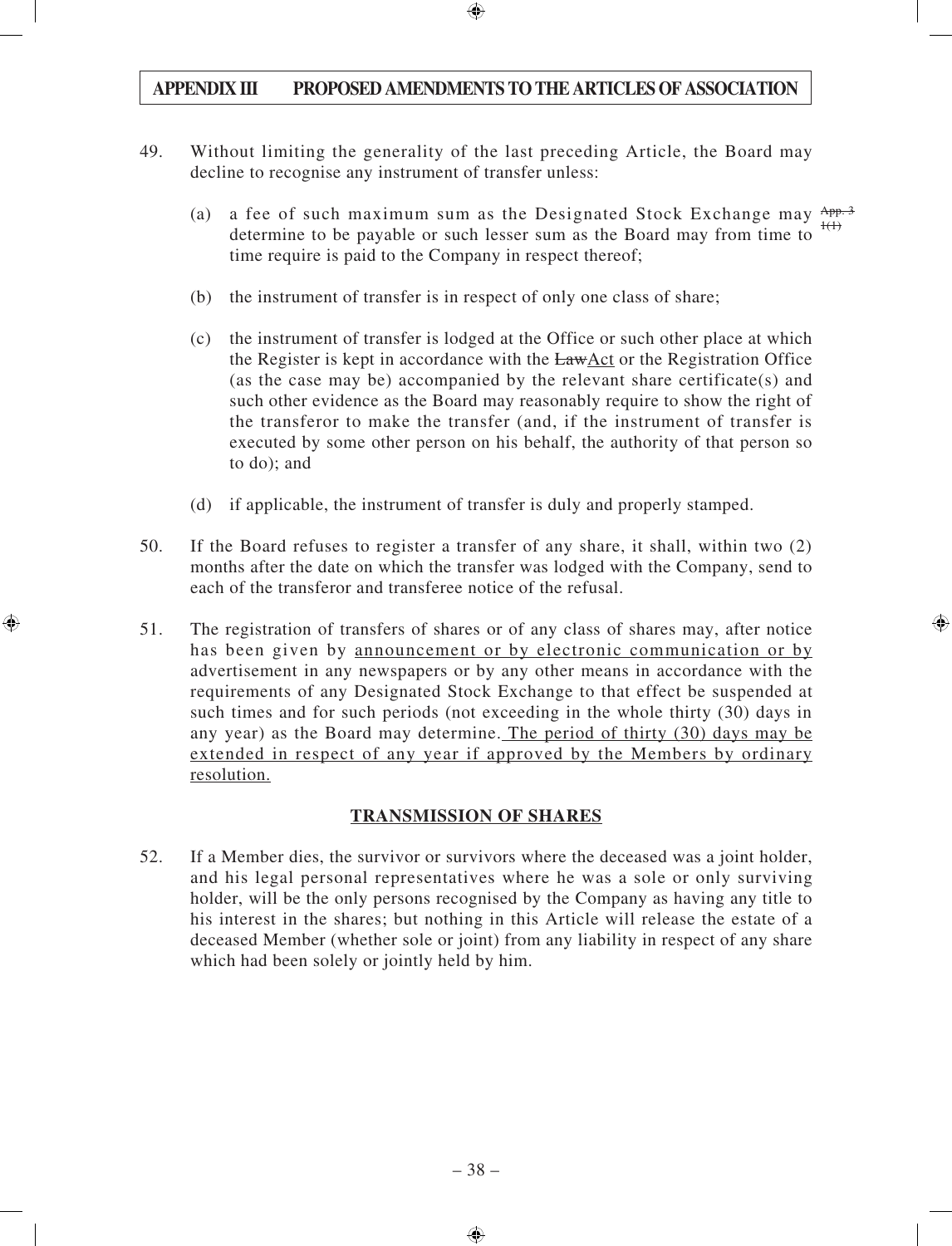49. Without limiting the generality of the last preceding Article, the Board may decline to recognise any instrument of transfer unless:

    (a) a fee of such maximum sum as the Designated Stock Exchange may determine to be payable or such lesser sum as the Board may from time to time require is paid to the Company in respect thereof; ~~App. 3 1(1)~~

    (b) the instrument of transfer is in respect of only one class of share;

    (c) the instrument of transfer is lodged at the Office or such other place at which the Register is kept in accordance with the ~~Law~~Act or the Registration Office (as the case may be) accompanied by the relevant share certificate(s) and such other evidence as the Board may reasonably require to show the right of the transferor to make the transfer (and, if the instrument of transfer is executed by some other person on his behalf, the authority of that person so to do); and

    (d) if applicable, the instrument of transfer is duly and properly stamped.

50. If the Board refuses to register a transfer of any share, it shall, within two (2) months after the date on which the transfer was lodged with the Company, send to each of the transferor and transferee notice of the refusal.

51. The registration of transfers of shares or of any class of shares may, after notice has been given by <u>announcement or by electronic communication or by</u> advertisement in any newspapers or by any other means in accordance with the requirements of any Designated Stock Exchange to that effect be suspended at such times and for such periods (not exceeding in the whole thirty (30) days in any year) as the Board may determine.<u> The period of thirty (30) days may be extended in respect of any year if approved by the Members by ordinary resolution.</u>

## TRANSMISSION OF SHARES

52. If a Member dies, the survivor or survivors where the deceased was a joint holder, and his legal personal representatives where he was a sole or only surviving holder, will be the only persons recognised by the Company as having any title to his interest in the shares; but nothing in this Article will release the estate of a deceased Member (whether sole or joint) from any liability in respect of any share which had been solely or jointly held by him.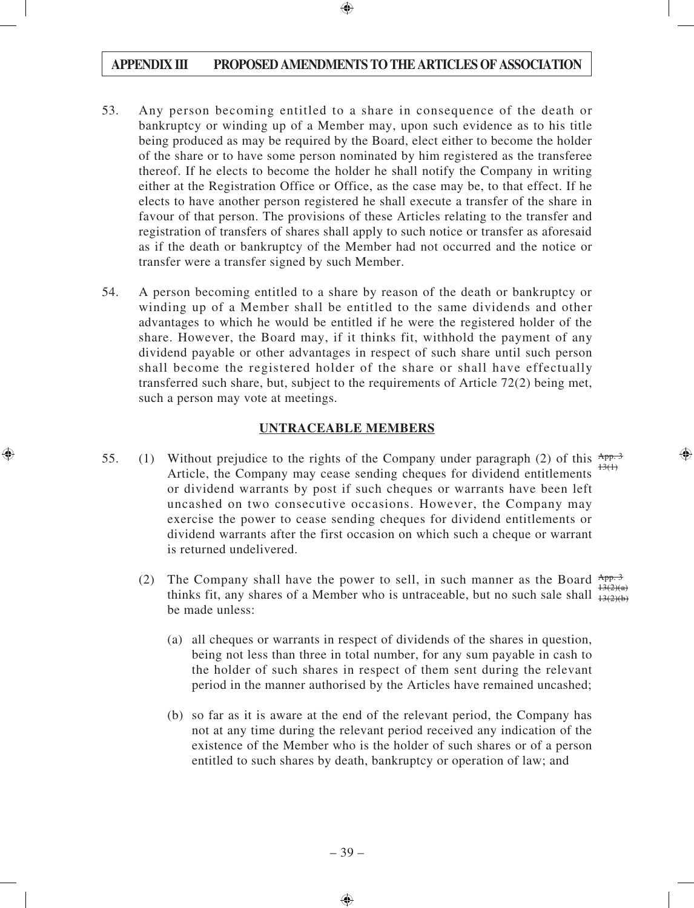53. Any person becoming entitled to a share in consequence of the death or bankruptcy or winding up of a Member may, upon such evidence as to his title being produced as may be required by the Board, elect either to become the holder of the share or to have some person nominated by him registered as the transferee thereof. If he elects to become the holder he shall notify the Company in writing either at the Registration Office or Office, as the case may be, to that effect. If he elects to have another person registered he shall execute a transfer of the share in favour of that person. The provisions of these Articles relating to the transfer and registration of transfers of shares shall apply to such notice or transfer as aforesaid as if the death or bankruptcy of the Member had not occurred and the notice or transfer were a transfer signed by such Member.

54. A person becoming entitled to a share by reason of the death or bankruptcy or winding up of a Member shall be entitled to the same dividends and other advantages to which he would be entitled if he were the registered holder of the share. However, the Board may, if it thinks fit, withhold the payment of any dividend payable or other advantages in respect of such share until such person shall become the registered holder of the share or shall have effectually transferred such share, but, subject to the requirements of Article 72(2) being met, such a person may vote at meetings.

## UNTRACEABLE MEMBERS

55. (1) Without prejudice to the rights of the Company under paragraph (2) of this Article, the Company may cease sending cheques for dividend entitlements or dividend warrants by post if such cheques or warrants have been left uncashed on two consecutive occasions. However, the Company may exercise the power to cease sending cheques for dividend entitlements or dividend warrants after the first occasion on which such a cheque or warrant is returned undelivered. ~~App. 3 13(1)~~

(2) The Company shall have the power to sell, in such manner as the Board thinks fit, any shares of a Member who is untraceable, but no such sale shall be made unless: ~~App. 3 13(2)(a) 13(2)(b)~~

(a) all cheques or warrants in respect of dividends of the shares in question, being not less than three in total number, for any sum payable in cash to the holder of such shares in respect of them sent during the relevant period in the manner authorised by the Articles have remained uncashed;

(b) so far as it is aware at the end of the relevant period, the Company has not at any time during the relevant period received any indication of the existence of the Member who is the holder of such shares or of a person entitled to such shares by death, bankruptcy or operation of law; and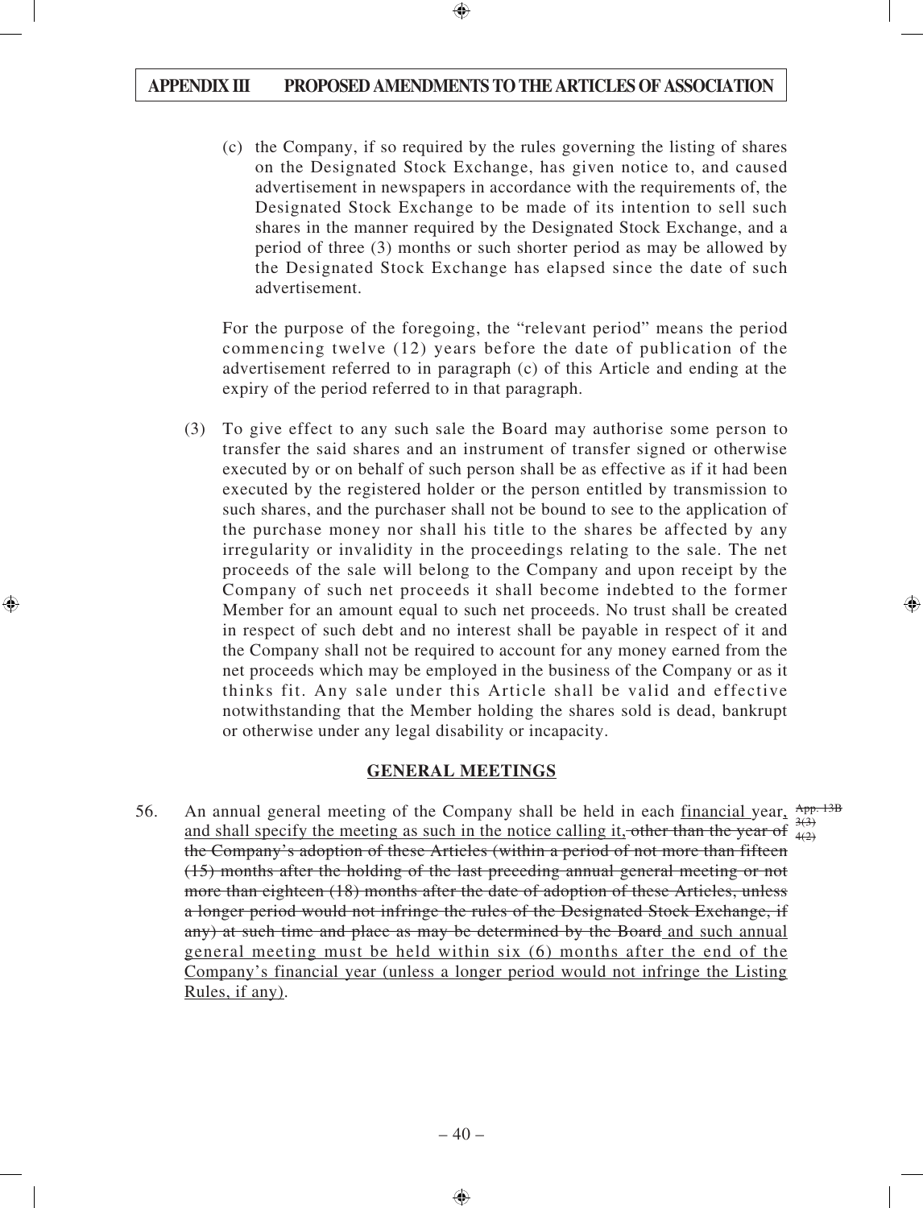(c) the Company, if so required by the rules governing the listing of shares on the Designated Stock Exchange, has given notice to, and caused advertisement in newspapers in accordance with the requirements of, the Designated Stock Exchange to be made of its intention to sell such shares in the manner required by the Designated Stock Exchange, and a period of three (3) months or such shorter period as may be allowed by the Designated Stock Exchange has elapsed since the date of such advertisement.

For the purpose of the foregoing, the "relevant period" means the period commencing twelve (12) years before the date of publication of the advertisement referred to in paragraph (c) of this Article and ending at the expiry of the period referred to in that paragraph.

(3) To give effect to any such sale the Board may authorise some person to transfer the said shares and an instrument of transfer signed or otherwise executed by or on behalf of such person shall be as effective as if it had been executed by the registered holder or the person entitled by transmission to such shares, and the purchaser shall not be bound to see to the application of the purchase money nor shall his title to the shares be affected by any irregularity or invalidity in the proceedings relating to the sale. The net proceeds of the sale will belong to the Company and upon receipt by the Company of such net proceeds it shall become indebted to the former Member for an amount equal to such net proceeds. No trust shall be created in respect of such debt and no interest shall be payable in respect of it and the Company shall not be required to account for any money earned from the net proceeds which may be employed in the business of the Company or as it thinks fit. Any sale under this Article shall be valid and effective notwithstanding that the Member holding the shares sold is dead, bankrupt or otherwise under any legal disability or incapacity.

## GENERAL MEETINGS

56. An annual general meeting of the Company shall be held in each financial year, and shall specify the meeting as such in the notice calling it, ~~other than the year of the Company's adoption of these Articles (within a period of not more than fifteen (15) months after the holding of the last preceding annual general meeting or not more than eighteen (18) months after the date of adoption of these Articles, unless a longer period would not infringe the rules of the Designated Stock Exchange, if any) at such time and place as may be determined by the Board~~ and such annual general meeting must be held within six (6) months after the end of the Company's financial year (unless a longer period would not infringe the Listing Rules, if any).

~~App. 13B 3(3)~~ 4(2)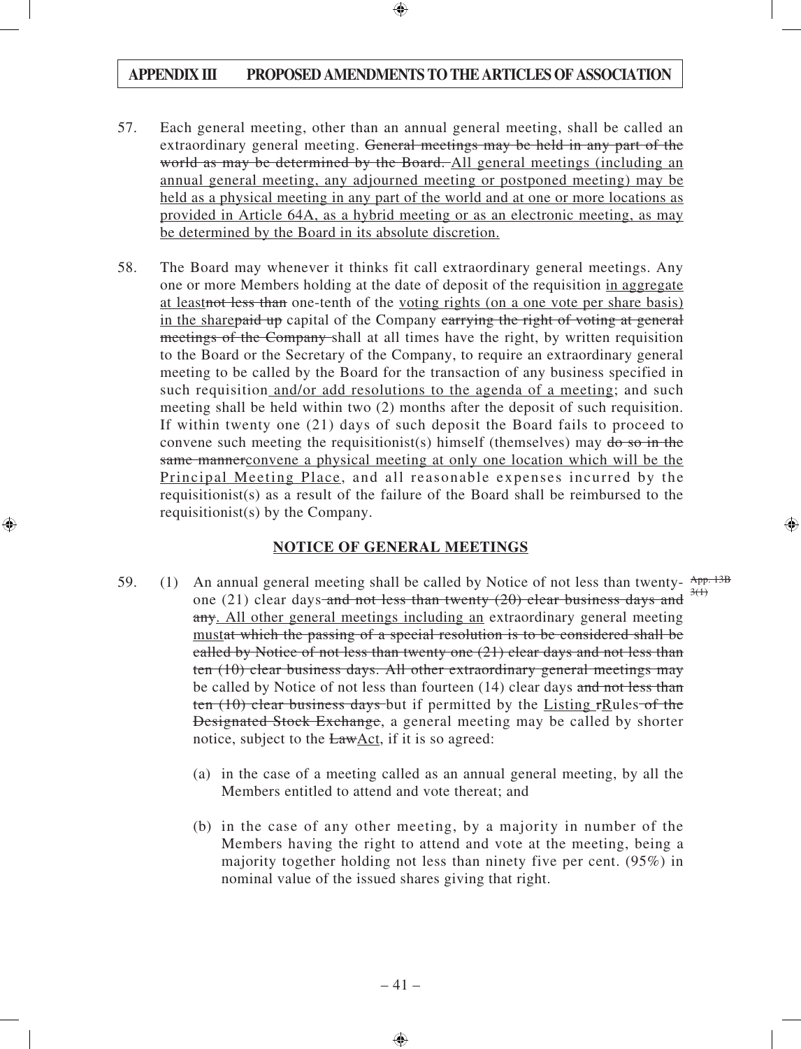57. Each general meeting, other than an annual general meeting, shall be called an extraordinary general meeting. ~~General meetings may be held in any part of the world as may be determined by the Board.~~ <u>All general meetings (including an annual general meeting, any adjourned meeting or postponed meeting) may be held as a physical meeting in any part of the world and at one or more locations as provided in Article 64A, as a hybrid meeting or as an electronic meeting, as may be determined by the Board in its absolute discretion.</u>

58. The Board may whenever it thinks fit call extraordinary general meetings. Any one or more Members holding at the date of deposit of the requisition <u>in aggregate at least</u>~~not less than~~ one-tenth of the <u>voting rights (on a one vote per share basis) in the share</u>~~paid up~~ capital of the Company ~~carrying the right of voting at general meetings of the Company~~ shall at all times have the right, by written requisition to the Board or the Secretary of the Company, to require an extraordinary general meeting to be called by the Board for the transaction of any business specified in such requisition <u>and/or add resolutions to the agenda of a meeting</u>; and such meeting shall be held within two (2) months after the deposit of such requisition. If within twenty one (21) days of such deposit the Board fails to proceed to convene such meeting the requisitionist(s) himself (themselves) may ~~do so in the same manner~~<u>convene a physical meeting at only one location which will be the Principal Meeting Place</u>, and all reasonable expenses incurred by the requisitionist(s) as a result of the failure of the Board shall be reimbursed to the requisitionist(s) by the Company.

## NOTICE OF GENERAL MEETINGS

59. (1) An annual general meeting shall be called by Notice of not less than twenty-one (21) clear days ~~and not less than twenty (20) clear business days and any~~<u>. All other general meetings including an</u> extraordinary general meeting <u>must</u>~~at which the passing of a special resolution is to be considered shall be called by Notice of not less than twenty one (21) clear days and not less than ten (10) clear business days. All other extraordinary general meetings may~~ be called by Notice of not less than fourteen (14) clear days ~~and not less than ten (10) clear business days~~ but if permitted by the <u>Listing</u> ~~r~~<u>R</u>ules ~~of the Designated Stock Exchange~~, a general meeting may be called by shorter notice, subject to the ~~Law~~<u>Act</u>, if it is so agreed:

~~App. 13B 3(1)~~

(a) in the case of a meeting called as an annual general meeting, by all the Members entitled to attend and vote thereat; and

(b) in the case of any other meeting, by a majority in number of the Members having the right to attend and vote at the meeting, being a majority together holding not less than ninety five per cent. (95%) in nominal value of the issued shares giving that right.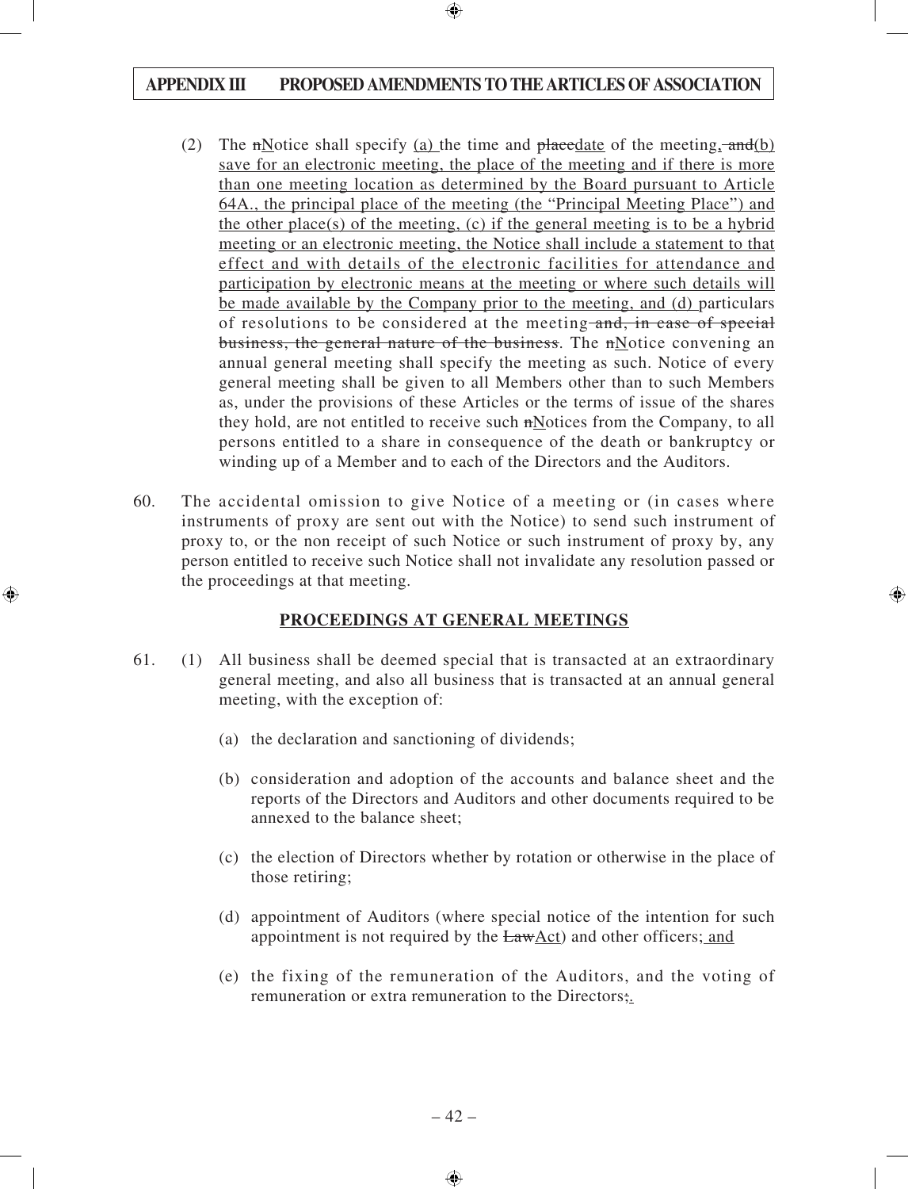(2) The ~~n~~<u>N</u>otice shall specify <u>(a)</u> the time and ~~place~~<u>date</u> of the meeting~~, and~~<u>(b) save for an electronic meeting, the place of the meeting and if there is more than one meeting location as determined by the Board pursuant to Article 64A., the principal place of the meeting (the "Principal Meeting Place") and the other place(s) of the meeting, (c) if the general meeting is to be a hybrid meeting or an electronic meeting, the Notice shall include a statement to that effect and with details of the electronic facilities for attendance and participation by electronic means at the meeting or where such details will be made available by the Company prior to the meeting, and (d)</u> particulars of resolutions to be considered at the meeting ~~and, in case of special business, the general nature of the business~~. The ~~n~~<u>N</u>otice convening an annual general meeting shall specify the meeting as such. Notice of every general meeting shall be given to all Members other than to such Members as, under the provisions of these Articles or the terms of issue of the shares they hold, are not entitled to receive such ~~n~~<u>N</u>otices from the Company, to all persons entitled to a share in consequence of the death or bankruptcy or winding up of a Member and to each of the Directors and the Auditors.

60. The accidental omission to give Notice of a meeting or (in cases where instruments of proxy are sent out with the Notice) to send such instrument of proxy to, or the non receipt of such Notice or such instrument of proxy by, any person entitled to receive such Notice shall not invalidate any resolution passed or the proceedings at that meeting.

## <u>PROCEEDINGS AT GENERAL MEETINGS</u>

61. (1) All business shall be deemed special that is transacted at an extraordinary general meeting, and also all business that is transacted at an annual general meeting, with the exception of:

(a) the declaration and sanctioning of dividends;

(b) consideration and adoption of the accounts and balance sheet and the reports of the Directors and Auditors and other documents required to be annexed to the balance sheet;

(c) the election of Directors whether by rotation or otherwise in the place of those retiring;

(d) appointment of Auditors (where special notice of the intention for such appointment is not required by the ~~Law~~<u>Act</u>) and other officers;<u> and</u>

(e) the fixing of the remuneration of the Auditors, and the voting of remuneration or extra remuneration to the Directors~~;~~<u>.</u>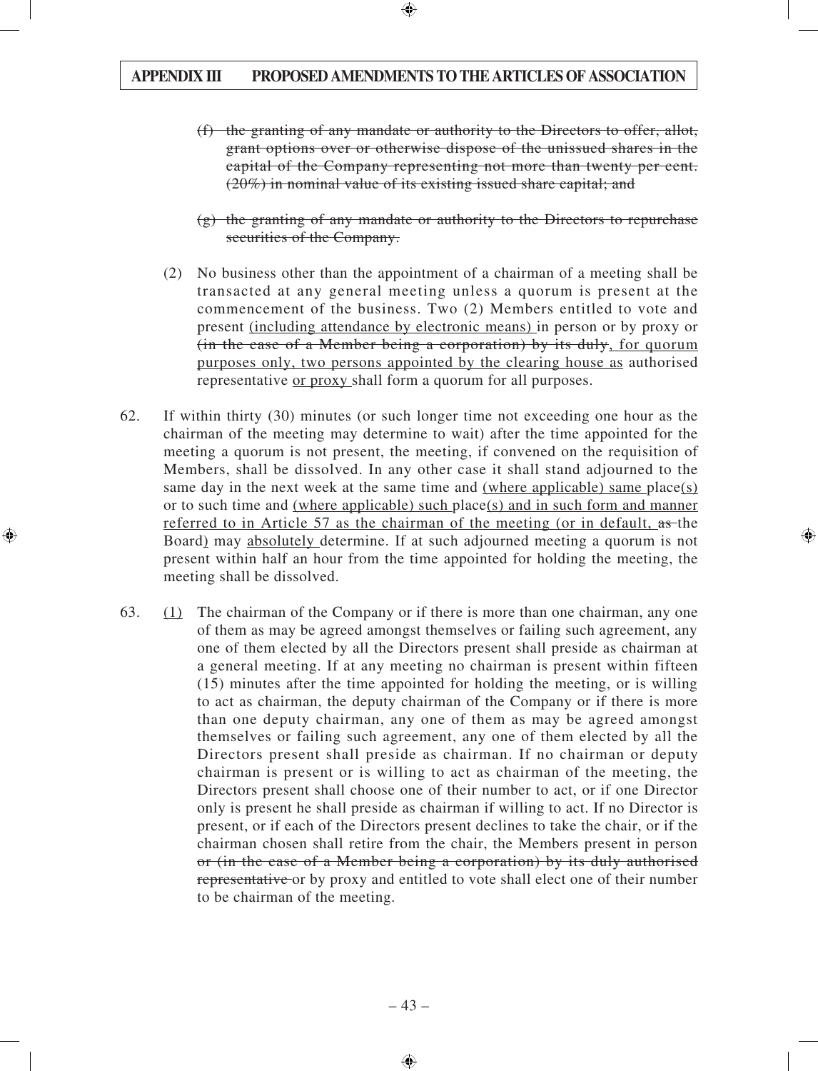(f) ~~the granting of any mandate or authority to the Directors to offer, allot, grant options over or otherwise dispose of the unissued shares in the capital of the Company representing not more than twenty per cent. (20%) in nominal value of its existing issued share capital; and~~

(g) ~~the granting of any mandate or authority to the Directors to repurchase securities of the Company.~~

(2) No business other than the appointment of a chairman of a meeting shall be transacted at any general meeting unless a quorum is present at the commencement of the business. Two (2) Members entitled to vote and present <u>(including attendance by electronic means)</u> in person or by proxy or ~~(in the case of a Member being a corporation) by its duly~~<u>, for quorum purposes only, two persons appointed by the clearing house as</u> authorised representative <u>or proxy</u> shall form a quorum for all purposes.

62. If within thirty (30) minutes (or such longer time not exceeding one hour as the chairman of the meeting may determine to wait) after the time appointed for the meeting a quorum is not present, the meeting, if convened on the requisition of Members, shall be dissolved. In any other case it shall stand adjourned to the same day in the next week at the same time and <u>(where applicable) same</u> place<u>(s)</u> or to such time and <u>(where applicable) such</u> place<u>(s) and in such form and manner referred to in Article 57 as the chairman of the meeting (or in default,</u> ~~as~~ the Board<u>)</u> may <u>absolutely</u> determine. If at such adjourned meeting a quorum is not present within half an hour from the time appointed for holding the meeting, the meeting shall be dissolved.

63. <u>(1)</u> The chairman of the Company or if there is more than one chairman, any one of them as may be agreed amongst themselves or failing such agreement, any one of them elected by all the Directors present shall preside as chairman at a general meeting. If at any meeting no chairman is present within fifteen (15) minutes after the time appointed for holding the meeting, or is willing to act as chairman, the deputy chairman of the Company or if there is more than one deputy chairman, any one of them as may be agreed amongst themselves or failing such agreement, any one of them elected by all the Directors present shall preside as chairman. If no chairman or deputy chairman is present or is willing to act as chairman of the meeting, the Directors present shall choose one of their number to act, or if one Director only is present he shall preside as chairman if willing to act. If no Director is present, or if each of the Directors present declines to take the chair, or if the chairman chosen shall retire from the chair, the Members present in person ~~or (in the case of a Member being a corporation) by its duly authorised representative~~ or by proxy and entitled to vote shall elect one of their number to be chairman of the meeting.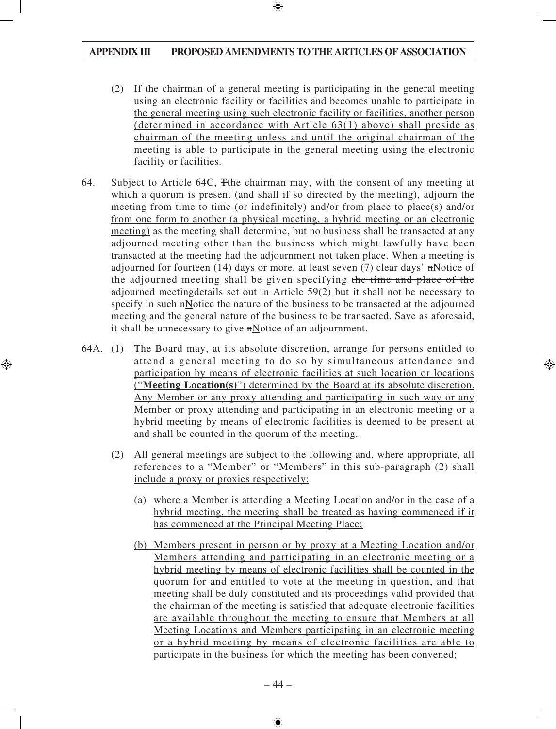(2) If the chairman of a general meeting is participating in the general meeting using an electronic facility or facilities and becomes unable to participate in the general meeting using such electronic facility or facilities, another person (determined in accordance with Article 63(1) above) shall preside as chairman of the meeting unless and until the original chairman of the meeting is able to participate in the general meeting using the electronic facility or facilities.

64. Subject to Article 64C, Tthe chairman may, with the consent of any meeting at which a quorum is present (and shall if so directed by the meeting), adjourn the meeting from time to time (or indefinitely) and/or from place to place(s) and/or from one form to another (a physical meeting, a hybrid meeting or an electronic meeting) as the meeting shall determine, but no business shall be transacted at any adjourned meeting other than the business which might lawfully have been transacted at the meeting had the adjournment not taken place. When a meeting is adjourned for fourteen (14) days or more, at least seven (7) clear days' nNotice of the adjourned meeting shall be given specifying ~~the time and place of the adjourned meeting~~details set out in Article 59(2) but it shall not be necessary to specify in such nNotice the nature of the business to be transacted at the adjourned meeting and the general nature of the business to be transacted. Save as aforesaid, it shall be unnecessary to give nNotice of an adjournment.

64A. (1) The Board may, at its absolute discretion, arrange for persons entitled to attend a general meeting to do so by simultaneous attendance and participation by means of electronic facilities at such location or locations ("**Meeting Location(s)**") determined by the Board at its absolute discretion. Any Member or any proxy attending and participating in such way or any Member or proxy attending and participating in an electronic meeting or a hybrid meeting by means of electronic facilities is deemed to be present at and shall be counted in the quorum of the meeting.

(2) All general meetings are subject to the following and, where appropriate, all references to a "Member" or "Members" in this sub-paragraph (2) shall include a proxy or proxies respectively:

(a) where a Member is attending a Meeting Location and/or in the case of a hybrid meeting, the meeting shall be treated as having commenced if it has commenced at the Principal Meeting Place;

(b) Members present in person or by proxy at a Meeting Location and/or Members attending and participating in an electronic meeting or a hybrid meeting by means of electronic facilities shall be counted in the quorum for and entitled to vote at the meeting in question, and that meeting shall be duly constituted and its proceedings valid provided that the chairman of the meeting is satisfied that adequate electronic facilities are available throughout the meeting to ensure that Members at all Meeting Locations and Members participating in an electronic meeting or a hybrid meeting by means of electronic facilities are able to participate in the business for which the meeting has been convened;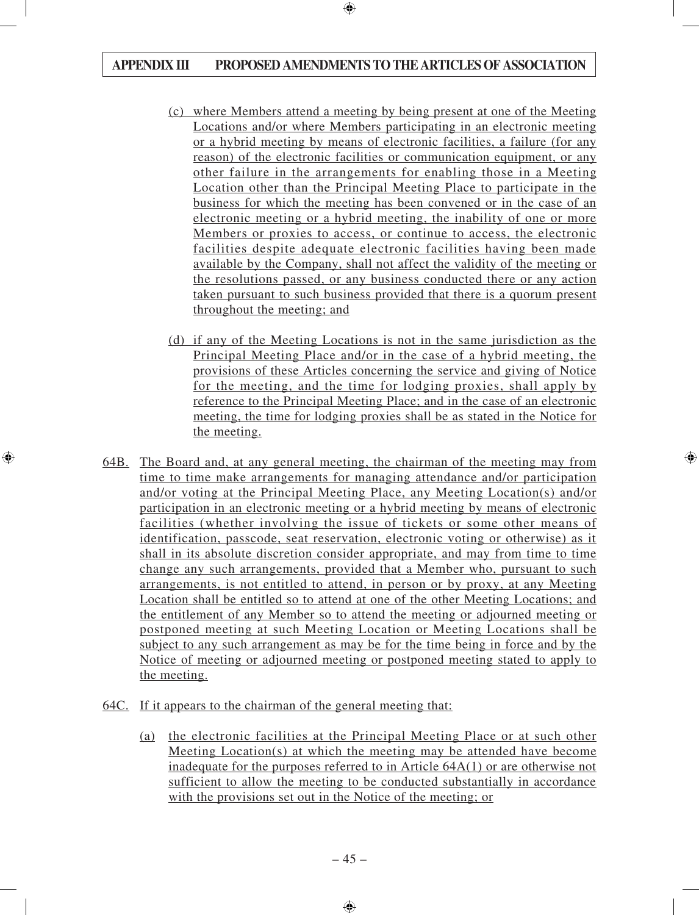(c) where Members attend a meeting by being present at one of the Meeting Locations and/or where Members participating in an electronic meeting or a hybrid meeting by means of electronic facilities, a failure (for any reason) of the electronic facilities or communication equipment, or any other failure in the arrangements for enabling those in a Meeting Location other than the Principal Meeting Place to participate in the business for which the meeting has been convened or in the case of an electronic meeting or a hybrid meeting, the inability of one or more Members or proxies to access, or continue to access, the electronic facilities despite adequate electronic facilities having been made available by the Company, shall not affect the validity of the meeting or the resolutions passed, or any business conducted there or any action taken pursuant to such business provided that there is a quorum present throughout the meeting; and

(d) if any of the Meeting Locations is not in the same jurisdiction as the Principal Meeting Place and/or in the case of a hybrid meeting, the provisions of these Articles concerning the service and giving of Notice for the meeting, and the time for lodging proxies, shall apply by reference to the Principal Meeting Place; and in the case of an electronic meeting, the time for lodging proxies shall be as stated in the Notice for the meeting.

64B. The Board and, at any general meeting, the chairman of the meeting may from time to time make arrangements for managing attendance and/or participation and/or voting at the Principal Meeting Place, any Meeting Location(s) and/or participation in an electronic meeting or a hybrid meeting by means of electronic facilities (whether involving the issue of tickets or some other means of identification, passcode, seat reservation, electronic voting or otherwise) as it shall in its absolute discretion consider appropriate, and may from time to time change any such arrangements, provided that a Member who, pursuant to such arrangements, is not entitled to attend, in person or by proxy, at any Meeting Location shall be entitled so to attend at one of the other Meeting Locations; and the entitlement of any Member so to attend the meeting or adjourned meeting or postponed meeting at such Meeting Location or Meeting Locations shall be subject to any such arrangement as may be for the time being in force and by the Notice of meeting or adjourned meeting or postponed meeting stated to apply to the meeting.

64C. If it appears to the chairman of the general meeting that:

(a) the electronic facilities at the Principal Meeting Place or at such other Meeting Location(s) at which the meeting may be attended have become inadequate for the purposes referred to in Article 64A(1) or are otherwise not sufficient to allow the meeting to be conducted substantially in accordance with the provisions set out in the Notice of the meeting; or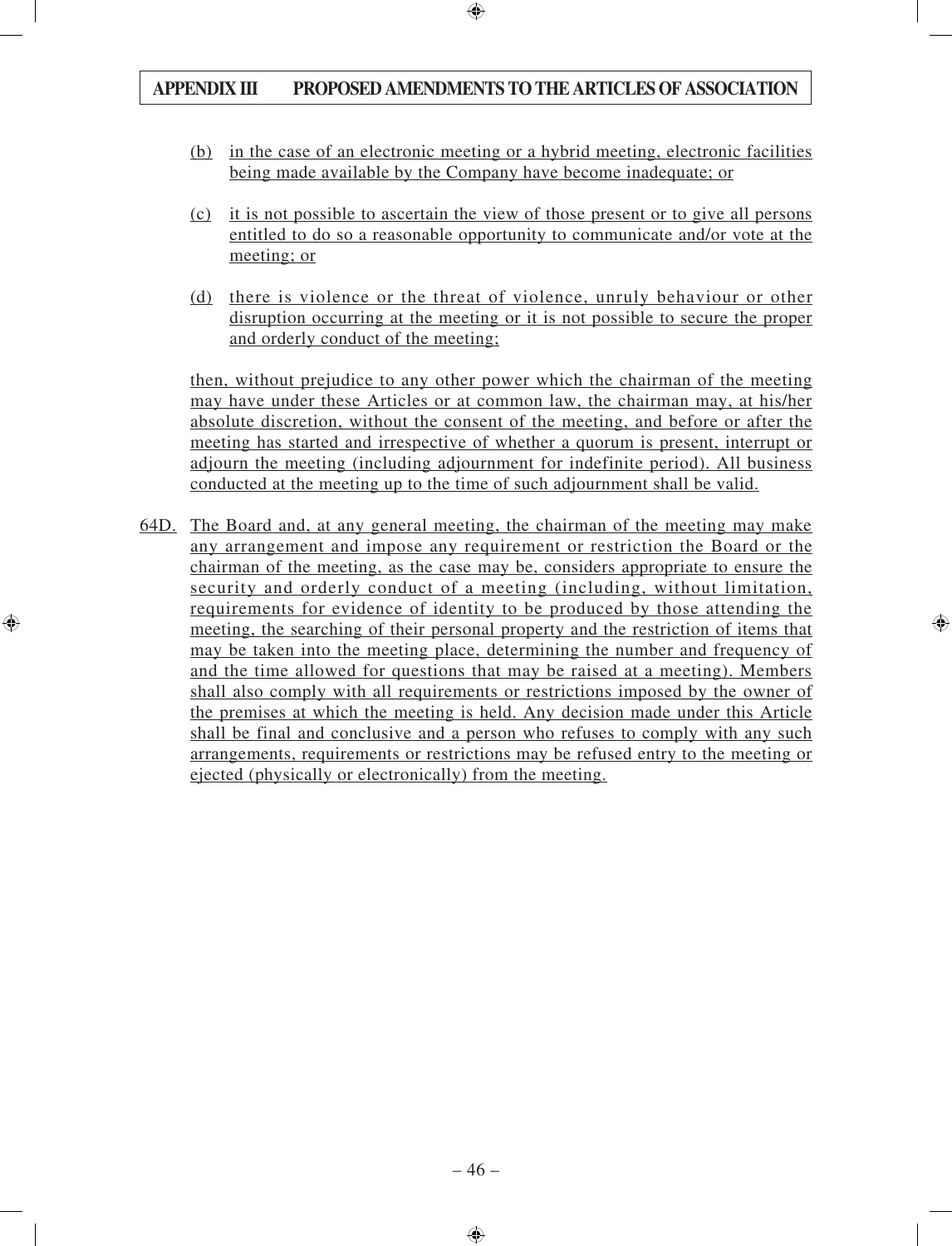(b) in the case of an electronic meeting or a hybrid meeting, electronic facilities being made available by the Company have become inadequate; or

(c) it is not possible to ascertain the view of those present or to give all persons entitled to do so a reasonable opportunity to communicate and/or vote at the meeting; or

(d) there is violence or the threat of violence, unruly behaviour or other disruption occurring at the meeting or it is not possible to secure the proper and orderly conduct of the meeting;

then, without prejudice to any other power which the chairman of the meeting may have under these Articles or at common law, the chairman may, at his/her absolute discretion, without the consent of the meeting, and before or after the meeting has started and irrespective of whether a quorum is present, interrupt or adjourn the meeting (including adjournment for indefinite period). All business conducted at the meeting up to the time of such adjournment shall be valid.

64D. The Board and, at any general meeting, the chairman of the meeting may make any arrangement and impose any requirement or restriction the Board or the chairman of the meeting, as the case may be, considers appropriate to ensure the security and orderly conduct of a meeting (including, without limitation, requirements for evidence of identity to be produced by those attending the meeting, the searching of their personal property and the restriction of items that may be taken into the meeting place, determining the number and frequency of and the time allowed for questions that may be raised at a meeting). Members shall also comply with all requirements or restrictions imposed by the owner of the premises at which the meeting is held. Any decision made under this Article shall be final and conclusive and a person who refuses to comply with any such arrangements, requirements or restrictions may be refused entry to the meeting or ejected (physically or electronically) from the meeting.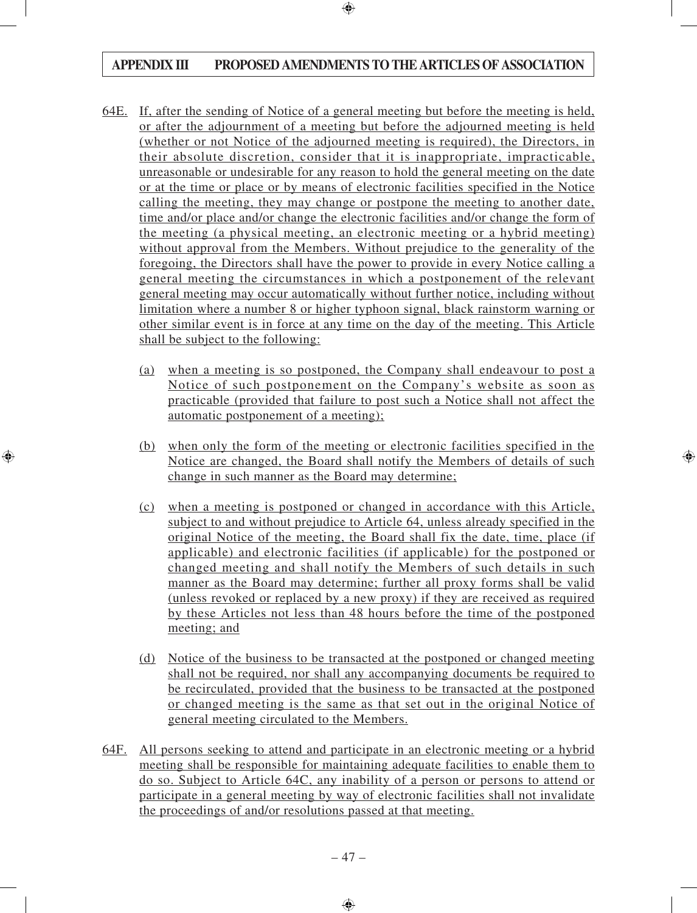64E. If, after the sending of Notice of a general meeting but before the meeting is held, or after the adjournment of a meeting but before the adjourned meeting is held (whether or not Notice of the adjourned meeting is required), the Directors, in their absolute discretion, consider that it is inappropriate, impracticable, unreasonable or undesirable for any reason to hold the general meeting on the date or at the time or place or by means of electronic facilities specified in the Notice calling the meeting, they may change or postpone the meeting to another date, time and/or place and/or change the electronic facilities and/or change the form of the meeting (a physical meeting, an electronic meeting or a hybrid meeting) without approval from the Members. Without prejudice to the generality of the foregoing, the Directors shall have the power to provide in every Notice calling a general meeting the circumstances in which a postponement of the relevant general meeting may occur automatically without further notice, including without limitation where a number 8 or higher typhoon signal, black rainstorm warning or other similar event is in force at any time on the day of the meeting. This Article shall be subject to the following:

(a) when a meeting is so postponed, the Company shall endeavour to post a Notice of such postponement on the Company's website as soon as practicable (provided that failure to post such a Notice shall not affect the automatic postponement of a meeting);

(b) when only the form of the meeting or electronic facilities specified in the Notice are changed, the Board shall notify the Members of details of such change in such manner as the Board may determine;

(c) when a meeting is postponed or changed in accordance with this Article, subject to and without prejudice to Article 64, unless already specified in the original Notice of the meeting, the Board shall fix the date, time, place (if applicable) and electronic facilities (if applicable) for the postponed or changed meeting and shall notify the Members of such details in such manner as the Board may determine; further all proxy forms shall be valid (unless revoked or replaced by a new proxy) if they are received as required by these Articles not less than 48 hours before the time of the postponed meeting; and

(d) Notice of the business to be transacted at the postponed or changed meeting shall not be required, nor shall any accompanying documents be required to be recirculated, provided that the business to be transacted at the postponed or changed meeting is the same as that set out in the original Notice of general meeting circulated to the Members.

64F. All persons seeking to attend and participate in an electronic meeting or a hybrid meeting shall be responsible for maintaining adequate facilities to enable them to do so. Subject to Article 64C, any inability of a person or persons to attend or participate in a general meeting by way of electronic facilities shall not invalidate the proceedings of and/or resolutions passed at that meeting.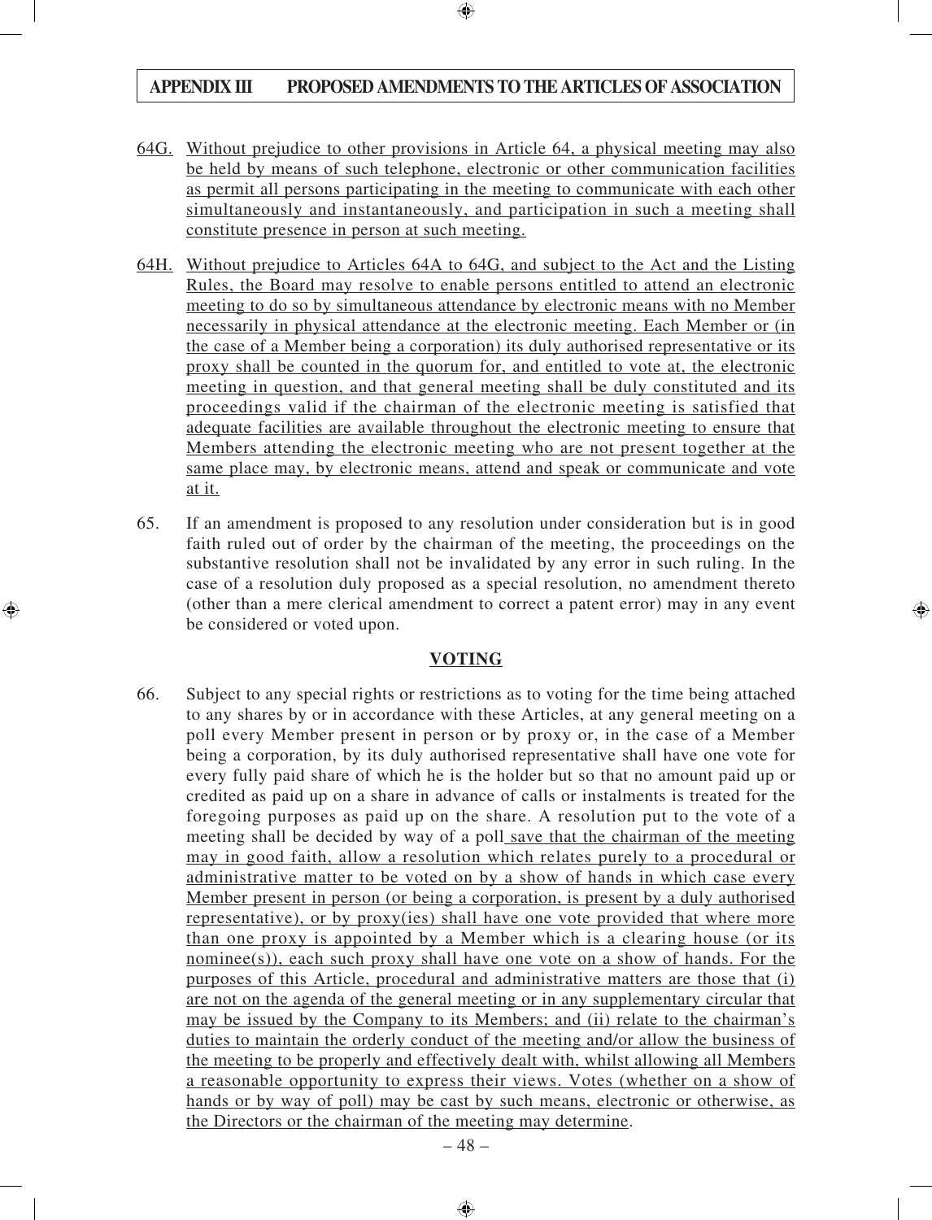64G. Without prejudice to other provisions in Article 64, a physical meeting may also be held by means of such telephone, electronic or other communication facilities as permit all persons participating in the meeting to communicate with each other simultaneously and instantaneously, and participation in such a meeting shall constitute presence in person at such meeting.

64H. Without prejudice to Articles 64A to 64G, and subject to the Act and the Listing Rules, the Board may resolve to enable persons entitled to attend an electronic meeting to do so by simultaneous attendance by electronic means with no Member necessarily in physical attendance at the electronic meeting. Each Member or (in the case of a Member being a corporation) its duly authorised representative or its proxy shall be counted in the quorum for, and entitled to vote at, the electronic meeting in question, and that general meeting shall be duly constituted and its proceedings valid if the chairman of the electronic meeting is satisfied that adequate facilities are available throughout the electronic meeting to ensure that Members attending the electronic meeting who are not present together at the same place may, by electronic means, attend and speak or communicate and vote at it.

65. If an amendment is proposed to any resolution under consideration but is in good faith ruled out of order by the chairman of the meeting, the proceedings on the substantive resolution shall not be invalidated by any error in such ruling. In the case of a resolution duly proposed as a special resolution, no amendment thereto (other than a mere clerical amendment to correct a patent error) may in any event be considered or voted upon.

## VOTING

66. Subject to any special rights or restrictions as to voting for the time being attached to any shares by or in accordance with these Articles, at any general meeting on a poll every Member present in person or by proxy or, in the case of a Member being a corporation, by its duly authorised representative shall have one vote for every fully paid share of which he is the holder but so that no amount paid up or credited as paid up on a share in advance of calls or instalments is treated for the foregoing purposes as paid up on the share. A resolution put to the vote of a meeting shall be decided by way of a poll save that the chairman of the meeting may in good faith, allow a resolution which relates purely to a procedural or administrative matter to be voted on by a show of hands in which case every Member present in person (or being a corporation, is present by a duly authorised representative), or by proxy(ies) shall have one vote provided that where more than one proxy is appointed by a Member which is a clearing house (or its nominee(s)), each such proxy shall have one vote on a show of hands. For the purposes of this Article, procedural and administrative matters are those that (i) are not on the agenda of the general meeting or in any supplementary circular that may be issued by the Company to its Members; and (ii) relate to the chairman's duties to maintain the orderly conduct of the meeting and/or allow the business of the meeting to be properly and effectively dealt with, whilst allowing all Members a reasonable opportunity to express their views. Votes (whether on a show of hands or by way of poll) may be cast by such means, electronic or otherwise, as the Directors or the chairman of the meeting may determine.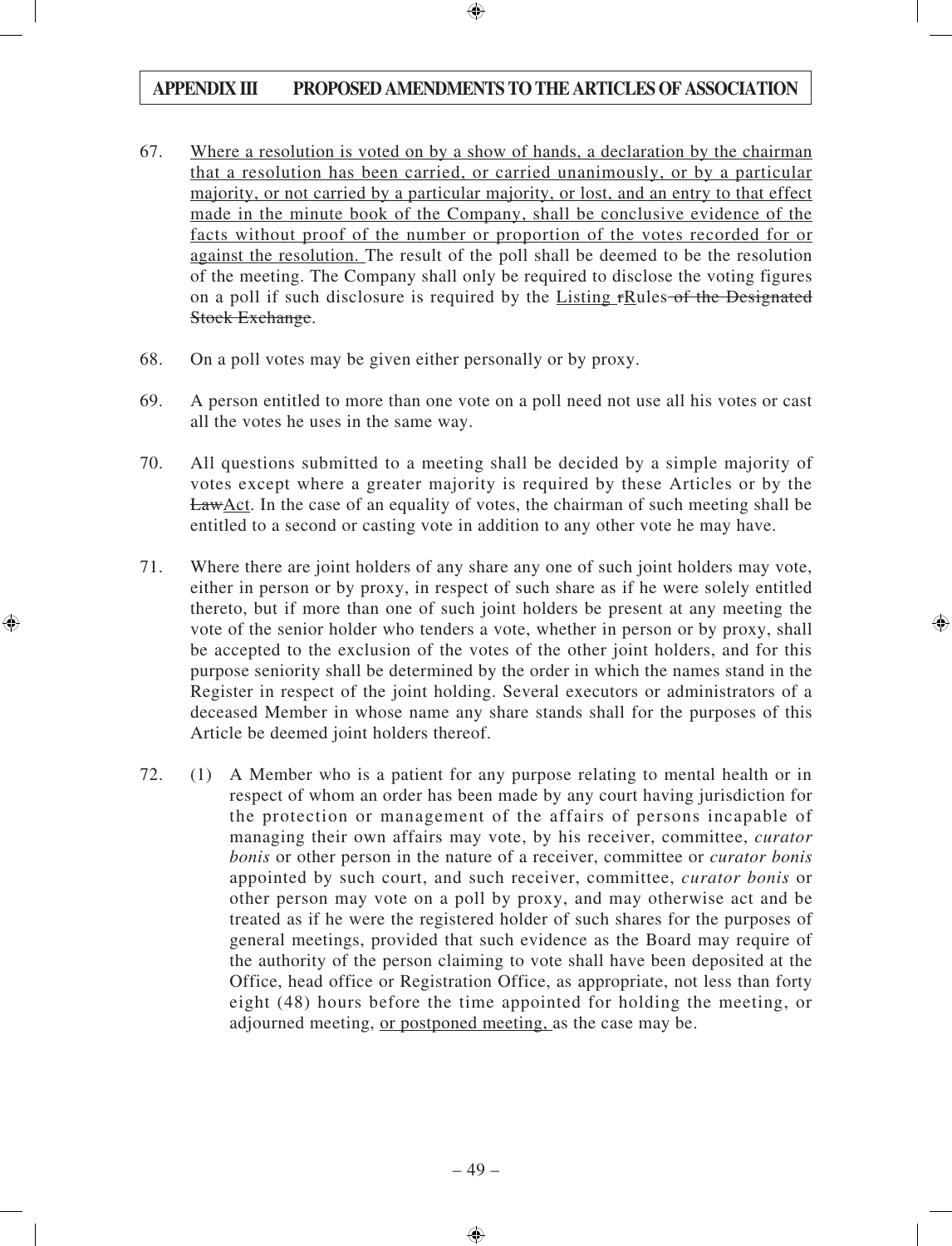67. <u>Where a resolution is voted on by a show of hands, a declaration by the chairman that a resolution has been carried, or carried unanimously, or by a particular majority, or not carried by a particular majority, or lost, and an entry to that effect made in the minute book of the Company, shall be conclusive evidence of the facts without proof of the number or proportion of the votes recorded for or against the resolution.</u> The result of the poll shall be deemed to be the resolution of the meeting. The Company shall only be required to disclose the voting figures on a poll if such disclosure is required by the <u>Listing</u> ~~r~~<u>R</u>ules ~~of the Designated Stock Exchange~~.

68. On a poll votes may be given either personally or by proxy.

69. A person entitled to more than one vote on a poll need not use all his votes or cast all the votes he uses in the same way.

70. All questions submitted to a meeting shall be decided by a simple majority of votes except where a greater majority is required by these Articles or by the ~~Law~~<u>Act</u>. In the case of an equality of votes, the chairman of such meeting shall be entitled to a second or casting vote in addition to any other vote he may have.

71. Where there are joint holders of any share any one of such joint holders may vote, either in person or by proxy, in respect of such share as if he were solely entitled thereto, but if more than one of such joint holders be present at any meeting the vote of the senior holder who tenders a vote, whether in person or by proxy, shall be accepted to the exclusion of the votes of the other joint holders, and for this purpose seniority shall be determined by the order in which the names stand in the Register in respect of the joint holding. Several executors or administrators of a deceased Member in whose name any share stands shall for the purposes of this Article be deemed joint holders thereof.

72. (1) A Member who is a patient for any purpose relating to mental health or in respect of whom an order has been made by any court having jurisdiction for the protection or management of the affairs of persons incapable of managing their own affairs may vote, by his receiver, committee, *curator bonis* or other person in the nature of a receiver, committee or *curator bonis* appointed by such court, and such receiver, committee, *curator bonis* or other person may vote on a poll by proxy, and may otherwise act and be treated as if he were the registered holder of such shares for the purposes of general meetings, provided that such evidence as the Board may require of the authority of the person claiming to vote shall have been deposited at the Office, head office or Registration Office, as appropriate, not less than forty eight (48) hours before the time appointed for holding the meeting, or adjourned meeting, <u>or postponed meeting,</u> as the case may be.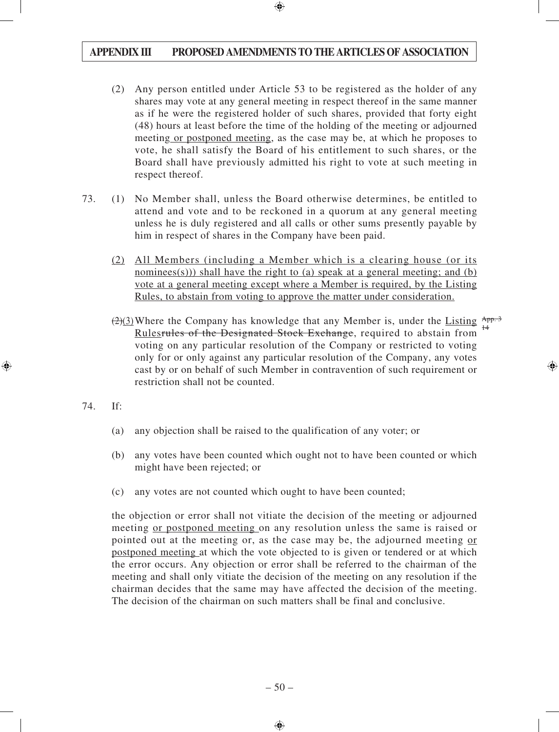(2) Any person entitled under Article 53 to be registered as the holder of any shares may vote at any general meeting in respect thereof in the same manner as if he were the registered holder of such shares, provided that forty eight (48) hours at least before the time of the holding of the meeting or adjourned meeting or postponed meeting, as the case may be, at which he proposes to vote, he shall satisfy the Board of his entitlement to such shares, or the Board shall have previously admitted his right to vote at such meeting in respect thereof.

73. (1) No Member shall, unless the Board otherwise determines, be entitled to attend and vote and to be reckoned in a quorum at any general meeting unless he is duly registered and all calls or other sums presently payable by him in respect of shares in the Company have been paid.

(2) All Members (including a Member which is a clearing house (or its nominees(s))) shall have the right to (a) speak at a general meeting; and (b) vote at a general meeting except where a Member is required, by the Listing Rules, to abstain from voting to approve the matter under consideration.

~~(2)~~(3) Where the Company has knowledge that any Member is, under the Listing Rules~~rules of the Designated Stock Exchange~~, required to abstain from voting on any particular resolution of the Company or restricted to voting only for or only against any particular resolution of the Company, any votes cast by or on behalf of such Member in contravention of such requirement or restriction shall not be counted. ~~App. 3 14~~

74. If:

(a) any objection shall be raised to the qualification of any voter; or

(b) any votes have been counted which ought not to have been counted or which might have been rejected; or

(c) any votes are not counted which ought to have been counted;

the objection or error shall not vitiate the decision of the meeting or adjourned meeting or postponed meeting on any resolution unless the same is raised or pointed out at the meeting or, as the case may be, the adjourned meeting or postponed meeting at which the vote objected to is given or tendered or at which the error occurs. Any objection or error shall be referred to the chairman of the meeting and shall only vitiate the decision of the meeting on any resolution if the chairman decides that the same may have affected the decision of the meeting. The decision of the chairman on such matters shall be final and conclusive.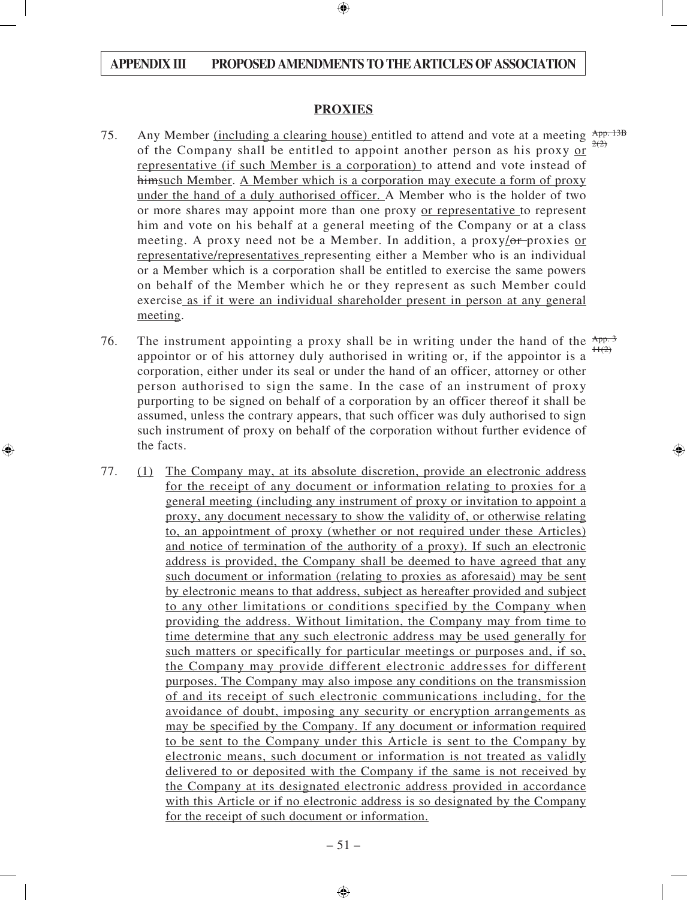**PROXIES**

75. Any Member (including a clearing house) entitled to attend and vote at a meeting of the Company shall be entitled to appoint another person as his proxy or representative (if such Member is a corporation) to attend and vote instead of himsuch Member. A Member which is a corporation may execute a form of proxy under the hand of a duly authorised officer. A Member who is the holder of two or more shares may appoint more than one proxy or representative to represent him and vote on his behalf at a general meeting of the Company or at a class meeting. A proxy need not be a Member. In addition, a proxy/or proxies or representative/representatives representing either a Member who is an individual or a Member which is a corporation shall be entitled to exercise the same powers on behalf of the Member which he or they represent as such Member could exercise as if it were an individual shareholder present in person at any general meeting.

App. 13B 2(2)

76. The instrument appointing a proxy shall be in writing under the hand of the appointor or of his attorney duly authorised in writing or, if the appointor is a corporation, either under its seal or under the hand of an officer, attorney or other person authorised to sign the same. In the case of an instrument of proxy purporting to be signed on behalf of a corporation by an officer thereof it shall be assumed, unless the contrary appears, that such officer was duly authorised to sign such instrument of proxy on behalf of the corporation without further evidence of the facts.

App. 3 11(2)

77. (1) The Company may, at its absolute discretion, provide an electronic address for the receipt of any document or information relating to proxies for a general meeting (including any instrument of proxy or invitation to appoint a proxy, any document necessary to show the validity of, or otherwise relating to, an appointment of proxy (whether or not required under these Articles) and notice of termination of the authority of a proxy). If such an electronic address is provided, the Company shall be deemed to have agreed that any such document or information (relating to proxies as aforesaid) may be sent by electronic means to that address, subject as hereafter provided and subject to any other limitations or conditions specified by the Company when providing the address. Without limitation, the Company may from time to time determine that any such electronic address may be used generally for such matters or specifically for particular meetings or purposes and, if so, the Company may provide different electronic addresses for different purposes. The Company may also impose any conditions on the transmission of and its receipt of such electronic communications including, for the avoidance of doubt, imposing any security or encryption arrangements as may be specified by the Company. If any document or information required to be sent to the Company under this Article is sent to the Company by electronic means, such document or information is not treated as validly delivered to or deposited with the Company if the same is not received by the Company at its designated electronic address provided in accordance with this Article or if no electronic address is so designated by the Company for the receipt of such document or information.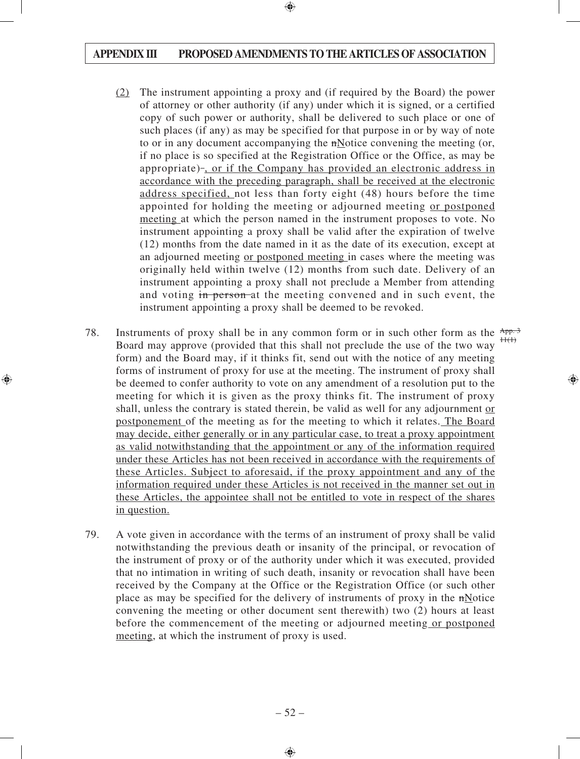(2) The instrument appointing a proxy and (if required by the Board) the power of attorney or other authority (if any) under which it is signed, or a certified copy of such power or authority, shall be delivered to such place or one of such places (if any) as may be specified for that purpose in or by way of note to or in any document accompanying the nNotice convening the meeting (or, if no place is so specified at the Registration Office or the Office, as may be appropriate)-, or if the Company has provided an electronic address in accordance with the preceding paragraph, shall be received at the electronic address specified, not less than forty eight (48) hours before the time appointed for holding the meeting or adjourned meeting or postponed meeting at which the person named in the instrument proposes to vote. No instrument appointing a proxy shall be valid after the expiration of twelve (12) months from the date named in it as the date of its execution, except at an adjourned meeting or postponed meeting in cases where the meeting was originally held within twelve (12) months from such date. Delivery of an instrument appointing a proxy shall not preclude a Member from attending and voting in person at the meeting convened and in such event, the instrument appointing a proxy shall be deemed to be revoked.

78. Instruments of proxy shall be in any common form or in such other form as the Board may approve (provided that this shall not preclude the use of the two way form) and the Board may, if it thinks fit, send out with the notice of any meeting forms of instrument of proxy for use at the meeting. The instrument of proxy shall be deemed to confer authority to vote on any amendment of a resolution put to the meeting for which it is given as the proxy thinks fit. The instrument of proxy shall, unless the contrary is stated therein, be valid as well for any adjournment or postponement of the meeting as for the meeting to which it relates. The Board may decide, either generally or in any particular case, to treat a proxy appointment as valid notwithstanding that the appointment or any of the information required under these Articles has not been received in accordance with the requirements of these Articles. Subject to aforesaid, if the proxy appointment and any of the information required under these Articles is not received in the manner set out in these Articles, the appointee shall not be entitled to vote in respect of the shares in question.

App. 3 11(1)

79. A vote given in accordance with the terms of an instrument of proxy shall be valid notwithstanding the previous death or insanity of the principal, or revocation of the instrument of proxy or of the authority under which it was executed, provided that no intimation in writing of such death, insanity or revocation shall have been received by the Company at the Office or the Registration Office (or such other place as may be specified for the delivery of instruments of proxy in the nNotice convening the meeting or other document sent therewith) two (2) hours at least before the commencement of the meeting or adjourned meeting or postponed meeting, at which the instrument of proxy is used.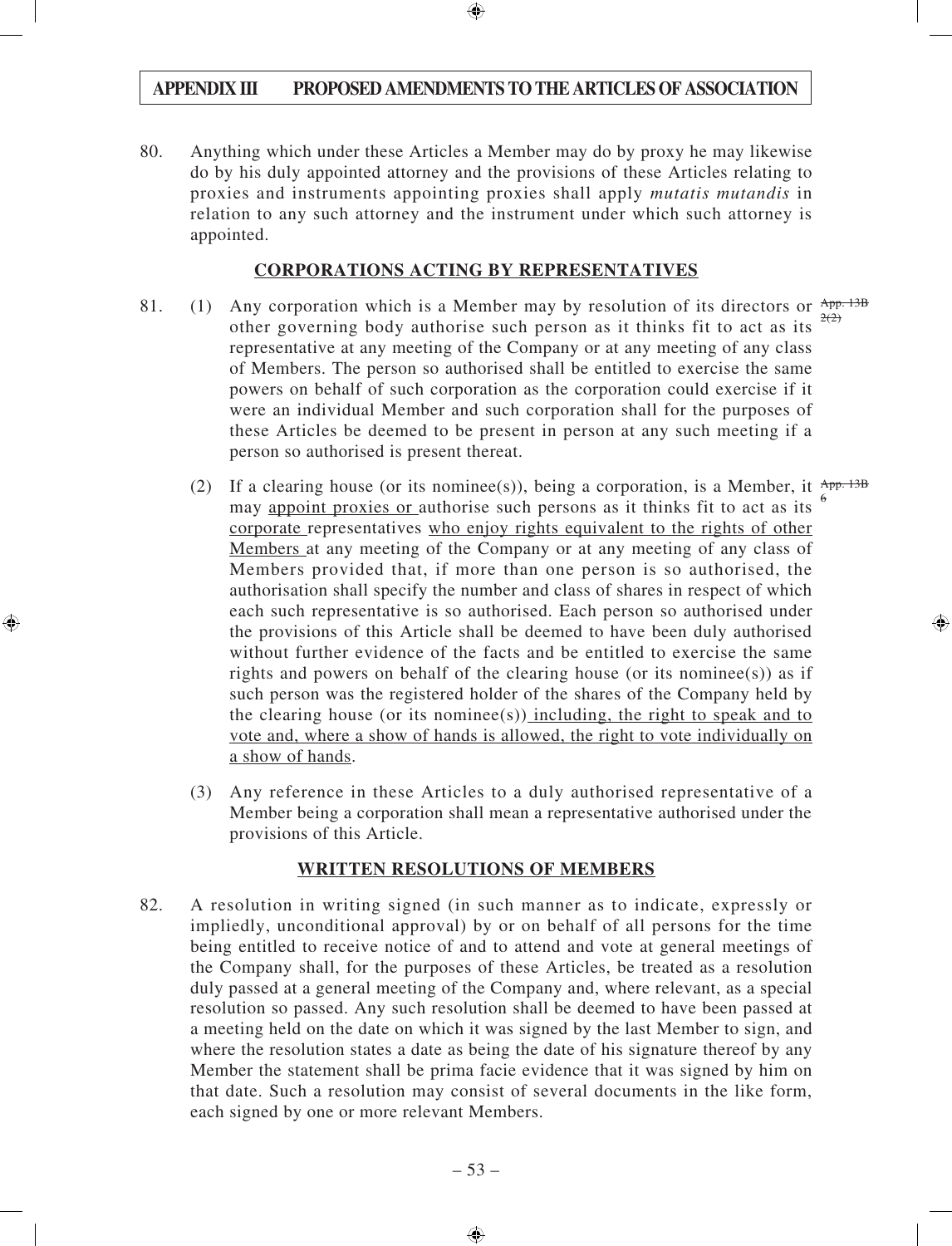80. Anything which under these Articles a Member may do by proxy he may likewise do by his duly appointed attorney and the provisions of these Articles relating to proxies and instruments appointing proxies shall apply *mutatis mutandis* in relation to any such attorney and the instrument under which such attorney is appointed.

## CORPORATIONS ACTING BY REPRESENTATIVES

81. (1) Any corporation which is a Member may by resolution of its directors or other governing body authorise such person as it thinks fit to act as its representative at any meeting of the Company or at any meeting of any class of Members. The person so authorised shall be entitled to exercise the same powers on behalf of such corporation as the corporation could exercise if it were an individual Member and such corporation shall for the purposes of these Articles be deemed to be present in person at any such meeting if a person so authorised is present thereat. ~~App. 13B 2(2)~~

(2) If a clearing house (or its nominee(s)), being a corporation, is a Member, it may appoint proxies or authorise such persons as it thinks fit to act as its corporate representatives who enjoy rights equivalent to the rights of other Members at any meeting of the Company or at any meeting of any class of Members provided that, if more than one person is so authorised, the authorisation shall specify the number and class of shares in respect of which each such representative is so authorised. Each person so authorised under the provisions of this Article shall be deemed to have been duly authorised without further evidence of the facts and be entitled to exercise the same rights and powers on behalf of the clearing house (or its nominee(s)) as if such person was the registered holder of the shares of the Company held by the clearing house (or its nominee(s)) including, the right to speak and to vote and, where a show of hands is allowed, the right to vote individually on a show of hands. ~~App. 13B 6~~

(3) Any reference in these Articles to a duly authorised representative of a Member being a corporation shall mean a representative authorised under the provisions of this Article.

## WRITTEN RESOLUTIONS OF MEMBERS

82. A resolution in writing signed (in such manner as to indicate, expressly or impliedly, unconditional approval) by or on behalf of all persons for the time being entitled to receive notice of and to attend and vote at general meetings of the Company shall, for the purposes of these Articles, be treated as a resolution duly passed at a general meeting of the Company and, where relevant, as a special resolution so passed. Any such resolution shall be deemed to have been passed at a meeting held on the date on which it was signed by the last Member to sign, and where the resolution states a date as being the date of his signature thereof by any Member the statement shall be prima facie evidence that it was signed by him on that date. Such a resolution may consist of several documents in the like form, each signed by one or more relevant Members.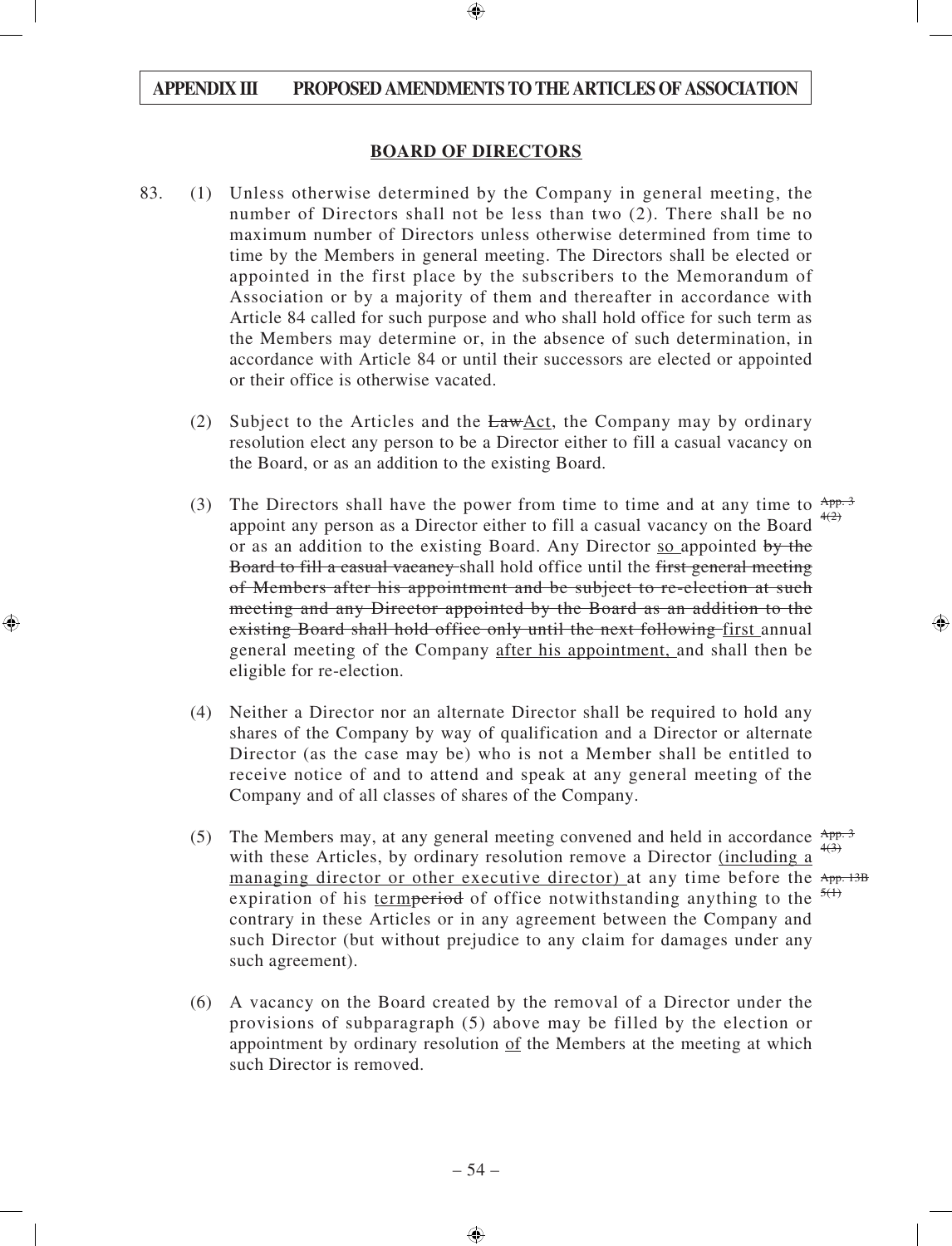## BOARD OF DIRECTORS

83. (1) Unless otherwise determined by the Company in general meeting, the number of Directors shall not be less than two (2). There shall be no maximum number of Directors unless otherwise determined from time to time by the Members in general meeting. The Directors shall be elected or appointed in the first place by the subscribers to the Memorandum of Association or by a majority of them and thereafter in accordance with Article 84 called for such purpose and who shall hold office for such term as the Members may determine or, in the absence of such determination, in accordance with Article 84 or until their successors are elected or appointed or their office is otherwise vacated.

(2) Subject to the Articles and the ~~Law~~Act, the Company may by ordinary resolution elect any person to be a Director either to fill a casual vacancy on the Board, or as an addition to the existing Board.

(3) The Directors shall have the power from time to time and at any time to appoint any person as a Director either to fill a casual vacancy on the Board or as an addition to the existing Board. Any Director so appointed ~~by the Board to fill a casual vacancy~~ shall hold office until the ~~first general meeting of Members after his appointment and be subject to re-election at such meeting and any Director appointed by the Board as an addition to the existing Board shall hold office only until the next following~~ first annual general meeting of the Company after his appointment, and shall then be eligible for re-election.

~~App. 3 4(2)~~

(4) Neither a Director nor an alternate Director shall be required to hold any shares of the Company by way of qualification and a Director or alternate Director (as the case may be) who is not a Member shall be entitled to receive notice of and to attend and speak at any general meeting of the Company and of all classes of shares of the Company.

(5) The Members may, at any general meeting convened and held in accordance with these Articles, by ordinary resolution remove a Director (including a managing director or other executive director) at any time before the expiration of his term~~period~~ of office notwithstanding anything to the contrary in these Articles or in any agreement between the Company and such Director (but without prejudice to any claim for damages under any such agreement).

~~App. 3 4(3)~~
~~App. 13B 5(1)~~

(6) A vacancy on the Board created by the removal of a Director under the provisions of subparagraph (5) above may be filled by the election or appointment by ordinary resolution of the Members at the meeting at which such Director is removed.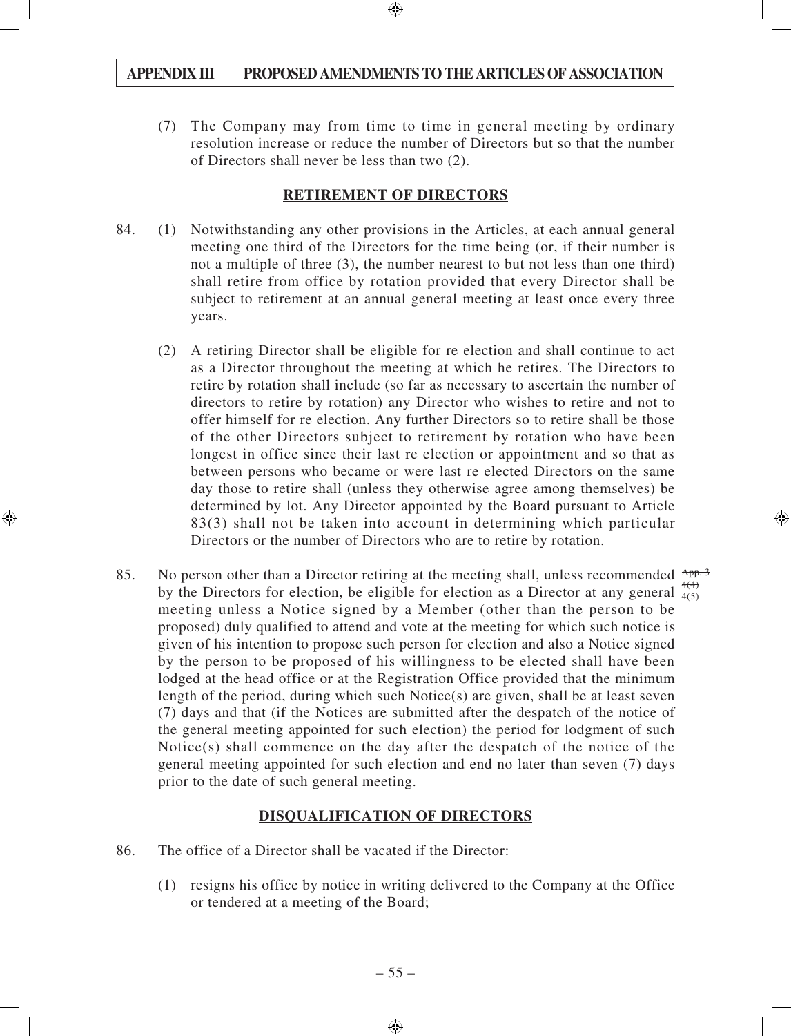(7) The Company may from time to time in general meeting by ordinary resolution increase or reduce the number of Directors but so that the number of Directors shall never be less than two (2).

## RETIREMENT OF DIRECTORS

84. (1) Notwithstanding any other provisions in the Articles, at each annual general meeting one third of the Directors for the time being (or, if their number is not a multiple of three (3), the number nearest to but not less than one third) shall retire from office by rotation provided that every Director shall be subject to retirement at an annual general meeting at least once every three years.

(2) A retiring Director shall be eligible for re election and shall continue to act as a Director throughout the meeting at which he retires. The Directors to retire by rotation shall include (so far as necessary to ascertain the number of directors to retire by rotation) any Director who wishes to retire and not to offer himself for re election. Any further Directors so to retire shall be those of the other Directors subject to retirement by rotation who have been longest in office since their last re election or appointment and so that as between persons who became or were last re elected Directors on the same day those to retire shall (unless they otherwise agree among themselves) be determined by lot. Any Director appointed by the Board pursuant to Article 83(3) shall not be taken into account in determining which particular Directors or the number of Directors who are to retire by rotation.

85. No person other than a Director retiring at the meeting shall, unless recommended by the Directors for election, be eligible for election as a Director at any general meeting unless a Notice signed by a Member (other than the person to be proposed) duly qualified to attend and vote at the meeting for which such notice is given of his intention to propose such person for election and also a Notice signed by the person to be proposed of his willingness to be elected shall have been lodged at the head office or at the Registration Office provided that the minimum length of the period, during which such Notice(s) are given, shall be at least seven (7) days and that (if the Notices are submitted after the despatch of the notice of the general meeting appointed for such election) the period for lodgment of such Notice(s) shall commence on the day after the despatch of the notice of the general meeting appointed for such election and end no later than seven (7) days prior to the date of such general meeting.

~~App. 3 4(4) 4(5)~~

## DISQUALIFICATION OF DIRECTORS

86. The office of a Director shall be vacated if the Director:

(1) resigns his office by notice in writing delivered to the Company at the Office or tendered at a meeting of the Board;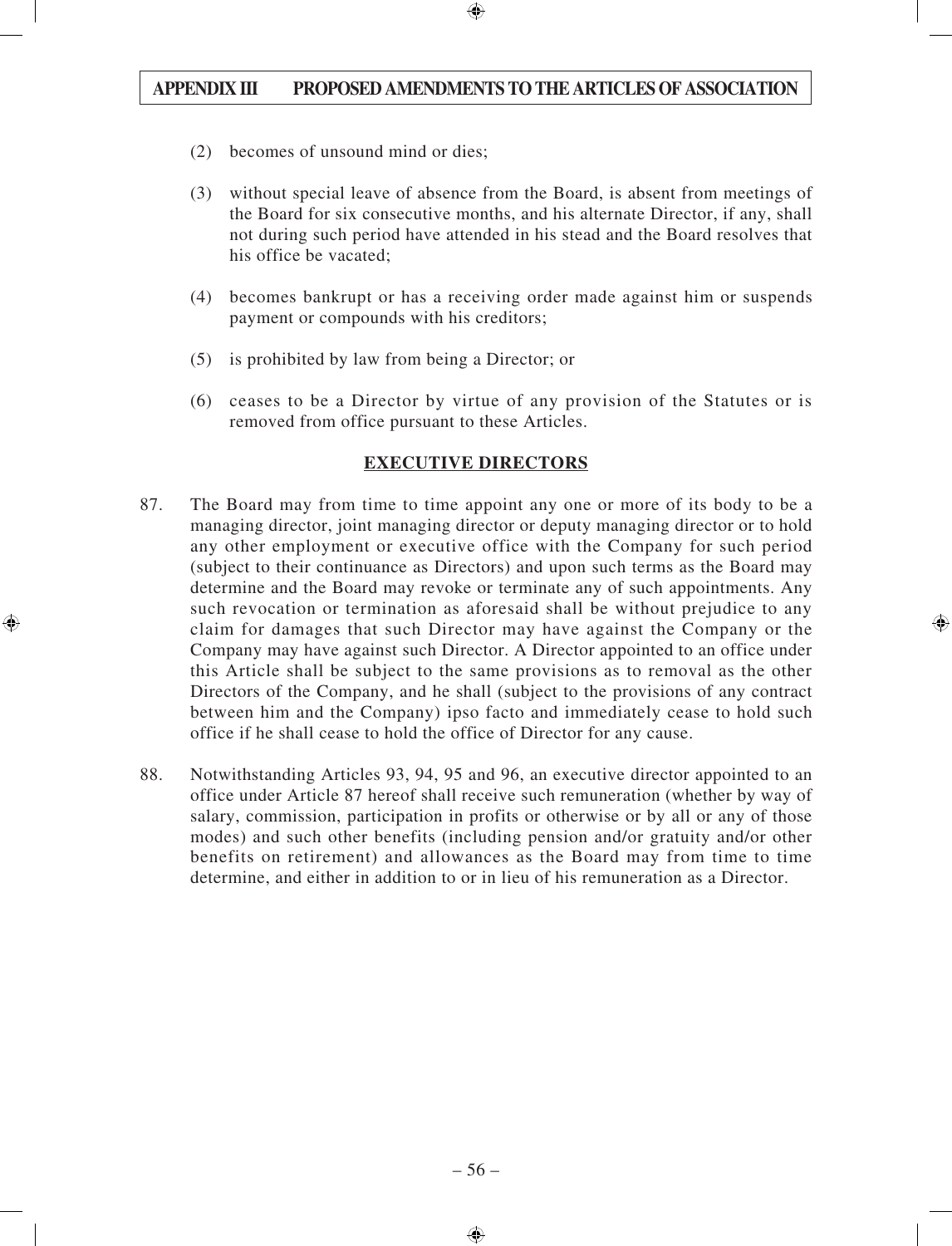(2) becomes of unsound mind or dies;

(3) without special leave of absence from the Board, is absent from meetings of the Board for six consecutive months, and his alternate Director, if any, shall not during such period have attended in his stead and the Board resolves that his office be vacated;

(4) becomes bankrupt or has a receiving order made against him or suspends payment or compounds with his creditors;

(5) is prohibited by law from being a Director; or

(6) ceases to be a Director by virtue of any provision of the Statutes or is removed from office pursuant to these Articles.

## EXECUTIVE DIRECTORS

87. The Board may from time to time appoint any one or more of its body to be a managing director, joint managing director or deputy managing director or to hold any other employment or executive office with the Company for such period (subject to their continuance as Directors) and upon such terms as the Board may determine and the Board may revoke or terminate any of such appointments. Any such revocation or termination as aforesaid shall be without prejudice to any claim for damages that such Director may have against the Company or the Company may have against such Director. A Director appointed to an office under this Article shall be subject to the same provisions as to removal as the other Directors of the Company, and he shall (subject to the provisions of any contract between him and the Company) ipso facto and immediately cease to hold such office if he shall cease to hold the office of Director for any cause.

88. Notwithstanding Articles 93, 94, 95 and 96, an executive director appointed to an office under Article 87 hereof shall receive such remuneration (whether by way of salary, commission, participation in profits or otherwise or by all or any of those modes) and such other benefits (including pension and/or gratuity and/or other benefits on retirement) and allowances as the Board may from time to time determine, and either in addition to or in lieu of his remuneration as a Director.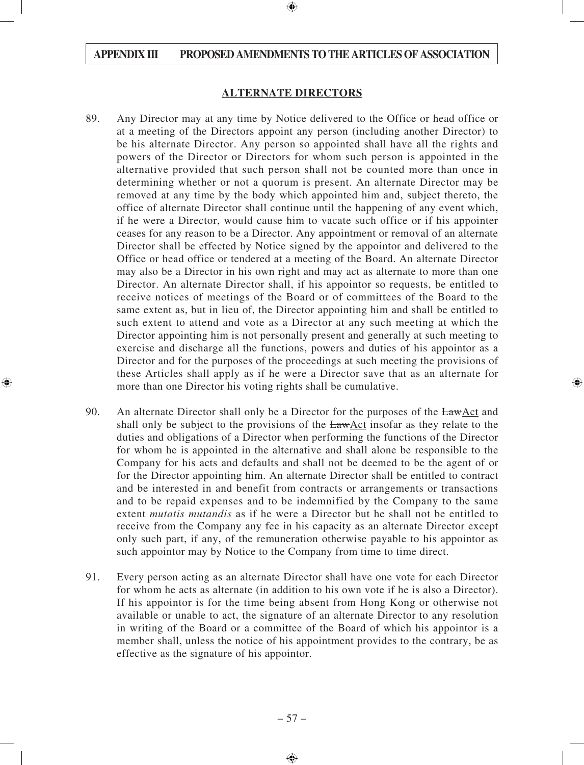## ALTERNATE DIRECTORS

89. Any Director may at any time by Notice delivered to the Office or head office or at a meeting of the Directors appoint any person (including another Director) to be his alternate Director. Any person so appointed shall have all the rights and powers of the Director or Directors for whom such person is appointed in the alternative provided that such person shall not be counted more than once in determining whether or not a quorum is present. An alternate Director may be removed at any time by the body which appointed him and, subject thereto, the office of alternate Director shall continue until the happening of any event which, if he were a Director, would cause him to vacate such office or if his appointer ceases for any reason to be a Director. Any appointment or removal of an alternate Director shall be effected by Notice signed by the appointor and delivered to the Office or head office or tendered at a meeting of the Board. An alternate Director may also be a Director in his own right and may act as alternate to more than one Director. An alternate Director shall, if his appointor so requests, be entitled to receive notices of meetings of the Board or of committees of the Board to the same extent as, but in lieu of, the Director appointing him and shall be entitled to such extent to attend and vote as a Director at any such meeting at which the Director appointing him is not personally present and generally at such meeting to exercise and discharge all the functions, powers and duties of his appointor as a Director and for the purposes of the proceedings at such meeting the provisions of these Articles shall apply as if he were a Director save that as an alternate for more than one Director his voting rights shall be cumulative.

90. An alternate Director shall only be a Director for the purposes of the ~~Law~~<u>Act</u> and shall only be subject to the provisions of the ~~Law~~<u>Act</u> insofar as they relate to the duties and obligations of a Director when performing the functions of the Director for whom he is appointed in the alternative and shall alone be responsible to the Company for his acts and defaults and shall not be deemed to be the agent of or for the Director appointing him. An alternate Director shall be entitled to contract and be interested in and benefit from contracts or arrangements or transactions and to be repaid expenses and to be indemnified by the Company to the same extent *mutatis mutandis* as if he were a Director but he shall not be entitled to receive from the Company any fee in his capacity as an alternate Director except only such part, if any, of the remuneration otherwise payable to his appointor as such appointor may by Notice to the Company from time to time direct.

91. Every person acting as an alternate Director shall have one vote for each Director for whom he acts as alternate (in addition to his own vote if he is also a Director). If his appointor is for the time being absent from Hong Kong or otherwise not available or unable to act, the signature of an alternate Director to any resolution in writing of the Board or a committee of the Board of which his appointor is a member shall, unless the notice of his appointment provides to the contrary, be as effective as the signature of his appointor.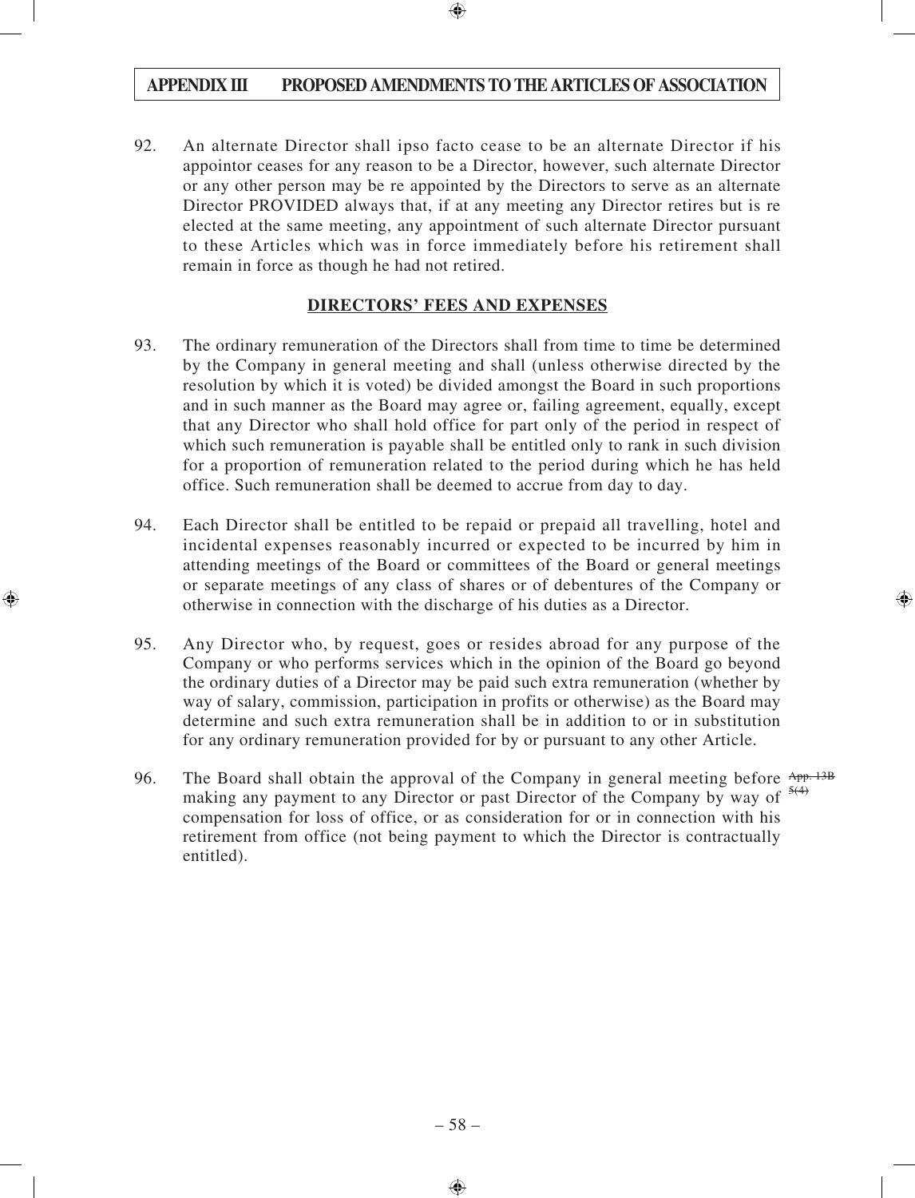92. An alternate Director shall ipso facto cease to be an alternate Director if his appointor ceases for any reason to be a Director, however, such alternate Director or any other person may be re appointed by the Directors to serve as an alternate Director PROVIDED always that, if at any meeting any Director retires but is re elected at the same meeting, any appointment of such alternate Director pursuant to these Articles which was in force immediately before his retirement shall remain in force as though he had not retired.

## DIRECTORS' FEES AND EXPENSES

93. The ordinary remuneration of the Directors shall from time to time be determined by the Company in general meeting and shall (unless otherwise directed by the resolution by which it is voted) be divided amongst the Board in such proportions and in such manner as the Board may agree or, failing agreement, equally, except that any Director who shall hold office for part only of the period in respect of which such remuneration is payable shall be entitled only to rank in such division for a proportion of remuneration related to the period during which he has held office. Such remuneration shall be deemed to accrue from day to day.

94. Each Director shall be entitled to be repaid or prepaid all travelling, hotel and incidental expenses reasonably incurred or expected to be incurred by him in attending meetings of the Board or committees of the Board or general meetings or separate meetings of any class of shares or of debentures of the Company or otherwise in connection with the discharge of his duties as a Director.

95. Any Director who, by request, goes or resides abroad for any purpose of the Company or who performs services which in the opinion of the Board go beyond the ordinary duties of a Director may be paid such extra remuneration (whether by way of salary, commission, participation in profits or otherwise) as the Board may determine and such extra remuneration shall be in addition to or in substitution for any ordinary remuneration provided for by or pursuant to any other Article.

96. The Board shall obtain the approval of the Company in general meeting before making any payment to any Director or past Director of the Company by way of compensation for loss of office, or as consideration for or in connection with his retirement from office (not being payment to which the Director is contractually entitled). ~~App. 13B 5(4)~~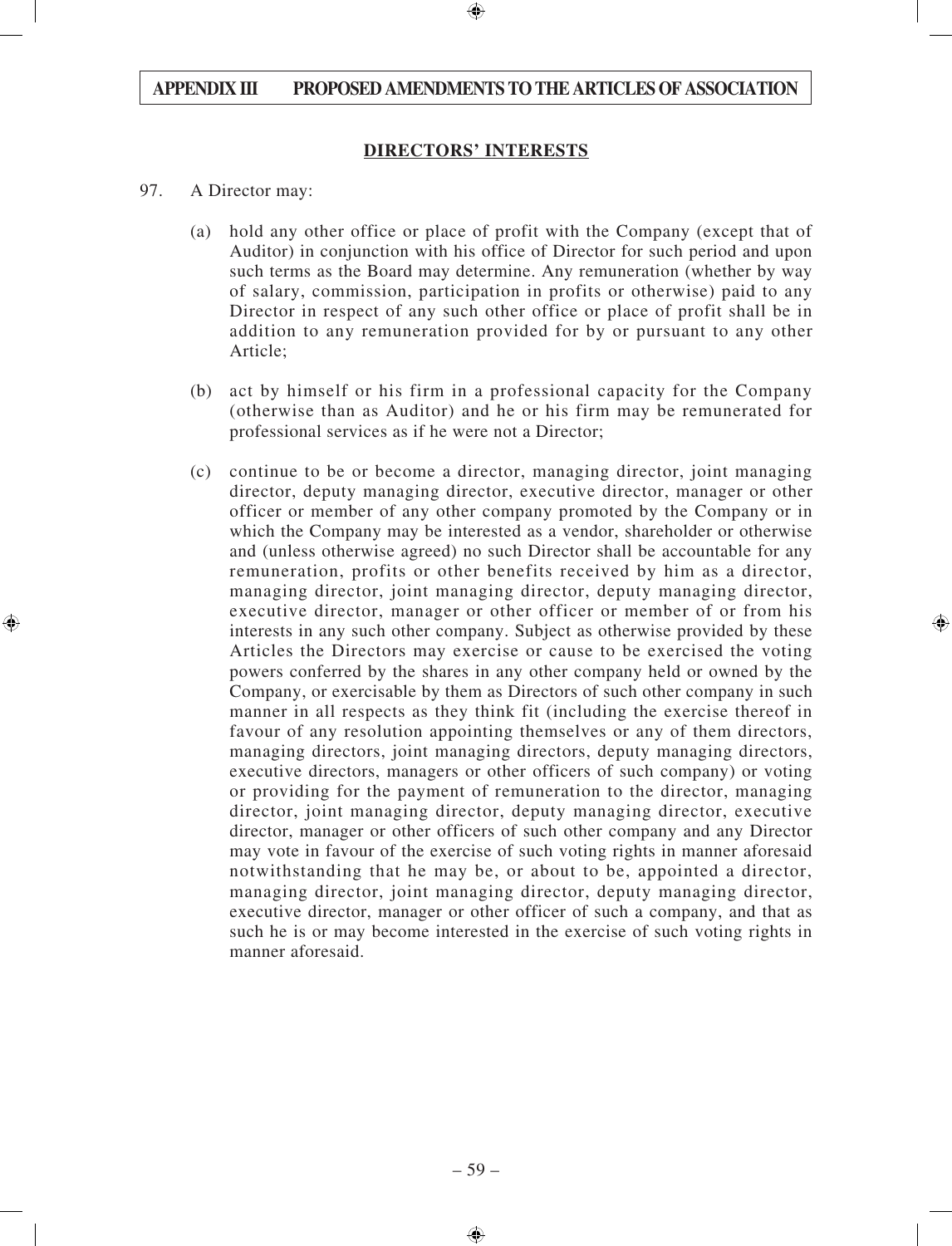## DIRECTORS' INTERESTS

97. A Director may:

(a) hold any other office or place of profit with the Company (except that of Auditor) in conjunction with his office of Director for such period and upon such terms as the Board may determine. Any remuneration (whether by way of salary, commission, participation in profits or otherwise) paid to any Director in respect of any such other office or place of profit shall be in addition to any remuneration provided for by or pursuant to any other Article;

(b) act by himself or his firm in a professional capacity for the Company (otherwise than as Auditor) and he or his firm may be remunerated for professional services as if he were not a Director;

(c) continue to be or become a director, managing director, joint managing director, deputy managing director, executive director, manager or other officer or member of any other company promoted by the Company or in which the Company may be interested as a vendor, shareholder or otherwise and (unless otherwise agreed) no such Director shall be accountable for any remuneration, profits or other benefits received by him as a director, managing director, joint managing director, deputy managing director, executive director, manager or other officer or member of or from his interests in any such other company. Subject as otherwise provided by these Articles the Directors may exercise or cause to be exercised the voting powers conferred by the shares in any other company held or owned by the Company, or exercisable by them as Directors of such other company in such manner in all respects as they think fit (including the exercise thereof in favour of any resolution appointing themselves or any of them directors, managing directors, joint managing directors, deputy managing directors, executive directors, managers or other officers of such company) or voting or providing for the payment of remuneration to the director, managing director, joint managing director, deputy managing director, executive director, manager or other officers of such other company and any Director may vote in favour of the exercise of such voting rights in manner aforesaid notwithstanding that he may be, or about to be, appointed a director, managing director, joint managing director, deputy managing director, executive director, manager or other officer of such a company, and that as such he is or may become interested in the exercise of such voting rights in manner aforesaid.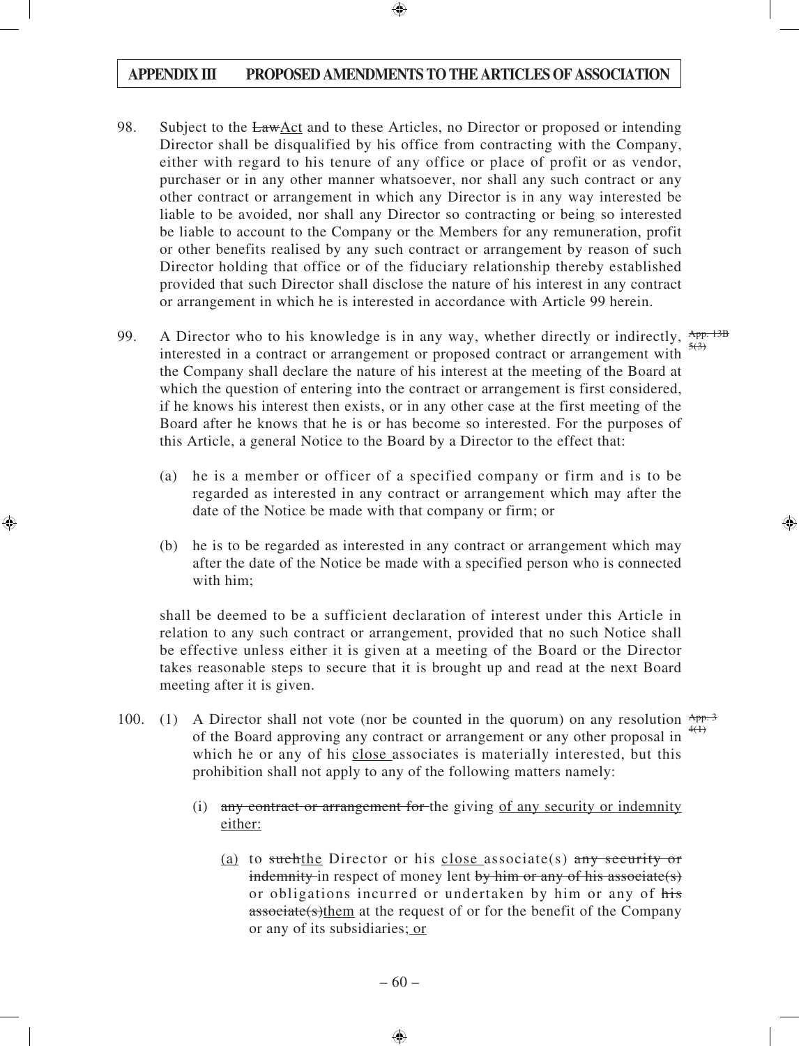**APPENDIX III PROPOSED AMENDMENTS TO THE ARTICLES OF ASSOCIATION**

98. Subject to the ~~Law~~<u>Act</u> and to these Articles, no Director or proposed or intending Director shall be disqualified by his office from contracting with the Company, either with regard to his tenure of any office or place of profit or as vendor, purchaser or in any other manner whatsoever, nor shall any such contract or any other contract or arrangement in which any Director is in any way interested be liable to be avoided, nor shall any Director so contracting or being so interested be liable to account to the Company or the Members for any remuneration, profit or other benefits realised by any such contract or arrangement by reason of such Director holding that office or of the fiduciary relationship thereby established provided that such Director shall disclose the nature of his interest in any contract or arrangement in which he is interested in accordance with Article 99 herein.

99. A Director who to his knowledge is in any way, whether directly or indirectly, interested in a contract or arrangement or proposed contract or arrangement with the Company shall declare the nature of his interest at the meeting of the Board at which the question of entering into the contract or arrangement is first considered, if he knows his interest then exists, or in any other case at the first meeting of the Board after he knows that he is or has become so interested. For the purposes of this Article, a general Notice to the Board by a Director to the effect that: ~~App. 13B 5(3)~~

   (a) he is a member or officer of a specified company or firm and is to be regarded as interested in any contract or arrangement which may after the date of the Notice be made with that company or firm; or

   (b) he is to be regarded as interested in any contract or arrangement which may after the date of the Notice be made with a specified person who is connected with him;

   shall be deemed to be a sufficient declaration of interest under this Article in relation to any such contract or arrangement, provided that no such Notice shall be effective unless either it is given at a meeting of the Board or the Director takes reasonable steps to secure that it is brought up and read at the next Board meeting after it is given.

100. (1) A Director shall not vote (nor be counted in the quorum) on any resolution of the Board approving any contract or arrangement or any other proposal in which he or any of his <u>close</u> associates is materially interested, but this prohibition shall not apply to any of the following matters namely: ~~App. 3 4(1)~~

   (i) ~~any contract or arrangement for~~ the giving <u>of any security or indemnity either:</u>

   <u>(a)</u> to ~~such~~<u>the</u> Director or his <u>close</u> associate(s) ~~any security or indemnity~~ in respect of money lent ~~by him or any of his associate(s)~~ or obligations incurred or undertaken by him or any of ~~his associate(s)~~<u>them</u> at the request of or for the benefit of the Company or any of its subsidiaries;<u> or</u>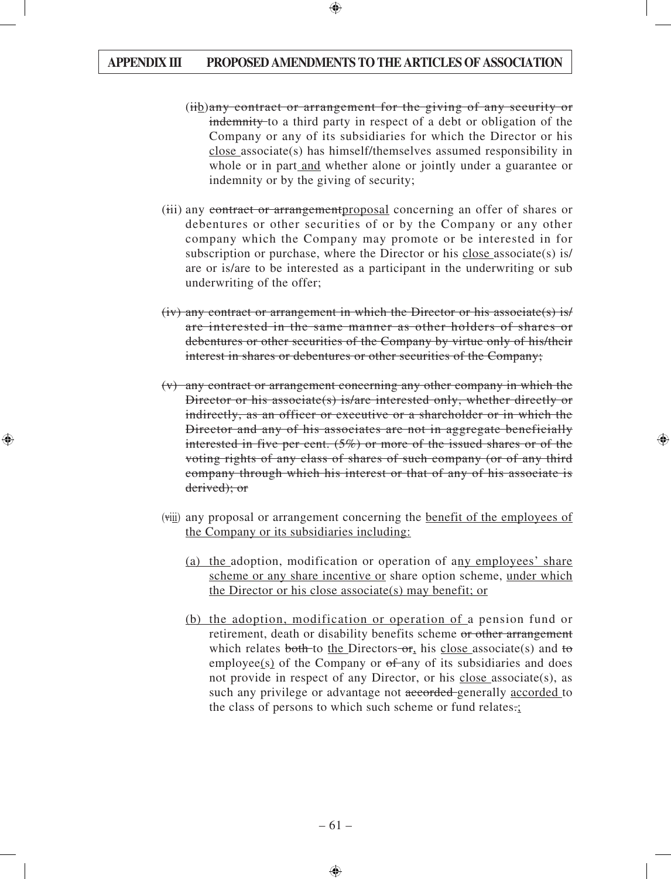(~~ii~~b) ~~any contract or arrangement for the giving of any security or indemnity~~ to a third party in respect of a debt or obligation of the Company or any of its subsidiaries for which the Director or his <u>close</u> associate(s) has himself/themselves assumed responsibility in whole or in part <u>and</u> whether alone or jointly under a guarantee or indemnity or by the giving of security;

(~~i~~ii) any ~~contract or arrangement~~<u>proposal</u> concerning an offer of shares or debentures or other securities of or by the Company or any other company which the Company may promote or be interested in for subscription or purchase, where the Director or his <u>close</u> associate(s) is/are or is/are to be interested as a participant in the underwriting or sub underwriting of the offer;

~~(iv) any contract or arrangement in which the Director or his associate(s) is/are interested in the same manner as other holders of shares or debentures or other securities of the Company by virtue only of his/their interest in shares or debentures or other securities of the Company;~~

~~(v) any contract or arrangement concerning any other company in which the Director or his associate(s) is/are interested only, whether directly or indirectly, as an officer or executive or a shareholder or in which the Director and any of his associates are not in aggregate beneficially interested in five per cent. (5%) or more of the issued shares or of the voting rights of any class of shares of such company (or of any third company through which his interest or that of any of his associate is derived); or~~

(~~v~~iii) any proposal or arrangement concerning the <u>benefit of the employees of the Company or its subsidiaries including:</u>

<u>(a) the</u> adoption, modification or operation of a<u>ny employees' share scheme or any share incentive or</u> share option scheme, <u>under which the Director or his close associate(s) may benefit; or</u>

<u>(b) the adoption, modification or operation of</u> a pension fund or retirement, death or disability benefits scheme ~~or other arrangement~~ which relates ~~both~~ to <u>the</u> Directors~~-or~~<u>,</u> his <u>close</u> associate(s) and ~~to~~ employee<u>(s)</u> of the Company or ~~of~~ any of its subsidiaries and does not provide in respect of any Director, or his <u>close</u> associate(s), as such any privilege or advantage not ~~accorded~~ generally <u>accorded</u> to the class of persons to which such scheme or fund relates~~.~~<u>;</u>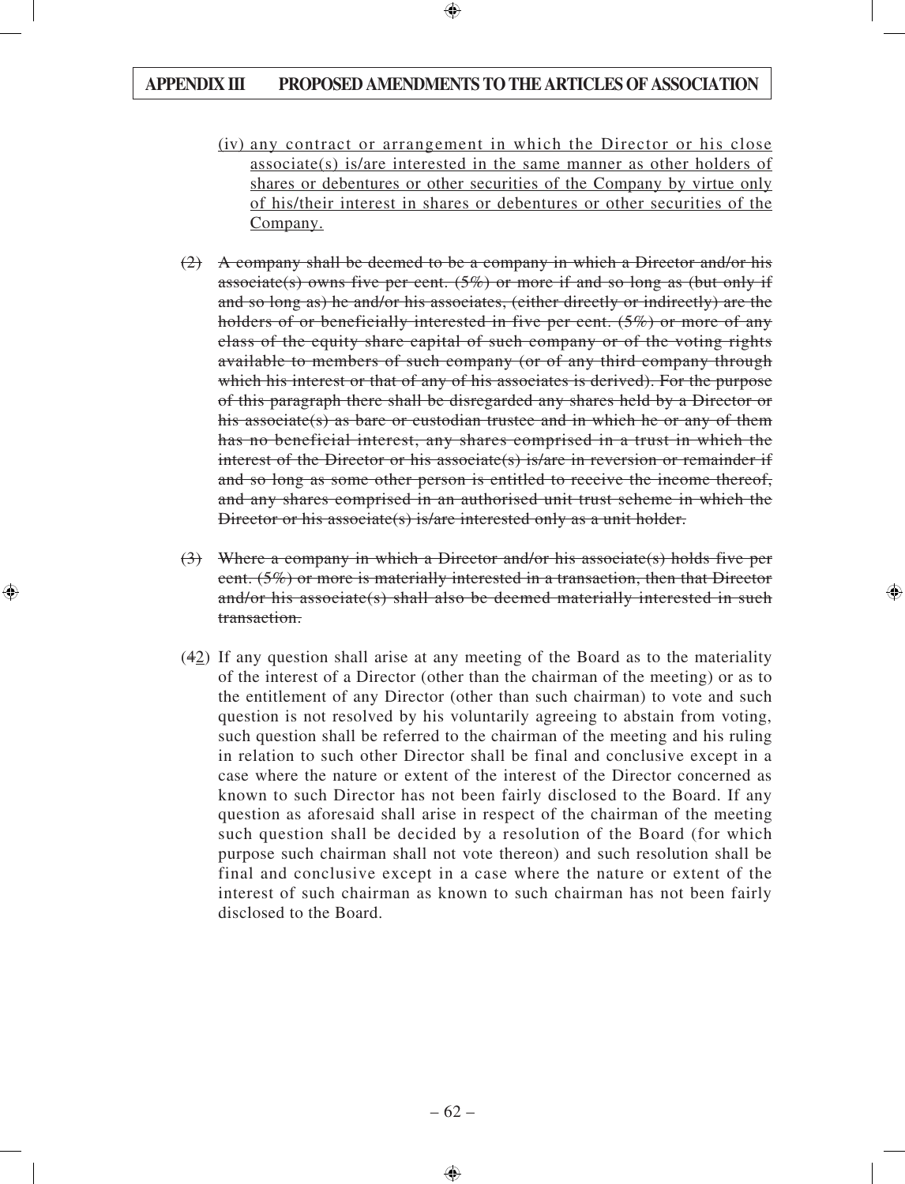(iv) any contract or arrangement in which the Director or his close associate(s) is/are interested in the same manner as other holders of shares or debentures or other securities of the Company by virtue only of his/their interest in shares or debentures or other securities of the Company.

~~(2) A company shall be deemed to be a company in which a Director and/or his associate(s) owns five per cent. (5%) or more if and so long as (but only if and so long as) he and/or his associates, (either directly or indirectly) are the holders of or beneficially interested in five per cent. (5%) or more of any class of the equity share capital of such company or of the voting rights available to members of such company (or of any third company through which his interest or that of any of his associates is derived). For the purpose of this paragraph there shall be disregarded any shares held by a Director or his associate(s) as bare or custodian trustee and in which he or any of them has no beneficial interest, any shares comprised in a trust in which the interest of the Director or his associate(s) is/are in reversion or remainder if and so long as some other person is entitled to receive the income thereof, and any shares comprised in an authorised unit trust scheme in which the Director or his associate(s) is/are interested only as a unit holder.~~

~~(3) Where a company in which a Director and/or his associate(s) holds five per cent. (5%) or more is materially interested in a transaction, then that Director and/or his associate(s) shall also be deemed materially interested in such transaction.~~

(~~4~~2) If any question shall arise at any meeting of the Board as to the materiality of the interest of a Director (other than the chairman of the meeting) or as to the entitlement of any Director (other than such chairman) to vote and such question is not resolved by his voluntarily agreeing to abstain from voting, such question shall be referred to the chairman of the meeting and his ruling in relation to such other Director shall be final and conclusive except in a case where the nature or extent of the interest of the Director concerned as known to such Director has not been fairly disclosed to the Board. If any question as aforesaid shall arise in respect of the chairman of the meeting such question shall be decided by a resolution of the Board (for which purpose such chairman shall not vote thereon) and such resolution shall be final and conclusive except in a case where the nature or extent of the interest of such chairman as known to such chairman has not been fairly disclosed to the Board.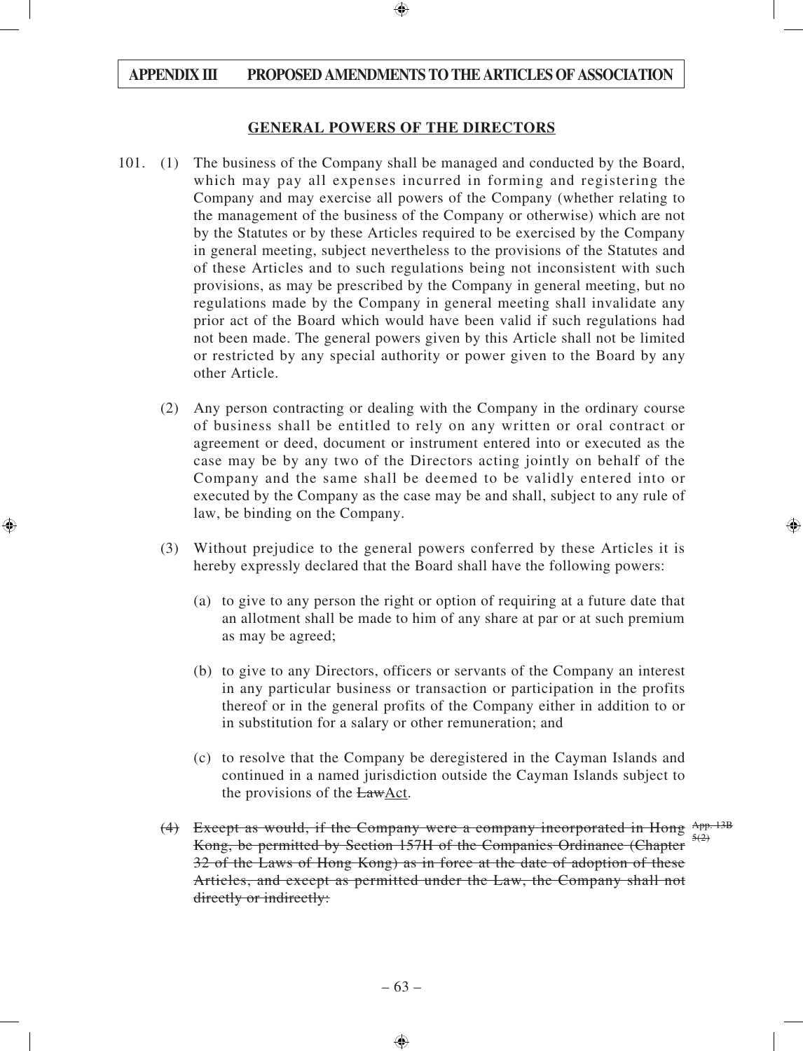## GENERAL POWERS OF THE DIRECTORS

101. (1) The business of the Company shall be managed and conducted by the Board, which may pay all expenses incurred in forming and registering the Company and may exercise all powers of the Company (whether relating to the management of the business of the Company or otherwise) which are not by the Statutes or by these Articles required to be exercised by the Company in general meeting, subject nevertheless to the provisions of the Statutes and of these Articles and to such regulations being not inconsistent with such provisions, as may be prescribed by the Company in general meeting, but no regulations made by the Company in general meeting shall invalidate any prior act of the Board which would have been valid if such regulations had not been made. The general powers given by this Article shall not be limited or restricted by any special authority or power given to the Board by any other Article.

(2) Any person contracting or dealing with the Company in the ordinary course of business shall be entitled to rely on any written or oral contract or agreement or deed, document or instrument entered into or executed as the case may be by any two of the Directors acting jointly on behalf of the Company and the same shall be deemed to be validly entered into or executed by the Company as the case may be and shall, subject to any rule of law, be binding on the Company.

(3) Without prejudice to the general powers conferred by these Articles it is hereby expressly declared that the Board shall have the following powers:

(a) to give to any person the right or option of requiring at a future date that an allotment shall be made to him of any share at par or at such premium as may be agreed;

(b) to give to any Directors, officers or servants of the Company an interest in any particular business or transaction or participation in the profits thereof or in the general profits of the Company either in addition to or in substitution for a salary or other remuneration; and

(c) to resolve that the Company be deregistered in the Cayman Islands and continued in a named jurisdiction outside the Cayman Islands subject to the provisions of the ~~Law~~Act.

~~(4) Except as would, if the Company were a company incorporated in Hong Kong, be permitted by Section 157H of the Companies Ordinance (Chapter 32 of the Laws of Hong Kong) as in force at the date of adoption of these Articles, and except as permitted under the Law, the Company shall not directly or indirectly:~~ ~~App. 13B 5(2)~~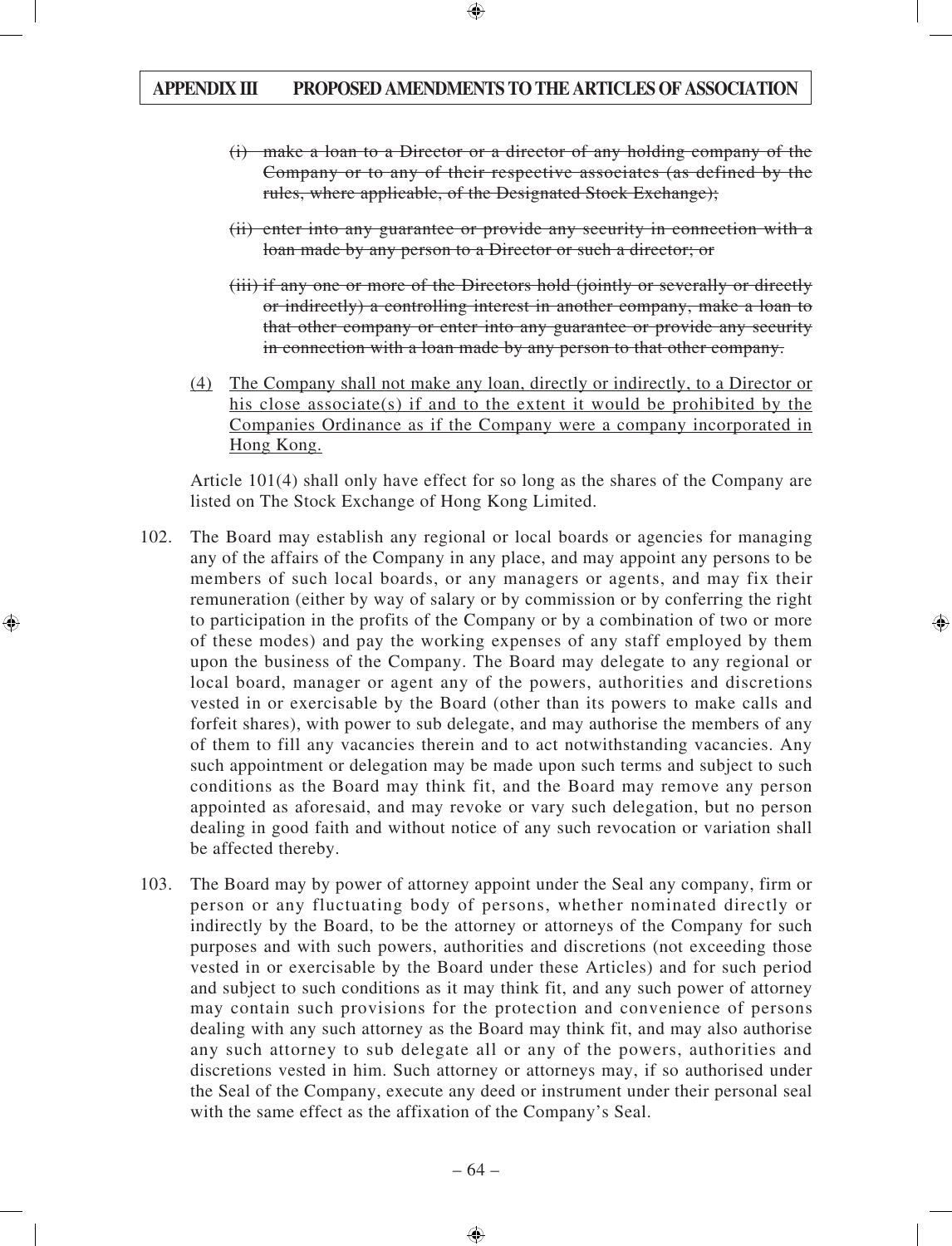~~(i) make a loan to a Director or a director of any holding company of the Company or to any of their respective associates (as defined by the rules, where applicable, of the Designated Stock Exchange);~~

~~(ii) enter into any guarantee or provide any security in connection with a loan made by any person to a Director or such a director; or~~

~~(iii) if any one or more of the Directors hold (jointly or severally or directly or indirectly) a controlling interest in another company, make a loan to that other company or enter into any guarantee or provide any security in connection with a loan made by any person to that other company.~~

<u>(4) The Company shall not make any loan, directly or indirectly, to a Director or his close associate(s) if and to the extent it would be prohibited by the Companies Ordinance as if the Company were a company incorporated in Hong Kong.</u>

Article 101(4) shall only have effect for so long as the shares of the Company are listed on The Stock Exchange of Hong Kong Limited.

102. The Board may establish any regional or local boards or agencies for managing any of the affairs of the Company in any place, and may appoint any persons to be members of such local boards, or any managers or agents, and may fix their remuneration (either by way of salary or by commission or by conferring the right to participation in the profits of the Company or by a combination of two or more of these modes) and pay the working expenses of any staff employed by them upon the business of the Company. The Board may delegate to any regional or local board, manager or agent any of the powers, authorities and discretions vested in or exercisable by the Board (other than its powers to make calls and forfeit shares), with power to sub delegate, and may authorise the members of any of them to fill any vacancies therein and to act notwithstanding vacancies. Any such appointment or delegation may be made upon such terms and subject to such conditions as the Board may think fit, and the Board may remove any person appointed as aforesaid, and may revoke or vary such delegation, but no person dealing in good faith and without notice of any such revocation or variation shall be affected thereby.

103. The Board may by power of attorney appoint under the Seal any company, firm or person or any fluctuating body of persons, whether nominated directly or indirectly by the Board, to be the attorney or attorneys of the Company for such purposes and with such powers, authorities and discretions (not exceeding those vested in or exercisable by the Board under these Articles) and for such period and subject to such conditions as it may think fit, and any such power of attorney may contain such provisions for the protection and convenience of persons dealing with any such attorney as the Board may think fit, and may also authorise any such attorney to sub delegate all or any of the powers, authorities and discretions vested in him. Such attorney or attorneys may, if so authorised under the Seal of the Company, execute any deed or instrument under their personal seal with the same effect as the affixation of the Company's Seal.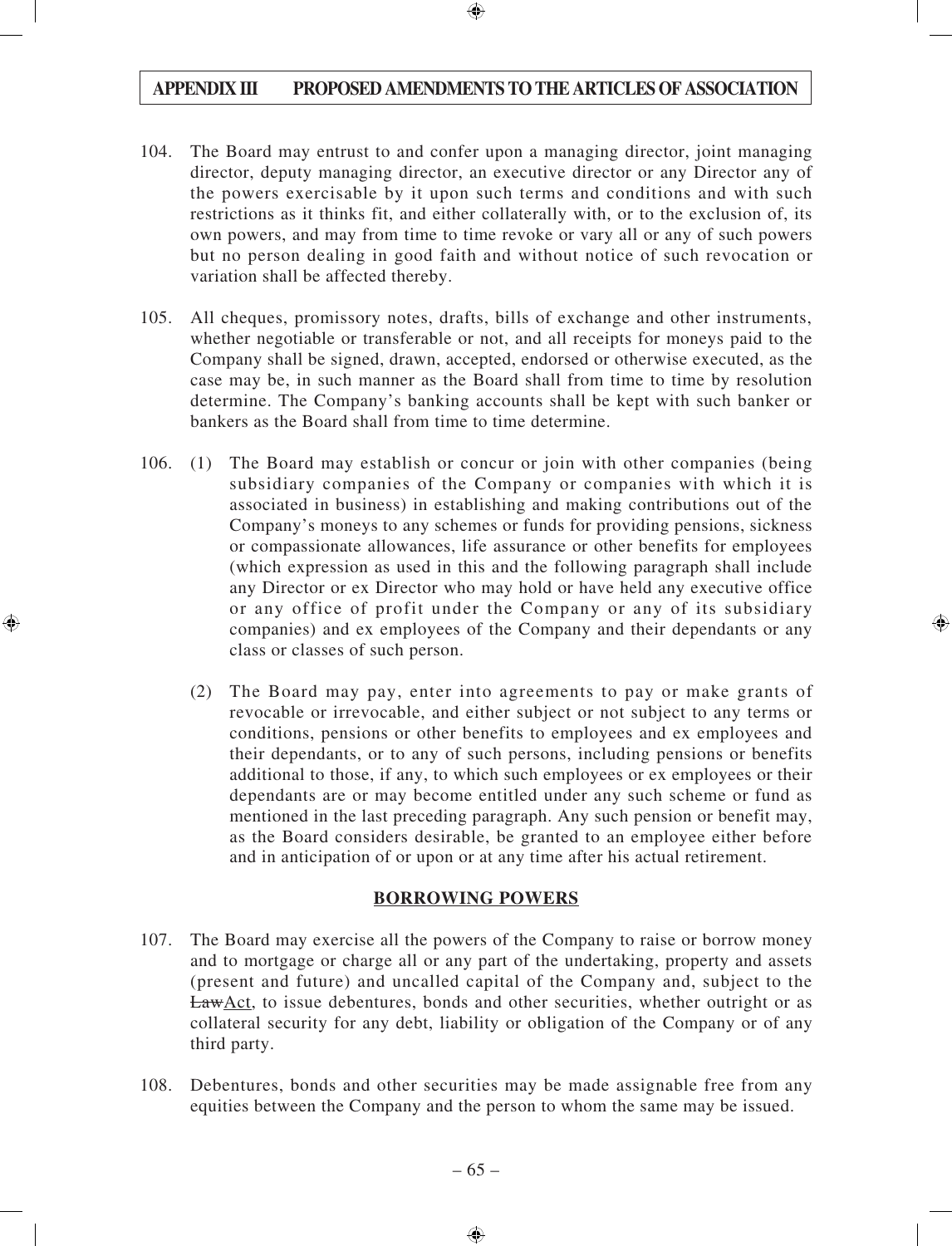104. The Board may entrust to and confer upon a managing director, joint managing director, deputy managing director, an executive director or any Director any of the powers exercisable by it upon such terms and conditions and with such restrictions as it thinks fit, and either collaterally with, or to the exclusion of, its own powers, and may from time to time revoke or vary all or any of such powers but no person dealing in good faith and without notice of such revocation or variation shall be affected thereby.

105. All cheques, promissory notes, drafts, bills of exchange and other instruments, whether negotiable or transferable or not, and all receipts for moneys paid to the Company shall be signed, drawn, accepted, endorsed or otherwise executed, as the case may be, in such manner as the Board shall from time to time by resolution determine. The Company's banking accounts shall be kept with such banker or bankers as the Board shall from time to time determine.

106. (1) The Board may establish or concur or join with other companies (being subsidiary companies of the Company or companies with which it is associated in business) in establishing and making contributions out of the Company's moneys to any schemes or funds for providing pensions, sickness or compassionate allowances, life assurance or other benefits for employees (which expression as used in this and the following paragraph shall include any Director or ex Director who may hold or have held any executive office or any office of profit under the Company or any of its subsidiary companies) and ex employees of the Company and their dependants or any class or classes of such person.

(2) The Board may pay, enter into agreements to pay or make grants of revocable or irrevocable, and either subject or not subject to any terms or conditions, pensions or other benefits to employees and ex employees and their dependants, or to any of such persons, including pensions or benefits additional to those, if any, to which such employees or ex employees or their dependants are or may become entitled under any such scheme or fund as mentioned in the last preceding paragraph. Any such pension or benefit may, as the Board considers desirable, be granted to an employee either before and in anticipation of or upon or at any time after his actual retirement.

## BORROWING POWERS

107. The Board may exercise all the powers of the Company to raise or borrow money and to mortgage or charge all or any part of the undertaking, property and assets (present and future) and uncalled capital of the Company and, subject to the ~~Law~~Act, to issue debentures, bonds and other securities, whether outright or as collateral security for any debt, liability or obligation of the Company or of any third party.

108. Debentures, bonds and other securities may be made assignable free from any equities between the Company and the person to whom the same may be issued.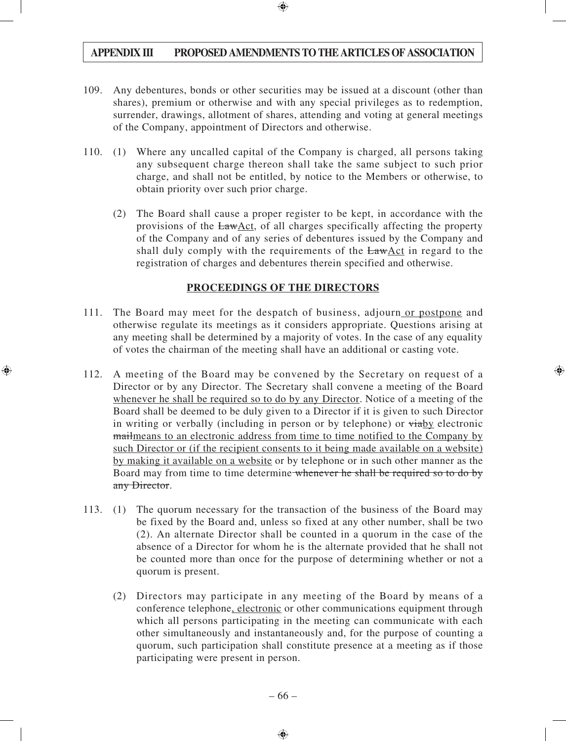109. Any debentures, bonds or other securities may be issued at a discount (other than shares), premium or otherwise and with any special privileges as to redemption, surrender, drawings, allotment of shares, attending and voting at general meetings of the Company, appointment of Directors and otherwise.

110. (1) Where any uncalled capital of the Company is charged, all persons taking any subsequent charge thereon shall take the same subject to such prior charge, and shall not be entitled, by notice to the Members or otherwise, to obtain priority over such prior charge.

(2) The Board shall cause a proper register to be kept, in accordance with the provisions of the ~~Law~~Act, of all charges specifically affecting the property of the Company and of any series of debentures issued by the Company and shall duly comply with the requirements of the ~~Law~~Act in regard to the registration of charges and debentures therein specified and otherwise.

## PROCEEDINGS OF THE DIRECTORS

111. The Board may meet for the despatch of business, adjourn or postpone and otherwise regulate its meetings as it considers appropriate. Questions arising at any meeting shall be determined by a majority of votes. In the case of any equality of votes the chairman of the meeting shall have an additional or casting vote.

112. A meeting of the Board may be convened by the Secretary on request of a Director or by any Director. The Secretary shall convene a meeting of the Board whenever he shall be required so to do by any Director. Notice of a meeting of the Board shall be deemed to be duly given to a Director if it is given to such Director in writing or verbally (including in person or by telephone) or ~~via~~by electronic ~~mail~~means to an electronic address from time to time notified to the Company by such Director or (if the recipient consents to it being made available on a website) by making it available on a website or by telephone or in such other manner as the Board may from time to time determine ~~whenever he shall be required so to do by any Director~~.

113. (1) The quorum necessary for the transaction of the business of the Board may be fixed by the Board and, unless so fixed at any other number, shall be two (2). An alternate Director shall be counted in a quorum in the case of the absence of a Director for whom he is the alternate provided that he shall not be counted more than once for the purpose of determining whether or not a quorum is present.

(2) Directors may participate in any meeting of the Board by means of a conference telephone, electronic or other communications equipment through which all persons participating in the meeting can communicate with each other simultaneously and instantaneously and, for the purpose of counting a quorum, such participation shall constitute presence at a meeting as if those participating were present in person.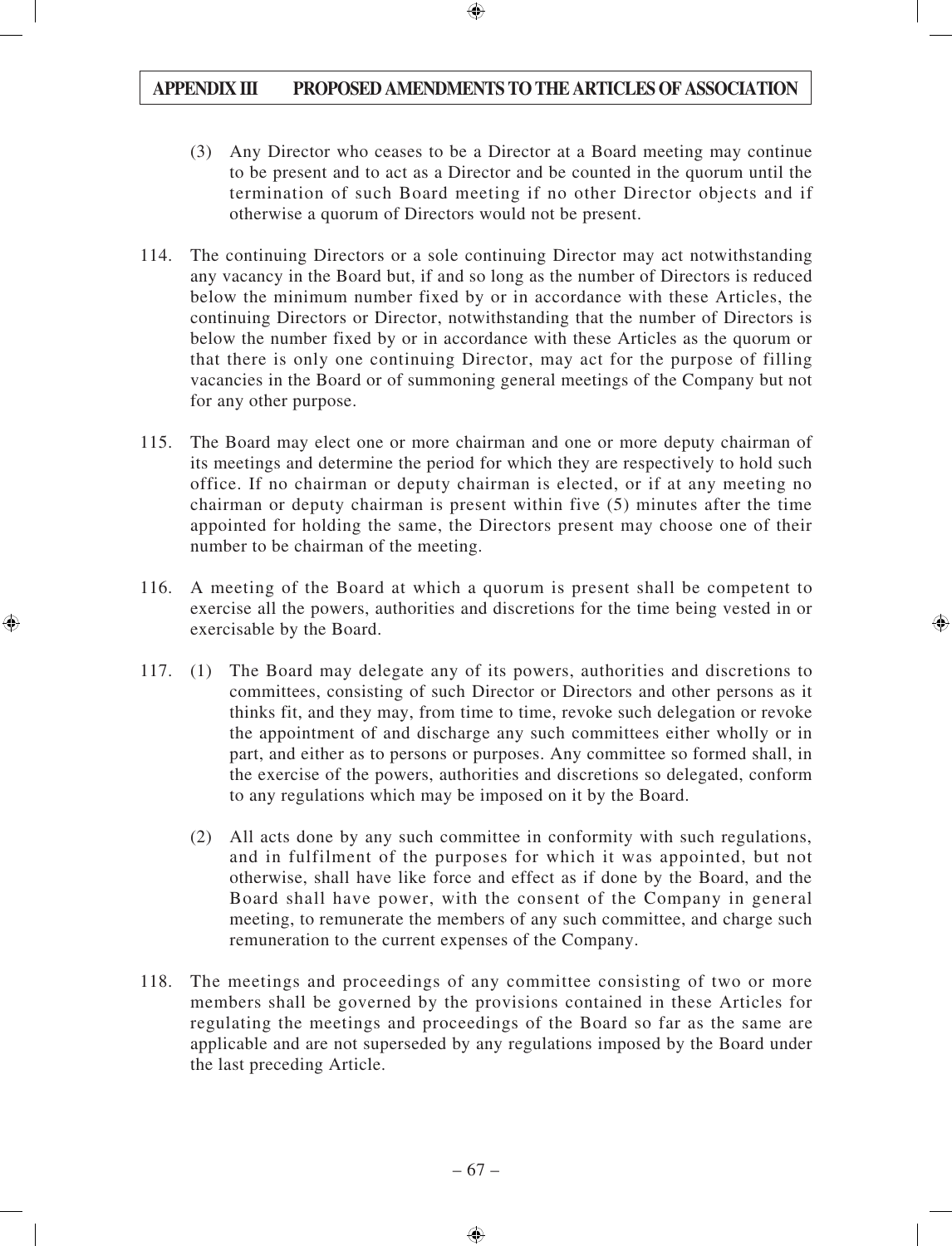(3) Any Director who ceases to be a Director at a Board meeting may continue to be present and to act as a Director and be counted in the quorum until the termination of such Board meeting if no other Director objects and if otherwise a quorum of Directors would not be present.

114. The continuing Directors or a sole continuing Director may act notwithstanding any vacancy in the Board but, if and so long as the number of Directors is reduced below the minimum number fixed by or in accordance with these Articles, the continuing Directors or Director, notwithstanding that the number of Directors is below the number fixed by or in accordance with these Articles as the quorum or that there is only one continuing Director, may act for the purpose of filling vacancies in the Board or of summoning general meetings of the Company but not for any other purpose.

115. The Board may elect one or more chairman and one or more deputy chairman of its meetings and determine the period for which they are respectively to hold such office. If no chairman or deputy chairman is elected, or if at any meeting no chairman or deputy chairman is present within five (5) minutes after the time appointed for holding the same, the Directors present may choose one of their number to be chairman of the meeting.

116. A meeting of the Board at which a quorum is present shall be competent to exercise all the powers, authorities and discretions for the time being vested in or exercisable by the Board.

117. (1) The Board may delegate any of its powers, authorities and discretions to committees, consisting of such Director or Directors and other persons as it thinks fit, and they may, from time to time, revoke such delegation or revoke the appointment of and discharge any such committees either wholly or in part, and either as to persons or purposes. Any committee so formed shall, in the exercise of the powers, authorities and discretions so delegated, conform to any regulations which may be imposed on it by the Board.

(2) All acts done by any such committee in conformity with such regulations, and in fulfilment of the purposes for which it was appointed, but not otherwise, shall have like force and effect as if done by the Board, and the Board shall have power, with the consent of the Company in general meeting, to remunerate the members of any such committee, and charge such remuneration to the current expenses of the Company.

118. The meetings and proceedings of any committee consisting of two or more members shall be governed by the provisions contained in these Articles for regulating the meetings and proceedings of the Board so far as the same are applicable and are not superseded by any regulations imposed by the Board under the last preceding Article.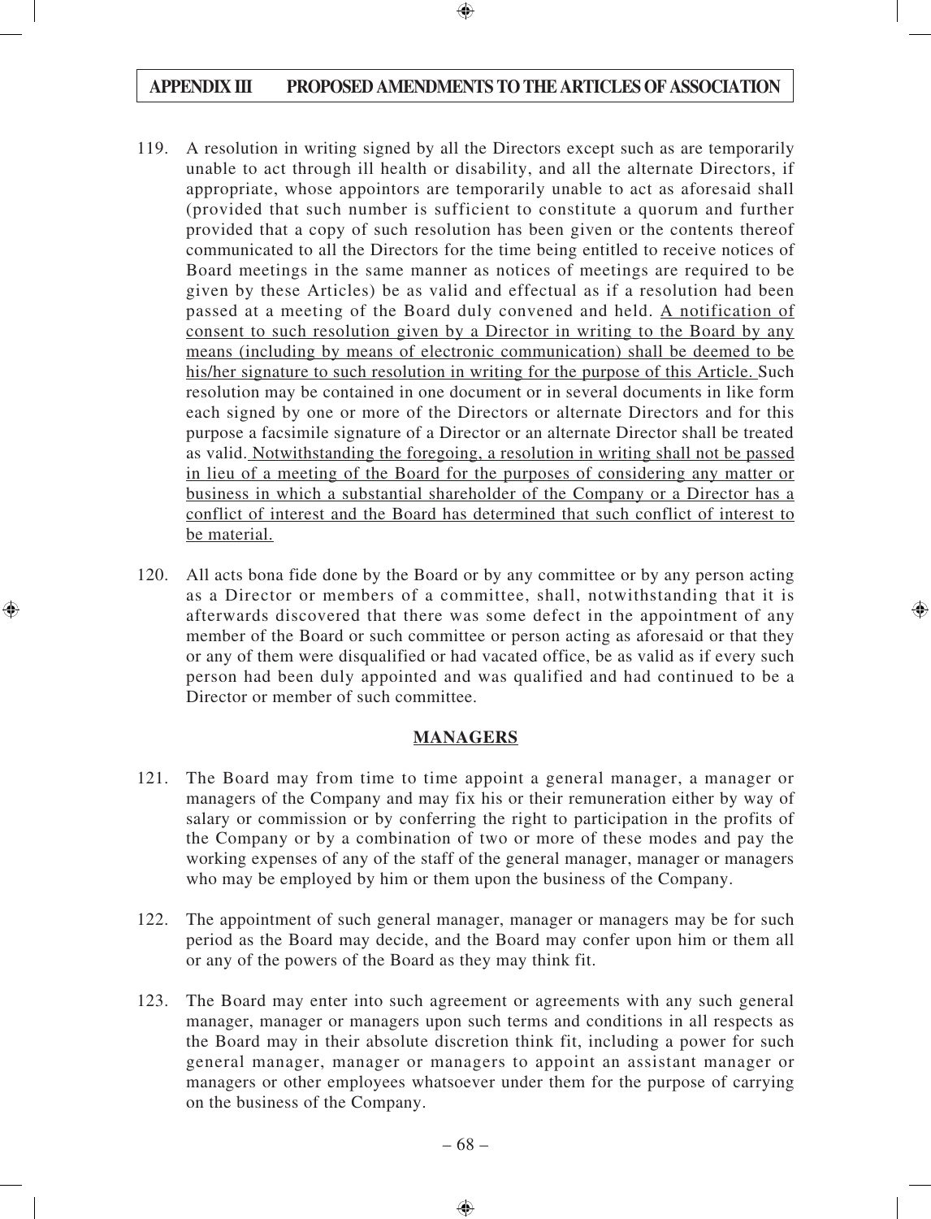119. A resolution in writing signed by all the Directors except such as are temporarily unable to act through ill health or disability, and all the alternate Directors, if appropriate, whose appointors are temporarily unable to act as aforesaid shall (provided that such number is sufficient to constitute a quorum and further provided that a copy of such resolution has been given or the contents thereof communicated to all the Directors for the time being entitled to receive notices of Board meetings in the same manner as notices of meetings are required to be given by these Articles) be as valid and effectual as if a resolution had been passed at a meeting of the Board duly convened and held. <u>A notification of consent to such resolution given by a Director in writing to the Board by any means (including by means of electronic communication) shall be deemed to be his/her signature to such resolution in writing for the purpose of this Article.</u> Such resolution may be contained in one document or in several documents in like form each signed by one or more of the Directors or alternate Directors and for this purpose a facsimile signature of a Director or an alternate Director shall be treated as valid. <u>Notwithstanding the foregoing, a resolution in writing shall not be passed in lieu of a meeting of the Board for the purposes of considering any matter or business in which a substantial shareholder of the Company or a Director has a conflict of interest and the Board has determined that such conflict of interest to be material.</u>

120. All acts bona fide done by the Board or by any committee or by any person acting as a Director or members of a committee, shall, notwithstanding that it is afterwards discovered that there was some defect in the appointment of any member of the Board or such committee or person acting as aforesaid or that they or any of them were disqualified or had vacated office, be as valid as if every such person had been duly appointed and was qualified and had continued to be a Director or member of such committee.

## MANAGERS

121. The Board may from time to time appoint a general manager, a manager or managers of the Company and may fix his or their remuneration either by way of salary or commission or by conferring the right to participation in the profits of the Company or by a combination of two or more of these modes and pay the working expenses of any of the staff of the general manager, manager or managers who may be employed by him or them upon the business of the Company.

122. The appointment of such general manager, manager or managers may be for such period as the Board may decide, and the Board may confer upon him or them all or any of the powers of the Board as they may think fit.

123. The Board may enter into such agreement or agreements with any such general manager, manager or managers upon such terms and conditions in all respects as the Board may in their absolute discretion think fit, including a power for such general manager, manager or managers to appoint an assistant manager or managers or other employees whatsoever under them for the purpose of carrying on the business of the Company.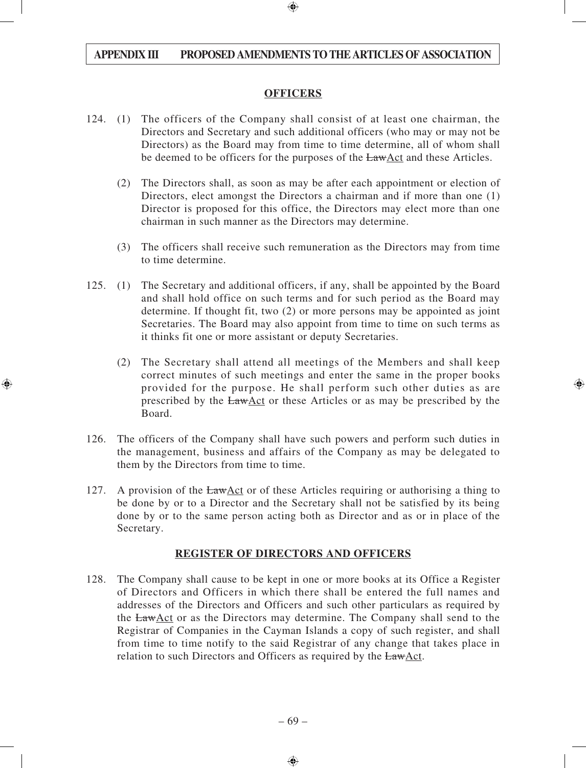**OFFICERS**

124. (1) The officers of the Company shall consist of at least one chairman, the Directors and Secretary and such additional officers (who may or may not be Directors) as the Board may from time to time determine, all of whom shall be deemed to be officers for the purposes of the ~~Law~~Act and these Articles.

(2) The Directors shall, as soon as may be after each appointment or election of Directors, elect amongst the Directors a chairman and if more than one (1) Director is proposed for this office, the Directors may elect more than one chairman in such manner as the Directors may determine.

(3) The officers shall receive such remuneration as the Directors may from time to time determine.

125. (1) The Secretary and additional officers, if any, shall be appointed by the Board and shall hold office on such terms and for such period as the Board may determine. If thought fit, two (2) or more persons may be appointed as joint Secretaries. The Board may also appoint from time to time on such terms as it thinks fit one or more assistant or deputy Secretaries.

(2) The Secretary shall attend all meetings of the Members and shall keep correct minutes of such meetings and enter the same in the proper books provided for the purpose. He shall perform such other duties as are prescribed by the ~~Law~~Act or these Articles or as may be prescribed by the Board.

126. The officers of the Company shall have such powers and perform such duties in the management, business and affairs of the Company as may be delegated to them by the Directors from time to time.

127. A provision of the ~~Law~~Act or of these Articles requiring or authorising a thing to be done by or to a Director and the Secretary shall not be satisfied by its being done by or to the same person acting both as Director and as or in place of the Secretary.

**REGISTER OF DIRECTORS AND OFFICERS**

128. The Company shall cause to be kept in one or more books at its Office a Register of Directors and Officers in which there shall be entered the full names and addresses of the Directors and Officers and such other particulars as required by the ~~Law~~Act or as the Directors may determine. The Company shall send to the Registrar of Companies in the Cayman Islands a copy of such register, and shall from time to time notify to the said Registrar of any change that takes place in relation to such Directors and Officers as required by the ~~Law~~Act.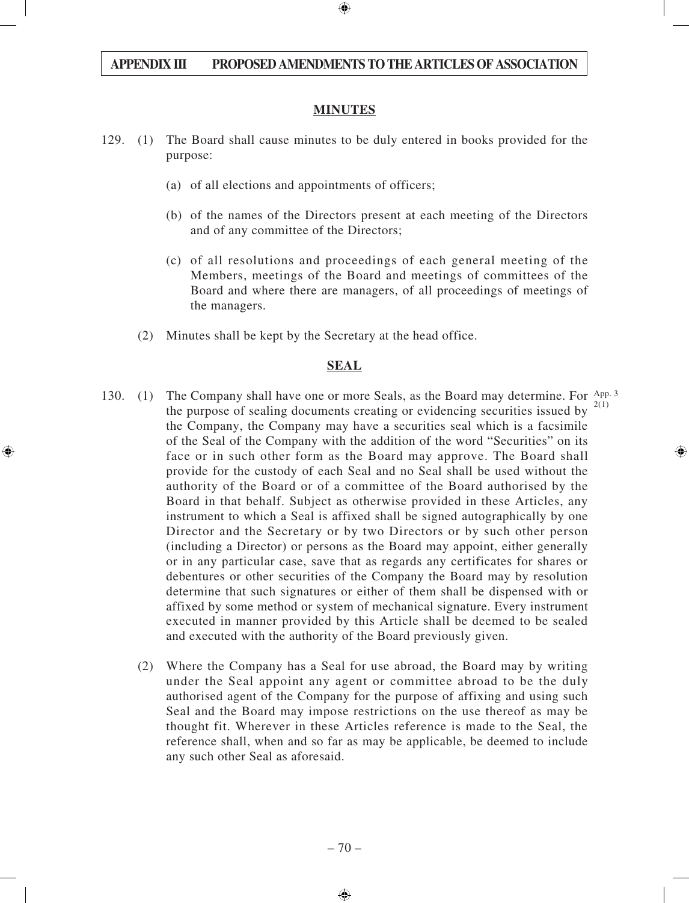## MINUTES

129. (1) The Board shall cause minutes to be duly entered in books provided for the purpose:

    (a) of all elections and appointments of officers;

    (b) of the names of the Directors present at each meeting of the Directors and of any committee of the Directors;

    (c) of all resolutions and proceedings of each general meeting of the Members, meetings of the Board and meetings of committees of the Board and where there are managers, of all proceedings of meetings of the managers.

    (2) Minutes shall be kept by the Secretary at the head office.

## SEAL

130. (1) The Company shall have one or more Seals, as the Board may determine. For the purpose of sealing documents creating or evidencing securities issued by the Company, the Company may have a securities seal which is a facsimile of the Seal of the Company with the addition of the word "Securities" on its face or in such other form as the Board may approve. The Board shall provide for the custody of each Seal and no Seal shall be used without the authority of the Board or of a committee of the Board authorised by the Board in that behalf. Subject as otherwise provided in these Articles, any instrument to which a Seal is affixed shall be signed autographically by one Director and the Secretary or by two Directors or by such other person (including a Director) or persons as the Board may appoint, either generally or in any particular case, save that as regards any certificates for shares or debentures or other securities of the Company the Board may by resolution determine that such signatures or either of them shall be dispensed with or affixed by some method or system of mechanical signature. Every instrument executed in manner provided by this Article shall be deemed to be sealed and executed with the authority of the Board previously given.

App. 3 2(1)

    (2) Where the Company has a Seal for use abroad, the Board may by writing under the Seal appoint any agent or committee abroad to be the duly authorised agent of the Company for the purpose of affixing and using such Seal and the Board may impose restrictions on the use thereof as may be thought fit. Wherever in these Articles reference is made to the Seal, the reference shall, when and so far as may be applicable, be deemed to include any such other Seal as aforesaid.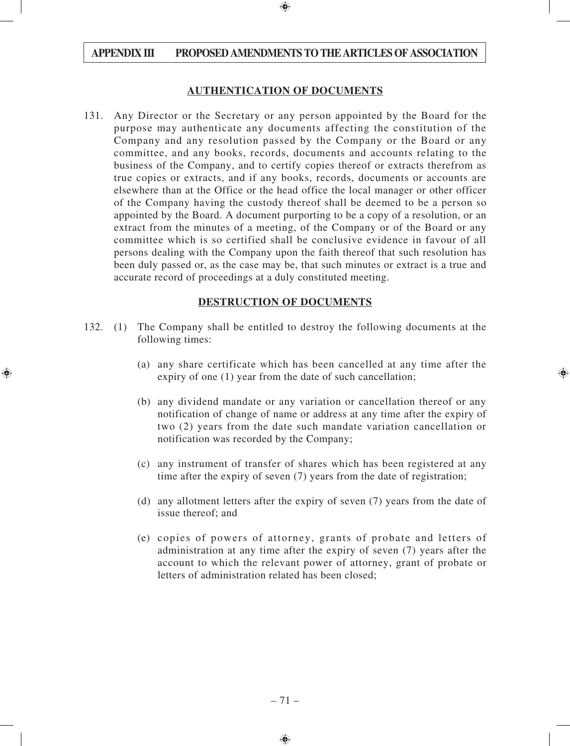## AUTHENTICATION OF DOCUMENTS

131. Any Director or the Secretary or any person appointed by the Board for the purpose may authenticate any documents affecting the constitution of the Company and any resolution passed by the Company or the Board or any committee, and any books, records, documents and accounts relating to the business of the Company, and to certify copies thereof or extracts therefrom as true copies or extracts, and if any books, records, documents or accounts are elsewhere than at the Office or the head office the local manager or other officer of the Company having the custody thereof shall be deemed to be a person so appointed by the Board. A document purporting to be a copy of a resolution, or an extract from the minutes of a meeting, of the Company or of the Board or any committee which is so certified shall be conclusive evidence in favour of all persons dealing with the Company upon the faith thereof that such resolution has been duly passed or, as the case may be, that such minutes or extract is a true and accurate record of proceedings at a duly constituted meeting.

## DESTRUCTION OF DOCUMENTS

132. (1) The Company shall be entitled to destroy the following documents at the following times:

(a) any share certificate which has been cancelled at any time after the expiry of one (1) year from the date of such cancellation;

(b) any dividend mandate or any variation or cancellation thereof or any notification of change of name or address at any time after the expiry of two (2) years from the date such mandate variation cancellation or notification was recorded by the Company;

(c) any instrument of transfer of shares which has been registered at any time after the expiry of seven (7) years from the date of registration;

(d) any allotment letters after the expiry of seven (7) years from the date of issue thereof; and

(e) copies of powers of attorney, grants of probate and letters of administration at any time after the expiry of seven (7) years after the account to which the relevant power of attorney, grant of probate or letters of administration related has been closed;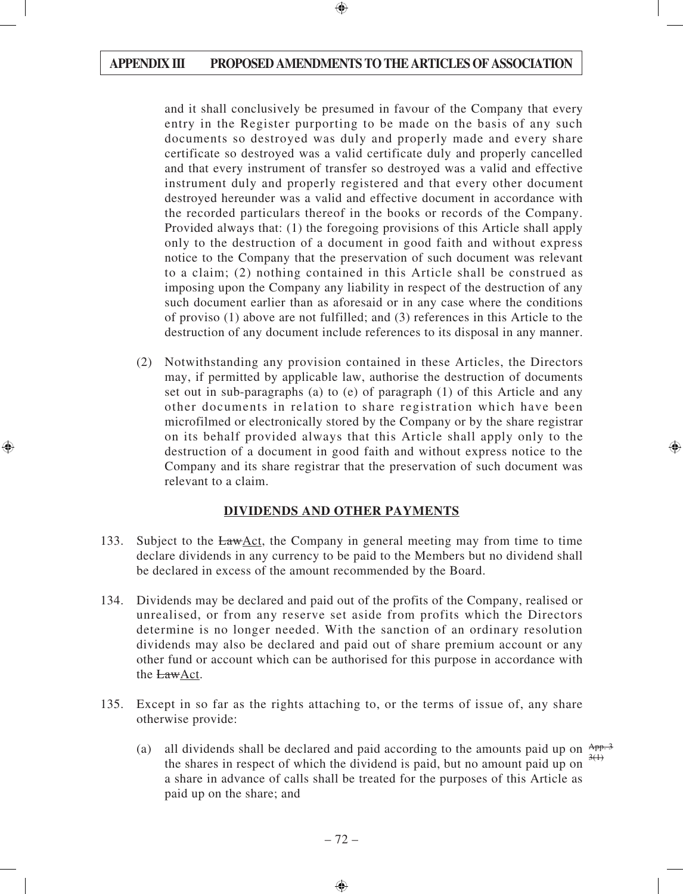and it shall conclusively be presumed in favour of the Company that every entry in the Register purporting to be made on the basis of any such documents so destroyed was duly and properly made and every share certificate so destroyed was a valid certificate duly and properly cancelled and that every instrument of transfer so destroyed was a valid and effective instrument duly and properly registered and that every other document destroyed hereunder was a valid and effective document in accordance with the recorded particulars thereof in the books or records of the Company. Provided always that: (1) the foregoing provisions of this Article shall apply only to the destruction of a document in good faith and without express notice to the Company that the preservation of such document was relevant to a claim; (2) nothing contained in this Article shall be construed as imposing upon the Company any liability in respect of the destruction of any such document earlier than as aforesaid or in any case where the conditions of proviso (1) above are not fulfilled; and (3) references in this Article to the destruction of any document include references to its disposal in any manner.

(2) Notwithstanding any provision contained in these Articles, the Directors may, if permitted by applicable law, authorise the destruction of documents set out in sub-paragraphs (a) to (e) of paragraph (1) of this Article and any other documents in relation to share registration which have been microfilmed or electronically stored by the Company or by the share registrar on its behalf provided always that this Article shall apply only to the destruction of a document in good faith and without express notice to the Company and its share registrar that the preservation of such document was relevant to a claim.

**DIVIDENDS AND OTHER PAYMENTS**

133. Subject to the ~~Law~~Act, the Company in general meeting may from time to time declare dividends in any currency to be paid to the Members but no dividend shall be declared in excess of the amount recommended by the Board.

134. Dividends may be declared and paid out of the profits of the Company, realised or unrealised, or from any reserve set aside from profits which the Directors determine is no longer needed. With the sanction of an ordinary resolution dividends may also be declared and paid out of share premium account or any other fund or account which can be authorised for this purpose in accordance with the ~~Law~~Act.

135. Except in so far as the rights attaching to, or the terms of issue of, any share otherwise provide:

(a) all dividends shall be declared and paid according to the amounts paid up on the shares in respect of which the dividend is paid, but no amount paid up on a share in advance of calls shall be treated for the purposes of this Article as paid up on the share; and ~~App. 3 3(1)~~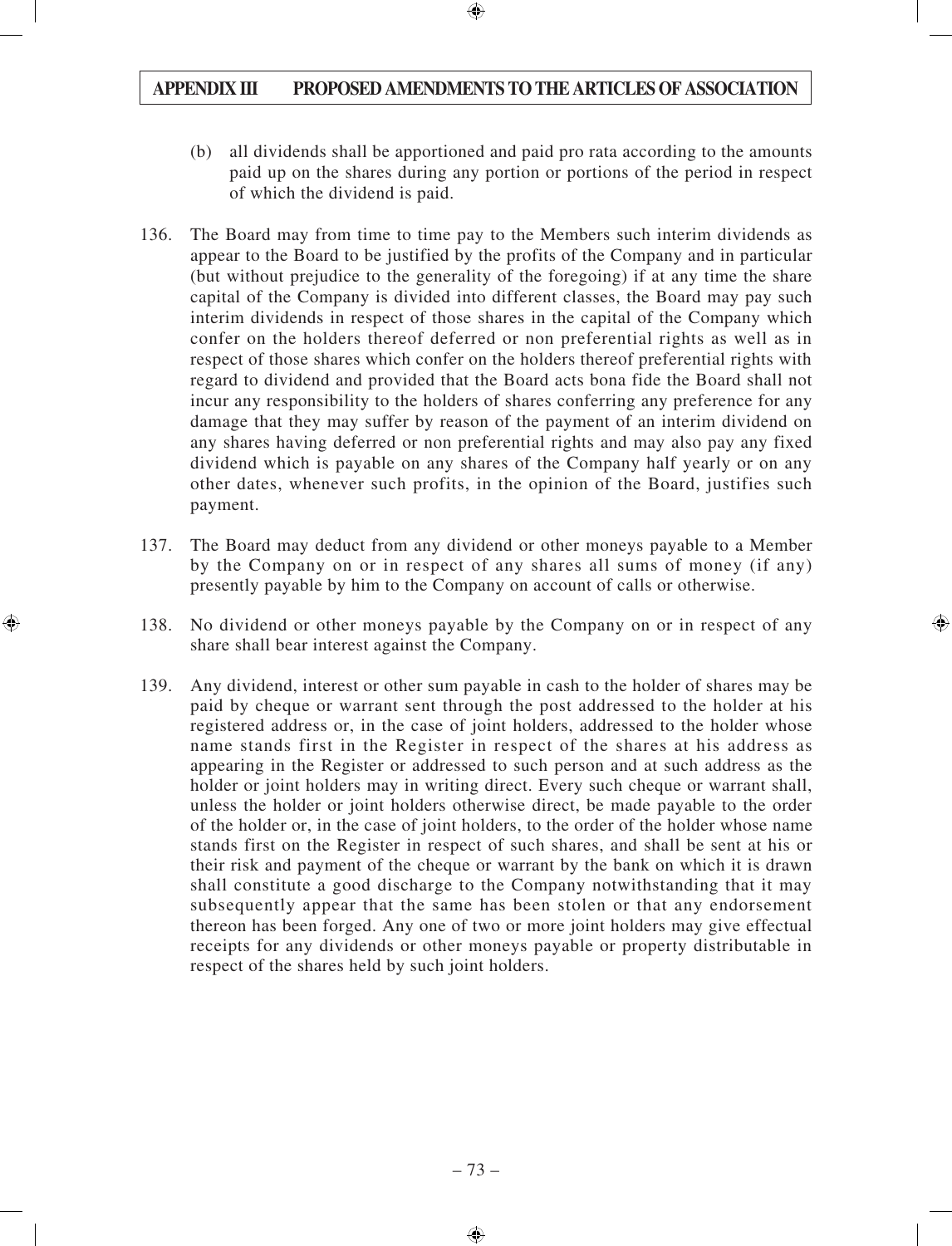(b) all dividends shall be apportioned and paid pro rata according to the amounts paid up on the shares during any portion or portions of the period in respect of which the dividend is paid.

136. The Board may from time to time pay to the Members such interim dividends as appear to the Board to be justified by the profits of the Company and in particular (but without prejudice to the generality of the foregoing) if at any time the share capital of the Company is divided into different classes, the Board may pay such interim dividends in respect of those shares in the capital of the Company which confer on the holders thereof deferred or non preferential rights as well as in respect of those shares which confer on the holders thereof preferential rights with regard to dividend and provided that the Board acts bona fide the Board shall not incur any responsibility to the holders of shares conferring any preference for any damage that they may suffer by reason of the payment of an interim dividend on any shares having deferred or non preferential rights and may also pay any fixed dividend which is payable on any shares of the Company half yearly or on any other dates, whenever such profits, in the opinion of the Board, justifies such payment.

137. The Board may deduct from any dividend or other moneys payable to a Member by the Company on or in respect of any shares all sums of money (if any) presently payable by him to the Company on account of calls or otherwise.

138. No dividend or other moneys payable by the Company on or in respect of any share shall bear interest against the Company.

139. Any dividend, interest or other sum payable in cash to the holder of shares may be paid by cheque or warrant sent through the post addressed to the holder at his registered address or, in the case of joint holders, addressed to the holder whose name stands first in the Register in respect of the shares at his address as appearing in the Register or addressed to such person and at such address as the holder or joint holders may in writing direct. Every such cheque or warrant shall, unless the holder or joint holders otherwise direct, be made payable to the order of the holder or, in the case of joint holders, to the order of the holder whose name stands first on the Register in respect of such shares, and shall be sent at his or their risk and payment of the cheque or warrant by the bank on which it is drawn shall constitute a good discharge to the Company notwithstanding that it may subsequently appear that the same has been stolen or that any endorsement thereon has been forged. Any one of two or more joint holders may give effectual receipts for any dividends or other moneys payable or property distributable in respect of the shares held by such joint holders.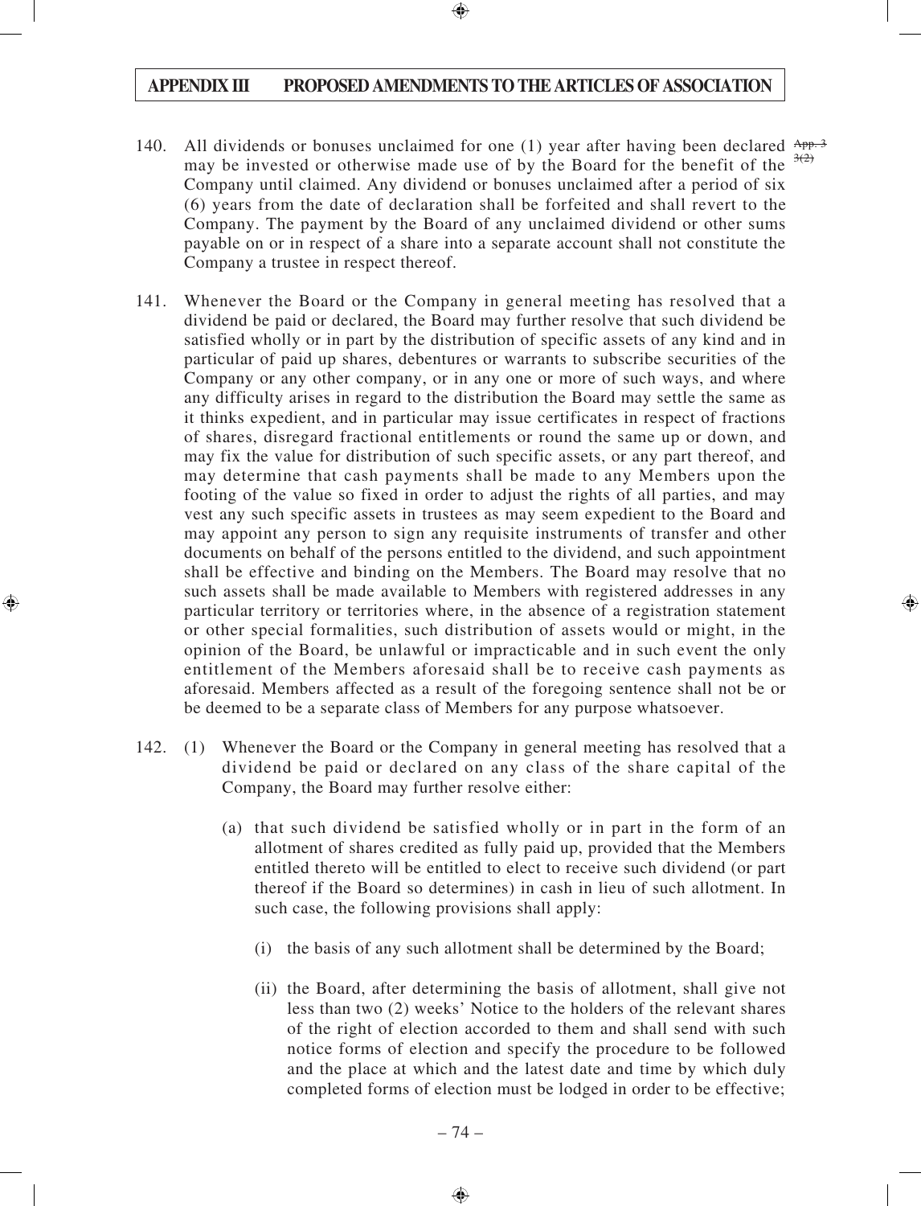140. All dividends or bonuses unclaimed for one (1) year after having been declared may be invested or otherwise made use of by the Board for the benefit of the Company until claimed. Any dividend or bonuses unclaimed after a period of six (6) years from the date of declaration shall be forfeited and shall revert to the Company. The payment by the Board of any unclaimed dividend or other sums payable on or in respect of a share into a separate account shall not constitute the Company a trustee in respect thereof.

App. 3 3(2)

141. Whenever the Board or the Company in general meeting has resolved that a dividend be paid or declared, the Board may further resolve that such dividend be satisfied wholly or in part by the distribution of specific assets of any kind and in particular of paid up shares, debentures or warrants to subscribe securities of the Company or any other company, or in any one or more of such ways, and where any difficulty arises in regard to the distribution the Board may settle the same as it thinks expedient, and in particular may issue certificates in respect of fractions of shares, disregard fractional entitlements or round the same up or down, and may fix the value for distribution of such specific assets, or any part thereof, and may determine that cash payments shall be made to any Members upon the footing of the value so fixed in order to adjust the rights of all parties, and may vest any such specific assets in trustees as may seem expedient to the Board and may appoint any person to sign any requisite instruments of transfer and other documents on behalf of the persons entitled to the dividend, and such appointment shall be effective and binding on the Members. The Board may resolve that no such assets shall be made available to Members with registered addresses in any particular territory or territories where, in the absence of a registration statement or other special formalities, such distribution of assets would or might, in the opinion of the Board, be unlawful or impracticable and in such event the only entitlement of the Members aforesaid shall be to receive cash payments as aforesaid. Members affected as a result of the foregoing sentence shall not be or be deemed to be a separate class of Members for any purpose whatsoever.

142. (1) Whenever the Board or the Company in general meeting has resolved that a dividend be paid or declared on any class of the share capital of the Company, the Board may further resolve either:

   (a) that such dividend be satisfied wholly or in part in the form of an allotment of shares credited as fully paid up, provided that the Members entitled thereto will be entitled to elect to receive such dividend (or part thereof if the Board so determines) in cash in lieu of such allotment. In such case, the following provisions shall apply:

      (i) the basis of any such allotment shall be determined by the Board;

      (ii) the Board, after determining the basis of allotment, shall give not less than two (2) weeks' Notice to the holders of the relevant shares of the right of election accorded to them and shall send with such notice forms of election and specify the procedure to be followed and the place at which and the latest date and time by which duly completed forms of election must be lodged in order to be effective;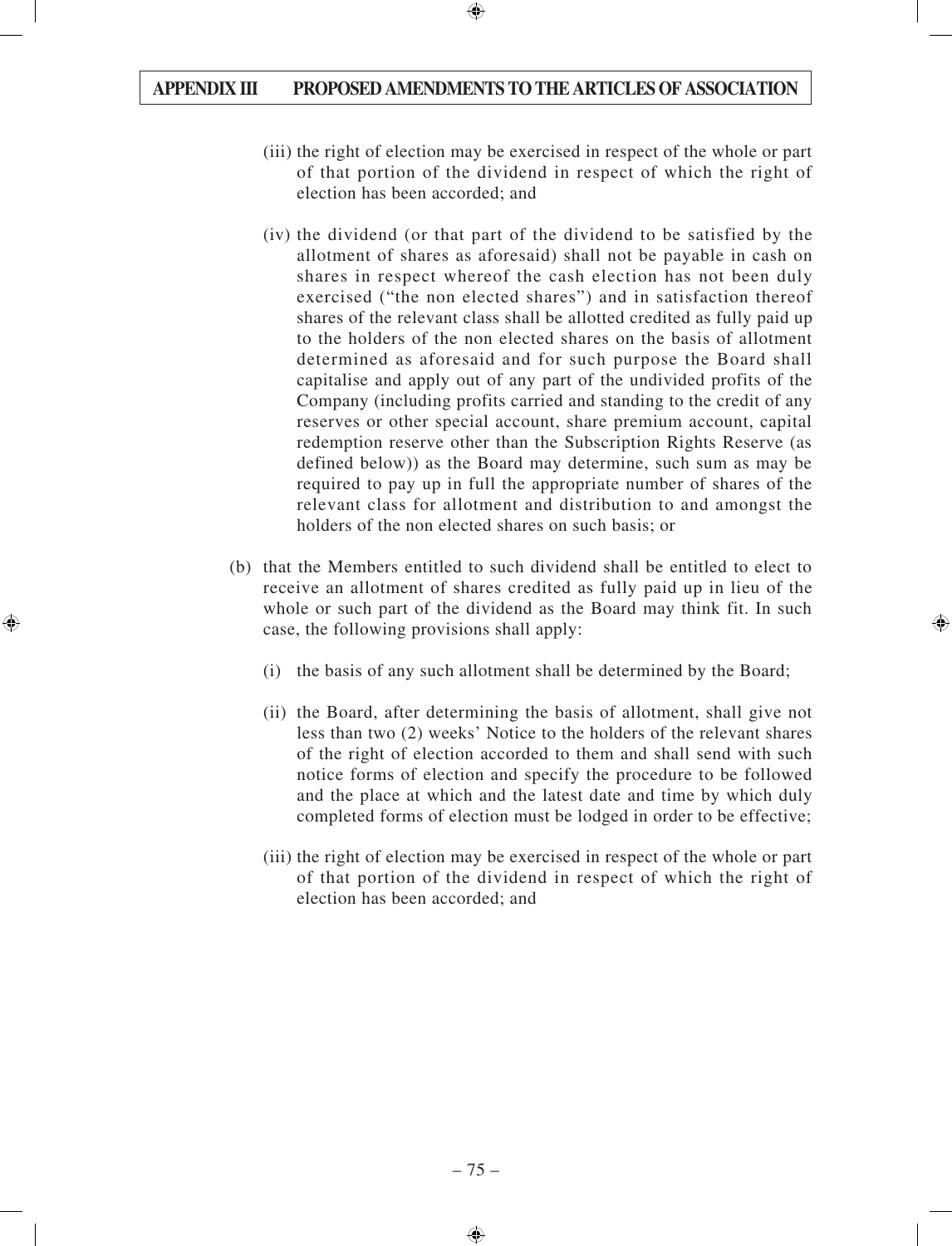(iii) the right of election may be exercised in respect of the whole or part of that portion of the dividend in respect of which the right of election has been accorded; and

(iv) the dividend (or that part of the dividend to be satisfied by the allotment of shares as aforesaid) shall not be payable in cash on shares in respect whereof the cash election has not been duly exercised ("the non elected shares") and in satisfaction thereof shares of the relevant class shall be allotted credited as fully paid up to the holders of the non elected shares on the basis of allotment determined as aforesaid and for such purpose the Board shall capitalise and apply out of any part of the undivided profits of the Company (including profits carried and standing to the credit of any reserves or other special account, share premium account, capital redemption reserve other than the Subscription Rights Reserve (as defined below)) as the Board may determine, such sum as may be required to pay up in full the appropriate number of shares of the relevant class for allotment and distribution to and amongst the holders of the non elected shares on such basis; or

(b) that the Members entitled to such dividend shall be entitled to elect to receive an allotment of shares credited as fully paid up in lieu of the whole or such part of the dividend as the Board may think fit. In such case, the following provisions shall apply:

(i) the basis of any such allotment shall be determined by the Board;

(ii) the Board, after determining the basis of allotment, shall give not less than two (2) weeks' Notice to the holders of the relevant shares of the right of election accorded to them and shall send with such notice forms of election and specify the procedure to be followed and the place at which and the latest date and time by which duly completed forms of election must be lodged in order to be effective;

(iii) the right of election may be exercised in respect of the whole or part of that portion of the dividend in respect of which the right of election has been accorded; and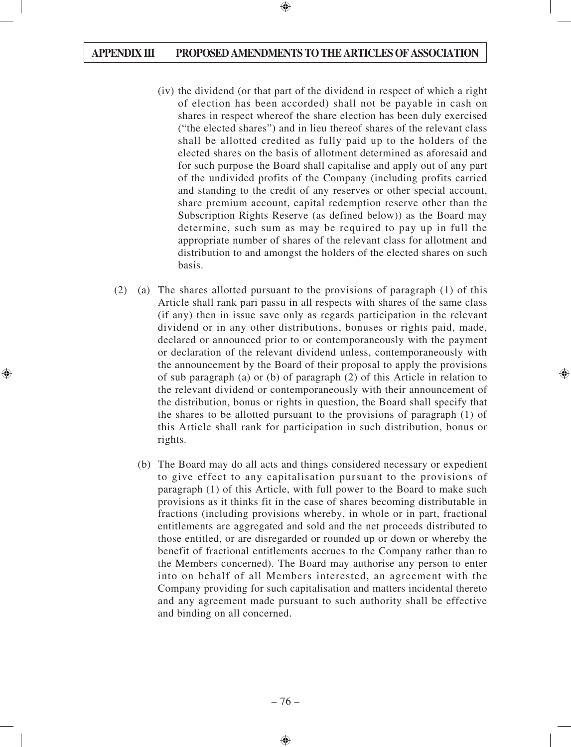(iv) the dividend (or that part of the dividend in respect of which a right of election has been accorded) shall not be payable in cash on shares in respect whereof the share election has been duly exercised ("the elected shares") and in lieu thereof shares of the relevant class shall be allotted credited as fully paid up to the holders of the elected shares on the basis of allotment determined as aforesaid and for such purpose the Board shall capitalise and apply out of any part of the undivided profits of the Company (including profits carried and standing to the credit of any reserves or other special account, share premium account, capital redemption reserve other than the Subscription Rights Reserve (as defined below)) as the Board may determine, such sum as may be required to pay up in full the appropriate number of shares of the relevant class for allotment and distribution to and amongst the holders of the elected shares on such basis.

(2) (a) The shares allotted pursuant to the provisions of paragraph (1) of this Article shall rank pari passu in all respects with shares of the same class (if any) then in issue save only as regards participation in the relevant dividend or in any other distributions, bonuses or rights paid, made, declared or announced prior to or contemporaneously with the payment or declaration of the relevant dividend unless, contemporaneously with the announcement by the Board of their proposal to apply the provisions of sub paragraph (a) or (b) of paragraph (2) of this Article in relation to the relevant dividend or contemporaneously with their announcement of the distribution, bonus or rights in question, the Board shall specify that the shares to be allotted pursuant to the provisions of paragraph (1) of this Article shall rank for participation in such distribution, bonus or rights.

(b) The Board may do all acts and things considered necessary or expedient to give effect to any capitalisation pursuant to the provisions of paragraph (1) of this Article, with full power to the Board to make such provisions as it thinks fit in the case of shares becoming distributable in fractions (including provisions whereby, in whole or in part, fractional entitlements are aggregated and sold and the net proceeds distributed to those entitled, or are disregarded or rounded up or down or whereby the benefit of fractional entitlements accrues to the Company rather than to the Members concerned). The Board may authorise any person to enter into on behalf of all Members interested, an agreement with the Company providing for such capitalisation and matters incidental thereto and any agreement made pursuant to such authority shall be effective and binding on all concerned.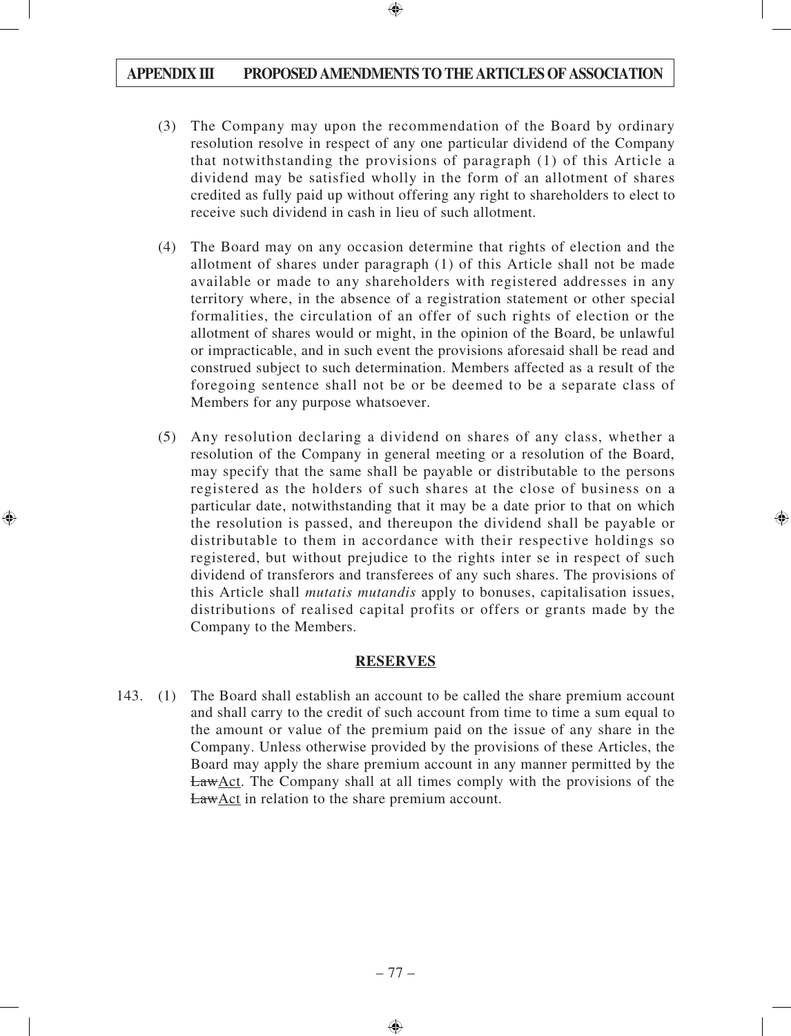(3) The Company may upon the recommendation of the Board by ordinary resolution resolve in respect of any one particular dividend of the Company that notwithstanding the provisions of paragraph (1) of this Article a dividend may be satisfied wholly in the form of an allotment of shares credited as fully paid up without offering any right to shareholders to elect to receive such dividend in cash in lieu of such allotment.

(4) The Board may on any occasion determine that rights of election and the allotment of shares under paragraph (1) of this Article shall not be made available or made to any shareholders with registered addresses in any territory where, in the absence of a registration statement or other special formalities, the circulation of an offer of such rights of election or the allotment of shares would or might, in the opinion of the Board, be unlawful or impracticable, and in such event the provisions aforesaid shall be read and construed subject to such determination. Members affected as a result of the foregoing sentence shall not be or be deemed to be a separate class of Members for any purpose whatsoever.

(5) Any resolution declaring a dividend on shares of any class, whether a resolution of the Company in general meeting or a resolution of the Board, may specify that the same shall be payable or distributable to the persons registered as the holders of such shares at the close of business on a particular date, notwithstanding that it may be a date prior to that on which the resolution is passed, and thereupon the dividend shall be payable or distributable to them in accordance with their respective holdings so registered, but without prejudice to the rights inter se in respect of such dividend of transferors and transferees of any such shares. The provisions of this Article shall *mutatis mutandis* apply to bonuses, capitalisation issues, distributions of realised capital profits or offers or grants made by the Company to the Members.

## RESERVES

143. (1) The Board shall establish an account to be called the share premium account and shall carry to the credit of such account from time to time a sum equal to the amount or value of the premium paid on the issue of any share in the Company. Unless otherwise provided by the provisions of these Articles, the Board may apply the share premium account in any manner permitted by the ~~Law~~Act. The Company shall at all times comply with the provisions of the ~~Law~~Act in relation to the share premium account.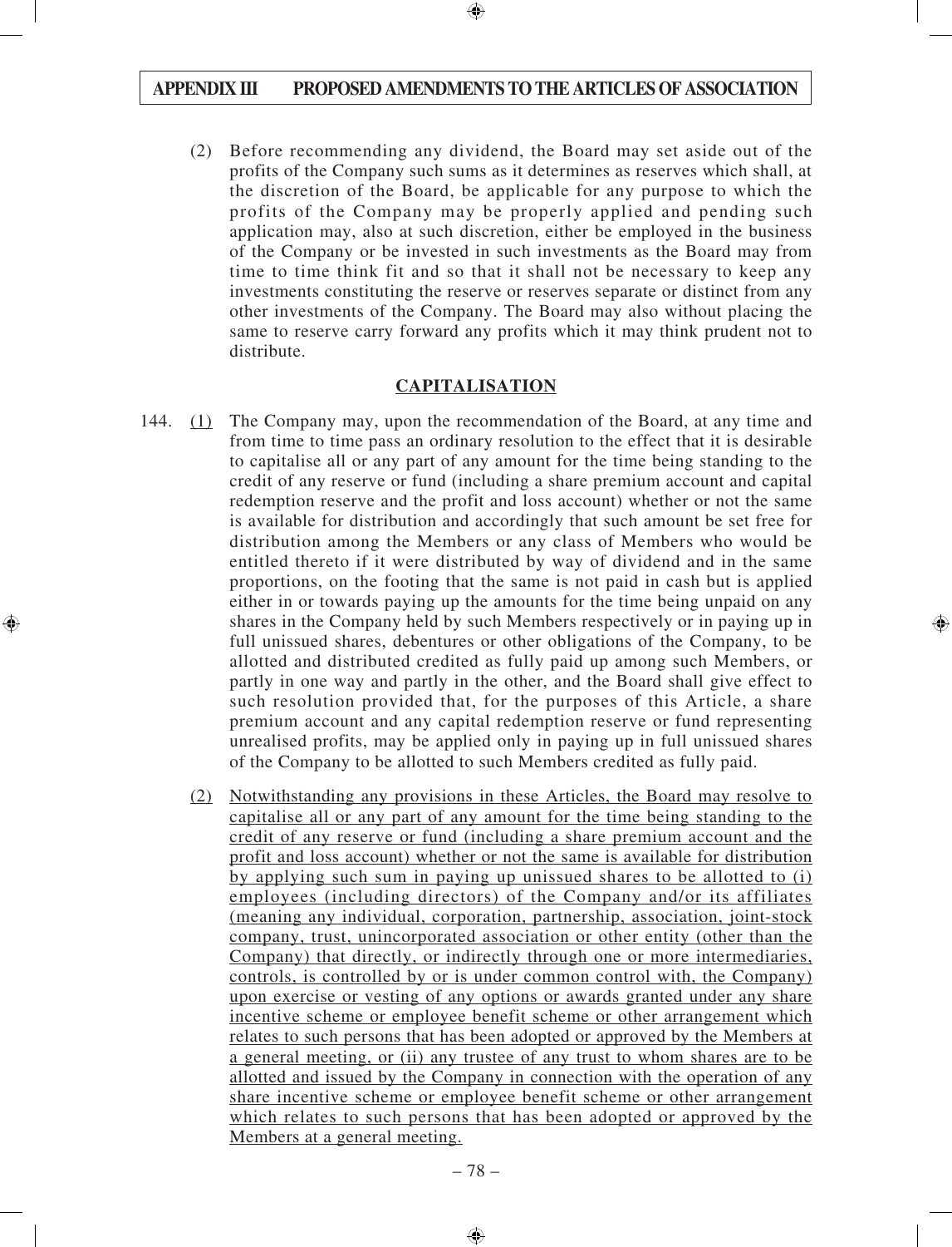(2) Before recommending any dividend, the Board may set aside out of the profits of the Company such sums as it determines as reserves which shall, at the discretion of the Board, be applicable for any purpose to which the profits of the Company may be properly applied and pending such application may, also at such discretion, either be employed in the business of the Company or be invested in such investments as the Board may from time to time think fit and so that it shall not be necessary to keep any investments constituting the reserve or reserves separate or distinct from any other investments of the Company. The Board may also without placing the same to reserve carry forward any profits which it may think prudent not to distribute.

## CAPITALISATION

144. (1) The Company may, upon the recommendation of the Board, at any time and from time to time pass an ordinary resolution to the effect that it is desirable to capitalise all or any part of any amount for the time being standing to the credit of any reserve or fund (including a share premium account and capital redemption reserve and the profit and loss account) whether or not the same is available for distribution and accordingly that such amount be set free for distribution among the Members or any class of Members who would be entitled thereto if it were distributed by way of dividend and in the same proportions, on the footing that the same is not paid in cash but is applied either in or towards paying up the amounts for the time being unpaid on any shares in the Company held by such Members respectively or in paying up in full unissued shares, debentures or other obligations of the Company, to be allotted and distributed credited as fully paid up among such Members, or partly in one way and partly in the other, and the Board shall give effect to such resolution provided that, for the purposes of this Article, a share premium account and any capital redemption reserve or fund representing unrealised profits, may be applied only in paying up in full unissued shares of the Company to be allotted to such Members credited as fully paid.

(2) Notwithstanding any provisions in these Articles, the Board may resolve to capitalise all or any part of any amount for the time being standing to the credit of any reserve or fund (including a share premium account and the profit and loss account) whether or not the same is available for distribution by applying such sum in paying up unissued shares to be allotted to (i) employees (including directors) of the Company and/or its affiliates (meaning any individual, corporation, partnership, association, joint-stock company, trust, unincorporated association or other entity (other than the Company) that directly, or indirectly through one or more intermediaries, controls, is controlled by or is under common control with, the Company) upon exercise or vesting of any options or awards granted under any share incentive scheme or employee benefit scheme or other arrangement which relates to such persons that has been adopted or approved by the Members at a general meeting, or (ii) any trustee of any trust to whom shares are to be allotted and issued by the Company in connection with the operation of any share incentive scheme or employee benefit scheme or other arrangement which relates to such persons that has been adopted or approved by the Members at a general meeting.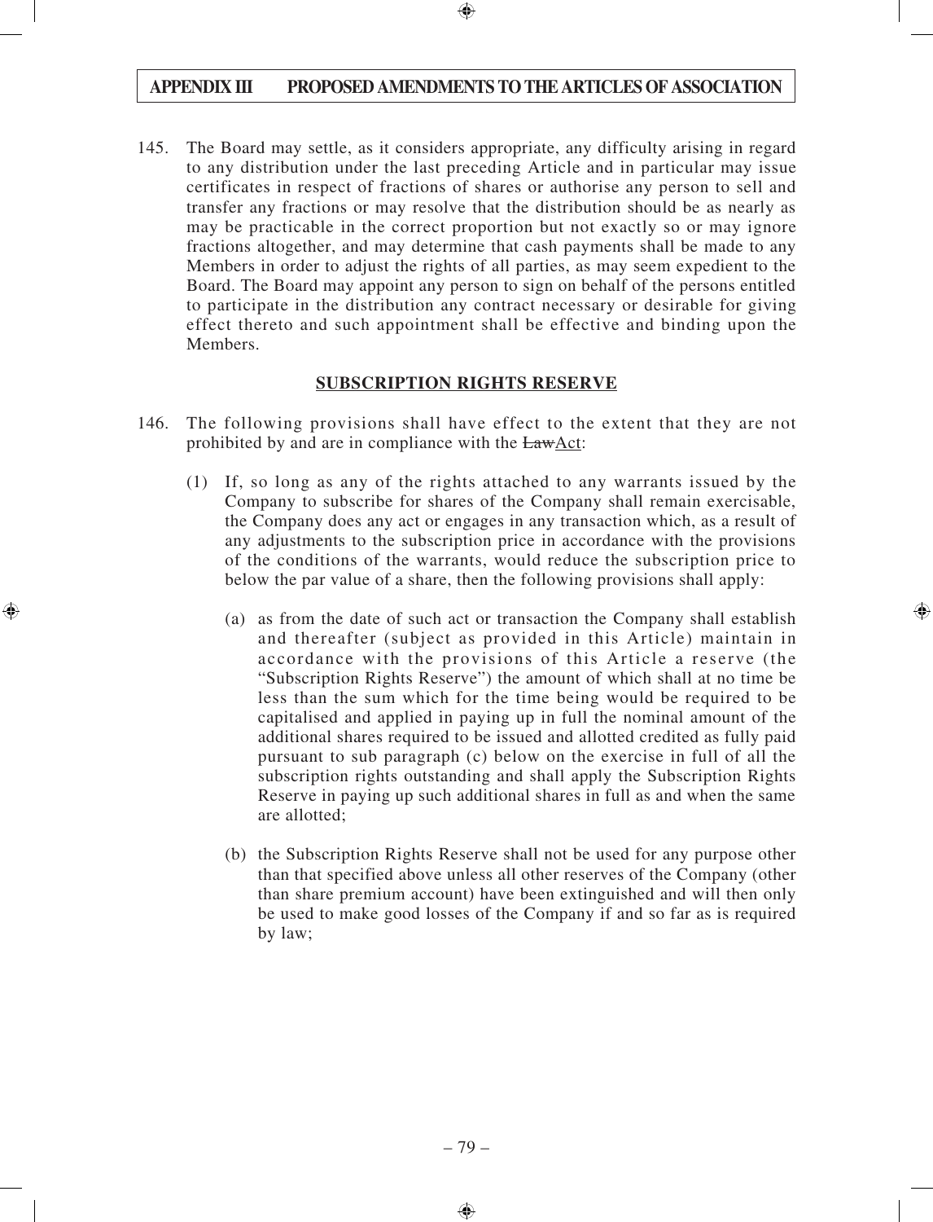145. The Board may settle, as it considers appropriate, any difficulty arising in regard to any distribution under the last preceding Article and in particular may issue certificates in respect of fractions of shares or authorise any person to sell and transfer any fractions or may resolve that the distribution should be as nearly as may be practicable in the correct proportion but not exactly so or may ignore fractions altogether, and may determine that cash payments shall be made to any Members in order to adjust the rights of all parties, as may seem expedient to the Board. The Board may appoint any person to sign on behalf of the persons entitled to participate in the distribution any contract necessary or desirable for giving effect thereto and such appointment shall be effective and binding upon the Members.

## SUBSCRIPTION RIGHTS RESERVE

146. The following provisions shall have effect to the extent that they are not prohibited by and are in compliance with the ~~Law~~Act:

(1) If, so long as any of the rights attached to any warrants issued by the Company to subscribe for shares of the Company shall remain exercisable, the Company does any act or engages in any transaction which, as a result of any adjustments to the subscription price in accordance with the provisions of the conditions of the warrants, would reduce the subscription price to below the par value of a share, then the following provisions shall apply:

(a) as from the date of such act or transaction the Company shall establish and thereafter (subject as provided in this Article) maintain in accordance with the provisions of this Article a reserve (the "Subscription Rights Reserve") the amount of which shall at no time be less than the sum which for the time being would be required to be capitalised and applied in paying up in full the nominal amount of the additional shares required to be issued and allotted credited as fully paid pursuant to sub paragraph (c) below on the exercise in full of all the subscription rights outstanding and shall apply the Subscription Rights Reserve in paying up such additional shares in full as and when the same are allotted;

(b) the Subscription Rights Reserve shall not be used for any purpose other than that specified above unless all other reserves of the Company (other than share premium account) have been extinguished and will then only be used to make good losses of the Company if and so far as is required by law;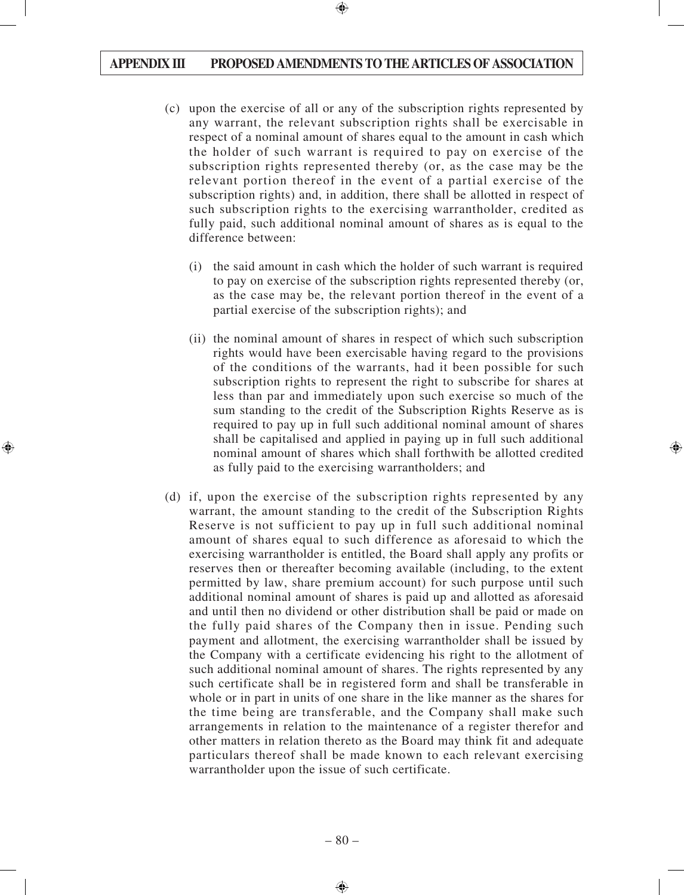(c) upon the exercise of all or any of the subscription rights represented by any warrant, the relevant subscription rights shall be exercisable in respect of a nominal amount of shares equal to the amount in cash which the holder of such warrant is required to pay on exercise of the subscription rights represented thereby (or, as the case may be the relevant portion thereof in the event of a partial exercise of the subscription rights) and, in addition, there shall be allotted in respect of such subscription rights to the exercising warrantholder, credited as fully paid, such additional nominal amount of shares as is equal to the difference between:

   (i) the said amount in cash which the holder of such warrant is required to pay on exercise of the subscription rights represented thereby (or, as the case may be, the relevant portion thereof in the event of a partial exercise of the subscription rights); and

   (ii) the nominal amount of shares in respect of which such subscription rights would have been exercisable having regard to the provisions of the conditions of the warrants, had it been possible for such subscription rights to represent the right to subscribe for shares at less than par and immediately upon such exercise so much of the sum standing to the credit of the Subscription Rights Reserve as is required to pay up in full such additional nominal amount of shares shall be capitalised and applied in paying up in full such additional nominal amount of shares which shall forthwith be allotted credited as fully paid to the exercising warrantholders; and

(d) if, upon the exercise of the subscription rights represented by any warrant, the amount standing to the credit of the Subscription Rights Reserve is not sufficient to pay up in full such additional nominal amount of shares equal to such difference as aforesaid to which the exercising warrantholder is entitled, the Board shall apply any profits or reserves then or thereafter becoming available (including, to the extent permitted by law, share premium account) for such purpose until such additional nominal amount of shares is paid up and allotted as aforesaid and until then no dividend or other distribution shall be paid or made on the fully paid shares of the Company then in issue. Pending such payment and allotment, the exercising warrantholder shall be issued by the Company with a certificate evidencing his right to the allotment of such additional nominal amount of shares. The rights represented by any such certificate shall be in registered form and shall be transferable in whole or in part in units of one share in the like manner as the shares for the time being are transferable, and the Company shall make such arrangements in relation to the maintenance of a register therefor and other matters in relation thereto as the Board may think fit and adequate particulars thereof shall be made known to each relevant exercising warrantholder upon the issue of such certificate.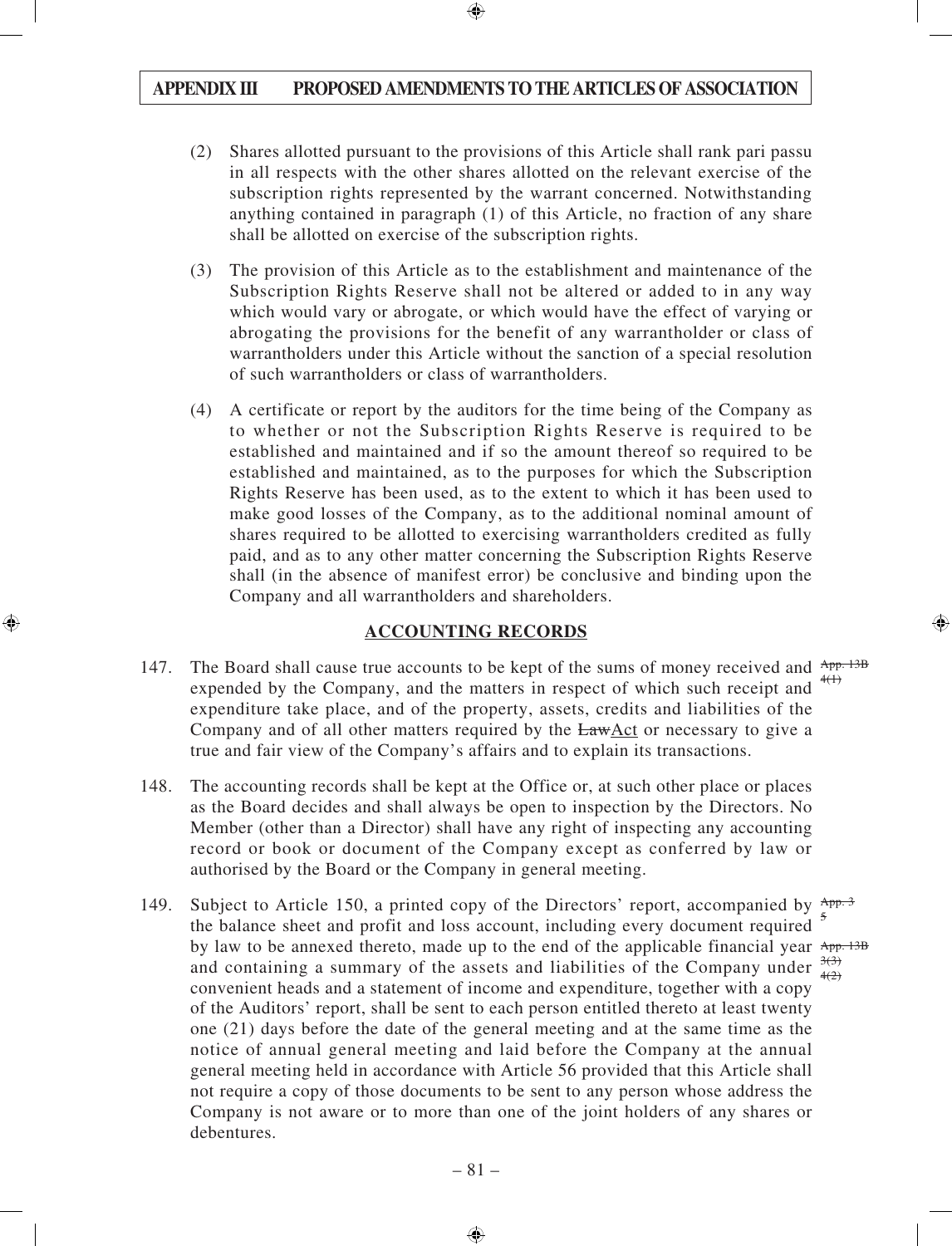(2) Shares allotted pursuant to the provisions of this Article shall rank pari passu in all respects with the other shares allotted on the relevant exercise of the subscription rights represented by the warrant concerned. Notwithstanding anything contained in paragraph (1) of this Article, no fraction of any share shall be allotted on exercise of the subscription rights.

(3) The provision of this Article as to the establishment and maintenance of the Subscription Rights Reserve shall not be altered or added to in any way which would vary or abrogate, or which would have the effect of varying or abrogating the provisions for the benefit of any warrantholder or class of warrantholders under this Article without the sanction of a special resolution of such warrantholders or class of warrantholders.

(4) A certificate or report by the auditors for the time being of the Company as to whether or not the Subscription Rights Reserve is required to be established and maintained and if so the amount thereof so required to be established and maintained, as to the purposes for which the Subscription Rights Reserve has been used, as to the extent to which it has been used to make good losses of the Company, as to the additional nominal amount of shares required to be allotted to exercising warrantholders credited as fully paid, and as to any other matter concerning the Subscription Rights Reserve shall (in the absence of manifest error) be conclusive and binding upon the Company and all warrantholders and shareholders.

## ACCOUNTING RECORDS

147. The Board shall cause true accounts to be kept of the sums of money received and expended by the Company, and the matters in respect of which such receipt and expenditure take place, and of the property, assets, credits and liabilities of the Company and of all other matters required by the ~~Law~~Act or necessary to give a true and fair view of the Company's affairs and to explain its transactions. ~~App. 13B 4(1)~~

148. The accounting records shall be kept at the Office or, at such other place or places as the Board decides and shall always be open to inspection by the Directors. No Member (other than a Director) shall have any right of inspecting any accounting record or book or document of the Company except as conferred by law or authorised by the Board or the Company in general meeting.

149. Subject to Article 150, a printed copy of the Directors' report, accompanied by the balance sheet and profit and loss account, including every document required by law to be annexed thereto, made up to the end of the applicable financial year and containing a summary of the assets and liabilities of the Company under convenient heads and a statement of income and expenditure, together with a copy of the Auditors' report, shall be sent to each person entitled thereto at least twenty one (21) days before the date of the general meeting and at the same time as the notice of annual general meeting and laid before the Company at the annual general meeting held in accordance with Article 56 provided that this Article shall not require a copy of those documents to be sent to any person whose address the Company is not aware or to more than one of the joint holders of any shares or debentures. ~~App. 3 5~~ ~~App. 13B 3(3) 4(2)~~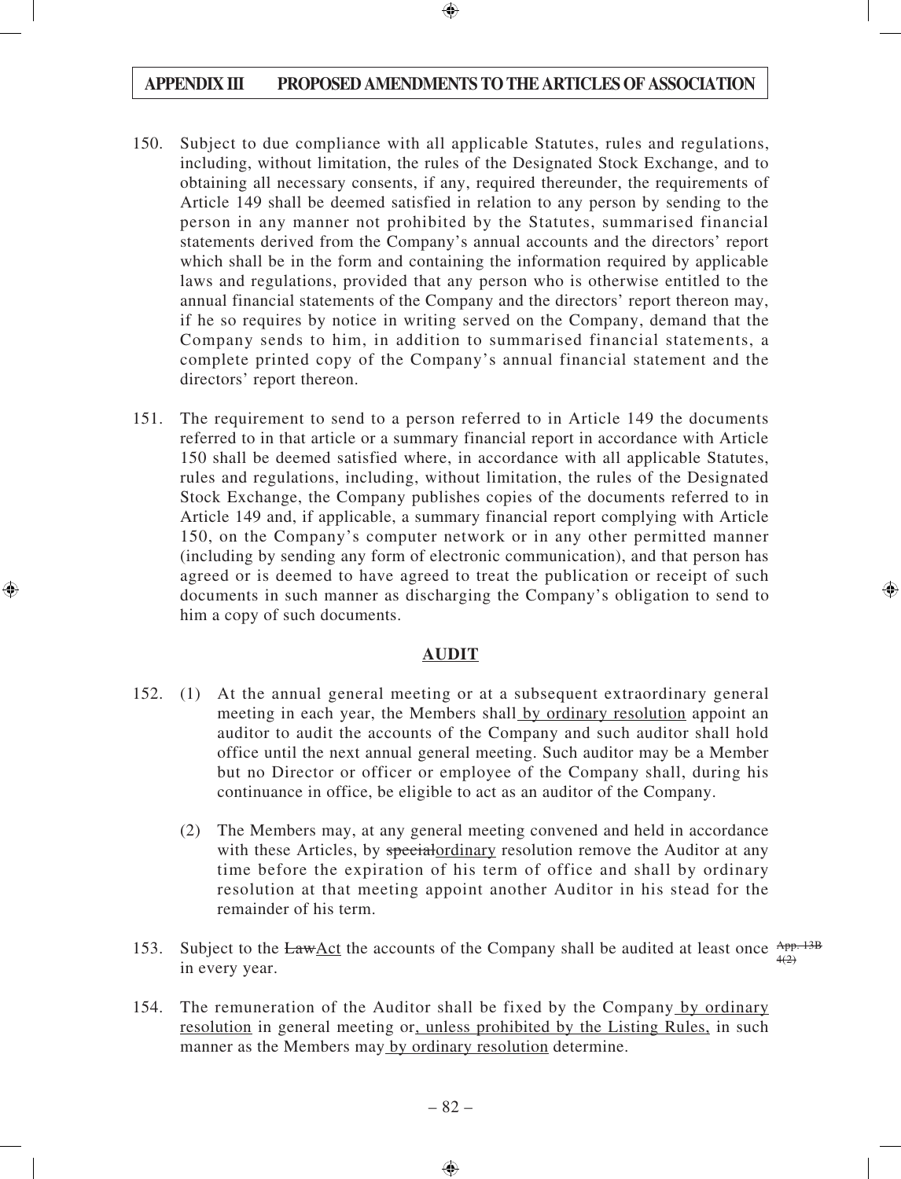150. Subject to due compliance with all applicable Statutes, rules and regulations, including, without limitation, the rules of the Designated Stock Exchange, and to obtaining all necessary consents, if any, required thereunder, the requirements of Article 149 shall be deemed satisfied in relation to any person by sending to the person in any manner not prohibited by the Statutes, summarised financial statements derived from the Company's annual accounts and the directors' report which shall be in the form and containing the information required by applicable laws and regulations, provided that any person who is otherwise entitled to the annual financial statements of the Company and the directors' report thereon may, if he so requires by notice in writing served on the Company, demand that the Company sends to him, in addition to summarised financial statements, a complete printed copy of the Company's annual financial statement and the directors' report thereon.

151. The requirement to send to a person referred to in Article 149 the documents referred to in that article or a summary financial report in accordance with Article 150 shall be deemed satisfied where, in accordance with all applicable Statutes, rules and regulations, including, without limitation, the rules of the Designated Stock Exchange, the Company publishes copies of the documents referred to in Article 149 and, if applicable, a summary financial report complying with Article 150, on the Company's computer network or in any other permitted manner (including by sending any form of electronic communication), and that person has agreed or is deemed to have agreed to treat the publication or receipt of such documents in such manner as discharging the Company's obligation to send to him a copy of such documents.

**AUDIT**

152. (1) At the annual general meeting or at a subsequent extraordinary general meeting in each year, the Members shall by ordinary resolution appoint an auditor to audit the accounts of the Company and such auditor shall hold office until the next annual general meeting. Such auditor may be a Member but no Director or officer or employee of the Company shall, during his continuance in office, be eligible to act as an auditor of the Company.

(2) The Members may, at any general meeting convened and held in accordance with these Articles, by ~~special~~ordinary resolution remove the Auditor at any time before the expiration of his term of office and shall by ordinary resolution at that meeting appoint another Auditor in his stead for the remainder of his term.

153. Subject to the ~~Law~~Act the accounts of the Company shall be audited at least once in every year. ~~App. 13B 4(2)~~

154. The remuneration of the Auditor shall be fixed by the Company by ordinary resolution in general meeting or, unless prohibited by the Listing Rules, in such manner as the Members may by ordinary resolution determine.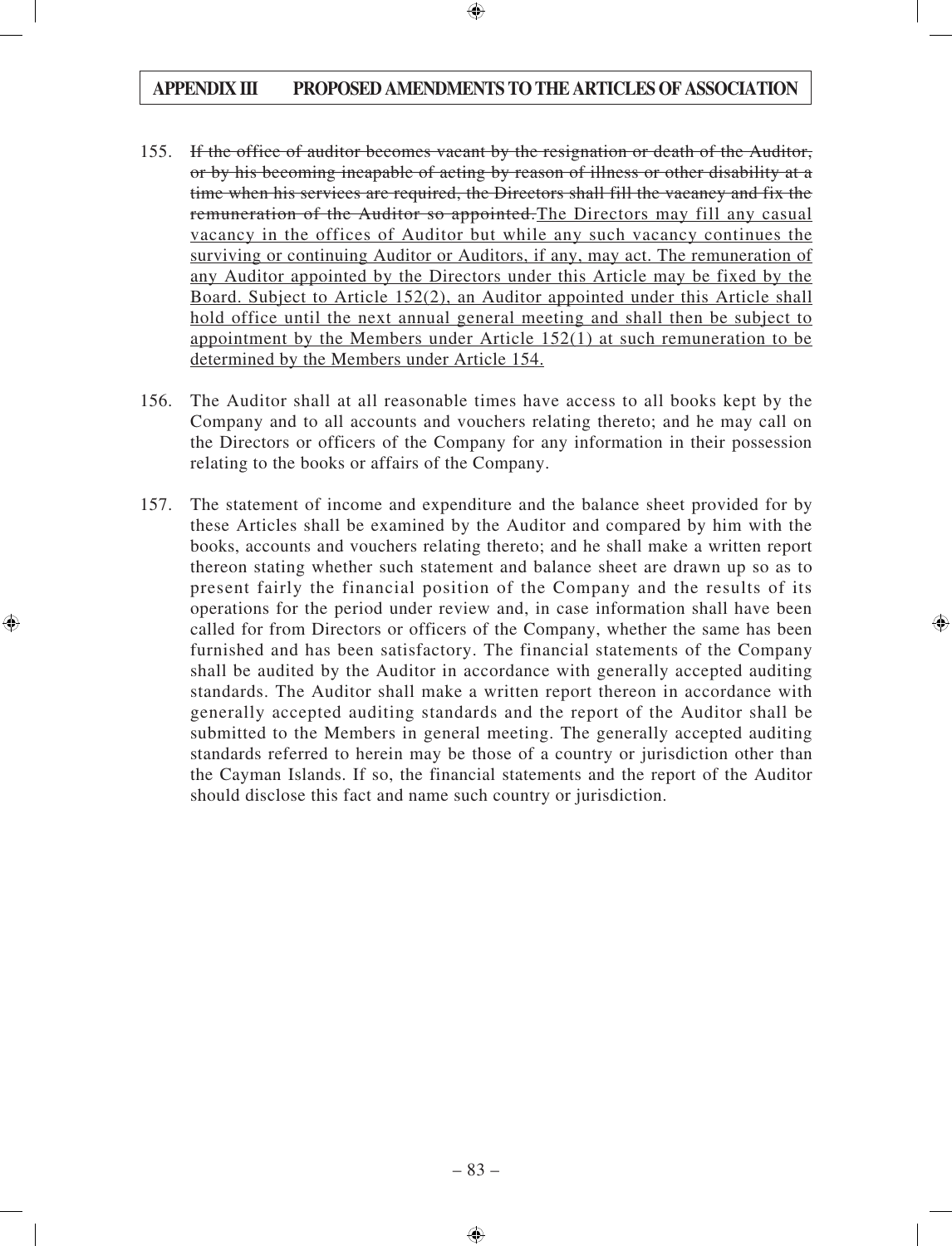155. ~~If the office of auditor becomes vacant by the resignation or death of the Auditor, or by his becoming incapable of acting by reason of illness or other disability at a time when his services are required, the Directors shall fill the vacancy and fix the remuneration of the Auditor so appointed.~~<u>The Directors may fill any casual vacancy in the offices of Auditor but while any such vacancy continues the surviving or continuing Auditor or Auditors, if any, may act. The remuneration of any Auditor appointed by the Directors under this Article may be fixed by the Board. Subject to Article 152(2), an Auditor appointed under this Article shall hold office until the next annual general meeting and shall then be subject to appointment by the Members under Article 152(1) at such remuneration to be determined by the Members under Article 154.</u>

156. The Auditor shall at all reasonable times have access to all books kept by the Company and to all accounts and vouchers relating thereto; and he may call on the Directors or officers of the Company for any information in their possession relating to the books or affairs of the Company.

157. The statement of income and expenditure and the balance sheet provided for by these Articles shall be examined by the Auditor and compared by him with the books, accounts and vouchers relating thereto; and he shall make a written report thereon stating whether such statement and balance sheet are drawn up so as to present fairly the financial position of the Company and the results of its operations for the period under review and, in case information shall have been called for from Directors or officers of the Company, whether the same has been furnished and has been satisfactory. The financial statements of the Company shall be audited by the Auditor in accordance with generally accepted auditing standards. The Auditor shall make a written report thereon in accordance with generally accepted auditing standards and the report of the Auditor shall be submitted to the Members in general meeting. The generally accepted auditing standards referred to herein may be those of a country or jurisdiction other than the Cayman Islands. If so, the financial statements and the report of the Auditor should disclose this fact and name such country or jurisdiction.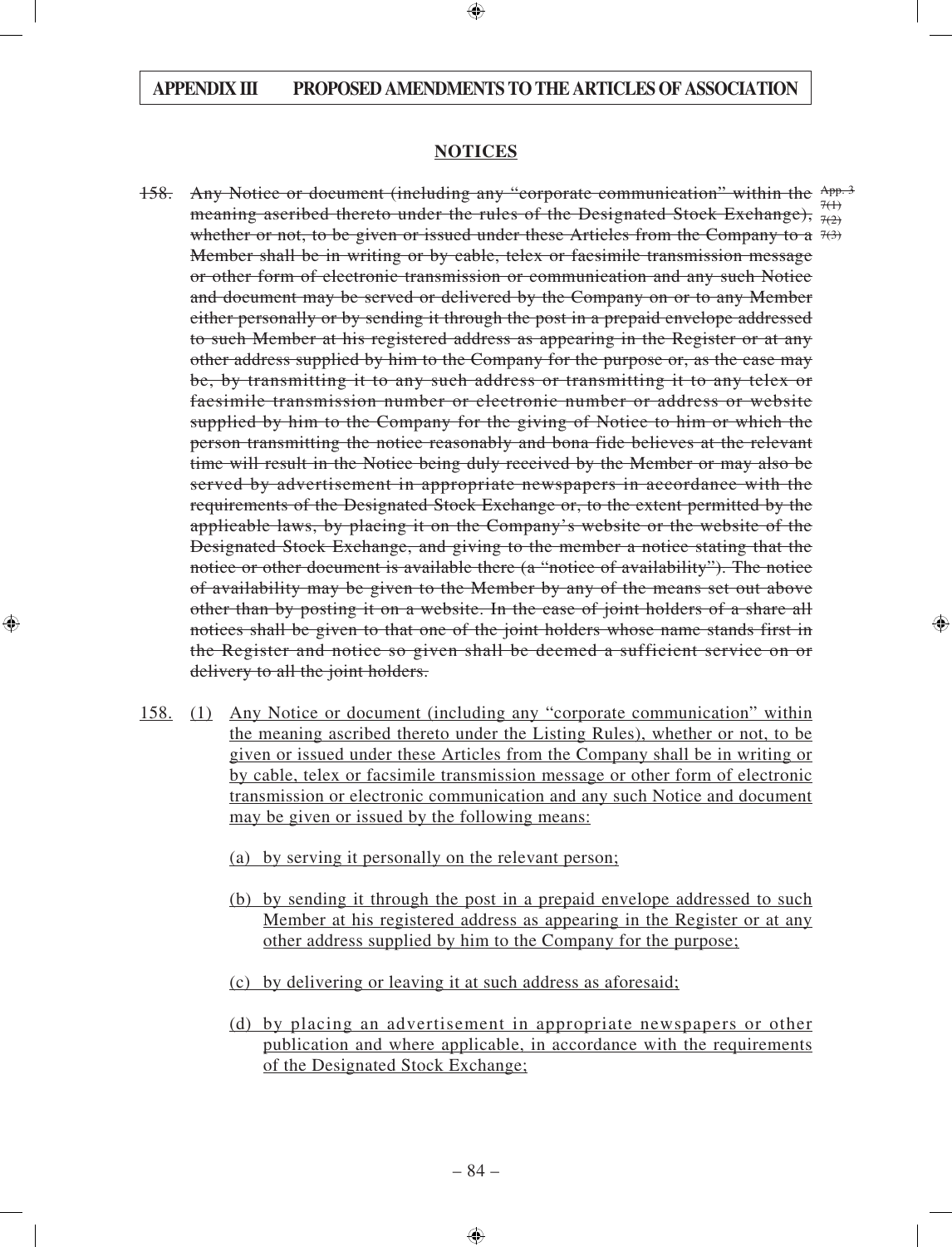## APPENDIX III PROPOSED AMENDMENTS TO THE ARTICLES OF ASSOCIATION

**NOTICES**

~~158. Any Notice or document (including any "corporate communication" within the meaning ascribed thereto under the rules of the Designated Stock Exchange), whether or not, to be given or issued under these Articles from the Company to a Member shall be in writing or by cable, telex or facsimile transmission message or other form of electronic transmission or communication and any such Notice and document may be served or delivered by the Company on or to any Member either personally or by sending it through the post in a prepaid envelope addressed to such Member at his registered address as appearing in the Register or at any other address supplied by him to the Company for the purpose or, as the case may be, by transmitting it to any such address or transmitting it to any telex or facsimile transmission number or electronic number or address or website supplied by him to the Company for the giving of Notice to him or which the person transmitting the notice reasonably and bona fide believes at the relevant time will result in the Notice being duly received by the Member or may also be served by advertisement in appropriate newspapers in accordance with the requirements of the Designated Stock Exchange or, to the extent permitted by the applicable laws, by placing it on the Company's website or the website of the Designated Stock Exchange, and giving to the member a notice stating that the notice or other document is available there (a "notice of availability"). The notice of availability may be given to the Member by any of the means set out above other than by posting it on a website. In the case of joint holders of a share all notices shall be given to that one of the joint holders whose name stands first in the Register and notice so given shall be deemed a sufficient service on or delivery to all the joint holders.~~ ~~App. 3 7(1) 7(2) 7(3)~~

<u>158.</u> <u>(1)</u> <u>Any Notice or document (including any "corporate communication" within the meaning ascribed thereto under the Listing Rules), whether or not, to be given or issued under these Articles from the Company shall be in writing or by cable, telex or facsimile transmission message or other form of electronic transmission or electronic communication and any such Notice and document may be given or issued by the following means:</u>

<u>(a) by serving it personally on the relevant person;</u>

<u>(b) by sending it through the post in a prepaid envelope addressed to such Member at his registered address as appearing in the Register or at any other address supplied by him to the Company for the purpose;</u>

<u>(c) by delivering or leaving it at such address as aforesaid;</u>

<u>(d) by placing an advertisement in appropriate newspapers or other publication and where applicable, in accordance with the requirements of the Designated Stock Exchange;</u>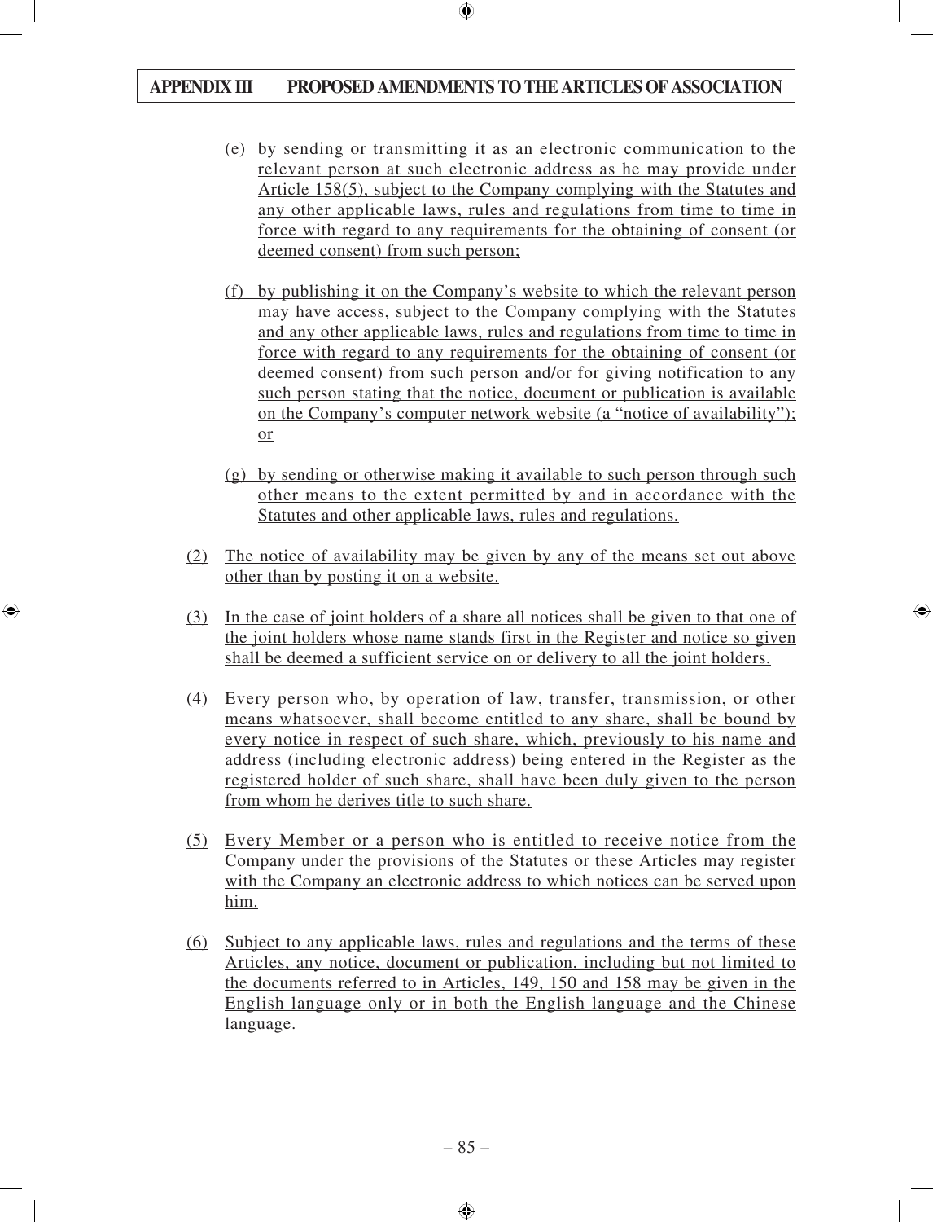(e) by sending or transmitting it as an electronic communication to the relevant person at such electronic address as he may provide under Article 158(5), subject to the Company complying with the Statutes and any other applicable laws, rules and regulations from time to time in force with regard to any requirements for the obtaining of consent (or deemed consent) from such person;

(f) by publishing it on the Company's website to which the relevant person may have access, subject to the Company complying with the Statutes and any other applicable laws, rules and regulations from time to time in force with regard to any requirements for the obtaining of consent (or deemed consent) from such person and/or for giving notification to any such person stating that the notice, document or publication is available on the Company's computer network website (a "notice of availability"); or

(g) by sending or otherwise making it available to such person through such other means to the extent permitted by and in accordance with the Statutes and other applicable laws, rules and regulations.

(2) The notice of availability may be given by any of the means set out above other than by posting it on a website.

(3) In the case of joint holders of a share all notices shall be given to that one of the joint holders whose name stands first in the Register and notice so given shall be deemed a sufficient service on or delivery to all the joint holders.

(4) Every person who, by operation of law, transfer, transmission, or other means whatsoever, shall become entitled to any share, shall be bound by every notice in respect of such share, which, previously to his name and address (including electronic address) being entered in the Register as the registered holder of such share, shall have been duly given to the person from whom he derives title to such share.

(5) Every Member or a person who is entitled to receive notice from the Company under the provisions of the Statutes or these Articles may register with the Company an electronic address to which notices can be served upon him.

(6) Subject to any applicable laws, rules and regulations and the terms of these Articles, any notice, document or publication, including but not limited to the documents referred to in Articles, 149, 150 and 158 may be given in the English language only or in both the English language and the Chinese language.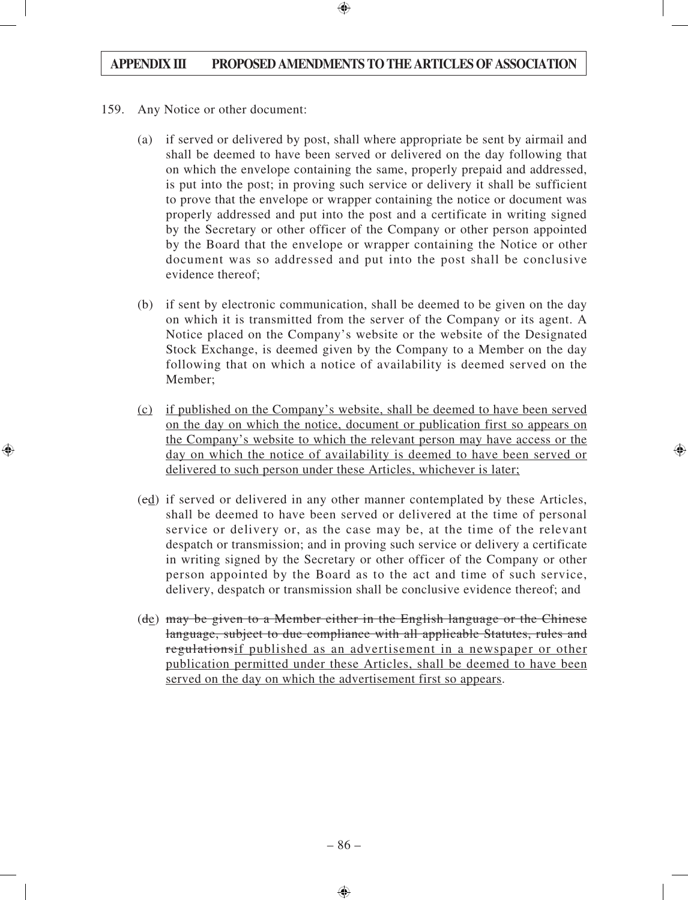159. Any Notice or other document:

   (a) if served or delivered by post, shall where appropriate be sent by airmail and shall be deemed to have been served or delivered on the day following that on which the envelope containing the same, properly prepaid and addressed, is put into the post; in proving such service or delivery it shall be sufficient to prove that the envelope or wrapper containing the notice or document was properly addressed and put into the post and a certificate in writing signed by the Secretary or other officer of the Company or other person appointed by the Board that the envelope or wrapper containing the Notice or other document was so addressed and put into the post shall be conclusive evidence thereof;

   (b) if sent by electronic communication, shall be deemed to be given on the day on which it is transmitted from the server of the Company or its agent. A Notice placed on the Company's website or the website of the Designated Stock Exchange, is deemed given by the Company to a Member on the day following that on which a notice of availability is deemed served on the Member;

   (c) if published on the Company's website, shall be deemed to have been served on the day on which the notice, document or publication first so appears on the Company's website to which the relevant person may have access or the day on which the notice of availability is deemed to have been served or delivered to such person under these Articles, whichever is later;

   (~~c~~d) if served or delivered in any other manner contemplated by these Articles, shall be deemed to have been served or delivered at the time of personal service or delivery or, as the case may be, at the time of the relevant despatch or transmission; and in proving such service or delivery a certificate in writing signed by the Secretary or other officer of the Company or other person appointed by the Board as to the act and time of such service, delivery, despatch or transmission shall be conclusive evidence thereof; and

   (~~d~~e) ~~may be given to a Member either in the English language or the Chinese language, subject to due compliance with all applicable Statutes, rules and regulations~~if published as an advertisement in a newspaper or other publication permitted under these Articles, shall be deemed to have been served on the day on which the advertisement first so appears.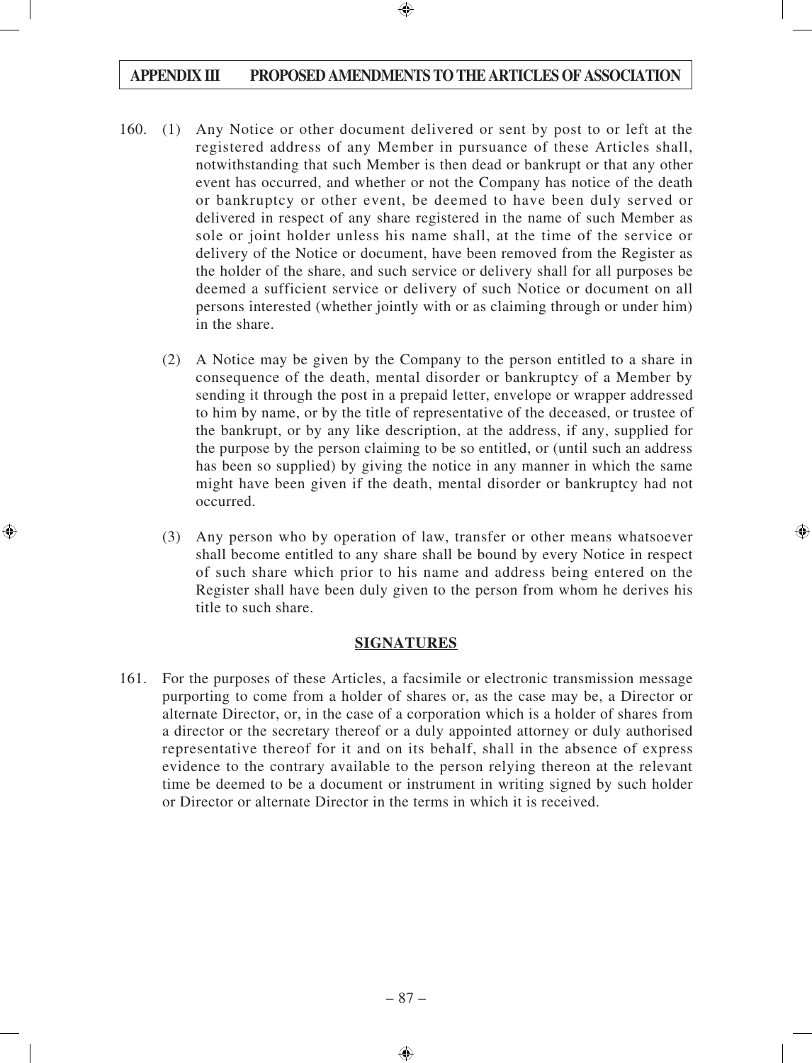160. (1) Any Notice or other document delivered or sent by post to or left at the registered address of any Member in pursuance of these Articles shall, notwithstanding that such Member is then dead or bankrupt or that any other event has occurred, and whether or not the Company has notice of the death or bankruptcy or other event, be deemed to have been duly served or delivered in respect of any share registered in the name of such Member as sole or joint holder unless his name shall, at the time of the service or delivery of the Notice or document, have been removed from the Register as the holder of the share, and such service or delivery shall for all purposes be deemed a sufficient service or delivery of such Notice or document on all persons interested (whether jointly with or as claiming through or under him) in the share.

(2) A Notice may be given by the Company to the person entitled to a share in consequence of the death, mental disorder or bankruptcy of a Member by sending it through the post in a prepaid letter, envelope or wrapper addressed to him by name, or by the title of representative of the deceased, or trustee of the bankrupt, or by any like description, at the address, if any, supplied for the purpose by the person claiming to be so entitled, or (until such an address has been so supplied) by giving the notice in any manner in which the same might have been given if the death, mental disorder or bankruptcy had not occurred.

(3) Any person who by operation of law, transfer or other means whatsoever shall become entitled to any share shall be bound by every Notice in respect of such share which prior to his name and address being entered on the Register shall have been duly given to the person from whom he derives his title to such share.

## SIGNATURES

161. For the purposes of these Articles, a facsimile or electronic transmission message purporting to come from a holder of shares or, as the case may be, a Director or alternate Director, or, in the case of a corporation which is a holder of shares from a director or the secretary thereof or a duly appointed attorney or duly authorised representative thereof for it and on its behalf, shall in the absence of express evidence to the contrary available to the person relying thereon at the relevant time be deemed to be a document or instrument in writing signed by such holder or Director or alternate Director in the terms in which it is received.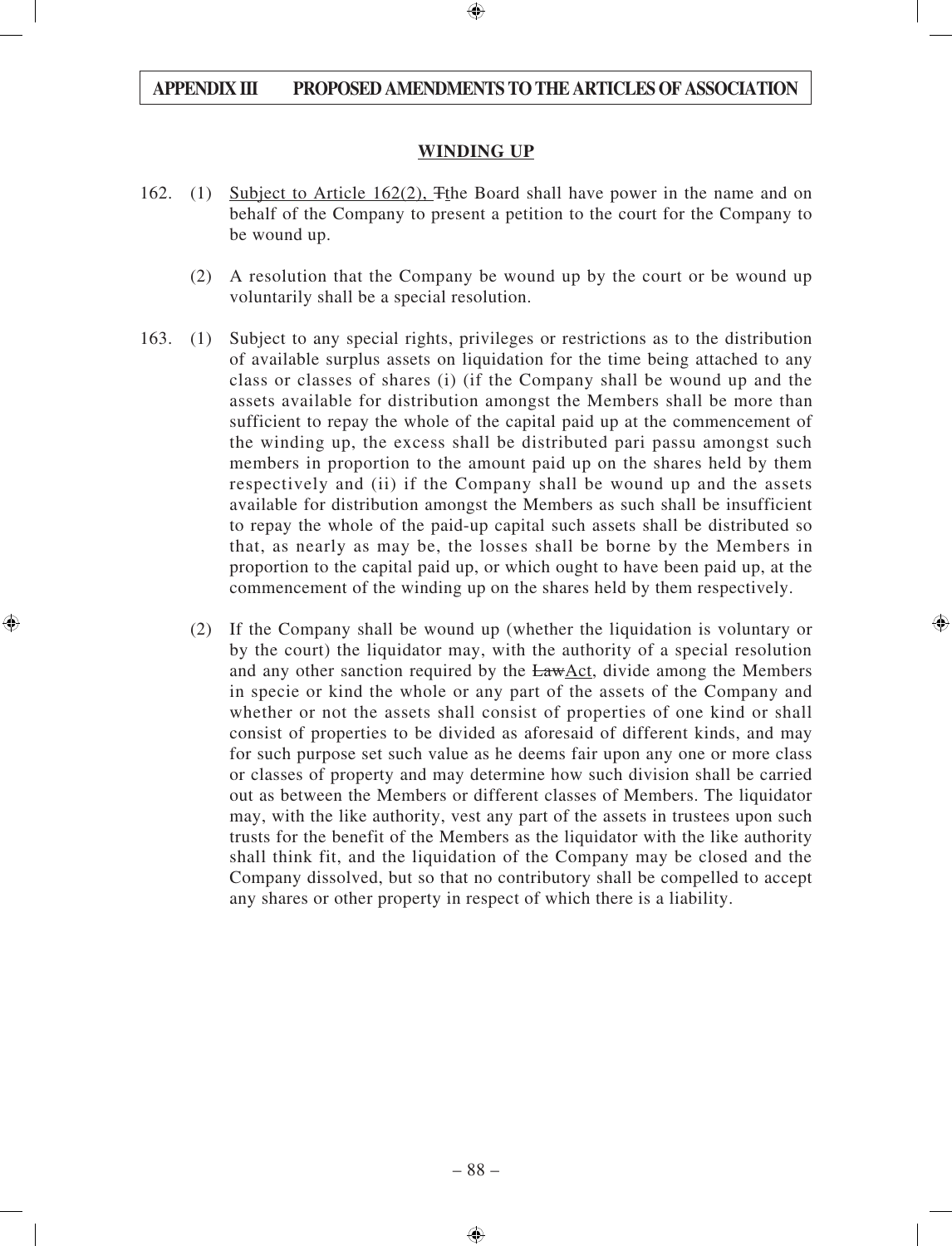## WINDING UP

162. (1) Subject to Article 162(2), Tthe Board shall have power in the name and on behalf of the Company to present a petition to the court for the Company to be wound up.

(2) A resolution that the Company be wound up by the court or be wound up voluntarily shall be a special resolution.

163. (1) Subject to any special rights, privileges or restrictions as to the distribution of available surplus assets on liquidation for the time being attached to any class or classes of shares (i) (if the Company shall be wound up and the assets available for distribution amongst the Members shall be more than sufficient to repay the whole of the capital paid up at the commencement of the winding up, the excess shall be distributed pari passu amongst such members in proportion to the amount paid up on the shares held by them respectively and (ii) if the Company shall be wound up and the assets available for distribution amongst the Members as such shall be insufficient to repay the whole of the paid-up capital such assets shall be distributed so that, as nearly as may be, the losses shall be borne by the Members in proportion to the capital paid up, or which ought to have been paid up, at the commencement of the winding up on the shares held by them respectively.

(2) If the Company shall be wound up (whether the liquidation is voluntary or by the court) the liquidator may, with the authority of a special resolution and any other sanction required by the LawAct, divide among the Members in specie or kind the whole or any part of the assets of the Company and whether or not the assets shall consist of properties of one kind or shall consist of properties to be divided as aforesaid of different kinds, and may for such purpose set such value as he deems fair upon any one or more class or classes of property and may determine how such division shall be carried out as between the Members or different classes of Members. The liquidator may, with the like authority, vest any part of the assets in trustees upon such trusts for the benefit of the Members as the liquidator with the like authority shall think fit, and the liquidation of the Company may be closed and the Company dissolved, but so that no contributory shall be compelled to accept any shares or other property in respect of which there is a liability.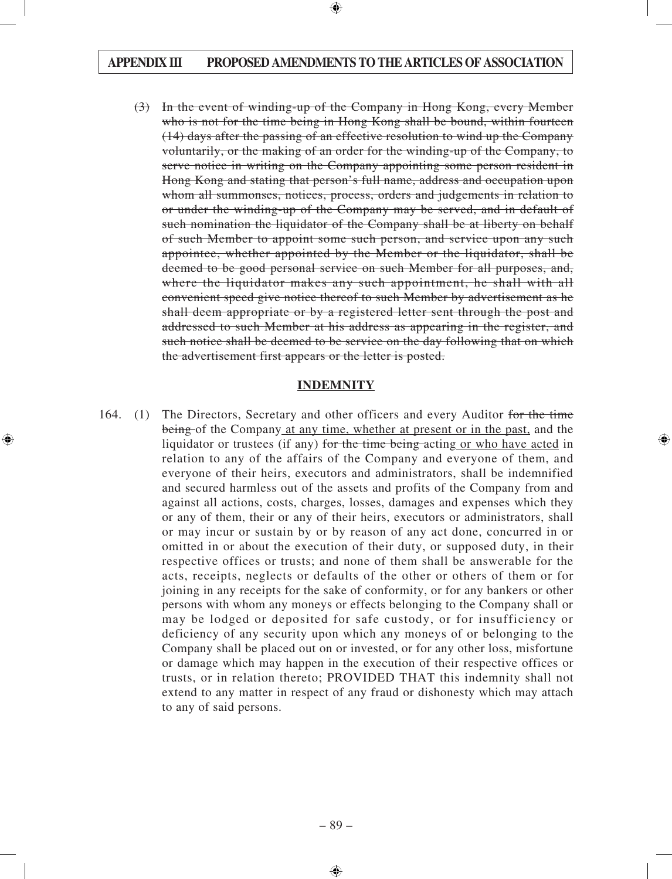~~(3) In the event of winding-up of the Company in Hong Kong, every Member who is not for the time being in Hong Kong shall be bound, within fourteen (14) days after the passing of an effective resolution to wind up the Company voluntarily, or the making of an order for the winding-up of the Company, to serve notice in writing on the Company appointing some person resident in Hong Kong and stating that person's full name, address and occupation upon whom all summonses, notices, process, orders and judgements in relation to or under the winding-up of the Company may be served, and in default of such nomination the liquidator of the Company shall be at liberty on behalf of such Member to appoint some such person, and service upon any such appointee, whether appointed by the Member or the liquidator, shall be deemed to be good personal service on such Member for all purposes, and, where the liquidator makes any such appointment, he shall with all convenient speed give notice thereof to such Member by advertisement as he shall deem appropriate or by a registered letter sent through the post and addressed to such Member at his address as appearing in the register, and such notice shall be deemed to be service on the day following that on which the advertisement first appears or the letter is posted.~~

**INDEMNITY**

164. (1) The Directors, Secretary and other officers and every Auditor ~~for the time being~~ of the Company <u>at any time, whether at present or in the past,</u> and the liquidator or trustees (if any) ~~for the time being~~ acting <u>or who have acted</u> in relation to any of the affairs of the Company and everyone of them, and everyone of their heirs, executors and administrators, shall be indemnified and secured harmless out of the assets and profits of the Company from and against all actions, costs, charges, losses, damages and expenses which they or any of them, their or any of their heirs, executors or administrators, shall or may incur or sustain by or by reason of any act done, concurred in or omitted in or about the execution of their duty, or supposed duty, in their respective offices or trusts; and none of them shall be answerable for the acts, receipts, neglects or defaults of the other or others of them or for joining in any receipts for the sake of conformity, or for any bankers or other persons with whom any moneys or effects belonging to the Company shall or may be lodged or deposited for safe custody, or for insufficiency or deficiency of any security upon which any moneys of or belonging to the Company shall be placed out on or invested, or for any other loss, misfortune or damage which may happen in the execution of their respective offices or trusts, or in relation thereto; PROVIDED THAT this indemnity shall not extend to any matter in respect of any fraud or dishonesty which may attach to any of said persons.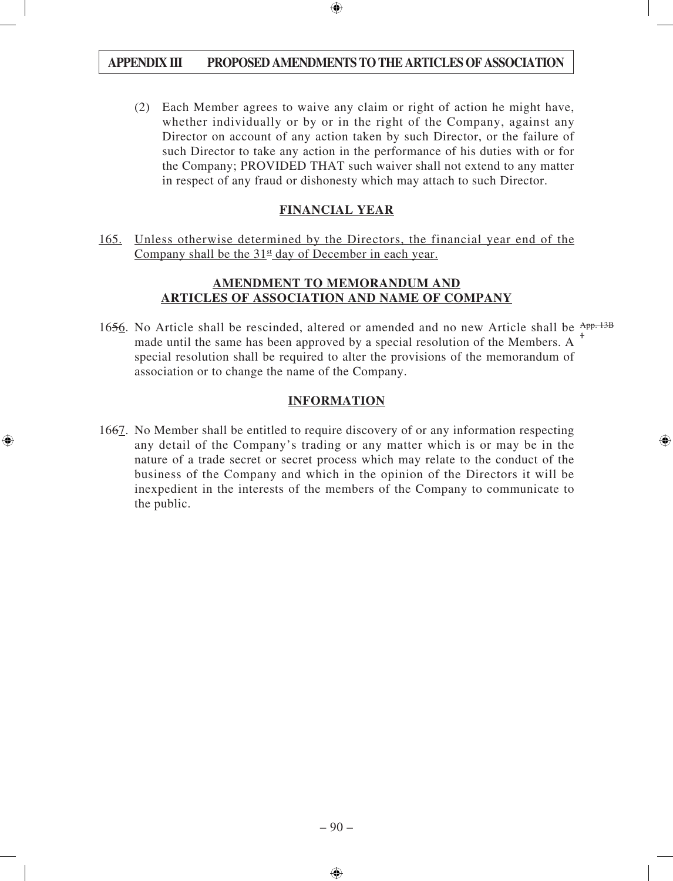(2) Each Member agrees to waive any claim or right of action he might have, whether individually or by or in the right of the Company, against any Director on account of any action taken by such Director, or the failure of such Director to take any action in the performance of his duties with or for the Company; PROVIDED THAT such waiver shall not extend to any matter in respect of any fraud or dishonesty which may attach to such Director.

## FINANCIAL YEAR

165. Unless otherwise determined by the Directors, the financial year end of the Company shall be the 31st day of December in each year.

## AMENDMENT TO MEMORANDUM AND ARTICLES OF ASSOCIATION AND NAME OF COMPANY

16~~5~~6. No Article shall be rescinded, altered or amended and no new Article shall be made until the same has been approved by a special resolution of the Members. A special resolution shall be required to alter the provisions of the memorandum of association or to change the name of the Company. ~~App. 13B 1~~

## INFORMATION

16~~6~~7. No Member shall be entitled to require discovery of or any information respecting any detail of the Company's trading or any matter which is or may be in the nature of a trade secret or secret process which may relate to the conduct of the business of the Company and which in the opinion of the Directors it will be inexpedient in the interests of the members of the Company to communicate to the public.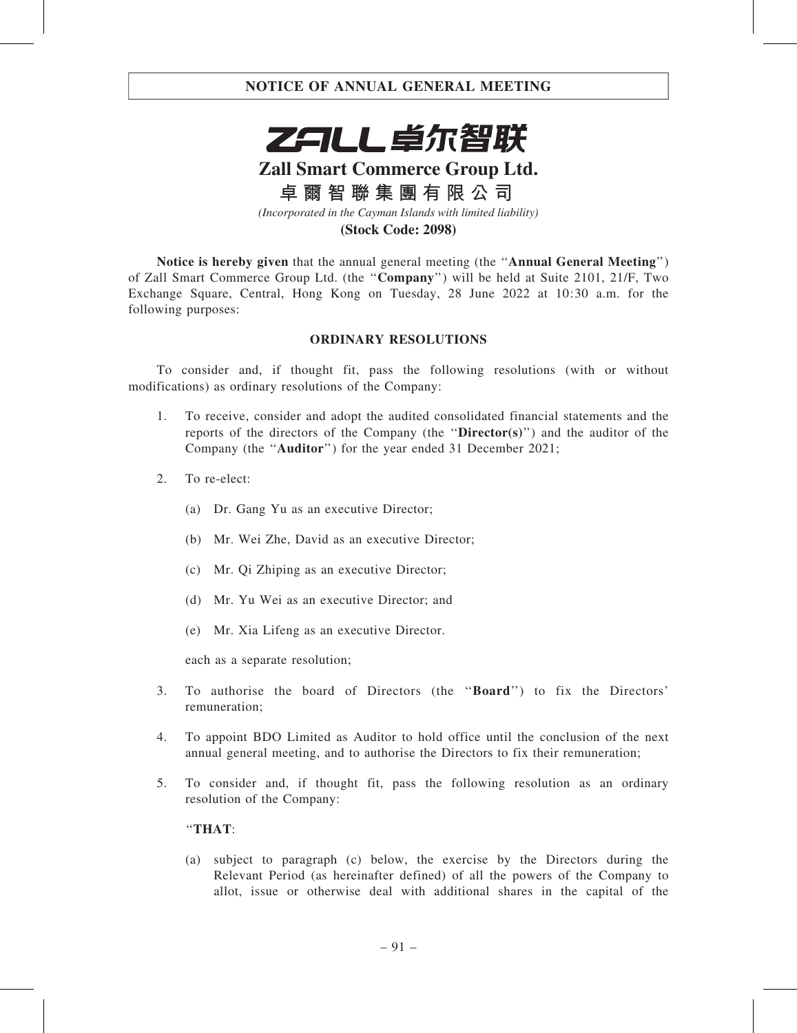# NOTICE OF ANNUAL GENERAL MEETING

ZALL卓尔智联

**Zall Smart Commerce Group Ltd.**

**卓爾智聯集團有限公司**

*(Incorporated in the Cayman Islands with limited liability)*

**(Stock Code: 2098)**

**Notice is hereby given** that the annual general meeting (the "**Annual General Meeting**") of Zall Smart Commerce Group Ltd. (the "**Company**") will be held at Suite 2101, 21/F, Two Exchange Square, Central, Hong Kong on Tuesday, 28 June 2022 at 10:30 a.m. for the following purposes:

## ORDINARY RESOLUTIONS

To consider and, if thought fit, pass the following resolutions (with or without modifications) as ordinary resolutions of the Company:

1. To receive, consider and adopt the audited consolidated financial statements and the reports of the directors of the Company (the "**Director(s)**") and the auditor of the Company (the "**Auditor**") for the year ended 31 December 2021;

2. To re-elect:

   (a) Dr. Gang Yu as an executive Director;

   (b) Mr. Wei Zhe, David as an executive Director;

   (c) Mr. Qi Zhiping as an executive Director;

   (d) Mr. Yu Wei as an executive Director; and

   (e) Mr. Xia Lifeng as an executive Director.

   each as a separate resolution;

3. To authorise the board of Directors (the "**Board**") to fix the Directors' remuneration;

4. To appoint BDO Limited as Auditor to hold office until the conclusion of the next annual general meeting, and to authorise the Directors to fix their remuneration;

5. To consider and, if thought fit, pass the following resolution as an ordinary resolution of the Company:

   "**THAT**:

   (a) subject to paragraph (c) below, the exercise by the Directors during the Relevant Period (as hereinafter defined) of all the powers of the Company to allot, issue or otherwise deal with additional shares in the capital of the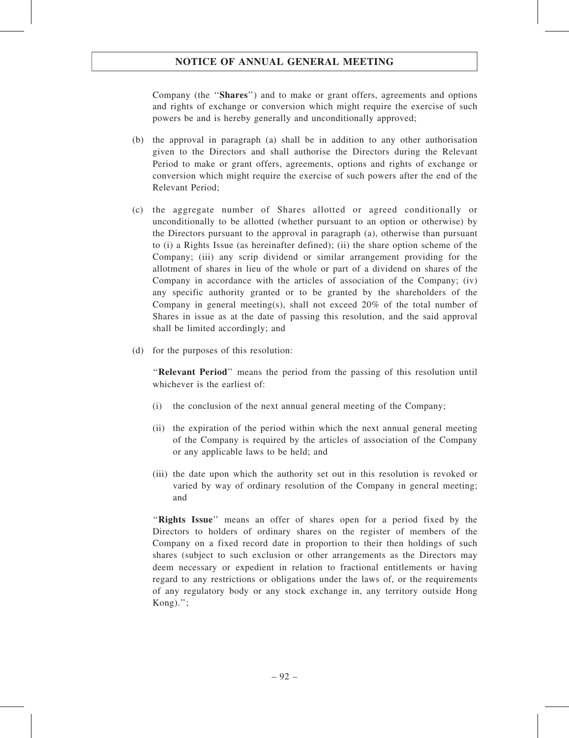Company (the "**Shares**") and to make or grant offers, agreements and options and rights of exchange or conversion which might require the exercise of such powers be and is hereby generally and unconditionally approved;

(b) the approval in paragraph (a) shall be in addition to any other authorisation given to the Directors and shall authorise the Directors during the Relevant Period to make or grant offers, agreements, options and rights of exchange or conversion which might require the exercise of such powers after the end of the Relevant Period;

(c) the aggregate number of Shares allotted or agreed conditionally or unconditionally to be allotted (whether pursuant to an option or otherwise) by the Directors pursuant to the approval in paragraph (a), otherwise than pursuant to (i) a Rights Issue (as hereinafter defined); (ii) the share option scheme of the Company; (iii) any scrip dividend or similar arrangement providing for the allotment of shares in lieu of the whole or part of a dividend on shares of the Company in accordance with the articles of association of the Company; (iv) any specific authority granted or to be granted by the shareholders of the Company in general meeting(s), shall not exceed 20% of the total number of Shares in issue as at the date of passing this resolution, and the said approval shall be limited accordingly; and

(d) for the purposes of this resolution:

"**Relevant Period**" means the period from the passing of this resolution until whichever is the earliest of:

(i) the conclusion of the next annual general meeting of the Company;

(ii) the expiration of the period within which the next annual general meeting of the Company is required by the articles of association of the Company or any applicable laws to be held; and

(iii) the date upon which the authority set out in this resolution is revoked or varied by way of ordinary resolution of the Company in general meeting; and

"**Rights Issue**" means an offer of shares open for a period fixed by the Directors to holders of ordinary shares on the register of members of the Company on a fixed record date in proportion to their then holdings of such shares (subject to such exclusion or other arrangements as the Directors may deem necessary or expedient in relation to fractional entitlements or having regard to any restrictions or obligations under the laws of, or the requirements of any regulatory body or any stock exchange in, any territory outside Hong Kong).";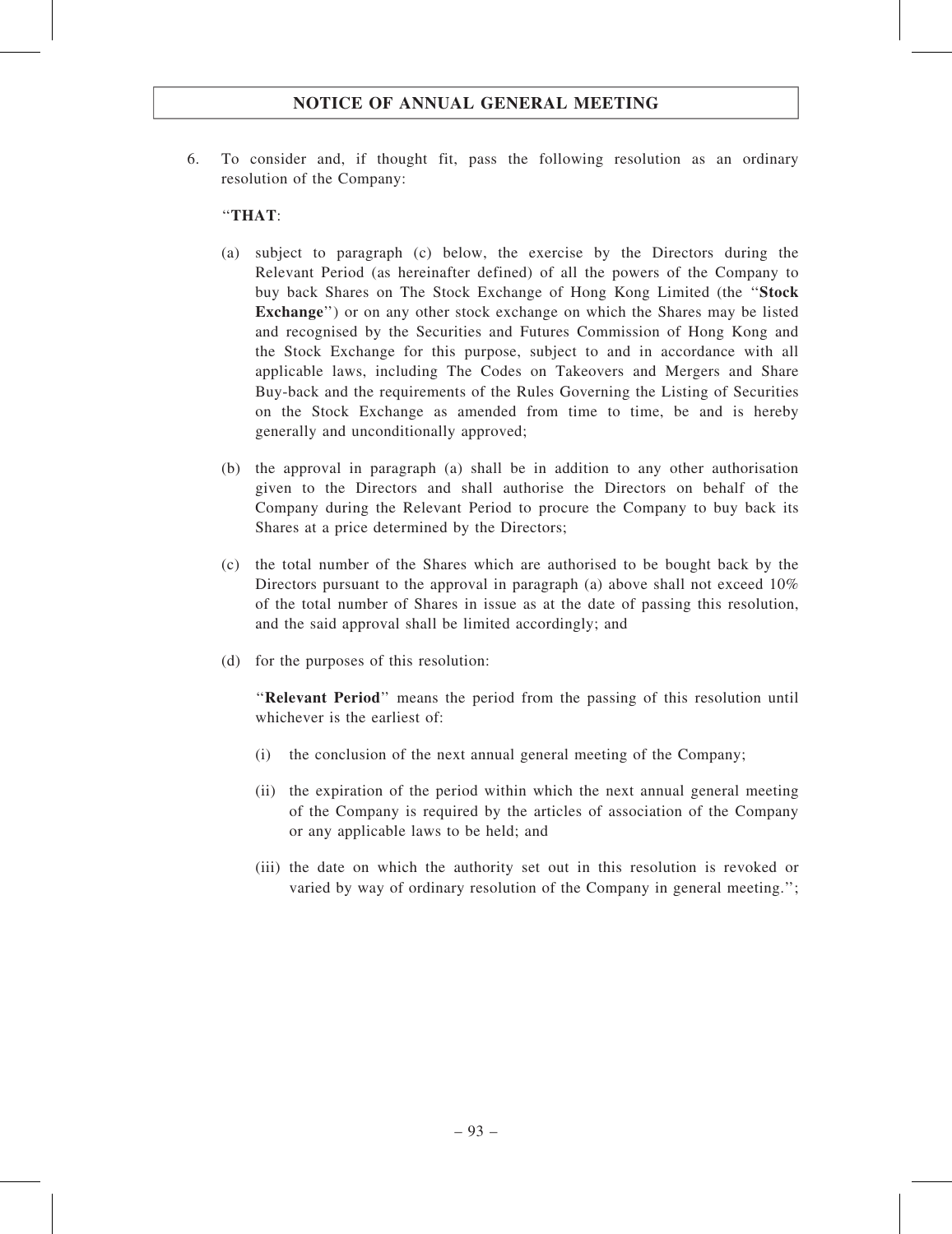6. To consider and, if thought fit, pass the following resolution as an ordinary resolution of the Company:

"**THAT**:

(a) subject to paragraph (c) below, the exercise by the Directors during the Relevant Period (as hereinafter defined) of all the powers of the Company to buy back Shares on The Stock Exchange of Hong Kong Limited (the "**Stock Exchange**") or on any other stock exchange on which the Shares may be listed and recognised by the Securities and Futures Commission of Hong Kong and the Stock Exchange for this purpose, subject to and in accordance with all applicable laws, including The Codes on Takeovers and Mergers and Share Buy-back and the requirements of the Rules Governing the Listing of Securities on the Stock Exchange as amended from time to time, be and is hereby generally and unconditionally approved;

(b) the approval in paragraph (a) shall be in addition to any other authorisation given to the Directors and shall authorise the Directors on behalf of the Company during the Relevant Period to procure the Company to buy back its Shares at a price determined by the Directors;

(c) the total number of the Shares which are authorised to be bought back by the Directors pursuant to the approval in paragraph (a) above shall not exceed 10% of the total number of Shares in issue as at the date of passing this resolution, and the said approval shall be limited accordingly; and

(d) for the purposes of this resolution:

"**Relevant Period**" means the period from the passing of this resolution until whichever is the earliest of:

(i) the conclusion of the next annual general meeting of the Company;

(ii) the expiration of the period within which the next annual general meeting of the Company is required by the articles of association of the Company or any applicable laws to be held; and

(iii) the date on which the authority set out in this resolution is revoked or varied by way of ordinary resolution of the Company in general meeting.";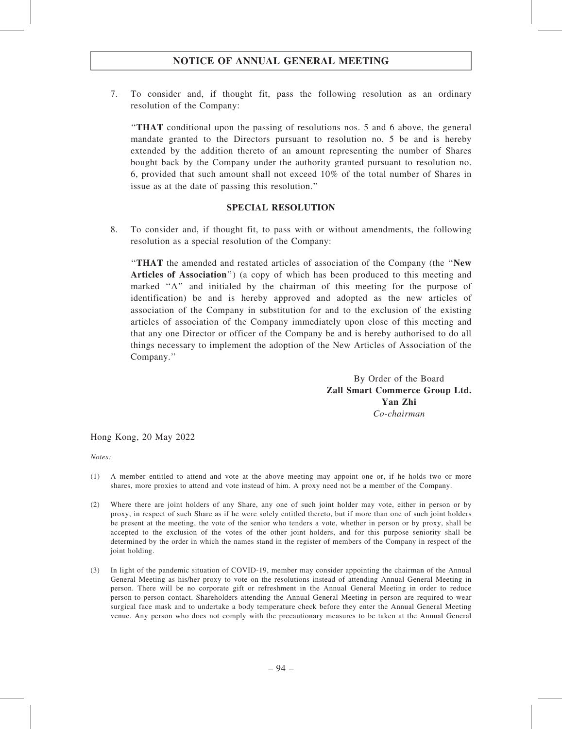7. To consider and, if thought fit, pass the following resolution as an ordinary resolution of the Company:

"**THAT** conditional upon the passing of resolutions nos. 5 and 6 above, the general mandate granted to the Directors pursuant to resolution no. 5 be and is hereby extended by the addition thereto of an amount representing the number of Shares bought back by the Company under the authority granted pursuant to resolution no. 6, provided that such amount shall not exceed 10% of the total number of Shares in issue as at the date of passing this resolution."

**SPECIAL RESOLUTION**

8. To consider and, if thought fit, to pass with or without amendments, the following resolution as a special resolution of the Company:

"**THAT** the amended and restated articles of association of the Company (the "**New Articles of Association**") (a copy of which has been produced to this meeting and marked "A" and initialed by the chairman of this meeting for the purpose of identification) be and is hereby approved and adopted as the new articles of association of the Company in substitution for and to the exclusion of the existing articles of association of the Company immediately upon close of this meeting and that any one Director or officer of the Company be and is hereby authorised to do all things necessary to implement the adoption of the New Articles of Association of the Company."

By Order of the Board
**Zall Smart Commerce Group Ltd.**
**Yan Zhi**
*Co-chairman*

Hong Kong, 20 May 2022

*Notes:*

(1) A member entitled to attend and vote at the above meeting may appoint one or, if he holds two or more shares, more proxies to attend and vote instead of him. A proxy need not be a member of the Company.

(2) Where there are joint holders of any Share, any one of such joint holder may vote, either in person or by proxy, in respect of such Share as if he were solely entitled thereto, but if more than one of such joint holders be present at the meeting, the vote of the senior who tenders a vote, whether in person or by proxy, shall be accepted to the exclusion of the votes of the other joint holders, and for this purpose seniority shall be determined by the order in which the names stand in the register of members of the Company in respect of the joint holding.

(3) In light of the pandemic situation of COVID-19, member may consider appointing the chairman of the Annual General Meeting as his/her proxy to vote on the resolutions instead of attending Annual General Meeting in person. There will be no corporate gift or refreshment in the Annual General Meeting in order to reduce person-to-person contact. Shareholders attending the Annual General Meeting in person are required to wear surgical face mask and to undertake a body temperature check before they enter the Annual General Meeting venue. Any person who does not comply with the precautionary measures to be taken at the Annual General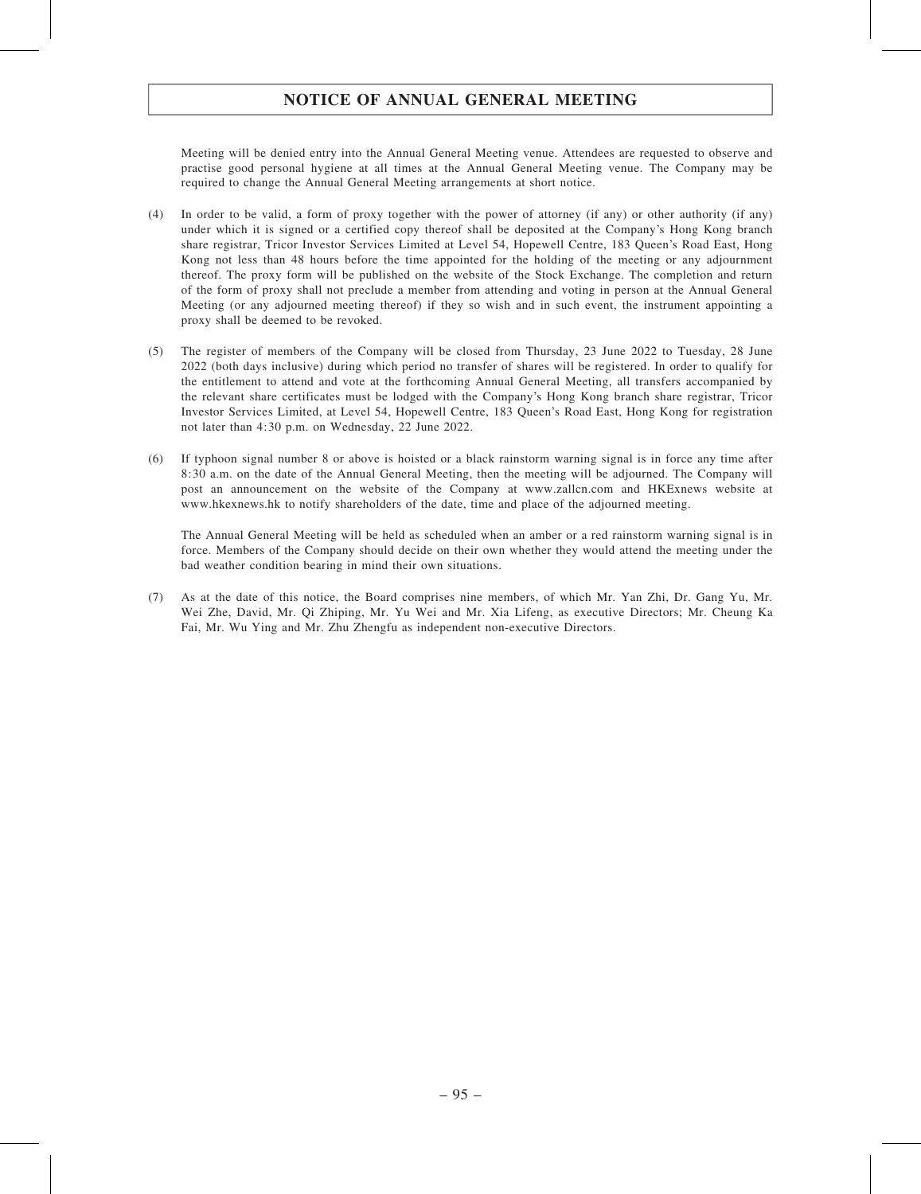# NOTICE OF ANNUAL GENERAL MEETING

Meeting will be denied entry into the Annual General Meeting venue. Attendees are requested to observe and practise good personal hygiene at all times at the Annual General Meeting venue. The Company may be required to change the Annual General Meeting arrangements at short notice.

(4) In order to be valid, a form of proxy together with the power of attorney (if any) or other authority (if any) under which it is signed or a certified copy thereof shall be deposited at the Company's Hong Kong branch share registrar, Tricor Investor Services Limited at Level 54, Hopewell Centre, 183 Queen's Road East, Hong Kong not less than 48 hours before the time appointed for the holding of the meeting or any adjournment thereof. The proxy form will be published on the website of the Stock Exchange. The completion and return of the form of proxy shall not preclude a member from attending and voting in person at the Annual General Meeting (or any adjourned meeting thereof) if they so wish and in such event, the instrument appointing a proxy shall be deemed to be revoked.

(5) The register of members of the Company will be closed from Thursday, 23 June 2022 to Tuesday, 28 June 2022 (both days inclusive) during which period no transfer of shares will be registered. In order to qualify for the entitlement to attend and vote at the forthcoming Annual General Meeting, all transfers accompanied by the relevant share certificates must be lodged with the Company's Hong Kong branch share registrar, Tricor Investor Services Limited, at Level 54, Hopewell Centre, 183 Queen's Road East, Hong Kong for registration not later than 4:30 p.m. on Wednesday, 22 June 2022.

(6) If typhoon signal number 8 or above is hoisted or a black rainstorm warning signal is in force any time after 8:30 a.m. on the date of the Annual General Meeting, then the meeting will be adjourned. The Company will post an announcement on the website of the Company at www.zallcn.com and HKExnews website at www.hkexnews.hk to notify shareholders of the date, time and place of the adjourned meeting.

The Annual General Meeting will be held as scheduled when an amber or a red rainstorm warning signal is in force. Members of the Company should decide on their own whether they would attend the meeting under the bad weather condition bearing in mind their own situations.

(7) As at the date of this notice, the Board comprises nine members, of which Mr. Yan Zhi, Dr. Gang Yu, Mr. Wei Zhe, David, Mr. Qi Zhiping, Mr. Yu Wei and Mr. Xia Lifeng, as executive Directors; Mr. Cheung Ka Fai, Mr. Wu Ying and Mr. Zhu Zhengfu as independent non-executive Directors.